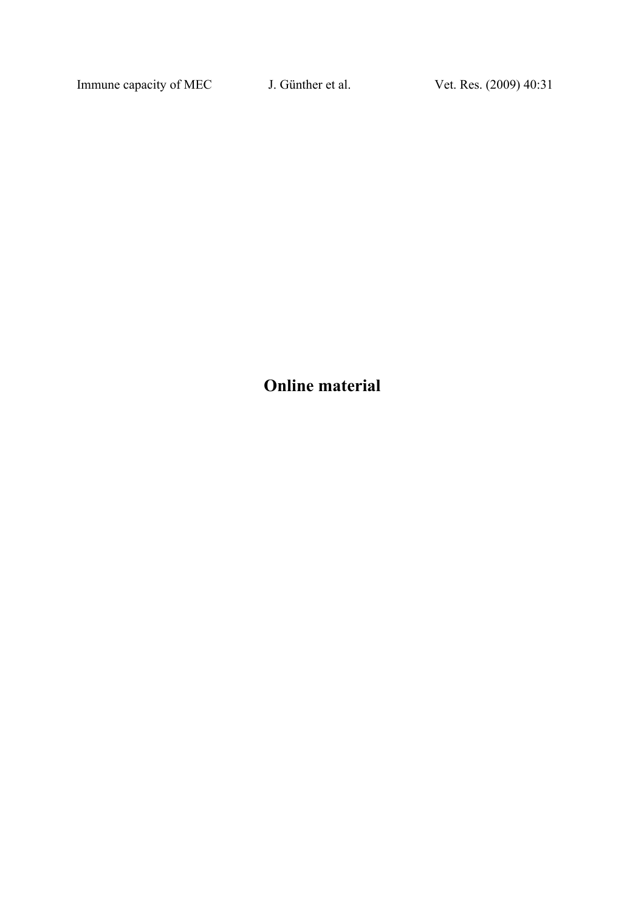# Online material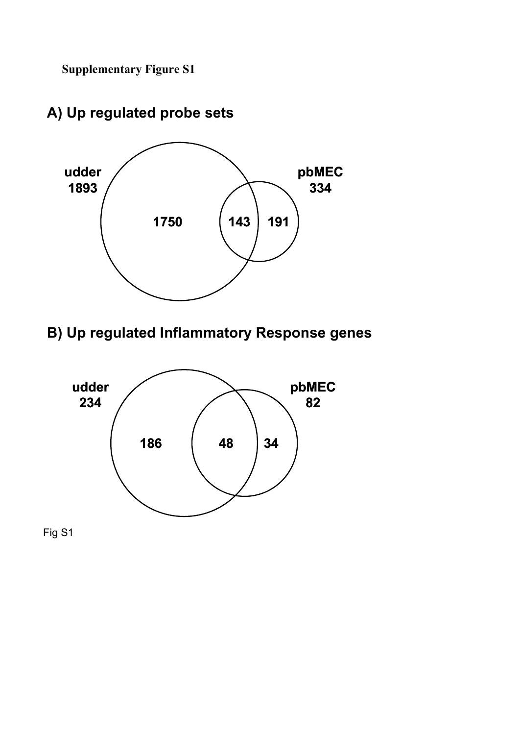**Supplementary Figure S1**

## A) Up regulated probe sets

udder
1893

pbMEC
334

1750

143

191

## B) Up regulated Inflammatory Response genes

udder
234

pbMEC
82

186

48

34

Fig S1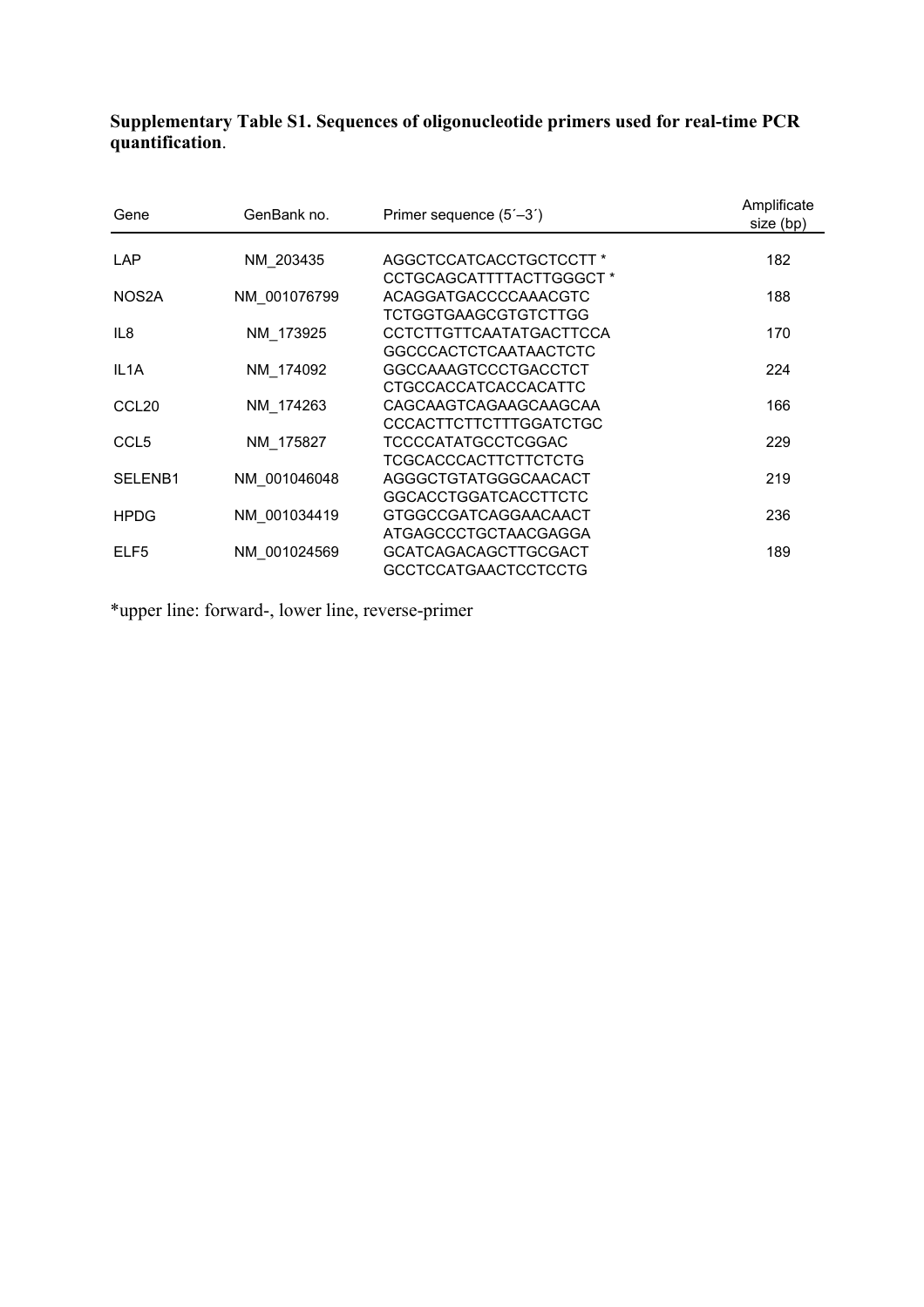**Supplementary Table S1. Sequences of oligonucleotide primers used for real-time PCR quantification**.

| Gene | GenBank no. | Primer sequence (5´–3´) | Amplificate size (bp) |
|---|---|---|---|
| LAP | NM_203435 | AGGCTCCATCACCTGCTCCTT *<br>CCTGCAGCATTTTACTTGGGCT * | 182 |
| NOS2A | NM_001076799 | ACAGGATGACCCCAAACGTC<br>TCTGGTGAAGCGTGTCTTGG | 188 |
| IL8 | NM_173925 | CCTCTTGTTCAATATGACTTCCA<br>GGCCCACTCTCAATAACTCTC | 170 |
| IL1A | NM_174092 | GGCCAAAGTCCCTGACCTCT<br>CTGCCACCATCACCACATTC | 224 |
| CCL20 | NM_174263 | CAGCAAGTCAGAAGCAAGCAA<br>CCCACTTCTTCTTTGGATCTGC | 166 |
| CCL5 | NM_175827 | TCCCCATATGCCTCGGAC<br>TCGCACCCACTTCTTCTCTG | 229 |
| SELENB1 | NM_001046048 | AGGGCTGTATGGGCAACACT<br>GGCACCTGGATCACCTTCTC | 219 |
| HPDG | NM_001034419 | GTGGCCGATCAGGAACAACT<br>ATGAGCCCTGCTAACGAGGA | 236 |
| ELF5 | NM_001024569 | GCATCAGACAGCTTGCGACT<br>GCCTCCATGAACTCCTCCTG | 189 |

*upper line: forward-, lower line, reverse-primer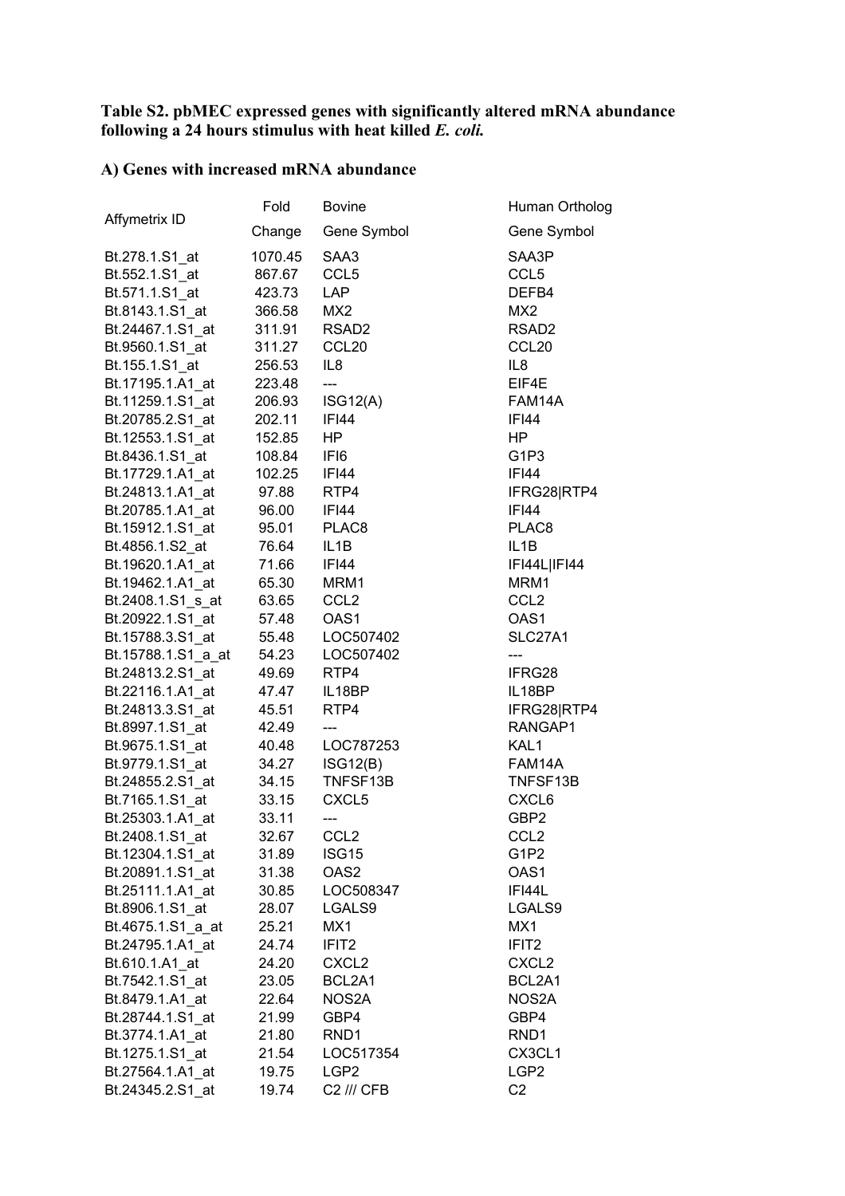**Table S2. pbMEC expressed genes with significantly altered mRNA abundance following a 24 hours stimulus with heat killed *E. coli.***

**A) Genes with increased mRNA abundance**

| Affymetrix ID | Fold Change | Bovine Gene Symbol | Human Ortholog Gene Symbol |
|---|---|---|---|
| Bt.278.1.S1_at | 1070.45 | SAA3 | SAA3P |
| Bt.552.1.S1_at | 867.67 | CCL5 | CCL5 |
| Bt.571.1.S1_at | 423.73 | LAP | DEFB4 |
| Bt.8143.1.S1_at | 366.58 | MX2 | MX2 |
| Bt.24467.1.S1_at | 311.91 | RSAD2 | RSAD2 |
| Bt.9560.1.S1_at | 311.27 | CCL20 | CCL20 |
| Bt.155.1.S1_at | 256.53 | IL8 | IL8 |
| Bt.17195.1.A1_at | 223.48 | --- | EIF4E |
| Bt.11259.1.S1_at | 206.93 | ISG12(A) | FAM14A |
| Bt.20785.2.S1_at | 202.11 | IFI44 | IFI44 |
| Bt.12553.1.S1_at | 152.85 | HP | HP |
| Bt.8436.1.S1_at | 108.84 | IFI6 | G1P3 |
| Bt.17729.1.A1_at | 102.25 | IFI44 | IFI44 |
| Bt.24813.1.A1_at | 97.88 | RTP4 | IFRG28\|RTP4 |
| Bt.20785.1.A1_at | 96.00 | IFI44 | IFI44 |
| Bt.15912.1.S1_at | 95.01 | PLAC8 | PLAC8 |
| Bt.4856.1.S2_at | 76.64 | IL1B | IL1B |
| Bt.19620.1.A1_at | 71.66 | IFI44 | IFI44L\|IFI44 |
| Bt.19462.1.A1_at | 65.30 | MRM1 | MRM1 |
| Bt.2408.1.S1_s_at | 63.65 | CCL2 | CCL2 |
| Bt.20922.1.S1_at | 57.48 | OAS1 | OAS1 |
| Bt.15788.3.S1_at | 55.48 | LOC507402 | SLC27A1 |
| Bt.15788.1.S1_a_at | 54.23 | LOC507402 | --- |
| Bt.24813.2.S1_at | 49.69 | RTP4 | IFRG28 |
| Bt.22116.1.A1_at | 47.47 | IL18BP | IL18BP |
| Bt.24813.3.S1_at | 45.51 | RTP4 | IFRG28\|RTP4 |
| Bt.8997.1.S1_at | 42.49 | --- | RANGAP1 |
| Bt.9675.1.S1_at | 40.48 | LOC787253 | KAL1 |
| Bt.9779.1.S1_at | 34.27 | ISG12(B) | FAM14A |
| Bt.24855.2.S1_at | 34.15 | TNFSF13B | TNFSF13B |
| Bt.7165.1.S1_at | 33.15 | CXCL5 | CXCL6 |
| Bt.25303.1.A1_at | 33.11 | --- | GBP2 |
| Bt.2408.1.S1_at | 32.67 | CCL2 | CCL2 |
| Bt.12304.1.S1_at | 31.89 | ISG15 | G1P2 |
| Bt.20891.1.S1_at | 31.38 | OAS2 | OAS1 |
| Bt.25111.1.A1_at | 30.85 | LOC508347 | IFI44L |
| Bt.8906.1.S1_at | 28.07 | LGALS9 | LGALS9 |
| Bt.4675.1.S1_a_at | 25.21 | MX1 | MX1 |
| Bt.24795.1.A1_at | 24.74 | IFIT2 | IFIT2 |
| Bt.610.1.A1_at | 24.20 | CXCL2 | CXCL2 |
| Bt.7542.1.S1_at | 23.05 | BCL2A1 | BCL2A1 |
| Bt.8479.1.A1_at | 22.64 | NOS2A | NOS2A |
| Bt.28744.1.S1_at | 21.99 | GBP4 | GBP4 |
| Bt.3774.1.A1_at | 21.80 | RND1 | RND1 |
| Bt.1275.1.S1_at | 21.54 | LOC517354 | CX3CL1 |
| Bt.27564.1.A1_at | 19.75 | LGP2 | LGP2 |
| Bt.24345.2.S1_at | 19.74 | C2 /// CFB | C2 |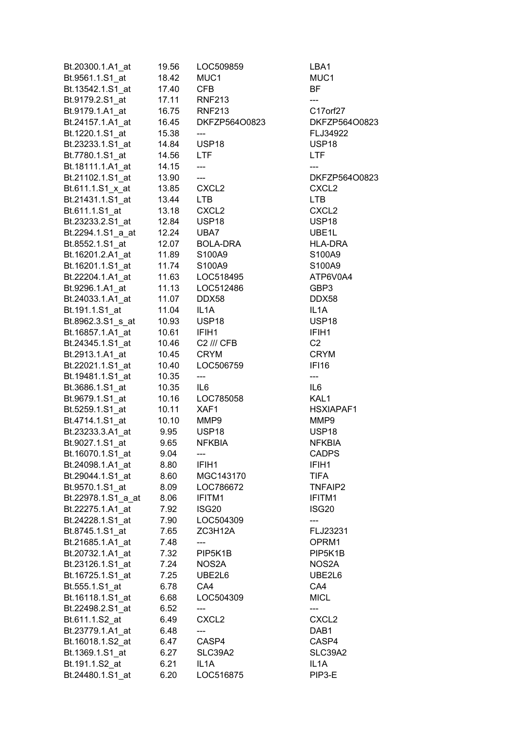| | | | |
|---|---|---|---|
| Bt.20300.1.A1_at | 19.56 | LOC509859 | LBA1 |
| Bt.9561.1.S1_at | 18.42 | MUC1 | MUC1 |
| Bt.13542.1.S1_at | 17.40 | CFB | BF |
| Bt.9179.2.S1_at | 17.11 | RNF213 | --- |
| Bt.9179.1.A1_at | 16.75 | RNF213 | C17orf27 |
| Bt.24157.1.A1_at | 16.45 | DKFZP564O0823 | DKFZP564O0823 |
| Bt.1220.1.S1_at | 15.38 | --- | FLJ34922 |
| Bt.23233.1.S1_at | 14.84 | USP18 | USP18 |
| Bt.7780.1.S1_at | 14.56 | LTF | LTF |
| Bt.18111.1.A1_at | 14.15 | --- | --- |
| Bt.21102.1.S1_at | 13.90 | --- | DKFZP564O0823 |
| Bt.611.1.S1_x_at | 13.85 | CXCL2 | CXCL2 |
| Bt.21431.1.S1_at | 13.44 | LTB | LTB |
| Bt.611.1.S1_at | 13.18 | CXCL2 | CXCL2 |
| Bt.23233.2.S1_at | 12.84 | USP18 | USP18 |
| Bt.2294.1.S1_a_at | 12.24 | UBA7 | UBE1L |
| Bt.8552.1.S1_at | 12.07 | BOLA-DRA | HLA-DRA |
| Bt.16201.2.A1_at | 11.89 | S100A9 | S100A9 |
| Bt.16201.1.S1_at | 11.74 | S100A9 | S100A9 |
| Bt.22204.1.A1_at | 11.63 | LOC518495 | ATP6V0A4 |
| Bt.9296.1.A1_at | 11.13 | LOC512486 | GBP3 |
| Bt.24033.1.A1_at | 11.07 | DDX58 | DDX58 |
| Bt.191.1.S1_at | 11.04 | IL1A | IL1A |
| Bt.8962.3.S1_s_at | 10.93 | USP18 | USP18 |
| Bt.16857.1.A1_at | 10.61 | IFIH1 | IFIH1 |
| Bt.24345.1.S1_at | 10.46 | C2 /// CFB | C2 |
| Bt.2913.1.A1_at | 10.45 | CRYM | CRYM |
| Bt.22021.1.S1_at | 10.40 | LOC506759 | IFI16 |
| Bt.19481.1.S1_at | 10.35 | --- | --- |
| Bt.3686.1.S1_at | 10.35 | IL6 | IL6 |
| Bt.9679.1.S1_at | 10.16 | LOC785058 | KAL1 |
| Bt.5259.1.S1_at | 10.11 | XAF1 | HSXIAPAF1 |
| Bt.4714.1.S1_at | 10.10 | MMP9 | MMP9 |
| Bt.23233.3.A1_at | 9.95 | USP18 | USP18 |
| Bt.9027.1.S1_at | 9.65 | NFKBIA | NFKBIA |
| Bt.16070.1.S1_at | 9.04 | --- | CADPS |
| Bt.24098.1.A1_at | 8.80 | IFIH1 | IFIH1 |
| Bt.29044.1.S1_at | 8.60 | MGC143170 | TIFA |
| Bt.9570.1.S1_at | 8.09 | LOC786672 | TNFAIP2 |
| Bt.22978.1.S1_a_at | 8.06 | IFITM1 | IFITM1 |
| Bt.22275.1.A1_at | 7.92 | ISG20 | ISG20 |
| Bt.24228.1.S1_at | 7.90 | LOC504309 | --- |
| Bt.8745.1.S1_at | 7.65 | ZC3H12A | FLJ23231 |
| Bt.21685.1.A1_at | 7.48 | --- | OPRM1 |
| Bt.20732.1.A1_at | 7.32 | PIP5K1B | PIP5K1B |
| Bt.23126.1.S1_at | 7.24 | NOS2A | NOS2A |
| Bt.16725.1.S1_at | 7.25 | UBE2L6 | UBE2L6 |
| Bt.555.1.S1_at | 6.78 | CA4 | CA4 |
| Bt.16118.1.S1_at | 6.68 | LOC504309 | MICL |
| Bt.22498.2.S1_at | 6.52 | --- | --- |
| Bt.611.1.S2_at | 6.49 | CXCL2 | CXCL2 |
| Bt.23779.1.A1_at | 6.48 | --- | DAB1 |
| Bt.16018.1.S2_at | 6.47 | CASP4 | CASP4 |
| Bt.1369.1.S1_at | 6.27 | SLC39A2 | SLC39A2 |
| Bt.191.1.S2_at | 6.21 | IL1A | IL1A |
| Bt.24480.1.S1_at | 6.20 | LOC516875 | PIP3-E |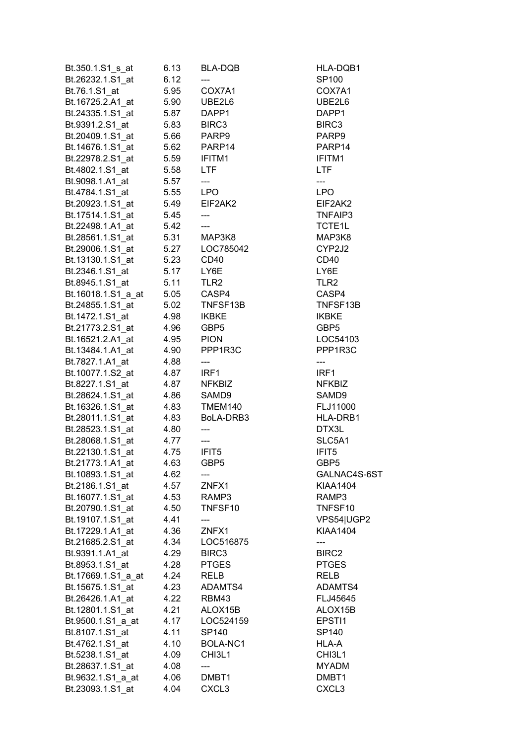| | | | |
|---|---|---|---|
| Bt.350.1.S1_s_at | 6.13 | BLA-DQB | HLA-DQB1 |
| Bt.26232.1.S1_at | 6.12 | --- | SP100 |
| Bt.76.1.S1_at | 5.95 | COX7A1 | COX7A1 |
| Bt.16725.2.A1_at | 5.90 | UBE2L6 | UBE2L6 |
| Bt.24335.1.S1_at | 5.87 | DAPP1 | DAPP1 |
| Bt.9391.2.S1_at | 5.83 | BIRC3 | BIRC3 |
| Bt.20409.1.S1_at | 5.66 | PARP9 | PARP9 |
| Bt.14676.1.S1_at | 5.62 | PARP14 | PARP14 |
| Bt.22978.2.S1_at | 5.59 | IFITM1 | IFITM1 |
| Bt.4802.1.S1_at | 5.58 | LTF | LTF |
| Bt.9098.1.A1_at | 5.57 | --- | --- |
| Bt.4784.1.S1_at | 5.55 | LPO | LPO |
| Bt.20923.1.S1_at | 5.49 | EIF2AK2 | EIF2AK2 |
| Bt.17514.1.S1_at | 5.45 | --- | TNFAIP3 |
| Bt.22498.1.A1_at | 5.42 | --- | TCTE1L |
| Bt.28561.1.S1_at | 5.31 | MAP3K8 | MAP3K8 |
| Bt.29006.1.S1_at | 5.27 | LOC785042 | CYP2J2 |
| Bt.13130.1.S1_at | 5.23 | CD40 | CD40 |
| Bt.2346.1.S1_at | 5.17 | LY6E | LY6E |
| Bt.8945.1.S1_at | 5.11 | TLR2 | TLR2 |
| Bt.16018.1.S1_a_at | 5.05 | CASP4 | CASP4 |
| Bt.24855.1.S1_at | 5.02 | TNFSF13B | TNFSF13B |
| Bt.1472.1.S1_at | 4.98 | IKBKE | IKBKE |
| Bt.21773.2.S1_at | 4.96 | GBP5 | GBP5 |
| Bt.16521.2.A1_at | 4.95 | PION | LOC54103 |
| Bt.13484.1.A1_at | 4.90 | PPP1R3C | PPP1R3C |
| Bt.7827.1.A1_at | 4.88 | --- | --- |
| Bt.10077.1.S2_at | 4.87 | IRF1 | IRF1 |
| Bt.8227.1.S1_at | 4.87 | NFKBIZ | NFKBIZ |
| Bt.28624.1.S1_at | 4.86 | SAMD9 | SAMD9 |
| Bt.16326.1.S1_at | 4.83 | TMEM140 | FLJ11000 |
| Bt.28011.1.S1_at | 4.83 | BoLA-DRB3 | HLA-DRB1 |
| Bt.28523.1.S1_at | 4.80 | --- | DTX3L |
| Bt.28068.1.S1_at | 4.77 | --- | SLC5A1 |
| Bt.22130.1.S1_at | 4.75 | IFIT5 | IFIT5 |
| Bt.21773.1.A1_at | 4.63 | GBP5 | GBP5 |
| Bt.10893.1.S1_at | 4.62 | --- | GALNAC4S-6ST |
| Bt.2186.1.S1_at | 4.57 | ZNFX1 | KIAA1404 |
| Bt.16077.1.S1_at | 4.53 | RAMP3 | RAMP3 |
| Bt.20790.1.S1_at | 4.50 | TNFSF10 | TNFSF10 |
| Bt.19107.1.S1_at | 4.41 | --- | VPS54\|UGP2 |
| Bt.17229.1.A1_at | 4.36 | ZNFX1 | KIAA1404 |
| Bt.21685.2.S1_at | 4.34 | LOC516875 | --- |
| Bt.9391.1.A1_at | 4.29 | BIRC3 | BIRC2 |
| Bt.8953.1.S1_at | 4.28 | PTGES | PTGES |
| Bt.17669.1.S1_a_at | 4.24 | RELB | RELB |
| Bt.15675.1.S1_at | 4.23 | ADAMTS4 | ADAMTS4 |
| Bt.26426.1.A1_at | 4.22 | RBM43 | FLJ45645 |
| Bt.12801.1.S1_at | 4.21 | ALOX15B | ALOX15B |
| Bt.9500.1.S1_a_at | 4.17 | LOC524159 | EPSTI1 |
| Bt.8107.1.S1_at | 4.11 | SP140 | SP140 |
| Bt.4762.1.S1_at | 4.10 | BOLA-NC1 | HLA-A |
| Bt.5238.1.S1_at | 4.09 | CHI3L1 | CHI3L1 |
| Bt.28637.1.S1_at | 4.08 | --- | MYADM |
| Bt.9632.1.S1_a_at | 4.06 | DMBT1 | DMBT1 |
| Bt.23093.1.S1_at | 4.04 | CXCL3 | CXCL3 |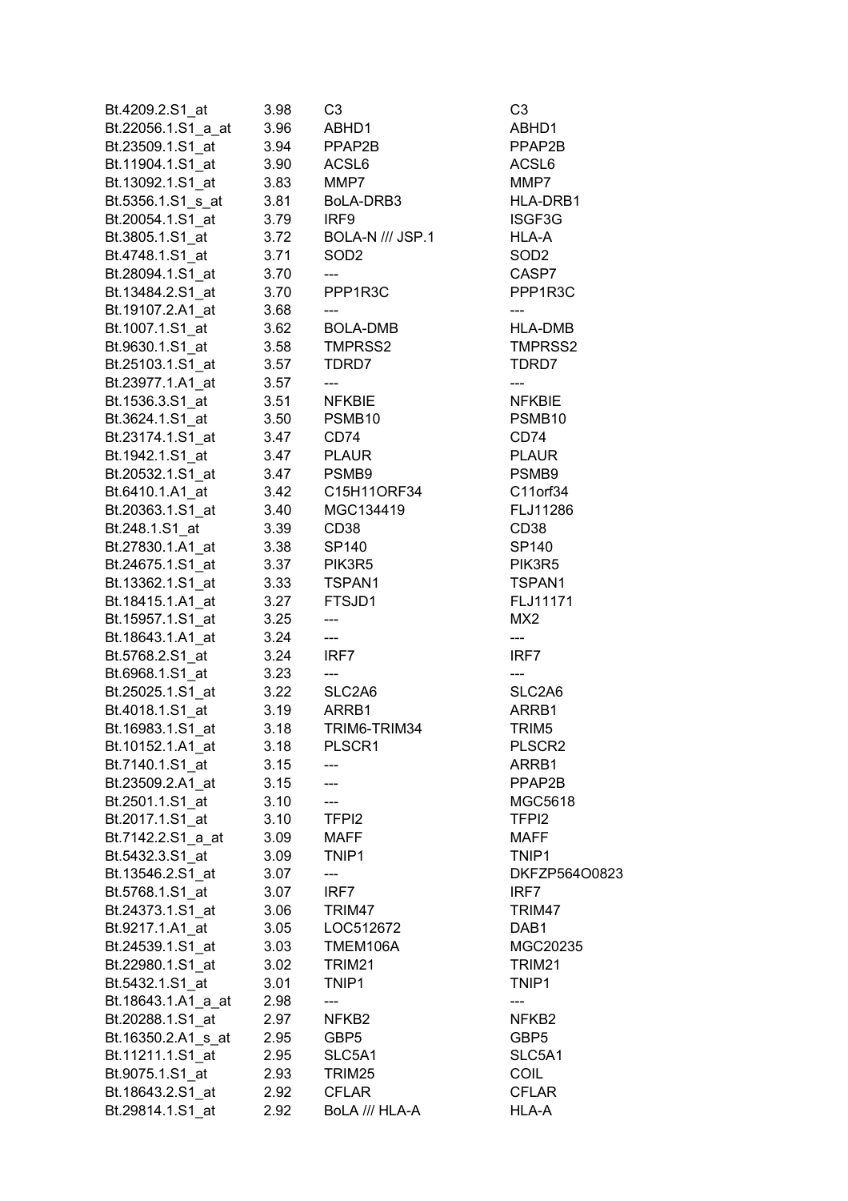| | | | |
|---|---|---|---|
| Bt.4209.2.S1_at | 3.98 | C3 | C3 |
| Bt.22056.1.S1_a_at | 3.96 | ABHD1 | ABHD1 |
| Bt.23509.1.S1_at | 3.94 | PPAP2B | PPAP2B |
| Bt.11904.1.S1_at | 3.90 | ACSL6 | ACSL6 |
| Bt.13092.1.S1_at | 3.83 | MMP7 | MMP7 |
| Bt.5356.1.S1_s_at | 3.81 | BoLA-DRB3 | HLA-DRB1 |
| Bt.20054.1.S1_at | 3.79 | IRF9 | ISGF3G |
| Bt.3805.1.S1_at | 3.72 | BOLA-N /// JSP.1 | HLA-A |
| Bt.4748.1.S1_at | 3.71 | SOD2 | SOD2 |
| Bt.28094.1.S1_at | 3.70 | --- | CASP7 |
| Bt.13484.2.S1_at | 3.70 | PPP1R3C | PPP1R3C |
| Bt.19107.2.A1_at | 3.68 | --- | --- |
| Bt.1007.1.S1_at | 3.62 | BOLA-DMB | HLA-DMB |
| Bt.9630.1.S1_at | 3.58 | TMPRSS2 | TMPRSS2 |
| Bt.25103.1.S1_at | 3.57 | TDRD7 | TDRD7 |
| Bt.23977.1.A1_at | 3.57 | --- | --- |
| Bt.1536.3.S1_at | 3.51 | NFKBIE | NFKBIE |
| Bt.3624.1.S1_at | 3.50 | PSMB10 | PSMB10 |
| Bt.23174.1.S1_at | 3.47 | CD74 | CD74 |
| Bt.1942.1.S1_at | 3.47 | PLAUR | PLAUR |
| Bt.20532.1.S1_at | 3.47 | PSMB9 | PSMB9 |
| Bt.6410.1.A1_at | 3.42 | C15H11ORF34 | C11orf34 |
| Bt.20363.1.S1_at | 3.40 | MGC134419 | FLJ11286 |
| Bt.248.1.S1_at | 3.39 | CD38 | CD38 |
| Bt.27830.1.A1_at | 3.38 | SP140 | SP140 |
| Bt.24675.1.S1_at | 3.37 | PIK3R5 | PIK3R5 |
| Bt.13362.1.S1_at | 3.33 | TSPAN1 | TSPAN1 |
| Bt.18415.1.A1_at | 3.27 | FTSJD1 | FLJ11171 |
| Bt.15957.1.S1_at | 3.25 | --- | MX2 |
| Bt.18643.1.A1_at | 3.24 | --- | --- |
| Bt.5768.2.S1_at | 3.24 | IRF7 | IRF7 |
| Bt.6968.1.S1_at | 3.23 | --- | --- |
| Bt.25025.1.S1_at | 3.22 | SLC2A6 | SLC2A6 |
| Bt.4018.1.S1_at | 3.19 | ARRB1 | ARRB1 |
| Bt.16983.1.S1_at | 3.18 | TRIM6-TRIM34 | TRIM5 |
| Bt.10152.1.A1_at | 3.18 | PLSCR1 | PLSCR2 |
| Bt.7140.1.S1_at | 3.15 | --- | ARRB1 |
| Bt.23509.2.A1_at | 3.15 | --- | PPAP2B |
| Bt.2501.1.S1_at | 3.10 | --- | MGC5618 |
| Bt.2017.1.S1_at | 3.10 | TFPI2 | TFPI2 |
| Bt.7142.2.S1_a_at | 3.09 | MAFF | MAFF |
| Bt.5432.3.S1_at | 3.09 | TNIP1 | TNIP1 |
| Bt.13546.2.S1_at | 3.07 | --- | DKFZP564O0823 |
| Bt.5768.1.S1_at | 3.07 | IRF7 | IRF7 |
| Bt.24373.1.S1_at | 3.06 | TRIM47 | TRIM47 |
| Bt.9217.1.A1_at | 3.05 | LOC512672 | DAB1 |
| Bt.24539.1.S1_at | 3.03 | TMEM106A | MGC20235 |
| Bt.22980.1.S1_at | 3.02 | TRIM21 | TRIM21 |
| Bt.5432.1.S1_at | 3.01 | TNIP1 | TNIP1 |
| Bt.18643.1.A1_a_at | 2.98 | --- | --- |
| Bt.20288.1.S1_at | 2.97 | NFKB2 | NFKB2 |
| Bt.16350.2.A1_s_at | 2.95 | GBP5 | GBP5 |
| Bt.11211.1.S1_at | 2.95 | SLC5A1 | SLC5A1 |
| Bt.9075.1.S1_at | 2.93 | TRIM25 | COIL |
| Bt.18643.2.S1_at | 2.92 | CFLAR | CFLAR |
| Bt.29814.1.S1_at | 2.92 | BoLA /// HLA-A | HLA-A |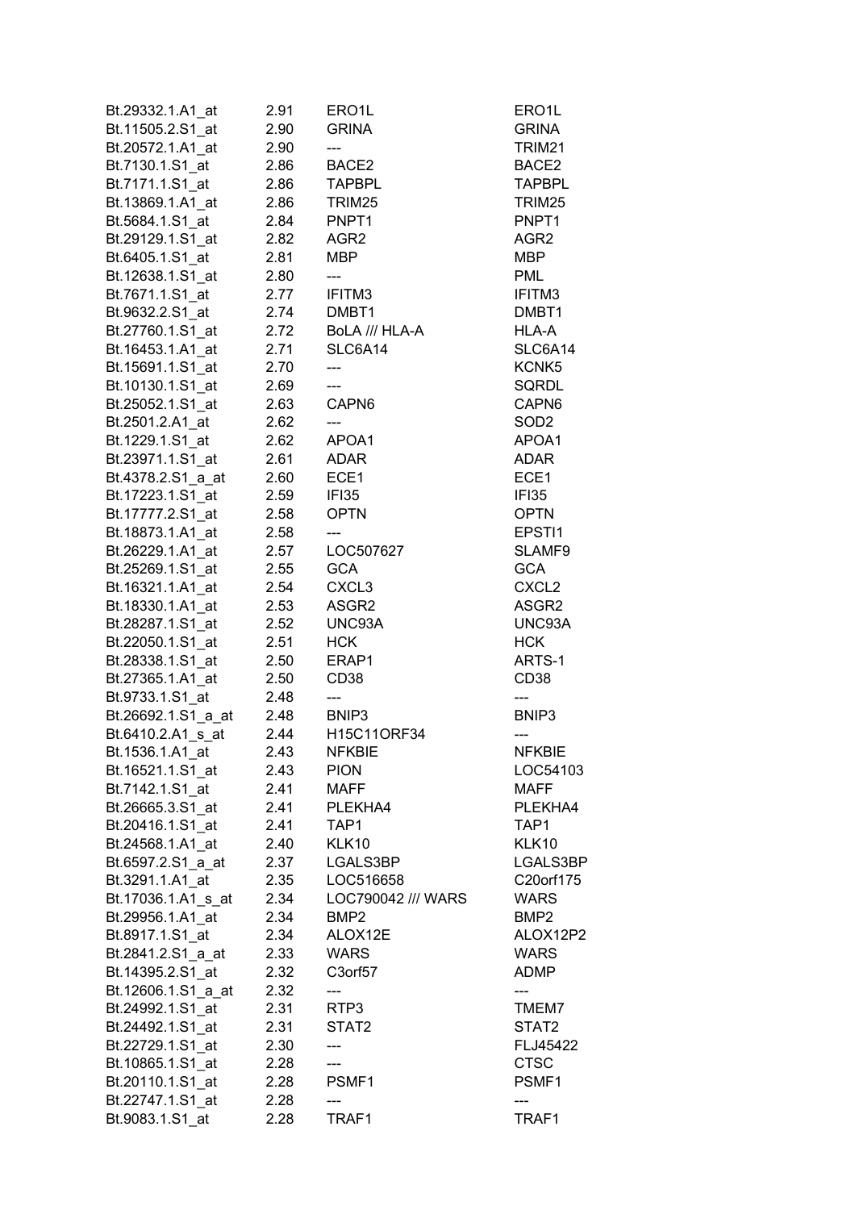| | | | |
|---|---|---|---|
| Bt.29332.1.A1_at | 2.91 | ERO1L | ERO1L |
| Bt.11505.2.S1_at | 2.90 | GRINA | GRINA |
| Bt.20572.1.A1_at | 2.90 | --- | TRIM21 |
| Bt.7130.1.S1_at | 2.86 | BACE2 | BACE2 |
| Bt.7171.1.S1_at | 2.86 | TAPBPL | TAPBPL |
| Bt.13869.1.A1_at | 2.86 | TRIM25 | TRIM25 |
| Bt.5684.1.S1_at | 2.84 | PNPT1 | PNPT1 |
| Bt.29129.1.S1_at | 2.82 | AGR2 | AGR2 |
| Bt.6405.1.S1_at | 2.81 | MBP | MBP |
| Bt.12638.1.S1_at | 2.80 | --- | PML |
| Bt.7671.1.S1_at | 2.77 | IFITM3 | IFITM3 |
| Bt.9632.2.S1_at | 2.74 | DMBT1 | DMBT1 |
| Bt.27760.1.S1_at | 2.72 | BoLA /// HLA-A | HLA-A |
| Bt.16453.1.A1_at | 2.71 | SLC6A14 | SLC6A14 |
| Bt.15691.1.S1_at | 2.70 | --- | KCNK5 |
| Bt.10130.1.S1_at | 2.69 | --- | SQRDL |
| Bt.25052.1.S1_at | 2.63 | CAPN6 | CAPN6 |
| Bt.2501.2.A1_at | 2.62 | --- | SOD2 |
| Bt.1229.1.S1_at | 2.62 | APOA1 | APOA1 |
| Bt.23971.1.S1_at | 2.61 | ADAR | ADAR |
| Bt.4378.2.S1_a_at | 2.60 | ECE1 | ECE1 |
| Bt.17223.1.S1_at | 2.59 | IFI35 | IFI35 |
| Bt.17777.2.S1_at | 2.58 | OPTN | OPTN |
| Bt.18873.1.A1_at | 2.58 | --- | EPSTI1 |
| Bt.26229.1.A1_at | 2.57 | LOC507627 | SLAMF9 |
| Bt.25269.1.S1_at | 2.55 | GCA | GCA |
| Bt.16321.1.A1_at | 2.54 | CXCL3 | CXCL2 |
| Bt.18330.1.A1_at | 2.53 | ASGR2 | ASGR2 |
| Bt.28287.1.S1_at | 2.52 | UNC93A | UNC93A |
| Bt.22050.1.S1_at | 2.51 | HCK | HCK |
| Bt.28338.1.S1_at | 2.50 | ERAP1 | ARTS-1 |
| Bt.27365.1.A1_at | 2.50 | CD38 | CD38 |
| Bt.9733.1.S1_at | 2.48 | --- | --- |
| Bt.26692.1.S1_a_at | 2.48 | BNIP3 | BNIP3 |
| Bt.6410.2.A1_s_at | 2.44 | H15C11ORF34 | --- |
| Bt.1536.1.A1_at | 2.43 | NFKBIE | NFKBIE |
| Bt.16521.1.S1_at | 2.43 | PION | LOC54103 |
| Bt.7142.1.S1_at | 2.41 | MAFF | MAFF |
| Bt.26665.3.S1_at | 2.41 | PLEKHA4 | PLEKHA4 |
| Bt.20416.1.S1_at | 2.41 | TAP1 | TAP1 |
| Bt.24568.1.A1_at | 2.40 | KLK10 | KLK10 |
| Bt.6597.2.S1_a_at | 2.37 | LGALS3BP | LGALS3BP |
| Bt.3291.1.A1_at | 2.35 | LOC516658 | C20orf175 |
| Bt.17036.1.A1_s_at | 2.34 | LOC790042 /// WARS | WARS |
| Bt.29956.1.A1_at | 2.34 | BMP2 | BMP2 |
| Bt.8917.1.S1_at | 2.34 | ALOX12E | ALOX12P2 |
| Bt.2841.2.S1_a_at | 2.33 | WARS | WARS |
| Bt.14395.2.S1_at | 2.32 | C3orf57 | ADMP |
| Bt.12606.1.S1_a_at | 2.32 | --- | --- |
| Bt.24992.1.S1_at | 2.31 | RTP3 | TMEM7 |
| Bt.24492.1.S1_at | 2.31 | STAT2 | STAT2 |
| Bt.22729.1.S1_at | 2.30 | --- | FLJ45422 |
| Bt.10865.1.S1_at | 2.28 | --- | CTSC |
| Bt.20110.1.S1_at | 2.28 | PSMF1 | PSMF1 |
| Bt.22747.1.S1_at | 2.28 | --- | --- |
| Bt.9083.1.S1_at | 2.28 | TRAF1 | TRAF1 |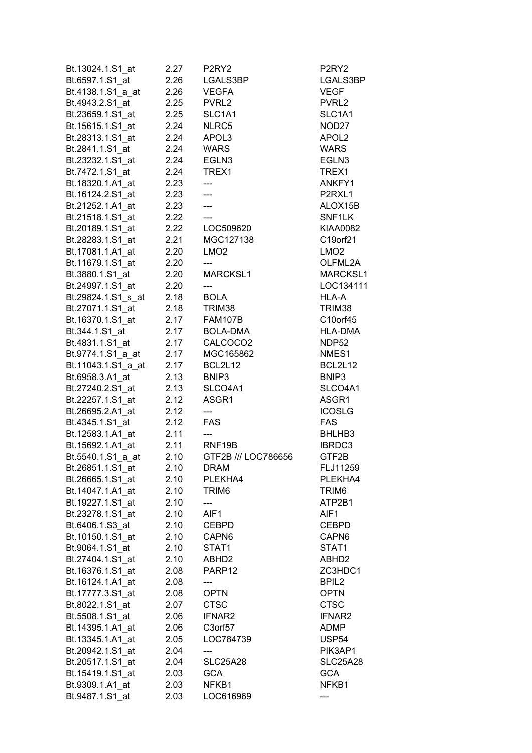| | | | |
|---|---|---|---|
| Bt.13024.1.S1_at | 2.27 | P2RY2 | P2RY2 |
| Bt.6597.1.S1_at | 2.26 | LGALS3BP | LGALS3BP |
| Bt.4138.1.S1_a_at | 2.26 | VEGFA | VEGF |
| Bt.4943.2.S1_at | 2.25 | PVRL2 | PVRL2 |
| Bt.23659.1.S1_at | 2.25 | SLC1A1 | SLC1A1 |
| Bt.15615.1.S1_at | 2.24 | NLRC5 | NOD27 |
| Bt.28313.1.S1_at | 2.24 | APOL3 | APOL2 |
| Bt.2841.1.S1_at | 2.24 | WARS | WARS |
| Bt.23232.1.S1_at | 2.24 | EGLN3 | EGLN3 |
| Bt.7472.1.S1_at | 2.24 | TREX1 | TREX1 |
| Bt.18320.1.A1_at | 2.23 | --- | ANKFY1 |
| Bt.16124.2.S1_at | 2.23 | --- | P2RXL1 |
| Bt.21252.1.A1_at | 2.23 | --- | ALOX15B |
| Bt.21518.1.S1_at | 2.22 | --- | SNF1LK |
| Bt.20189.1.S1_at | 2.22 | LOC509620 | KIAA0082 |
| Bt.28283.1.S1_at | 2.21 | MGC127138 | C19orf21 |
| Bt.17081.1.A1_at | 2.20 | LMO2 | LMO2 |
| Bt.11679.1.S1_at | 2.20 | --- | OLFML2A |
| Bt.3880.1.S1_at | 2.20 | MARCKSL1 | MARCKSL1 |
| Bt.24997.1.S1_at | 2.20 | --- | LOC134111 |
| Bt.29824.1.S1_s_at | 2.18 | BOLA | HLA-A |
| Bt.27071.1.S1_at | 2.18 | TRIM38 | TRIM38 |
| Bt.16370.1.S1_at | 2.17 | FAM107B | C10orf45 |
| Bt.344.1.S1_at | 2.17 | BOLA-DMA | HLA-DMA |
| Bt.4831.1.S1_at | 2.17 | CALCOCO2 | NDP52 |
| Bt.9774.1.S1_a_at | 2.17 | MGC165862 | NMES1 |
| Bt.11043.1.S1_a_at | 2.17 | BCL2L12 | BCL2L12 |
| Bt.6958.3.A1_at | 2.13 | BNIP3 | BNIP3 |
| Bt.27240.2.S1_at | 2.13 | SLCO4A1 | SLCO4A1 |
| Bt.22257.1.S1_at | 2.12 | ASGR1 | ASGR1 |
| Bt.26695.2.A1_at | 2.12 | --- | ICOSLG |
| Bt.4345.1.S1_at | 2.12 | FAS | FAS |
| Bt.12583.1.A1_at | 2.11 | --- | BHLHB3 |
| Bt.15692.1.A1_at | 2.11 | RNF19B | IBRDC3 |
| Bt.5540.1.S1_a_at | 2.10 | GTF2B /// LOC786656 | GTF2B |
| Bt.26851.1.S1_at | 2.10 | DRAM | FLJ11259 |
| Bt.26665.1.S1_at | 2.10 | PLEKHA4 | PLEKHA4 |
| Bt.14047.1.A1_at | 2.10 | TRIM6 | TRIM6 |
| Bt.19227.1.S1_at | 2.10 | --- | ATP2B1 |
| Bt.23278.1.S1_at | 2.10 | AIF1 | AIF1 |
| Bt.6406.1.S3_at | 2.10 | CEBPD | CEBPD |
| Bt.10150.1.S1_at | 2.10 | CAPN6 | CAPN6 |
| Bt.9064.1.S1_at | 2.10 | STAT1 | STAT1 |
| Bt.27404.1.S1_at | 2.10 | ABHD2 | ABHD2 |
| Bt.16376.1.S1_at | 2.08 | PARP12 | ZC3HDC1 |
| Bt.16124.1.A1_at | 2.08 | --- | BPIL2 |
| Bt.17777.3.S1_at | 2.08 | OPTN | OPTN |
| Bt.8022.1.S1_at | 2.07 | CTSC | CTSC |
| Bt.5508.1.S1_at | 2.06 | IFNAR2 | IFNAR2 |
| Bt.14395.1.A1_at | 2.06 | C3orf57 | ADMP |
| Bt.13345.1.A1_at | 2.05 | LOC784739 | USP54 |
| Bt.20942.1.S1_at | 2.04 | --- | PIK3AP1 |
| Bt.20517.1.S1_at | 2.04 | SLC25A28 | SLC25A28 |
| Bt.15419.1.S1_at | 2.03 | GCA | GCA |
| Bt.9309.1.A1_at | 2.03 | NFKB1 | NFKB1 |
| Bt.9487.1.S1_at | 2.03 | LOC616969 | --- |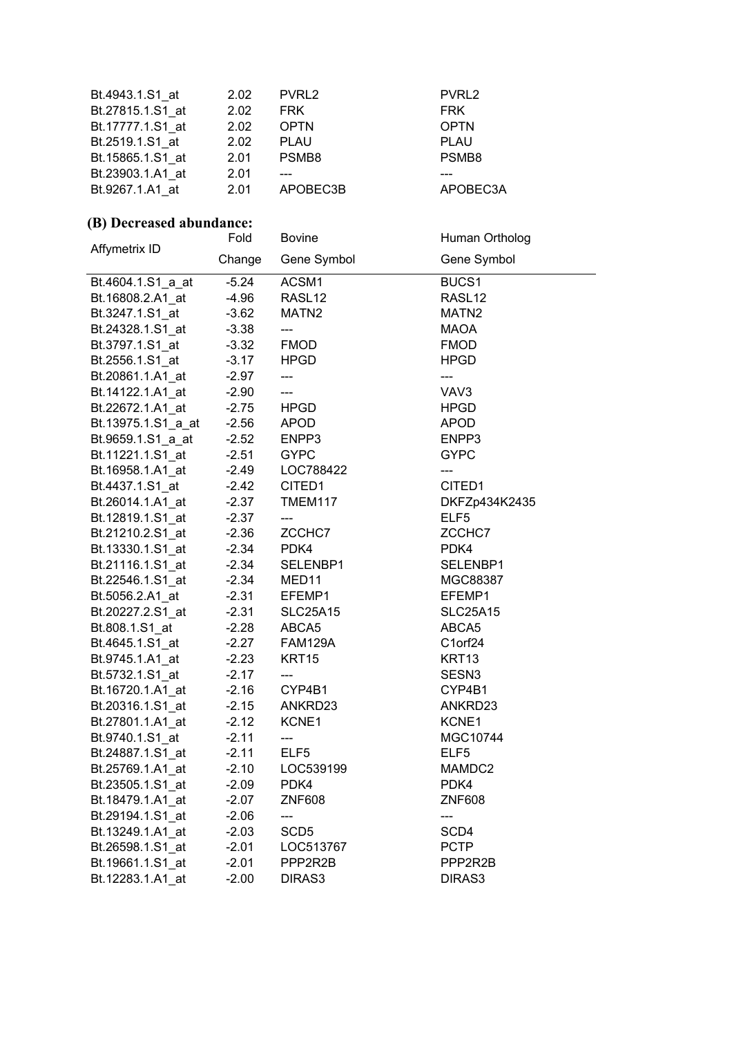| Affymetrix ID | Fold Change | Bovine Gene Symbol | Human Ortholog Gene Symbol |
|---|---|---|---|
| Bt.4943.1.S1_at | 2.02 | PVRL2 | PVRL2 |
| Bt.27815.1.S1_at | 2.02 | FRK | FRK |
| Bt.17777.1.S1_at | 2.02 | OPTN | OPTN |
| Bt.2519.1.S1_at | 2.02 | PLAU | PLAU |
| Bt.15865.1.S1_at | 2.01 | PSMB8 | PSMB8 |
| Bt.23903.1.A1_at | 2.01 | --- | --- |
| Bt.9267.1.A1_at | 2.01 | APOBEC3B | APOBEC3A |

**(B) Decreased abundance:**

| Affymetrix ID | Fold Change | Bovine Gene Symbol | Human Ortholog Gene Symbol |
|---|---|---|---|
| Bt.4604.1.S1_a_at | -5.24 | ACSM1 | BUCS1 |
| Bt.16808.2.A1_at | -4.96 | RASL12 | RASL12 |
| Bt.3247.1.S1_at | -3.62 | MATN2 | MATN2 |
| Bt.24328.1.S1_at | -3.38 | --- | MAOA |
| Bt.3797.1.S1_at | -3.32 | FMOD | FMOD |
| Bt.2556.1.S1_at | -3.17 | HPGD | HPGD |
| Bt.20861.1.A1_at | -2.97 | --- | --- |
| Bt.14122.1.A1_at | -2.90 | --- | VAV3 |
| Bt.22672.1.A1_at | -2.75 | HPGD | HPGD |
| Bt.13975.1.S1_a_at | -2.56 | APOD | APOD |
| Bt.9659.1.S1_a_at | -2.52 | ENPP3 | ENPP3 |
| Bt.11221.1.S1_at | -2.51 | GYPC | GYPC |
| Bt.16958.1.A1_at | -2.49 | LOC788422 | --- |
| Bt.4437.1.S1_at | -2.42 | CITED1 | CITED1 |
| Bt.26014.1.A1_at | -2.37 | TMEM117 | DKFZp434K2435 |
| Bt.12819.1.S1_at | -2.37 | --- | ELF5 |
| Bt.21210.2.S1_at | -2.36 | ZCCHC7 | ZCCHC7 |
| Bt.13330.1.S1_at | -2.34 | PDK4 | PDK4 |
| Bt.21116.1.S1_at | -2.34 | SELENBP1 | SELENBP1 |
| Bt.22546.1.S1_at | -2.34 | MED11 | MGC88387 |
| Bt.5056.2.A1_at | -2.31 | EFEMP1 | EFEMP1 |
| Bt.20227.2.S1_at | -2.31 | SLC25A15 | SLC25A15 |
| Bt.808.1.S1_at | -2.28 | ABCA5 | ABCA5 |
| Bt.4645.1.S1_at | -2.27 | FAM129A | C1orf24 |
| Bt.9745.1.A1_at | -2.23 | KRT15 | KRT13 |
| Bt.5732.1.S1_at | -2.17 | --- | SESN3 |
| Bt.16720.1.A1_at | -2.16 | CYP4B1 | CYP4B1 |
| Bt.20316.1.S1_at | -2.15 | ANKRD23 | ANKRD23 |
| Bt.27801.1.A1_at | -2.12 | KCNE1 | KCNE1 |
| Bt.9740.1.S1_at | -2.11 | --- | MGC10744 |
| Bt.24887.1.S1_at | -2.11 | ELF5 | ELF5 |
| Bt.25769.1.A1_at | -2.10 | LOC539199 | MAMDC2 |
| Bt.23505.1.S1_at | -2.09 | PDK4 | PDK4 |
| Bt.18479.1.A1_at | -2.07 | ZNF608 | ZNF608 |
| Bt.29194.1.S1_at | -2.06 | --- | --- |
| Bt.13249.1.A1_at | -2.03 | SCD5 | SCD4 |
| Bt.26598.1.S1_at | -2.01 | LOC513767 | PCTP |
| Bt.19661.1.S1_at | -2.01 | PPP2R2B | PPP2R2B |
| Bt.12283.1.A1_at | -2.00 | DIRAS3 | DIRAS3 |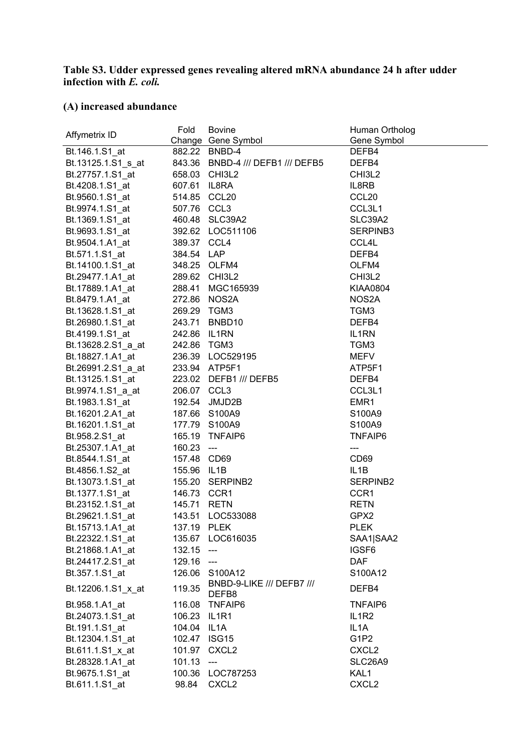**Table S3. Udder expressed genes revealing altered mRNA abundance 24 h after udder infection with *E. coli.***

**(A) increased abundance**

| Affymetrix ID | Fold Change | Bovine Gene Symbol | Human Ortholog Gene Symbol |
|---|---|---|---|
| Bt.146.1.S1_at | 882.22 | BNBD-4 | DEFB4 |
| Bt.13125.1.S1_s_at | 843.36 | BNBD-4 /// DEFB1 /// DEFB5 | DEFB4 |
| Bt.27757.1.S1_at | 658.03 | CHI3L2 | CHI3L2 |
| Bt.4208.1.S1_at | 607.61 | IL8RA | IL8RB |
| Bt.9560.1.S1_at | 514.85 | CCL20 | CCL20 |
| Bt.9974.1.S1_at | 507.76 | CCL3 | CCL3L1 |
| Bt.1369.1.S1_at | 460.48 | SLC39A2 | SLC39A2 |
| Bt.9693.1.S1_at | 392.62 | LOC511106 | SERPINB3 |
| Bt.9504.1.A1_at | 389.37 | CCL4 | CCL4L |
| Bt.571.1.S1_at | 384.54 | LAP | DEFB4 |
| Bt.14100.1.S1_at | 348.25 | OLFM4 | OLFM4 |
| Bt.29477.1.A1_at | 289.62 | CHI3L2 | CHI3L2 |
| Bt.17889.1.A1_at | 288.41 | MGC165939 | KIAA0804 |
| Bt.8479.1.A1_at | 272.86 | NOS2A | NOS2A |
| Bt.13628.1.S1_at | 269.29 | TGM3 | TGM3 |
| Bt.26980.1.S1_at | 243.71 | BNBD10 | DEFB4 |
| Bt.4199.1.S1_at | 242.86 | IL1RN | IL1RN |
| Bt.13628.2.S1_a_at | 242.86 | TGM3 | TGM3 |
| Bt.18827.1.A1_at | 236.39 | LOC529195 | MEFV |
| Bt.26991.2.S1_a_at | 233.94 | ATP5F1 | ATP5F1 |
| Bt.13125.1.S1_at | 223.02 | DEFB1 /// DEFB5 | DEFB4 |
| Bt.9974.1.S1_a_at | 206.07 | CCL3 | CCL3L1 |
| Bt.1983.1.S1_at | 192.54 | JMJD2B | EMR1 |
| Bt.16201.2.A1_at | 187.66 | S100A9 | S100A9 |
| Bt.16201.1.S1_at | 177.79 | S100A9 | S100A9 |
| Bt.958.2.S1_at | 165.19 | TNFAIP6 | TNFAIP6 |
| Bt.25307.1.A1_at | 160.23 | --- | --- |
| Bt.8544.1.S1_at | 157.48 | CD69 | CD69 |
| Bt.4856.1.S2_at | 155.96 | IL1B | IL1B |
| Bt.13073.1.S1_at | 155.20 | SERPINB2 | SERPINB2 |
| Bt.1377.1.S1_at | 146.73 | CCR1 | CCR1 |
| Bt.23152.1.S1_at | 145.71 | RETN | RETN |
| Bt.29621.1.S1_at | 143.51 | LOC533088 | GPX2 |
| Bt.15713.1.A1_at | 137.19 | PLEK | PLEK |
| Bt.22322.1.S1_at | 135.67 | LOC616035 | SAA1\|SAA2 |
| Bt.21868.1.A1_at | 132.15 | --- | IGSF6 |
| Bt.24417.2.S1_at | 129.16 | --- | DAF |
| Bt.357.1.S1_at | 126.06 | S100A12 | S100A12 |
| Bt.12206.1.S1_x_at | 119.35 | BNBD-9-LIKE /// DEFB7 /// DEFB8 | DEFB4 |
| Bt.958.1.A1_at | 116.08 | TNFAIP6 | TNFAIP6 |
| Bt.24073.1.S1_at | 106.23 | IL1R1 | IL1R2 |
| Bt.191.1.S1_at | 104.04 | IL1A | IL1A |
| Bt.12304.1.S1_at | 102.47 | ISG15 | G1P2 |
| Bt.611.1.S1_x_at | 101.97 | CXCL2 | CXCL2 |
| Bt.28328.1.A1_at | 101.13 | --- | SLC26A9 |
| Bt.9675.1.S1_at | 100.36 | LOC787253 | KAL1 |
| Bt.611.1.S1_at | 98.84 | CXCL2 | CXCL2 |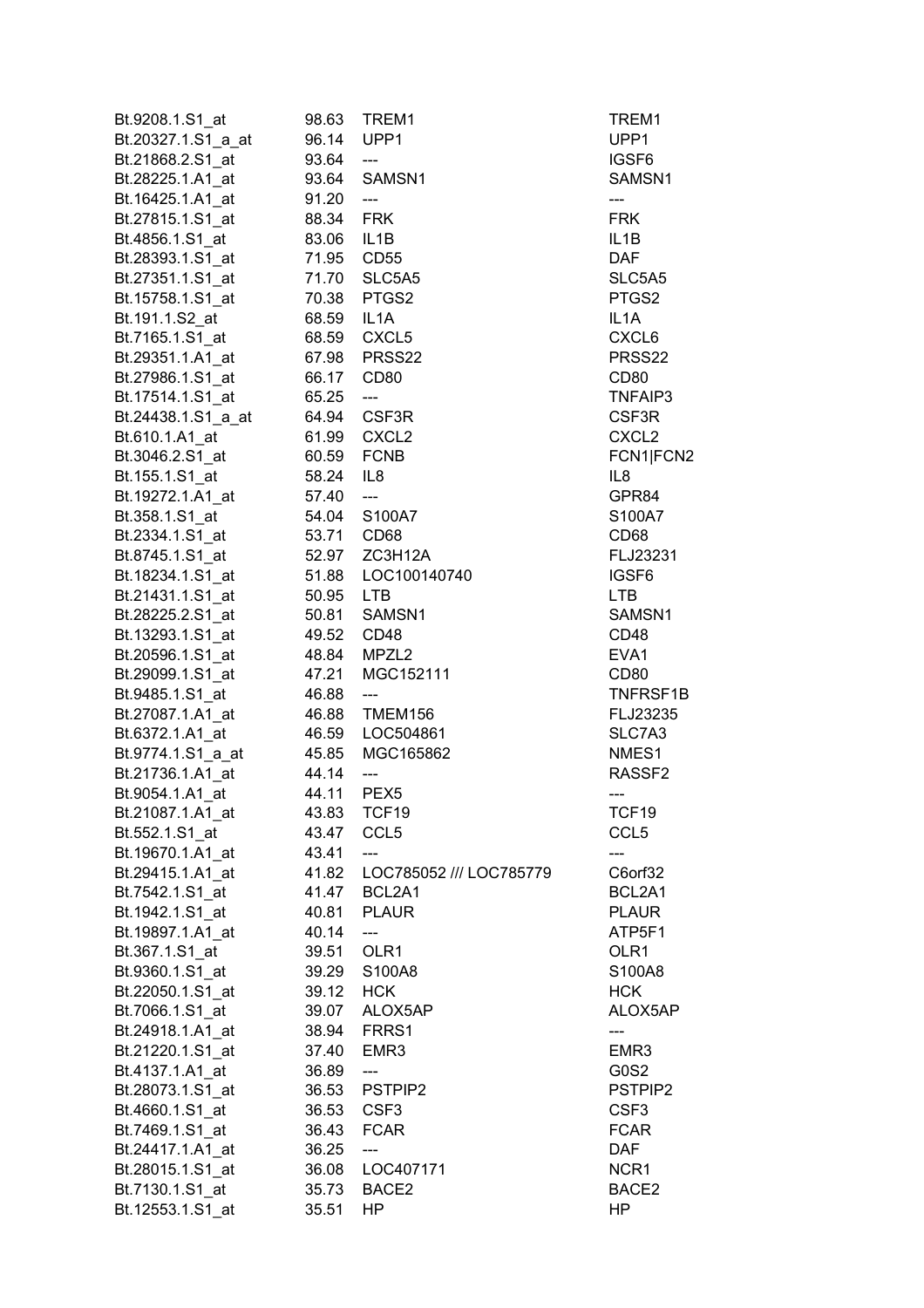| | | | |
|---|---|---|---|
| Bt.9208.1.S1_at | 98.63 | TREM1 | TREM1 |
| Bt.20327.1.S1_a_at | 96.14 | UPP1 | UPP1 |
| Bt.21868.2.S1_at | 93.64 | --- | IGSF6 |
| Bt.28225.1.A1_at | 93.64 | SAMSN1 | SAMSN1 |
| Bt.16425.1.A1_at | 91.20 | --- | --- |
| Bt.27815.1.S1_at | 88.34 | FRK | FRK |
| Bt.4856.1.S1_at | 83.06 | IL1B | IL1B |
| Bt.28393.1.S1_at | 71.95 | CD55 | DAF |
| Bt.27351.1.S1_at | 71.70 | SLC5A5 | SLC5A5 |
| Bt.15758.1.S1_at | 70.38 | PTGS2 | PTGS2 |
| Bt.191.1.S2_at | 68.59 | IL1A | IL1A |
| Bt.7165.1.S1_at | 68.59 | CXCL5 | CXCL6 |
| Bt.29351.1.A1_at | 67.98 | PRSS22 | PRSS22 |
| Bt.27986.1.S1_at | 66.17 | CD80 | CD80 |
| Bt.17514.1.S1_at | 65.25 | --- | TNFAIP3 |
| Bt.24438.1.S1_a_at | 64.94 | CSF3R | CSF3R |
| Bt.610.1.A1_at | 61.99 | CXCL2 | CXCL2 |
| Bt.3046.2.S1_at | 60.59 | FCNB | FCN1\|FCN2 |
| Bt.155.1.S1_at | 58.24 | IL8 | IL8 |
| Bt.19272.1.A1_at | 57.40 | --- | GPR84 |
| Bt.358.1.S1_at | 54.04 | S100A7 | S100A7 |
| Bt.2334.1.S1_at | 53.71 | CD68 | CD68 |
| Bt.8745.1.S1_at | 52.97 | ZC3H12A | FLJ23231 |
| Bt.18234.1.S1_at | 51.88 | LOC100140740 | IGSF6 |
| Bt.21431.1.S1_at | 50.95 | LTB | LTB |
| Bt.28225.2.S1_at | 50.81 | SAMSN1 | SAMSN1 |
| Bt.13293.1.S1_at | 49.52 | CD48 | CD48 |
| Bt.20596.1.S1_at | 48.84 | MPZL2 | EVA1 |
| Bt.29099.1.S1_at | 47.21 | MGC152111 | CD80 |
| Bt.9485.1.S1_at | 46.88 | --- | TNFRSF1B |
| Bt.27087.1.A1_at | 46.88 | TMEM156 | FLJ23235 |
| Bt.6372.1.A1_at | 46.59 | LOC504861 | SLC7A3 |
| Bt.9774.1.S1_a_at | 45.85 | MGC165862 | NMES1 |
| Bt.21736.1.A1_at | 44.14 | --- | RASSF2 |
| Bt.9054.1.A1_at | 44.11 | PEX5 | --- |
| Bt.21087.1.A1_at | 43.83 | TCF19 | TCF19 |
| Bt.552.1.S1_at | 43.47 | CCL5 | CCL5 |
| Bt.19670.1.A1_at | 43.41 | --- | --- |
| Bt.29415.1.A1_at | 41.82 | LOC785052 /// LOC785779 | C6orf32 |
| Bt.7542.1.S1_at | 41.47 | BCL2A1 | BCL2A1 |
| Bt.1942.1.S1_at | 40.81 | PLAUR | PLAUR |
| Bt.19897.1.A1_at | 40.14 | --- | ATP5F1 |
| Bt.367.1.S1_at | 39.51 | OLR1 | OLR1 |
| Bt.9360.1.S1_at | 39.29 | S100A8 | S100A8 |
| Bt.22050.1.S1_at | 39.12 | HCK | HCK |
| Bt.7066.1.S1_at | 39.07 | ALOX5AP | ALOX5AP |
| Bt.24918.1.A1_at | 38.94 | FRRS1 | --- |
| Bt.21220.1.S1_at | 37.40 | EMR3 | EMR3 |
| Bt.4137.1.A1_at | 36.89 | --- | G0S2 |
| Bt.28073.1.S1_at | 36.53 | PSTPIP2 | PSTPIP2 |
| Bt.4660.1.S1_at | 36.53 | CSF3 | CSF3 |
| Bt.7469.1.S1_at | 36.43 | FCAR | FCAR |
| Bt.24417.1.A1_at | 36.25 | --- | DAF |
| Bt.28015.1.S1_at | 36.08 | LOC407171 | NCR1 |
| Bt.7130.1.S1_at | 35.73 | BACE2 | BACE2 |
| Bt.12553.1.S1_at | 35.51 | HP | HP |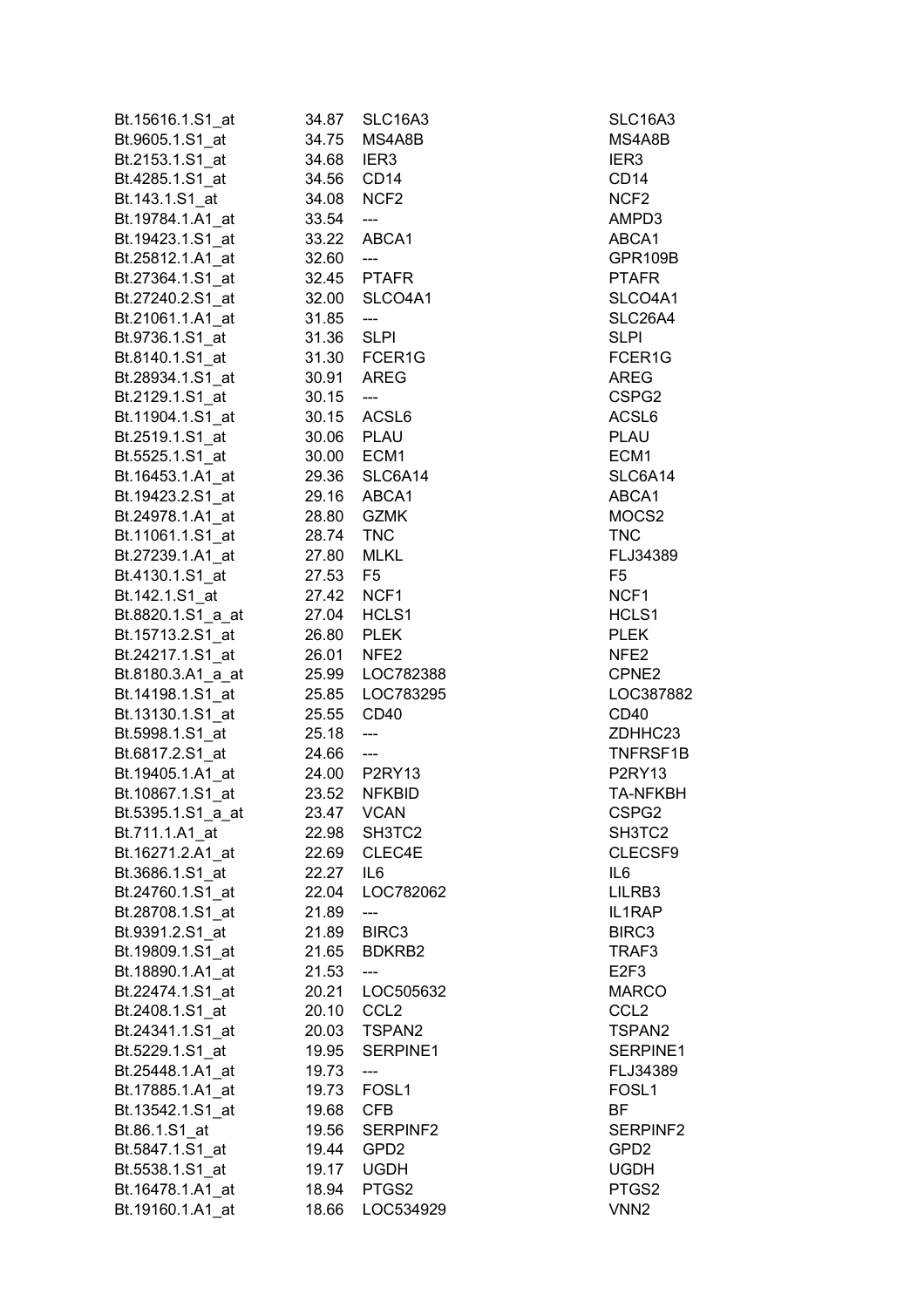| | | | |
|---|---|---|---|
| Bt.15616.1.S1_at | 34.87 | SLC16A3 | SLC16A3 |
| Bt.9605.1.S1_at | 34.75 | MS4A8B | MS4A8B |
| Bt.2153.1.S1_at | 34.68 | IER3 | IER3 |
| Bt.4285.1.S1_at | 34.56 | CD14 | CD14 |
| Bt.143.1.S1_at | 34.08 | NCF2 | NCF2 |
| Bt.19784.1.A1_at | 33.54 | --- | AMPD3 |
| Bt.19423.1.S1_at | 33.22 | ABCA1 | ABCA1 |
| Bt.25812.1.A1_at | 32.60 | --- | GPR109B |
| Bt.27364.1.S1_at | 32.45 | PTAFR | PTAFR |
| Bt.27240.2.S1_at | 32.00 | SLCO4A1 | SLCO4A1 |
| Bt.21061.1.A1_at | 31.85 | --- | SLC26A4 |
| Bt.9736.1.S1_at | 31.36 | SLPI | SLPI |
| Bt.8140.1.S1_at | 31.30 | FCER1G | FCER1G |
| Bt.28934.1.S1_at | 30.91 | AREG | AREG |
| Bt.2129.1.S1_at | 30.15 | --- | CSPG2 |
| Bt.11904.1.S1_at | 30.15 | ACSL6 | ACSL6 |
| Bt.2519.1.S1_at | 30.06 | PLAU | PLAU |
| Bt.5525.1.S1_at | 30.00 | ECM1 | ECM1 |
| Bt.16453.1.A1_at | 29.36 | SLC6A14 | SLC6A14 |
| Bt.19423.2.S1_at | 29.16 | ABCA1 | ABCA1 |
| Bt.24978.1.A1_at | 28.80 | GZMK | MOCS2 |
| Bt.11061.1.S1_at | 28.74 | TNC | TNC |
| Bt.27239.1.A1_at | 27.80 | MLKL | FLJ34389 |
| Bt.4130.1.S1_at | 27.53 | F5 | F5 |
| Bt.142.1.S1_at | 27.42 | NCF1 | NCF1 |
| Bt.8820.1.S1_a_at | 27.04 | HCLS1 | HCLS1 |
| Bt.15713.2.S1_at | 26.80 | PLEK | PLEK |
| Bt.24217.1.S1_at | 26.01 | NFE2 | NFE2 |
| Bt.8180.3.A1_a_at | 25.99 | LOC782388 | CPNE2 |
| Bt.14198.1.S1_at | 25.85 | LOC783295 | LOC387882 |
| Bt.13130.1.S1_at | 25.55 | CD40 | CD40 |
| Bt.5998.1.S1_at | 25.18 | --- | ZDHHC23 |
| Bt.6817.2.S1_at | 24.66 | --- | TNFRSF1B |
| Bt.19405.1.A1_at | 24.00 | P2RY13 | P2RY13 |
| Bt.10867.1.S1_at | 23.52 | NFKBID | TA-NFKBH |
| Bt.5395.1.S1_a_at | 23.47 | VCAN | CSPG2 |
| Bt.711.1.A1_at | 22.98 | SH3TC2 | SH3TC2 |
| Bt.16271.2.A1_at | 22.69 | CLEC4E | CLECSF9 |
| Bt.3686.1.S1_at | 22.27 | IL6 | IL6 |
| Bt.24760.1.S1_at | 22.04 | LOC782062 | LILRB3 |
| Bt.28708.1.S1_at | 21.89 | --- | IL1RAP |
| Bt.9391.2.S1_at | 21.89 | BIRC3 | BIRC3 |
| Bt.19809.1.S1_at | 21.65 | BDKRB2 | TRAF3 |
| Bt.18890.1.A1_at | 21.53 | --- | E2F3 |
| Bt.22474.1.S1_at | 20.21 | LOC505632 | MARCO |
| Bt.2408.1.S1_at | 20.10 | CCL2 | CCL2 |
| Bt.24341.1.S1_at | 20.03 | TSPAN2 | TSPAN2 |
| Bt.5229.1.S1_at | 19.95 | SERPINE1 | SERPINE1 |
| Bt.25448.1.A1_at | 19.73 | --- | FLJ34389 |
| Bt.17885.1.A1_at | 19.73 | FOSL1 | FOSL1 |
| Bt.13542.1.S1_at | 19.68 | CFB | BF |
| Bt.86.1.S1_at | 19.56 | SERPINF2 | SERPINF2 |
| Bt.5847.1.S1_at | 19.44 | GPD2 | GPD2 |
| Bt.5538.1.S1_at | 19.17 | UGDH | UGDH |
| Bt.16478.1.A1_at | 18.94 | PTGS2 | PTGS2 |
| Bt.19160.1.A1_at | 18.66 | LOC534929 | VNN2 |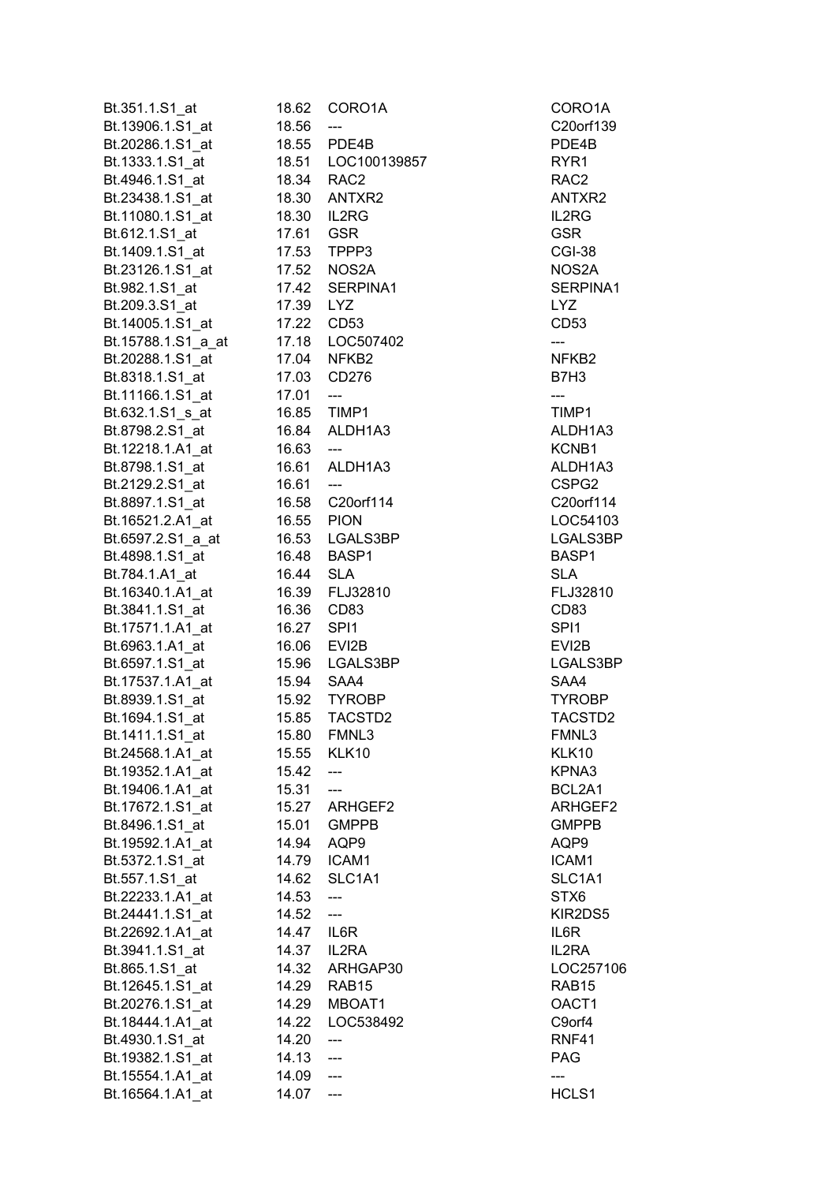| | | | |
|---|---|---|---|
| Bt.351.1.S1_at | 18.62 | CORO1A | CORO1A |
| Bt.13906.1.S1_at | 18.56 | --- | C20orf139 |
| Bt.20286.1.S1_at | 18.55 | PDE4B | PDE4B |
| Bt.1333.1.S1_at | 18.51 | LOC100139857 | RYR1 |
| Bt.4946.1.S1_at | 18.34 | RAC2 | RAC2 |
| Bt.23438.1.S1_at | 18.30 | ANTXR2 | ANTXR2 |
| Bt.11080.1.S1_at | 18.30 | IL2RG | IL2RG |
| Bt.612.1.S1_at | 17.61 | GSR | GSR |
| Bt.1409.1.S1_at | 17.53 | TPPP3 | CGI-38 |
| Bt.23126.1.S1_at | 17.52 | NOS2A | NOS2A |
| Bt.982.1.S1_at | 17.42 | SERPINA1 | SERPINA1 |
| Bt.209.3.S1_at | 17.39 | LYZ | LYZ |
| Bt.14005.1.S1_at | 17.22 | CD53 | CD53 |
| Bt.15788.1.S1_a_at | 17.18 | LOC507402 | --- |
| Bt.20288.1.S1_at | 17.04 | NFKB2 | NFKB2 |
| Bt.8318.1.S1_at | 17.03 | CD276 | B7H3 |
| Bt.11166.1.S1_at | 17.01 | --- | --- |
| Bt.632.1.S1_s_at | 16.85 | TIMP1 | TIMP1 |
| Bt.8798.2.S1_at | 16.84 | ALDH1A3 | ALDH1A3 |
| Bt.12218.1.A1_at | 16.63 | --- | KCNB1 |
| Bt.8798.1.S1_at | 16.61 | ALDH1A3 | ALDH1A3 |
| Bt.2129.2.S1_at | 16.61 | --- | CSPG2 |
| Bt.8897.1.S1_at | 16.58 | C20orf114 | C20orf114 |
| Bt.16521.2.A1_at | 16.55 | PION | LOC54103 |
| Bt.6597.2.S1_a_at | 16.53 | LGALS3BP | LGALS3BP |
| Bt.4898.1.S1_at | 16.48 | BASP1 | BASP1 |
| Bt.784.1.A1_at | 16.44 | SLA | SLA |
| Bt.16340.1.A1_at | 16.39 | FLJ32810 | FLJ32810 |
| Bt.3841.1.S1_at | 16.36 | CD83 | CD83 |
| Bt.17571.1.A1_at | 16.27 | SPI1 | SPI1 |
| Bt.6963.1.A1_at | 16.06 | EVI2B | EVI2B |
| Bt.6597.1.S1_at | 15.96 | LGALS3BP | LGALS3BP |
| Bt.17537.1.A1_at | 15.94 | SAA4 | SAA4 |
| Bt.8939.1.S1_at | 15.92 | TYROBP | TYROBP |
| Bt.1694.1.S1_at | 15.85 | TACSTD2 | TACSTD2 |
| Bt.1411.1.S1_at | 15.80 | FMNL3 | FMNL3 |
| Bt.24568.1.A1_at | 15.55 | KLK10 | KLK10 |
| Bt.19352.1.A1_at | 15.42 | --- | KPNA3 |
| Bt.19406.1.A1_at | 15.31 | --- | BCL2A1 |
| Bt.17672.1.S1_at | 15.27 | ARHGEF2 | ARHGEF2 |
| Bt.8496.1.S1_at | 15.01 | GMPPB | GMPPB |
| Bt.19592.1.A1_at | 14.94 | AQP9 | AQP9 |
| Bt.5372.1.S1_at | 14.79 | ICAM1 | ICAM1 |
| Bt.557.1.S1_at | 14.62 | SLC1A1 | SLC1A1 |
| Bt.22233.1.A1_at | 14.53 | --- | STX6 |
| Bt.24441.1.S1_at | 14.52 | --- | KIR2DS5 |
| Bt.22692.1.A1_at | 14.47 | IL6R | IL6R |
| Bt.3941.1.S1_at | 14.37 | IL2RA | IL2RA |
| Bt.865.1.S1_at | 14.32 | ARHGAP30 | LOC257106 |
| Bt.12645.1.S1_at | 14.29 | RAB15 | RAB15 |
| Bt.20276.1.S1_at | 14.29 | MBOAT1 | OACT1 |
| Bt.18444.1.A1_at | 14.22 | LOC538492 | C9orf4 |
| Bt.4930.1.S1_at | 14.20 | --- | RNF41 |
| Bt.19382.1.S1_at | 14.13 | --- | PAG |
| Bt.15554.1.A1_at | 14.09 | --- | --- |
| Bt.16564.1.A1_at | 14.07 | --- | HCLS1 |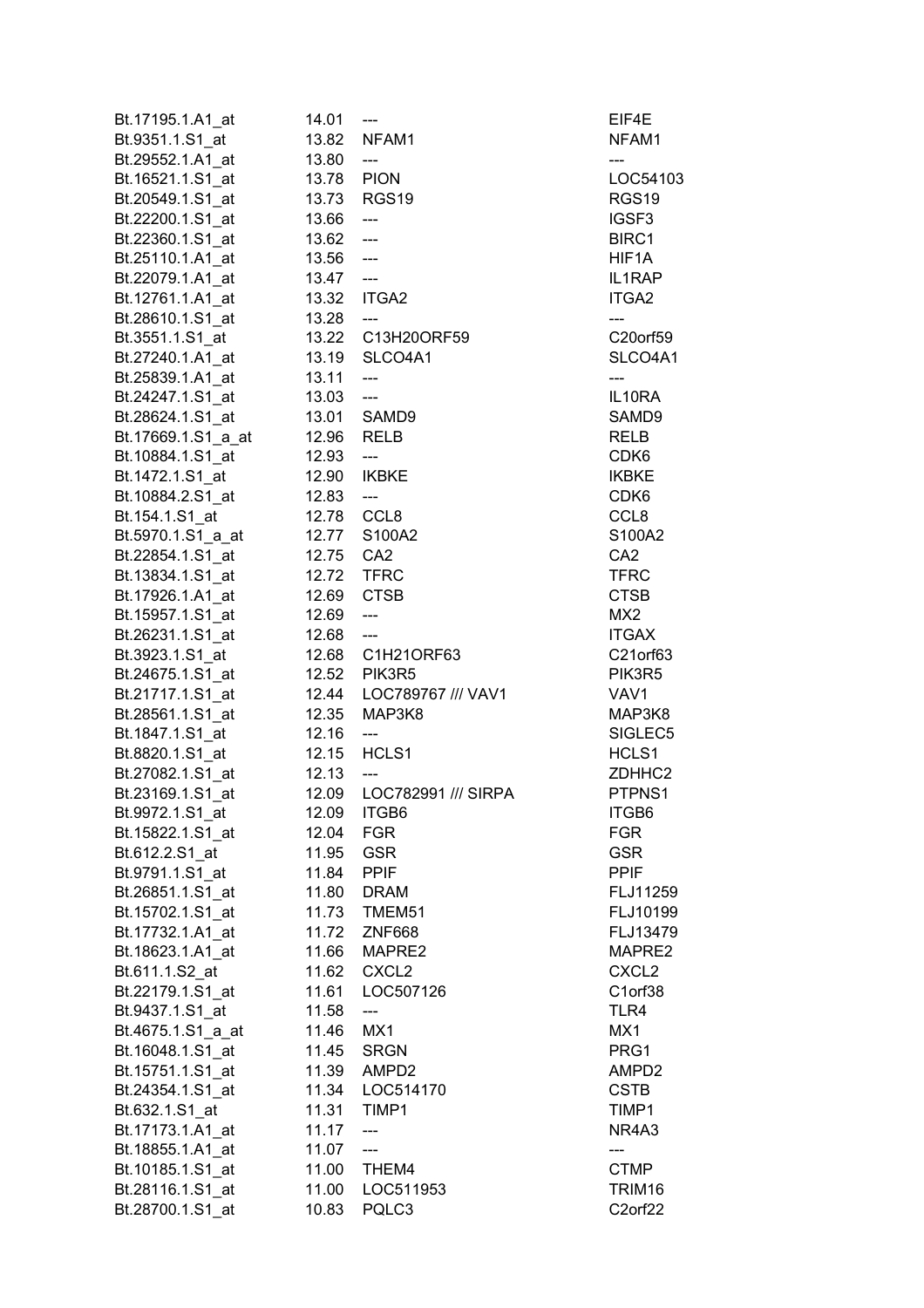| | | | |
|---|---|---|---|
| Bt.17195.1.A1_at | 14.01 | --- | EIF4E |
| Bt.9351.1.S1_at | 13.82 | NFAM1 | NFAM1 |
| Bt.29552.1.A1_at | 13.80 | --- | --- |
| Bt.16521.1.S1_at | 13.78 | PION | LOC54103 |
| Bt.20549.1.S1_at | 13.73 | RGS19 | RGS19 |
| Bt.22200.1.S1_at | 13.66 | --- | IGSF3 |
| Bt.22360.1.S1_at | 13.62 | --- | BIRC1 |
| Bt.25110.1.A1_at | 13.56 | --- | HIF1A |
| Bt.22079.1.A1_at | 13.47 | --- | IL1RAP |
| Bt.12761.1.A1_at | 13.32 | ITGA2 | ITGA2 |
| Bt.28610.1.S1_at | 13.28 | --- | --- |
| Bt.3551.1.S1_at | 13.22 | C13H20ORF59 | C20orf59 |
| Bt.27240.1.A1_at | 13.19 | SLCO4A1 | SLCO4A1 |
| Bt.25839.1.A1_at | 13.11 | --- | --- |
| Bt.24247.1.S1_at | 13.03 | --- | IL10RA |
| Bt.28624.1.S1_at | 13.01 | SAMD9 | SAMD9 |
| Bt.17669.1.S1_a_at | 12.96 | RELB | RELB |
| Bt.10884.1.S1_at | 12.93 | --- | CDK6 |
| Bt.1472.1.S1_at | 12.90 | IKBKE | IKBKE |
| Bt.10884.2.S1_at | 12.83 | --- | CDK6 |
| Bt.154.1.S1_at | 12.78 | CCL8 | CCL8 |
| Bt.5970.1.S1_a_at | 12.77 | S100A2 | S100A2 |
| Bt.22854.1.S1_at | 12.75 | CA2 | CA2 |
| Bt.13834.1.S1_at | 12.72 | TFRC | TFRC |
| Bt.17926.1.A1_at | 12.69 | CTSB | CTSB |
| Bt.15957.1.S1_at | 12.69 | --- | MX2 |
| Bt.26231.1.S1_at | 12.68 | --- | ITGAX |
| Bt.3923.1.S1_at | 12.68 | C1H21ORF63 | C21orf63 |
| Bt.24675.1.S1_at | 12.52 | PIK3R5 | PIK3R5 |
| Bt.21717.1.S1_at | 12.44 | LOC789767 /// VAV1 | VAV1 |
| Bt.28561.1.S1_at | 12.35 | MAP3K8 | MAP3K8 |
| Bt.1847.1.S1_at | 12.16 | --- | SIGLEC5 |
| Bt.8820.1.S1_at | 12.15 | HCLS1 | HCLS1 |
| Bt.27082.1.S1_at | 12.13 | --- | ZDHHC2 |
| Bt.23169.1.S1_at | 12.09 | LOC782991 /// SIRPA | PTPNS1 |
| Bt.9972.1.S1_at | 12.09 | ITGB6 | ITGB6 |
| Bt.15822.1.S1_at | 12.04 | FGR | FGR |
| Bt.612.2.S1_at | 11.95 | GSR | GSR |
| Bt.9791.1.S1_at | 11.84 | PPIF | PPIF |
| Bt.26851.1.S1_at | 11.80 | DRAM | FLJ11259 |
| Bt.15702.1.S1_at | 11.73 | TMEM51 | FLJ10199 |
| Bt.17732.1.A1_at | 11.72 | ZNF668 | FLJ13479 |
| Bt.18623.1.A1_at | 11.66 | MAPRE2 | MAPRE2 |
| Bt.611.1.S2_at | 11.62 | CXCL2 | CXCL2 |
| Bt.22179.1.S1_at | 11.61 | LOC507126 | C1orf38 |
| Bt.9437.1.S1_at | 11.58 | --- | TLR4 |
| Bt.4675.1.S1_a_at | 11.46 | MX1 | MX1 |
| Bt.16048.1.S1_at | 11.45 | SRGN | PRG1 |
| Bt.15751.1.S1_at | 11.39 | AMPD2 | AMPD2 |
| Bt.24354.1.S1_at | 11.34 | LOC514170 | CSTB |
| Bt.632.1.S1_at | 11.31 | TIMP1 | TIMP1 |
| Bt.17173.1.A1_at | 11.17 | --- | NR4A3 |
| Bt.18855.1.A1_at | 11.07 | --- | --- |
| Bt.10185.1.S1_at | 11.00 | THEM4 | CTMP |
| Bt.28116.1.S1_at | 11.00 | LOC511953 | TRIM16 |
| Bt.28700.1.S1_at | 10.83 | PQLC3 | C2orf22 |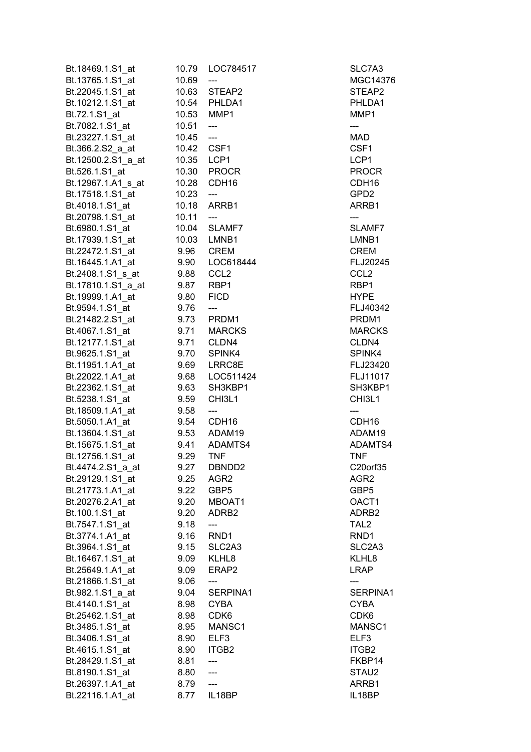| | | | |
|---|---|---|---|
| Bt.18469.1.S1_at | 10.79 | LOC784517 | SLC7A3 |
| Bt.13765.1.S1_at | 10.69 | --- | MGC14376 |
| Bt.22045.1.S1_at | 10.63 | STEAP2 | STEAP2 |
| Bt.10212.1.S1_at | 10.54 | PHLDA1 | PHLDA1 |
| Bt.72.1.S1_at | 10.53 | MMP1 | MMP1 |
| Bt.7082.1.S1_at | 10.51 | --- | --- |
| Bt.23227.1.S1_at | 10.45 | --- | MAD |
| Bt.366.2.S2_a_at | 10.42 | CSF1 | CSF1 |
| Bt.12500.2.S1_a_at | 10.35 | LCP1 | LCP1 |
| Bt.526.1.S1_at | 10.30 | PROCR | PROCR |
| Bt.12967.1.A1_s_at | 10.28 | CDH16 | CDH16 |
| Bt.17518.1.S1_at | 10.23 | --- | GPD2 |
| Bt.4018.1.S1_at | 10.18 | ARRB1 | ARRB1 |
| Bt.20798.1.S1_at | 10.11 | --- | --- |
| Bt.6980.1.S1_at | 10.04 | SLAMF7 | SLAMF7 |
| Bt.17939.1.S1_at | 10.03 | LMNB1 | LMNB1 |
| Bt.22472.1.S1_at | 9.96 | CREM | CREM |
| Bt.16445.1.A1_at | 9.90 | LOC618444 | FLJ20245 |
| Bt.2408.1.S1_s_at | 9.88 | CCL2 | CCL2 |
| Bt.17810.1.S1_a_at | 9.87 | RBP1 | RBP1 |
| Bt.19999.1.A1_at | 9.80 | FICD | HYPE |
| Bt.9594.1.S1_at | 9.76 | --- | FLJ40342 |
| Bt.21482.2.S1_at | 9.73 | PRDM1 | PRDM1 |
| Bt.4067.1.S1_at | 9.71 | MARCKS | MARCKS |
| Bt.12177.1.S1_at | 9.71 | CLDN4 | CLDN4 |
| Bt.9625.1.S1_at | 9.70 | SPINK4 | SPINK4 |
| Bt.11951.1.A1_at | 9.69 | LRRC8E | FLJ23420 |
| Bt.22022.1.A1_at | 9.68 | LOC511424 | FLJ11017 |
| Bt.22362.1.S1_at | 9.63 | SH3KBP1 | SH3KBP1 |
| Bt.5238.1.S1_at | 9.59 | CHI3L1 | CHI3L1 |
| Bt.18509.1.A1_at | 9.58 | --- | --- |
| Bt.5050.1.A1_at | 9.54 | CDH16 | CDH16 |
| Bt.13604.1.S1_at | 9.53 | ADAM19 | ADAM19 |
| Bt.15675.1.S1_at | 9.41 | ADAMTS4 | ADAMTS4 |
| Bt.12756.1.S1_at | 9.29 | TNF | TNF |
| Bt.4474.2.S1_a_at | 9.27 | DBNDD2 | C20orf35 |
| Bt.29129.1.S1_at | 9.25 | AGR2 | AGR2 |
| Bt.21773.1.A1_at | 9.22 | GBP5 | GBP5 |
| Bt.20276.2.A1_at | 9.20 | MBOAT1 | OACT1 |
| Bt.100.1.S1_at | 9.20 | ADRB2 | ADRB2 |
| Bt.7547.1.S1_at | 9.18 | --- | TAL2 |
| Bt.3774.1.A1_at | 9.16 | RND1 | RND1 |
| Bt.3964.1.S1_at | 9.15 | SLC2A3 | SLC2A3 |
| Bt.16467.1.S1_at | 9.09 | KLHL8 | KLHL8 |
| Bt.25649.1.A1_at | 9.09 | ERAP2 | LRAP |
| Bt.21866.1.S1_at | 9.06 | --- | --- |
| Bt.982.1.S1_a_at | 9.04 | SERPINA1 | SERPINA1 |
| Bt.4140.1.S1_at | 8.98 | CYBA | CYBA |
| Bt.25462.1.S1_at | 8.98 | CDK6 | CDK6 |
| Bt.3485.1.S1_at | 8.95 | MANSC1 | MANSC1 |
| Bt.3406.1.S1_at | 8.90 | ELF3 | ELF3 |
| Bt.4615.1.S1_at | 8.90 | ITGB2 | ITGB2 |
| Bt.28429.1.S1_at | 8.81 | --- | FKBP14 |
| Bt.8190.1.S1_at | 8.80 | --- | STAU2 |
| Bt.26397.1.A1_at | 8.79 | --- | ARRB1 |
| Bt.22116.1.A1_at | 8.77 | IL18BP | IL18BP |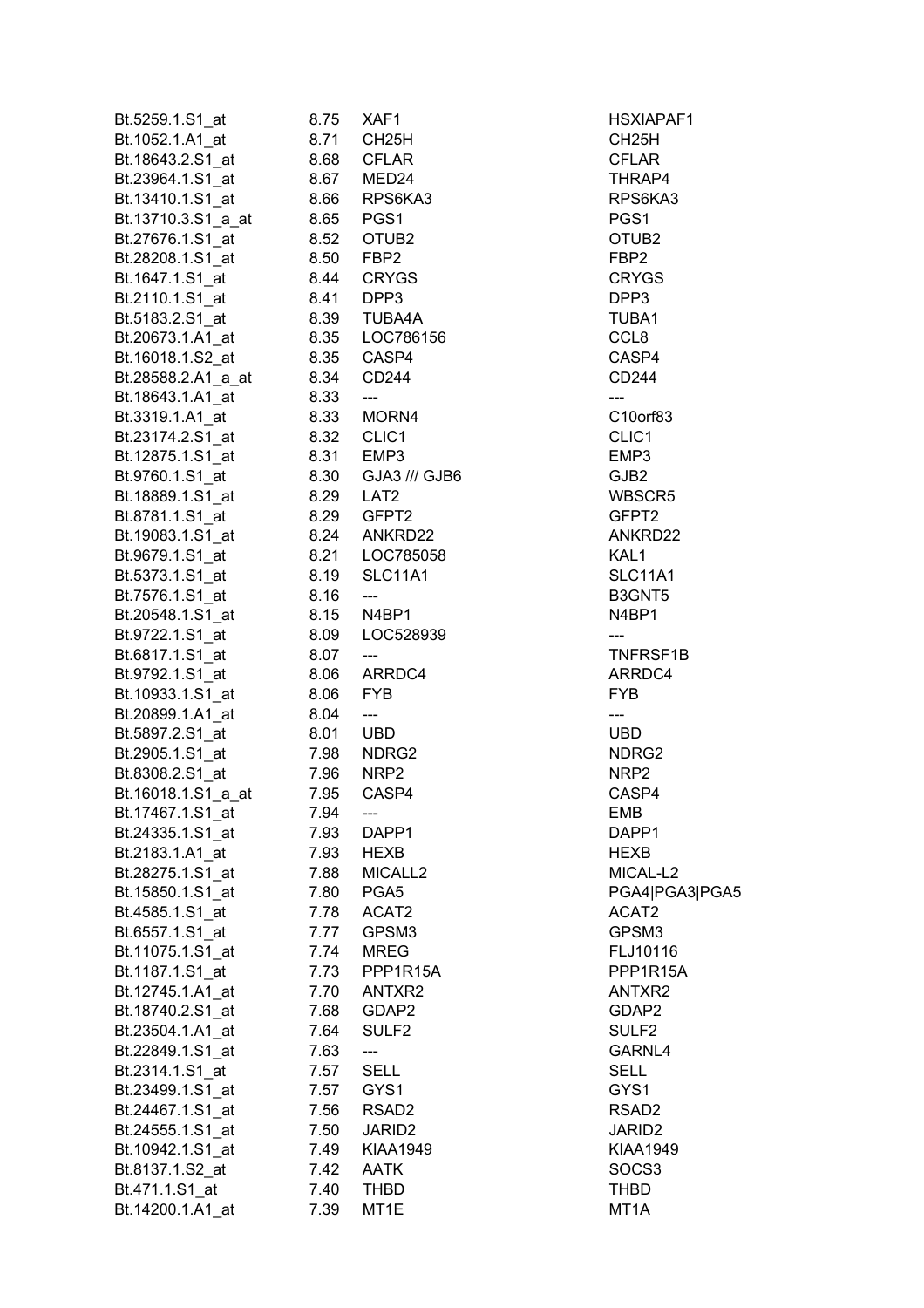| | | | |
|---|---|---|---|
| Bt.5259.1.S1_at | 8.75 | XAF1 | HSXIAPAF1 |
| Bt.1052.1.A1_at | 8.71 | CH25H | CH25H |
| Bt.18643.2.S1_at | 8.68 | CFLAR | CFLAR |
| Bt.23964.1.S1_at | 8.67 | MED24 | THRAP4 |
| Bt.13410.1.S1_at | 8.66 | RPS6KA3 | RPS6KA3 |
| Bt.13710.3.S1_a_at | 8.65 | PGS1 | PGS1 |
| Bt.27676.1.S1_at | 8.52 | OTUB2 | OTUB2 |
| Bt.28208.1.S1_at | 8.50 | FBP2 | FBP2 |
| Bt.1647.1.S1_at | 8.44 | CRYGS | CRYGS |
| Bt.2110.1.S1_at | 8.41 | DPP3 | DPP3 |
| Bt.5183.2.S1_at | 8.39 | TUBA4A | TUBA1 |
| Bt.20673.1.A1_at | 8.35 | LOC786156 | CCL8 |
| Bt.16018.1.S2_at | 8.35 | CASP4 | CASP4 |
| Bt.28588.2.A1_a_at | 8.34 | CD244 | CD244 |
| Bt.18643.1.A1_at | 8.33 | --- | --- |
| Bt.3319.1.A1_at | 8.33 | MORN4 | C10orf83 |
| Bt.23174.2.S1_at | 8.32 | CLIC1 | CLIC1 |
| Bt.12875.1.S1_at | 8.31 | EMP3 | EMP3 |
| Bt.9760.1.S1_at | 8.30 | GJA3 /// GJB6 | GJB2 |
| Bt.18889.1.S1_at | 8.29 | LAT2 | WBSCR5 |
| Bt.8781.1.S1_at | 8.29 | GFPT2 | GFPT2 |
| Bt.19083.1.S1_at | 8.24 | ANKRD22 | ANKRD22 |
| Bt.9679.1.S1_at | 8.21 | LOC785058 | KAL1 |
| Bt.5373.1.S1_at | 8.19 | SLC11A1 | SLC11A1 |
| Bt.7576.1.S1_at | 8.16 | --- | B3GNT5 |
| Bt.20548.1.S1_at | 8.15 | N4BP1 | N4BP1 |
| Bt.9722.1.S1_at | 8.09 | LOC528939 | --- |
| Bt.6817.1.S1_at | 8.07 | --- | TNFRSF1B |
| Bt.9792.1.S1_at | 8.06 | ARRDC4 | ARRDC4 |
| Bt.10933.1.S1_at | 8.06 | FYB | FYB |
| Bt.20899.1.A1_at | 8.04 | --- | --- |
| Bt.5897.2.S1_at | 8.01 | UBD | UBD |
| Bt.2905.1.S1_at | 7.98 | NDRG2 | NDRG2 |
| Bt.8308.2.S1_at | 7.96 | NRP2 | NRP2 |
| Bt.16018.1.S1_a_at | 7.95 | CASP4 | CASP4 |
| Bt.17467.1.S1_at | 7.94 | --- | EMB |
| Bt.24335.1.S1_at | 7.93 | DAPP1 | DAPP1 |
| Bt.2183.1.A1_at | 7.93 | HEXB | HEXB |
| Bt.28275.1.S1_at | 7.88 | MICALL2 | MICAL-L2 |
| Bt.15850.1.S1_at | 7.80 | PGA5 | PGA4\|PGA3\|PGA5 |
| Bt.4585.1.S1_at | 7.78 | ACAT2 | ACAT2 |
| Bt.6557.1.S1_at | 7.77 | GPSM3 | GPSM3 |
| Bt.11075.1.S1_at | 7.74 | MREG | FLJ10116 |
| Bt.1187.1.S1_at | 7.73 | PPP1R15A | PPP1R15A |
| Bt.12745.1.A1_at | 7.70 | ANTXR2 | ANTXR2 |
| Bt.18740.2.S1_at | 7.68 | GDAP2 | GDAP2 |
| Bt.23504.1.A1_at | 7.64 | SULF2 | SULF2 |
| Bt.22849.1.S1_at | 7.63 | --- | GARNL4 |
| Bt.2314.1.S1_at | 7.57 | SELL | SELL |
| Bt.23499.1.S1_at | 7.57 | GYS1 | GYS1 |
| Bt.24467.1.S1_at | 7.56 | RSAD2 | RSAD2 |
| Bt.24555.1.S1_at | 7.50 | JARID2 | JARID2 |
| Bt.10942.1.S1_at | 7.49 | KIAA1949 | KIAA1949 |
| Bt.8137.1.S2_at | 7.42 | AATK | SOCS3 |
| Bt.471.1.S1_at | 7.40 | THBD | THBD |
| Bt.14200.1.A1_at | 7.39 | MT1E | MT1A |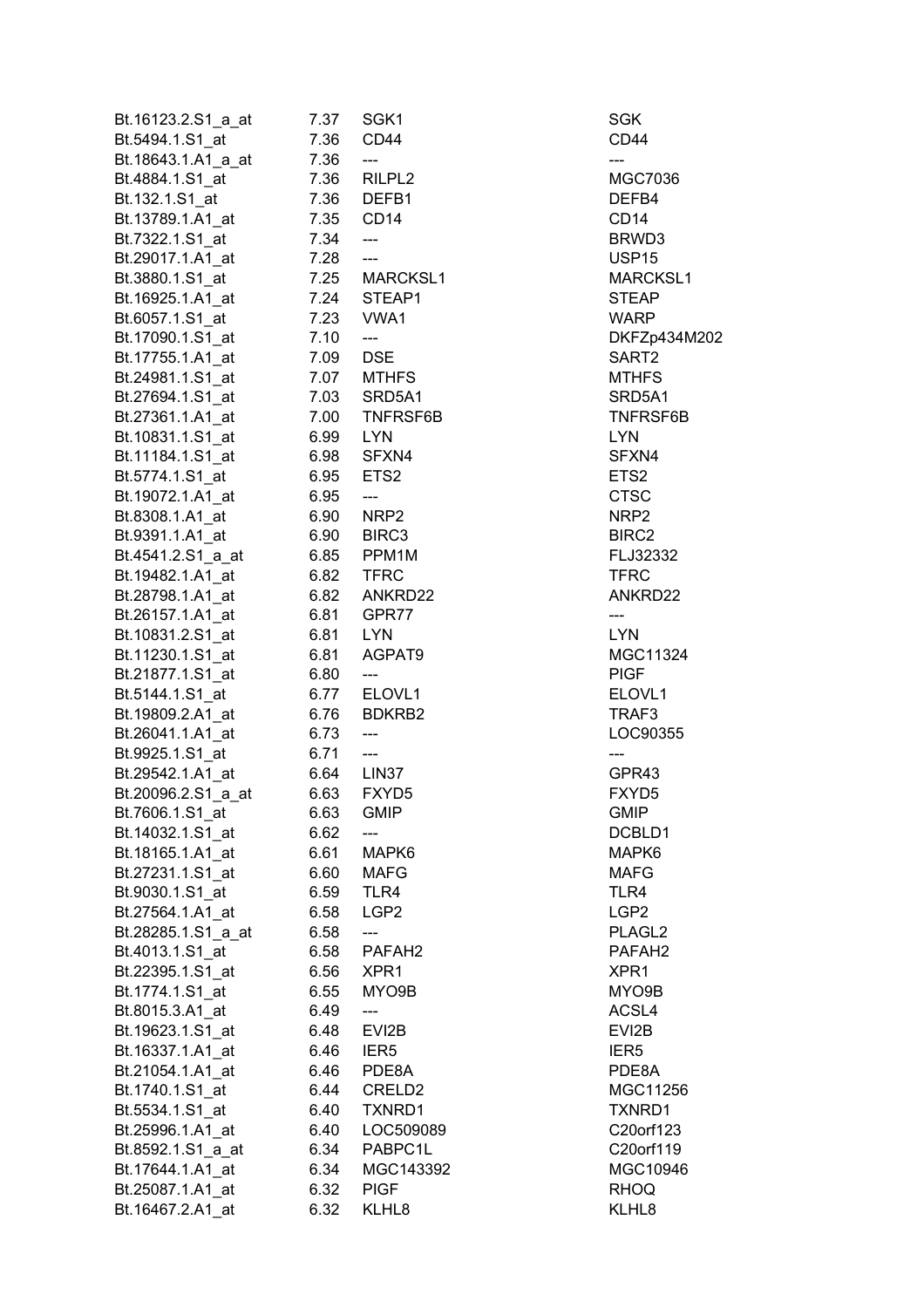| | | | |
|---|---|---|---|
| Bt.16123.2.S1_a_at | 7.37 | SGK1 | SGK |
| Bt.5494.1.S1_at | 7.36 | CD44 | CD44 |
| Bt.18643.1.A1_a_at | 7.36 | --- | --- |
| Bt.4884.1.S1_at | 7.36 | RILPL2 | MGC7036 |
| Bt.132.1.S1_at | 7.36 | DEFB1 | DEFB4 |
| Bt.13789.1.A1_at | 7.35 | CD14 | CD14 |
| Bt.7322.1.S1_at | 7.34 | --- | BRWD3 |
| Bt.29017.1.A1_at | 7.28 | --- | USP15 |
| Bt.3880.1.S1_at | 7.25 | MARCKSL1 | MARCKSL1 |
| Bt.16925.1.A1_at | 7.24 | STEAP1 | STEAP |
| Bt.6057.1.S1_at | 7.23 | VWA1 | WARP |
| Bt.17090.1.S1_at | 7.10 | --- | DKFZp434M202 |
| Bt.17755.1.A1_at | 7.09 | DSE | SART2 |
| Bt.24981.1.S1_at | 7.07 | MTHFS | MTHFS |
| Bt.27694.1.S1_at | 7.03 | SRD5A1 | SRD5A1 |
| Bt.27361.1.A1_at | 7.00 | TNFRSF6B | TNFRSF6B |
| Bt.10831.1.S1_at | 6.99 | LYN | LYN |
| Bt.11184.1.S1_at | 6.98 | SFXN4 | SFXN4 |
| Bt.5774.1.S1_at | 6.95 | ETS2 | ETS2 |
| Bt.19072.1.A1_at | 6.95 | --- | CTSC |
| Bt.8308.1.A1_at | 6.90 | NRP2 | NRP2 |
| Bt.9391.1.A1_at | 6.90 | BIRC3 | BIRC2 |
| Bt.4541.2.S1_a_at | 6.85 | PPM1M | FLJ32332 |
| Bt.19482.1.A1_at | 6.82 | TFRC | TFRC |
| Bt.28798.1.A1_at | 6.82 | ANKRD22 | ANKRD22 |
| Bt.26157.1.A1_at | 6.81 | GPR77 | --- |
| Bt.10831.2.S1_at | 6.81 | LYN | LYN |
| Bt.11230.1.S1_at | 6.81 | AGPAT9 | MGC11324 |
| Bt.21877.1.S1_at | 6.80 | --- | PIGF |
| Bt.5144.1.S1_at | 6.77 | ELOVL1 | ELOVL1 |
| Bt.19809.2.A1_at | 6.76 | BDKRB2 | TRAF3 |
| Bt.26041.1.A1_at | 6.73 | --- | LOC90355 |
| Bt.9925.1.S1_at | 6.71 | --- | --- |
| Bt.29542.1.A1_at | 6.64 | LIN37 | GPR43 |
| Bt.20096.2.S1_a_at | 6.63 | FXYD5 | FXYD5 |
| Bt.7606.1.S1_at | 6.63 | GMIP | GMIP |
| Bt.14032.1.S1_at | 6.62 | --- | DCBLD1 |
| Bt.18165.1.A1_at | 6.61 | MAPK6 | MAPK6 |
| Bt.27231.1.S1_at | 6.60 | MAFG | MAFG |
| Bt.9030.1.S1_at | 6.59 | TLR4 | TLR4 |
| Bt.27564.1.A1_at | 6.58 | LGP2 | LGP2 |
| Bt.28285.1.S1_a_at | 6.58 | --- | PLAGL2 |
| Bt.4013.1.S1_at | 6.58 | PAFAH2 | PAFAH2 |
| Bt.22395.1.S1_at | 6.56 | XPR1 | XPR1 |
| Bt.1774.1.S1_at | 6.55 | MYO9B | MYO9B |
| Bt.8015.3.A1_at | 6.49 | --- | ACSL4 |
| Bt.19623.1.S1_at | 6.48 | EVI2B | EVI2B |
| Bt.16337.1.A1_at | 6.46 | IER5 | IER5 |
| Bt.21054.1.A1_at | 6.46 | PDE8A | PDE8A |
| Bt.1740.1.S1_at | 6.44 | CRELD2 | MGC11256 |
| Bt.5534.1.S1_at | 6.40 | TXNRD1 | TXNRD1 |
| Bt.25996.1.A1_at | 6.40 | LOC509089 | C20orf123 |
| Bt.8592.1.S1_a_at | 6.34 | PABPC1L | C20orf119 |
| Bt.17644.1.A1_at | 6.34 | MGC143392 | MGC10946 |
| Bt.25087.1.A1_at | 6.32 | PIGF | RHOQ |
| Bt.16467.2.A1_at | 6.32 | KLHL8 | KLHL8 |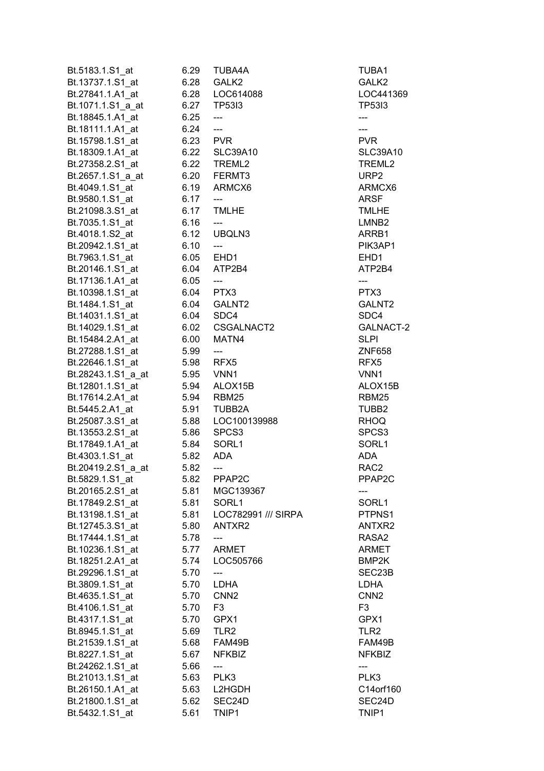| | | | |
|---|---|---|---|
| Bt.5183.1.S1_at | 6.29 | TUBA4A | TUBA1 |
| Bt.13737.1.S1_at | 6.28 | GALK2 | GALK2 |
| Bt.27841.1.A1_at | 6.28 | LOC614088 | LOC441369 |
| Bt.1071.1.S1_a_at | 6.27 | TP53I3 | TP53I3 |
| Bt.18845.1.A1_at | 6.25 | --- | --- |
| Bt.18111.1.A1_at | 6.24 | --- | --- |
| Bt.15798.1.S1_at | 6.23 | PVR | PVR |
| Bt.18309.1.A1_at | 6.22 | SLC39A10 | SLC39A10 |
| Bt.27358.2.S1_at | 6.22 | TREML2 | TREML2 |
| Bt.2657.1.S1_a_at | 6.20 | FERMT3 | URP2 |
| Bt.4049.1.S1_at | 6.19 | ARMCX6 | ARMCX6 |
| Bt.9580.1.S1_at | 6.17 | --- | ARSF |
| Bt.21098.3.S1_at | 6.17 | TMLHE | TMLHE |
| Bt.7035.1.S1_at | 6.16 | --- | LMNB2 |
| Bt.4018.1.S2_at | 6.12 | UBQLN3 | ARRB1 |
| Bt.20942.1.S1_at | 6.10 | --- | PIK3AP1 |
| Bt.7963.1.S1_at | 6.05 | EHD1 | EHD1 |
| Bt.20146.1.S1_at | 6.04 | ATP2B4 | ATP2B4 |
| Bt.17136.1.A1_at | 6.05 | --- | --- |
| Bt.10398.1.S1_at | 6.04 | PTX3 | PTX3 |
| Bt.1484.1.S1_at | 6.04 | GALNT2 | GALNT2 |
| Bt.14031.1.S1_at | 6.04 | SDC4 | SDC4 |
| Bt.14029.1.S1_at | 6.02 | CSGALNACT2 | GALNACT-2 |
| Bt.15484.2.A1_at | 6.00 | MATN4 | SLPI |
| Bt.27288.1.S1_at | 5.99 | --- | ZNF658 |
| Bt.22646.1.S1_at | 5.98 | RFX5 | RFX5 |
| Bt.28243.1.S1_a_at | 5.95 | VNN1 | VNN1 |
| Bt.12801.1.S1_at | 5.94 | ALOX15B | ALOX15B |
| Bt.17614.2.A1_at | 5.94 | RBM25 | RBM25 |
| Bt.5445.2.A1_at | 5.91 | TUBB2A | TUBB2 |
| Bt.25087.3.S1_at | 5.88 | LOC100139988 | RHOQ |
| Bt.13553.2.S1_at | 5.86 | SPCS3 | SPCS3 |
| Bt.17849.1.A1_at | 5.84 | SORL1 | SORL1 |
| Bt.4303.1.S1_at | 5.82 | ADA | ADA |
| Bt.20419.2.S1_a_at | 5.82 | --- | RAC2 |
| Bt.5829.1.S1_at | 5.82 | PPAP2C | PPAP2C |
| Bt.20165.2.S1_at | 5.81 | MGC139367 | --- |
| Bt.17849.2.S1_at | 5.81 | SORL1 | SORL1 |
| Bt.13198.1.S1_at | 5.81 | LOC782991 /// SIRPA | PTPNS1 |
| Bt.12745.3.S1_at | 5.80 | ANTXR2 | ANTXR2 |
| Bt.17444.1.S1_at | 5.78 | --- | RASA2 |
| Bt.10236.1.S1_at | 5.77 | ARMET | ARMET |
| Bt.18251.2.A1_at | 5.74 | LOC505766 | BMP2K |
| Bt.29296.1.S1_at | 5.70 | --- | SEC23B |
| Bt.3809.1.S1_at | 5.70 | LDHA | LDHA |
| Bt.4635.1.S1_at | 5.70 | CNN2 | CNN2 |
| Bt.4106.1.S1_at | 5.70 | F3 | F3 |
| Bt.4317.1.S1_at | 5.70 | GPX1 | GPX1 |
| Bt.8945.1.S1_at | 5.69 | TLR2 | TLR2 |
| Bt.21539.1.S1_at | 5.68 | FAM49B | FAM49B |
| Bt.8227.1.S1_at | 5.67 | NFKBIZ | NFKBIZ |
| Bt.24262.1.S1_at | 5.66 | --- | --- |
| Bt.21013.1.S1_at | 5.63 | PLK3 | PLK3 |
| Bt.26150.1.A1_at | 5.63 | L2HGDH | C14orf160 |
| Bt.21800.1.S1_at | 5.62 | SEC24D | SEC24D |
| Bt.5432.1.S1_at | 5.61 | TNIP1 | TNIP1 |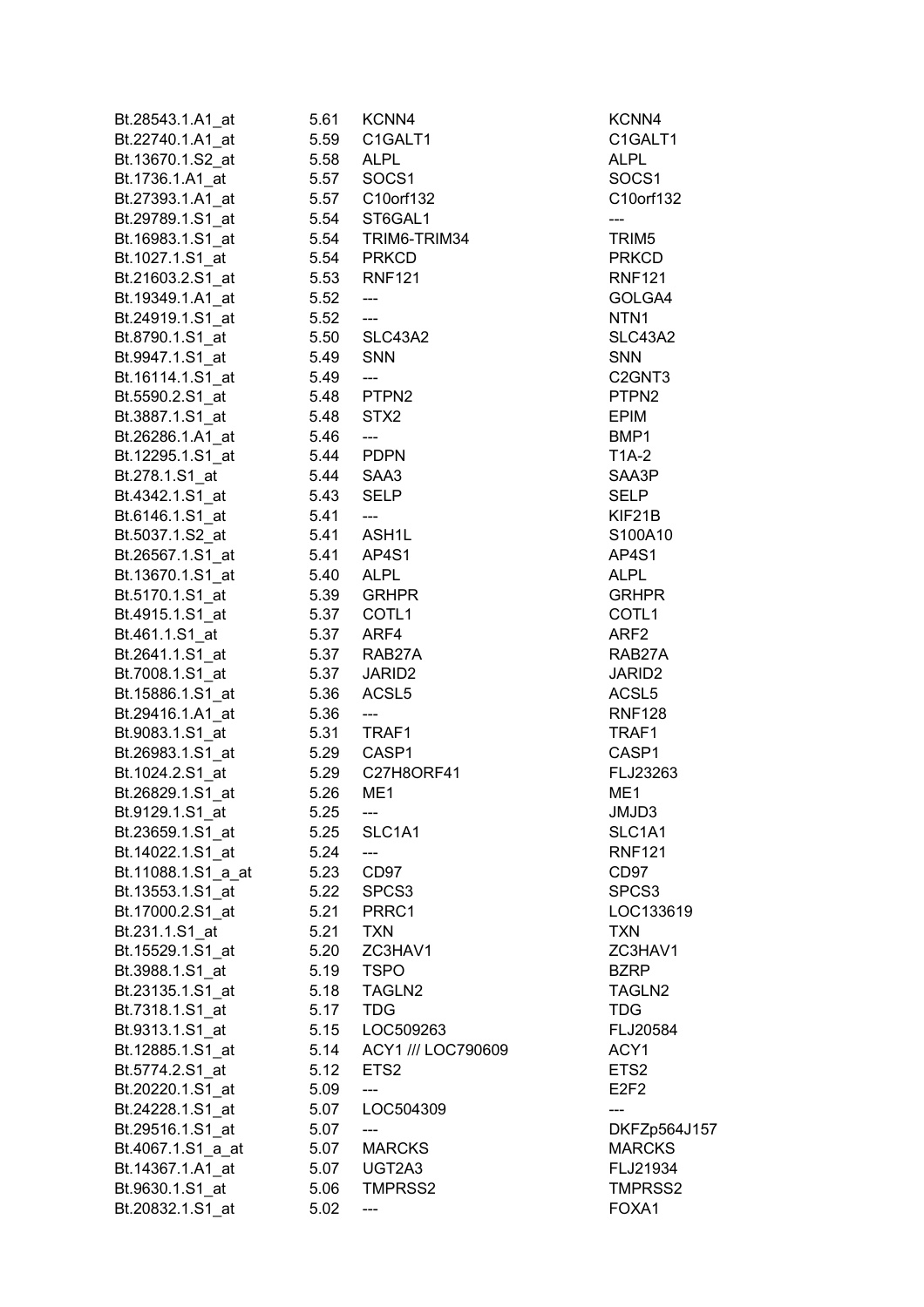| | | | |
|---|---|---|---|
| Bt.28543.1.A1_at | 5.61 | KCNN4 | KCNN4 |
| Bt.22740.1.A1_at | 5.59 | C1GALT1 | C1GALT1 |
| Bt.13670.1.S2_at | 5.58 | ALPL | ALPL |
| Bt.1736.1.A1_at | 5.57 | SOCS1 | SOCS1 |
| Bt.27393.1.A1_at | 5.57 | C10orf132 | C10orf132 |
| Bt.29789.1.S1_at | 5.54 | ST6GAL1 | --- |
| Bt.16983.1.S1_at | 5.54 | TRIM6-TRIM34 | TRIM5 |
| Bt.1027.1.S1_at | 5.54 | PRKCD | PRKCD |
| Bt.21603.2.S1_at | 5.53 | RNF121 | RNF121 |
| Bt.19349.1.A1_at | 5.52 | --- | GOLGA4 |
| Bt.24919.1.S1_at | 5.52 | --- | NTN1 |
| Bt.8790.1.S1_at | 5.50 | SLC43A2 | SLC43A2 |
| Bt.9947.1.S1_at | 5.49 | SNN | SNN |
| Bt.16114.1.S1_at | 5.49 | --- | C2GNT3 |
| Bt.5590.2.S1_at | 5.48 | PTPN2 | PTPN2 |
| Bt.3887.1.S1_at | 5.48 | STX2 | EPIM |
| Bt.26286.1.A1_at | 5.46 | --- | BMP1 |
| Bt.12295.1.S1_at | 5.44 | PDPN | T1A-2 |
| Bt.278.1.S1_at | 5.44 | SAA3 | SAA3P |
| Bt.4342.1.S1_at | 5.43 | SELP | SELP |
| Bt.6146.1.S1_at | 5.41 | --- | KIF21B |
| Bt.5037.1.S2_at | 5.41 | ASH1L | S100A10 |
| Bt.26567.1.S1_at | 5.41 | AP4S1 | AP4S1 |
| Bt.13670.1.S1_at | 5.40 | ALPL | ALPL |
| Bt.5170.1.S1_at | 5.39 | GRHPR | GRHPR |
| Bt.4915.1.S1_at | 5.37 | COTL1 | COTL1 |
| Bt.461.1.S1_at | 5.37 | ARF4 | ARF2 |
| Bt.2641.1.S1_at | 5.37 | RAB27A | RAB27A |
| Bt.7008.1.S1_at | 5.37 | JARID2 | JARID2 |
| Bt.15886.1.S1_at | 5.36 | ACSL5 | ACSL5 |
| Bt.29416.1.A1_at | 5.36 | --- | RNF128 |
| Bt.9083.1.S1_at | 5.31 | TRAF1 | TRAF1 |
| Bt.26983.1.S1_at | 5.29 | CASP1 | CASP1 |
| Bt.1024.2.S1_at | 5.29 | C27H8ORF41 | FLJ23263 |
| Bt.26829.1.S1_at | 5.26 | ME1 | ME1 |
| Bt.9129.1.S1_at | 5.25 | --- | JMJD3 |
| Bt.23659.1.S1_at | 5.25 | SLC1A1 | SLC1A1 |
| Bt.14022.1.S1_at | 5.24 | --- | RNF121 |
| Bt.11088.1.S1_a_at | 5.23 | CD97 | CD97 |
| Bt.13553.1.S1_at | 5.22 | SPCS3 | SPCS3 |
| Bt.17000.2.S1_at | 5.21 | PRRC1 | LOC133619 |
| Bt.231.1.S1_at | 5.21 | TXN | TXN |
| Bt.15529.1.S1_at | 5.20 | ZC3HAV1 | ZC3HAV1 |
| Bt.3988.1.S1_at | 5.19 | TSPO | BZRP |
| Bt.23135.1.S1_at | 5.18 | TAGLN2 | TAGLN2 |
| Bt.7318.1.S1_at | 5.17 | TDG | TDG |
| Bt.9313.1.S1_at | 5.15 | LOC509263 | FLJ20584 |
| Bt.12885.1.S1_at | 5.14 | ACY1 /// LOC790609 | ACY1 |
| Bt.5774.2.S1_at | 5.12 | ETS2 | ETS2 |
| Bt.20220.1.S1_at | 5.09 | --- | E2F2 |
| Bt.24228.1.S1_at | 5.07 | LOC504309 | --- |
| Bt.29516.1.S1_at | 5.07 | --- | DKFZp564J157 |
| Bt.4067.1.S1_a_at | 5.07 | MARCKS | MARCKS |
| Bt.14367.1.A1_at | 5.07 | UGT2A3 | FLJ21934 |
| Bt.9630.1.S1_at | 5.06 | TMPRSS2 | TMPRSS2 |
| Bt.20832.1.S1_at | 5.02 | --- | FOXA1 |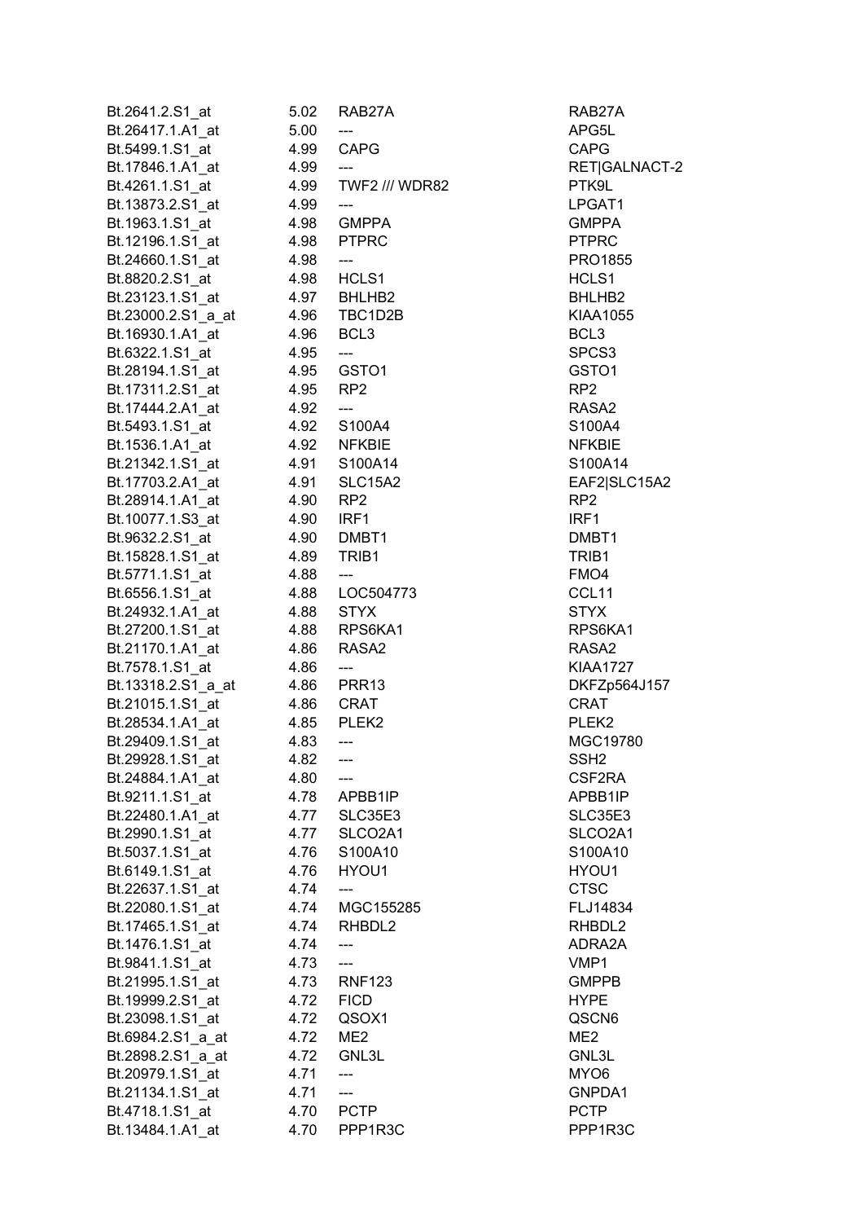| | | | |
|---|---|---|---|
| Bt.2641.2.S1_at | 5.02 | RAB27A | RAB27A |
| Bt.26417.1.A1_at | 5.00 | --- | APG5L |
| Bt.5499.1.S1_at | 4.99 | CAPG | CAPG |
| Bt.17846.1.A1_at | 4.99 | --- | RET\|GALNACT-2 |
| Bt.4261.1.S1_at | 4.99 | TWF2 /// WDR82 | PTK9L |
| Bt.13873.2.S1_at | 4.99 | --- | LPGAT1 |
| Bt.1963.1.S1_at | 4.98 | GMPPA | GMPPA |
| Bt.12196.1.S1_at | 4.98 | PTPRC | PTPRC |
| Bt.24660.1.S1_at | 4.98 | --- | PRO1855 |
| Bt.8820.2.S1_at | 4.98 | HCLS1 | HCLS1 |
| Bt.23123.1.S1_at | 4.97 | BHLHB2 | BHLHB2 |
| Bt.23000.2.S1_a_at | 4.96 | TBC1D2B | KIAA1055 |
| Bt.16930.1.A1_at | 4.96 | BCL3 | BCL3 |
| Bt.6322.1.S1_at | 4.95 | --- | SPCS3 |
| Bt.28194.1.S1_at | 4.95 | GSTO1 | GSTO1 |
| Bt.17311.2.S1_at | 4.95 | RP2 | RP2 |
| Bt.17444.2.A1_at | 4.92 | --- | RASA2 |
| Bt.5493.1.S1_at | 4.92 | S100A4 | S100A4 |
| Bt.1536.1.A1_at | 4.92 | NFKBIE | NFKBIE |
| Bt.21342.1.S1_at | 4.91 | S100A14 | S100A14 |
| Bt.17703.2.A1_at | 4.91 | SLC15A2 | EAF2\|SLC15A2 |
| Bt.28914.1.A1_at | 4.90 | RP2 | RP2 |
| Bt.10077.1.S3_at | 4.90 | IRF1 | IRF1 |
| Bt.9632.2.S1_at | 4.90 | DMBT1 | DMBT1 |
| Bt.15828.1.S1_at | 4.89 | TRIB1 | TRIB1 |
| Bt.5771.1.S1_at | 4.88 | --- | FMO4 |
| Bt.6556.1.S1_at | 4.88 | LOC504773 | CCL11 |
| Bt.24932.1.A1_at | 4.88 | STYX | STYX |
| Bt.27200.1.S1_at | 4.88 | RPS6KA1 | RPS6KA1 |
| Bt.21170.1.A1_at | 4.86 | RASA2 | RASA2 |
| Bt.7578.1.S1_at | 4.86 | --- | KIAA1727 |
| Bt.13318.2.S1_a_at | 4.86 | PRR13 | DKFZp564J157 |
| Bt.21015.1.S1_at | 4.86 | CRAT | CRAT |
| Bt.28534.1.A1_at | 4.85 | PLEK2 | PLEK2 |
| Bt.29409.1.S1_at | 4.83 | --- | MGC19780 |
| Bt.29928.1.S1_at | 4.82 | --- | SSH2 |
| Bt.24884.1.A1_at | 4.80 | --- | CSF2RA |
| Bt.9211.1.S1_at | 4.78 | APBB1IP | APBB1IP |
| Bt.22480.1.A1_at | 4.77 | SLC35E3 | SLC35E3 |
| Bt.2990.1.S1_at | 4.77 | SLCO2A1 | SLCO2A1 |
| Bt.5037.1.S1_at | 4.76 | S100A10 | S100A10 |
| Bt.6149.1.S1_at | 4.76 | HYOU1 | HYOU1 |
| Bt.22637.1.S1_at | 4.74 | --- | CTSC |
| Bt.22080.1.S1_at | 4.74 | MGC155285 | FLJ14834 |
| Bt.17465.1.S1_at | 4.74 | RHBDL2 | RHBDL2 |
| Bt.1476.1.S1_at | 4.74 | --- | ADRA2A |
| Bt.9841.1.S1_at | 4.73 | --- | VMP1 |
| Bt.21995.1.S1_at | 4.73 | RNF123 | GMPPB |
| Bt.19999.2.S1_at | 4.72 | FICD | HYPE |
| Bt.23098.1.S1_at | 4.72 | QSOX1 | QSCN6 |
| Bt.6984.2.S1_a_at | 4.72 | ME2 | ME2 |
| Bt.2898.2.S1_a_at | 4.72 | GNL3L | GNL3L |
| Bt.20979.1.S1_at | 4.71 | --- | MYO6 |
| Bt.21134.1.S1_at | 4.71 | --- | GNPDA1 |
| Bt.4718.1.S1_at | 4.70 | PCTP | PCTP |
| Bt.13484.1.A1_at | 4.70 | PPP1R3C | PPP1R3C |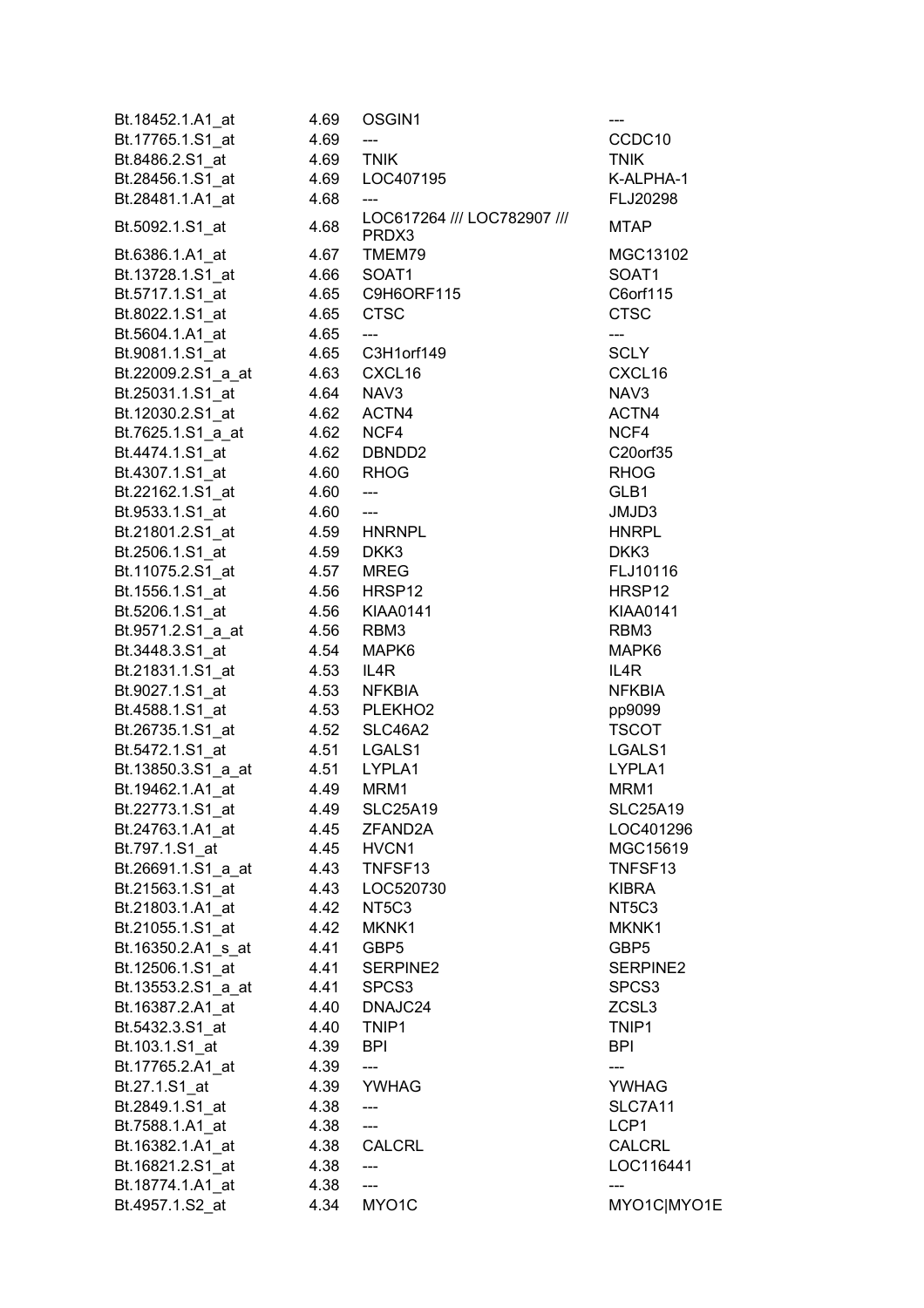| | | | |
|---|---|---|---|
| Bt.18452.1.A1_at | 4.69 | OSGIN1 | --- |
| Bt.17765.1.S1_at | 4.69 | --- | CCDC10 |
| Bt.8486.2.S1_at | 4.69 | TNIK | TNIK |
| Bt.28456.1.S1_at | 4.69 | LOC407195 | K-ALPHA-1 |
| Bt.28481.1.A1_at | 4.68 | --- | FLJ20298 |
| Bt.5092.1.S1_at | 4.68 | LOC617264 /// LOC782907 /// PRDX3 | MTAP |
| Bt.6386.1.A1_at | 4.67 | TMEM79 | MGC13102 |
| Bt.13728.1.S1_at | 4.66 | SOAT1 | SOAT1 |
| Bt.5717.1.S1_at | 4.65 | C9H6ORF115 | C6orf115 |
| Bt.8022.1.S1_at | 4.65 | CTSC | CTSC |
| Bt.5604.1.A1_at | 4.65 | --- | --- |
| Bt.9081.1.S1_at | 4.65 | C3H1orf149 | SCLY |
| Bt.22009.2.S1_a_at | 4.63 | CXCL16 | CXCL16 |
| Bt.25031.1.S1_at | 4.64 | NAV3 | NAV3 |
| Bt.12030.2.S1_at | 4.62 | ACTN4 | ACTN4 |
| Bt.7625.1.S1_a_at | 4.62 | NCF4 | NCF4 |
| Bt.4474.1.S1_at | 4.62 | DBNDD2 | C20orf35 |
| Bt.4307.1.S1_at | 4.60 | RHOG | RHOG |
| Bt.22162.1.S1_at | 4.60 | --- | GLB1 |
| Bt.9533.1.S1_at | 4.60 | --- | JMJD3 |
| Bt.21801.2.S1_at | 4.59 | HNRNPL | HNRPL |
| Bt.2506.1.S1_at | 4.59 | DKK3 | DKK3 |
| Bt.11075.2.S1_at | 4.57 | MREG | FLJ10116 |
| Bt.1556.1.S1_at | 4.56 | HRSP12 | HRSP12 |
| Bt.5206.1.S1_at | 4.56 | KIAA0141 | KIAA0141 |
| Bt.9571.2.S1_a_at | 4.56 | RBM3 | RBM3 |
| Bt.3448.3.S1_at | 4.54 | MAPK6 | MAPK6 |
| Bt.21831.1.S1_at | 4.53 | IL4R | IL4R |
| Bt.9027.1.S1_at | 4.53 | NFKBIA | NFKBIA |
| Bt.4588.1.S1_at | 4.53 | PLEKHO2 | pp9099 |
| Bt.26735.1.S1_at | 4.52 | SLC46A2 | TSCOT |
| Bt.5472.1.S1_at | 4.51 | LGALS1 | LGALS1 |
| Bt.13850.3.S1_a_at | 4.51 | LYPLA1 | LYPLA1 |
| Bt.19462.1.A1_at | 4.49 | MRM1 | MRM1 |
| Bt.22773.1.S1_at | 4.49 | SLC25A19 | SLC25A19 |
| Bt.24763.1.A1_at | 4.45 | ZFAND2A | LOC401296 |
| Bt.797.1.S1_at | 4.45 | HVCN1 | MGC15619 |
| Bt.26691.1.S1_a_at | 4.43 | TNFSF13 | TNFSF13 |
| Bt.21563.1.S1_at | 4.43 | LOC520730 | KIBRA |
| Bt.21803.1.A1_at | 4.42 | NT5C3 | NT5C3 |
| Bt.21055.1.S1_at | 4.42 | MKNK1 | MKNK1 |
| Bt.16350.2.A1_s_at | 4.41 | GBP5 | GBP5 |
| Bt.12506.1.S1_at | 4.41 | SERPINE2 | SERPINE2 |
| Bt.13553.2.S1_a_at | 4.41 | SPCS3 | SPCS3 |
| Bt.16387.2.A1_at | 4.40 | DNAJC24 | ZCSL3 |
| Bt.5432.3.S1_at | 4.40 | TNIP1 | TNIP1 |
| Bt.103.1.S1_at | 4.39 | BPI | BPI |
| Bt.17765.2.A1_at | 4.39 | --- | --- |
| Bt.27.1.S1_at | 4.39 | YWHAG | YWHAG |
| Bt.2849.1.S1_at | 4.38 | --- | SLC7A11 |
| Bt.7588.1.A1_at | 4.38 | --- | LCP1 |
| Bt.16382.1.A1_at | 4.38 | CALCRL | CALCRL |
| Bt.16821.2.S1_at | 4.38 | --- | LOC116441 |
| Bt.18774.1.A1_at | 4.38 | --- | --- |
| Bt.4957.1.S2_at | 4.34 | MYO1C | MYO1C\|MYO1E |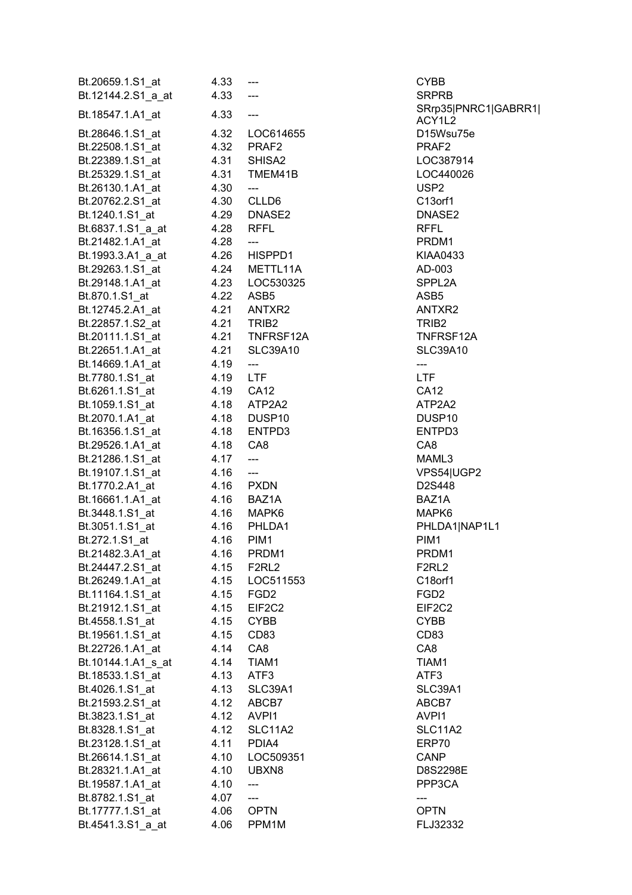| | | | |
|---|---|---|---|
| Bt.20659.1.S1_at | 4.33 | --- | CYBB |
| Bt.12144.2.S1_a_at | 4.33 | --- | SRPRB |
| Bt.18547.1.A1_at | 4.33 | --- | SRrp35\|PNRC1\|GABRR1\|ACY1L2 |
| Bt.28646.1.S1_at | 4.32 | LOC614655 | D15Wsu75e |
| Bt.22508.1.S1_at | 4.32 | PRAF2 | PRAF2 |
| Bt.22389.1.S1_at | 4.31 | SHISA2 | LOC387914 |
| Bt.25329.1.S1_at | 4.31 | TMEM41B | LOC440026 |
| Bt.26130.1.A1_at | 4.30 | --- | USP2 |
| Bt.20762.2.S1_at | 4.30 | CLLD6 | C13orf1 |
| Bt.1240.1.S1_at | 4.29 | DNASE2 | DNASE2 |
| Bt.6837.1.S1_a_at | 4.28 | RFFL | RFFL |
| Bt.21482.1.A1_at | 4.28 | --- | PRDM1 |
| Bt.1993.3.A1_a_at | 4.26 | HISPPD1 | KIAA0433 |
| Bt.29263.1.S1_at | 4.24 | METTL11A | AD-003 |
| Bt.29148.1.A1_at | 4.23 | LOC530325 | SPPL2A |
| Bt.870.1.S1_at | 4.22 | ASB5 | ASB5 |
| Bt.12745.2.A1_at | 4.21 | ANTXR2 | ANTXR2 |
| Bt.22857.1.S2_at | 4.21 | TRIB2 | TRIB2 |
| Bt.20111.1.S1_at | 4.21 | TNFRSF12A | TNFRSF12A |
| Bt.22651.1.A1_at | 4.21 | SLC39A10 | SLC39A10 |
| Bt.14669.1.A1_at | 4.19 | --- | --- |
| Bt.7780.1.S1_at | 4.19 | LTF | LTF |
| Bt.6261.1.S1_at | 4.19 | CA12 | CA12 |
| Bt.1059.1.S1_at | 4.18 | ATP2A2 | ATP2A2 |
| Bt.2070.1.A1_at | 4.18 | DUSP10 | DUSP10 |
| Bt.16356.1.S1_at | 4.18 | ENTPD3 | ENTPD3 |
| Bt.29526.1.A1_at | 4.18 | CA8 | CA8 |
| Bt.21286.1.S1_at | 4.17 | --- | MAML3 |
| Bt.19107.1.S1_at | 4.16 | --- | VPS54\|UGP2 |
| Bt.1770.2.A1_at | 4.16 | PXDN | D2S448 |
| Bt.16661.1.A1_at | 4.16 | BAZ1A | BAZ1A |
| Bt.3448.1.S1_at | 4.16 | MAPK6 | MAPK6 |
| Bt.3051.1.S1_at | 4.16 | PHLDA1 | PHLDA1\|NAP1L1 |
| Bt.272.1.S1_at | 4.16 | PIM1 | PIM1 |
| Bt.21482.3.A1_at | 4.16 | PRDM1 | PRDM1 |
| Bt.24447.2.S1_at | 4.15 | F2RL2 | F2RL2 |
| Bt.26249.1.A1_at | 4.15 | LOC511553 | C18orf1 |
| Bt.11164.1.S1_at | 4.15 | FGD2 | FGD2 |
| Bt.21912.1.S1_at | 4.15 | EIF2C2 | EIF2C2 |
| Bt.4558.1.S1_at | 4.15 | CYBB | CYBB |
| Bt.19561.1.S1_at | 4.15 | CD83 | CD83 |
| Bt.22726.1.A1_at | 4.14 | CA8 | CA8 |
| Bt.10144.1.A1_s_at | 4.14 | TIAM1 | TIAM1 |
| Bt.18533.1.S1_at | 4.13 | ATF3 | ATF3 |
| Bt.4026.1.S1_at | 4.13 | SLC39A1 | SLC39A1 |
| Bt.21593.2.S1_at | 4.12 | ABCB7 | ABCB7 |
| Bt.3823.1.S1_at | 4.12 | AVPI1 | AVPI1 |
| Bt.8328.1.S1_at | 4.12 | SLC11A2 | SLC11A2 |
| Bt.23128.1.S1_at | 4.11 | PDIA4 | ERP70 |
| Bt.26614.1.S1_at | 4.10 | LOC509351 | CANP |
| Bt.28321.1.A1_at | 4.10 | UBXN8 | D8S2298E |
| Bt.19587.1.A1_at | 4.10 | --- | PPP3CA |
| Bt.8782.1.S1_at | 4.07 | --- | --- |
| Bt.17777.1.S1_at | 4.06 | OPTN | OPTN |
| Bt.4541.3.S1_a_at | 4.06 | PPM1M | FLJ32332 |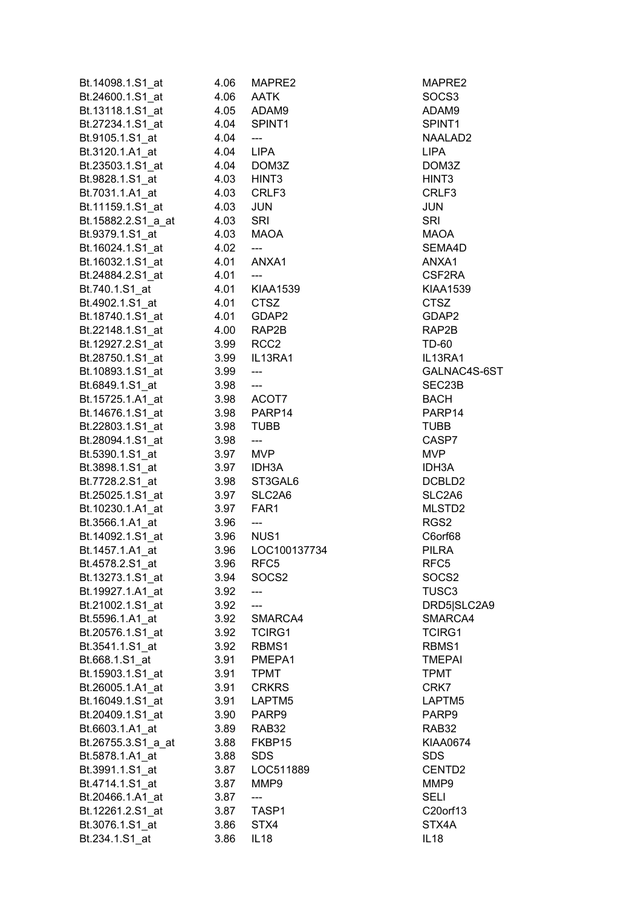| | | | |
|---|---|---|---|
| Bt.14098.1.S1_at | 4.06 | MAPRE2 | MAPRE2 |
| Bt.24600.1.S1_at | 4.06 | AATK | SOCS3 |
| Bt.13118.1.S1_at | 4.05 | ADAM9 | ADAM9 |
| Bt.27234.1.S1_at | 4.04 | SPINT1 | SPINT1 |
| Bt.9105.1.S1_at | 4.04 | --- | NAALAD2 |
| Bt.3120.1.A1_at | 4.04 | LIPA | LIPA |
| Bt.23503.1.S1_at | 4.04 | DOM3Z | DOM3Z |
| Bt.9828.1.S1_at | 4.03 | HINT3 | HINT3 |
| Bt.7031.1.A1_at | 4.03 | CRLF3 | CRLF3 |
| Bt.11159.1.S1_at | 4.03 | JUN | JUN |
| Bt.15882.2.S1_a_at | 4.03 | SRI | SRI |
| Bt.9379.1.S1_at | 4.03 | MAOA | MAOA |
| Bt.16024.1.S1_at | 4.02 | --- | SEMA4D |
| Bt.16032.1.S1_at | 4.01 | ANXA1 | ANXA1 |
| Bt.24884.2.S1_at | 4.01 | --- | CSF2RA |
| Bt.740.1.S1_at | 4.01 | KIAA1539 | KIAA1539 |
| Bt.4902.1.S1_at | 4.01 | CTSZ | CTSZ |
| Bt.18740.1.S1_at | 4.01 | GDAP2 | GDAP2 |
| Bt.22148.1.S1_at | 4.00 | RAP2B | RAP2B |
| Bt.12927.2.S1_at | 3.99 | RCC2 | TD-60 |
| Bt.28750.1.S1_at | 3.99 | IL13RA1 | IL13RA1 |
| Bt.10893.1.S1_at | 3.99 | --- | GALNAC4S-6ST |
| Bt.6849.1.S1_at | 3.98 | --- | SEC23B |
| Bt.15725.1.A1_at | 3.98 | ACOT7 | BACH |
| Bt.14676.1.S1_at | 3.98 | PARP14 | PARP14 |
| Bt.22803.1.S1_at | 3.98 | TUBB | TUBB |
| Bt.28094.1.S1_at | 3.98 | --- | CASP7 |
| Bt.5390.1.S1_at | 3.97 | MVP | MVP |
| Bt.3898.1.S1_at | 3.97 | IDH3A | IDH3A |
| Bt.7728.2.S1_at | 3.98 | ST3GAL6 | DCBLD2 |
| Bt.25025.1.S1_at | 3.97 | SLC2A6 | SLC2A6 |
| Bt.10230.1.A1_at | 3.97 | FAR1 | MLSTD2 |
| Bt.3566.1.A1_at | 3.96 | --- | RGS2 |
| Bt.14092.1.S1_at | 3.96 | NUS1 | C6orf68 |
| Bt.1457.1.A1_at | 3.96 | LOC100137734 | PILRA |
| Bt.4578.2.S1_at | 3.96 | RFC5 | RFC5 |
| Bt.13273.1.S1_at | 3.94 | SOCS2 | SOCS2 |
| Bt.19927.1.A1_at | 3.92 | --- | TUSC3 |
| Bt.21002.1.S1_at | 3.92 | --- | DRD5\|SLC2A9 |
| Bt.5596.1.A1_at | 3.92 | SMARCA4 | SMARCA4 |
| Bt.20576.1.S1_at | 3.92 | TCIRG1 | TCIRG1 |
| Bt.3541.1.S1_at | 3.92 | RBMS1 | RBMS1 |
| Bt.668.1.S1_at | 3.91 | PMEPA1 | TMEPAI |
| Bt.15903.1.S1_at | 3.91 | TPMT | TPMT |
| Bt.26005.1.A1_at | 3.91 | CRKRS | CRK7 |
| Bt.16049.1.S1_at | 3.91 | LAPTM5 | LAPTM5 |
| Bt.20409.1.S1_at | 3.90 | PARP9 | PARP9 |
| Bt.6603.1.A1_at | 3.89 | RAB32 | RAB32 |
| Bt.26755.3.S1_a_at | 3.88 | FKBP15 | KIAA0674 |
| Bt.5878.1.A1_at | 3.88 | SDS | SDS |
| Bt.3991.1.S1_at | 3.87 | LOC511889 | CENTD2 |
| Bt.4714.1.S1_at | 3.87 | MMP9 | MMP9 |
| Bt.20466.1.A1_at | 3.87 | --- | SELI |
| Bt.12261.2.S1_at | 3.87 | TASP1 | C20orf13 |
| Bt.3076.1.S1_at | 3.86 | STX4 | STX4A |
| Bt.234.1.S1_at | 3.86 | IL18 | IL18 |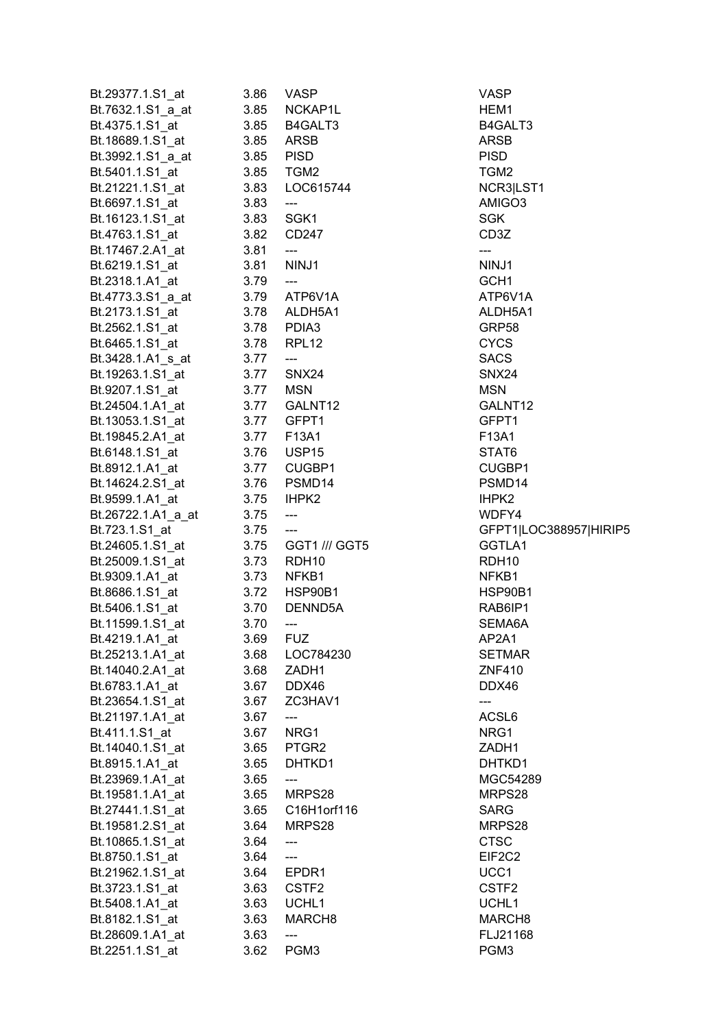| | | | |
|---|---|---|---|
| Bt.29377.1.S1_at | 3.86 | VASP | VASP |
| Bt.7632.1.S1_a_at | 3.85 | NCKAP1L | HEM1 |
| Bt.4375.1.S1_at | 3.85 | B4GALT3 | B4GALT3 |
| Bt.18689.1.S1_at | 3.85 | ARSB | ARSB |
| Bt.3992.1.S1_a_at | 3.85 | PISD | PISD |
| Bt.5401.1.S1_at | 3.85 | TGM2 | TGM2 |
| Bt.21221.1.S1_at | 3.83 | LOC615744 | NCR3\|LST1 |
| Bt.6697.1.S1_at | 3.83 | --- | AMIGO3 |
| Bt.16123.1.S1_at | 3.83 | SGK1 | SGK |
| Bt.4763.1.S1_at | 3.82 | CD247 | CD3Z |
| Bt.17467.2.A1_at | 3.81 | --- | --- |
| Bt.6219.1.S1_at | 3.81 | NINJ1 | NINJ1 |
| Bt.2318.1.A1_at | 3.79 | --- | GCH1 |
| Bt.4773.3.S1_a_at | 3.79 | ATP6V1A | ATP6V1A |
| Bt.2173.1.S1_at | 3.78 | ALDH5A1 | ALDH5A1 |
| Bt.2562.1.S1_at | 3.78 | PDIA3 | GRP58 |
| Bt.6465.1.S1_at | 3.78 | RPL12 | CYCS |
| Bt.3428.1.A1_s_at | 3.77 | --- | SACS |
| Bt.19263.1.S1_at | 3.77 | SNX24 | SNX24 |
| Bt.9207.1.S1_at | 3.77 | MSN | MSN |
| Bt.24504.1.A1_at | 3.77 | GALNT12 | GALNT12 |
| Bt.13053.1.S1_at | 3.77 | GFPT1 | GFPT1 |
| Bt.19845.2.A1_at | 3.77 | F13A1 | F13A1 |
| Bt.6148.1.S1_at | 3.76 | USP15 | STAT6 |
| Bt.8912.1.A1_at | 3.77 | CUGBP1 | CUGBP1 |
| Bt.14624.2.S1_at | 3.76 | PSMD14 | PSMD14 |
| Bt.9599.1.A1_at | 3.75 | IHPK2 | IHPK2 |
| Bt.26722.1.A1_a_at | 3.75 | --- | WDFY4 |
| Bt.723.1.S1_at | 3.75 | --- | GFPT1\|LOC388957\|HIRIP5 |
| Bt.24605.1.S1_at | 3.75 | GGT1 /// GGT5 | GGTLA1 |
| Bt.25009.1.S1_at | 3.73 | RDH10 | RDH10 |
| Bt.9309.1.A1_at | 3.73 | NFKB1 | NFKB1 |
| Bt.8686.1.S1_at | 3.72 | HSP90B1 | HSP90B1 |
| Bt.5406.1.S1_at | 3.70 | DENND5A | RAB6IP1 |
| Bt.11599.1.S1_at | 3.70 | --- | SEMA6A |
| Bt.4219.1.A1_at | 3.69 | FUZ | AP2A1 |
| Bt.25213.1.A1_at | 3.68 | LOC784230 | SETMAR |
| Bt.14040.2.A1_at | 3.68 | ZADH1 | ZNF410 |
| Bt.6783.1.A1_at | 3.67 | DDX46 | DDX46 |
| Bt.23654.1.S1_at | 3.67 | ZC3HAV1 | --- |
| Bt.21197.1.A1_at | 3.67 | --- | ACSL6 |
| Bt.411.1.S1_at | 3.67 | NRG1 | NRG1 |
| Bt.14040.1.S1_at | 3.65 | PTGR2 | ZADH1 |
| Bt.8915.1.A1_at | 3.65 | DHTKD1 | DHTKD1 |
| Bt.23969.1.A1_at | 3.65 | --- | MGC54289 |
| Bt.19581.1.A1_at | 3.65 | MRPS28 | MRPS28 |
| Bt.27441.1.S1_at | 3.65 | C16H1orf116 | SARG |
| Bt.19581.2.S1_at | 3.64 | MRPS28 | MRPS28 |
| Bt.10865.1.S1_at | 3.64 | --- | CTSC |
| Bt.8750.1.S1_at | 3.64 | --- | EIF2C2 |
| Bt.21962.1.S1_at | 3.64 | EPDR1 | UCC1 |
| Bt.3723.1.S1_at | 3.63 | CSTF2 | CSTF2 |
| Bt.5408.1.A1_at | 3.63 | UCHL1 | UCHL1 |
| Bt.8182.1.S1_at | 3.63 | MARCH8 | MARCH8 |
| Bt.28609.1.A1_at | 3.63 | --- | FLJ21168 |
| Bt.2251.1.S1_at | 3.62 | PGM3 | PGM3 |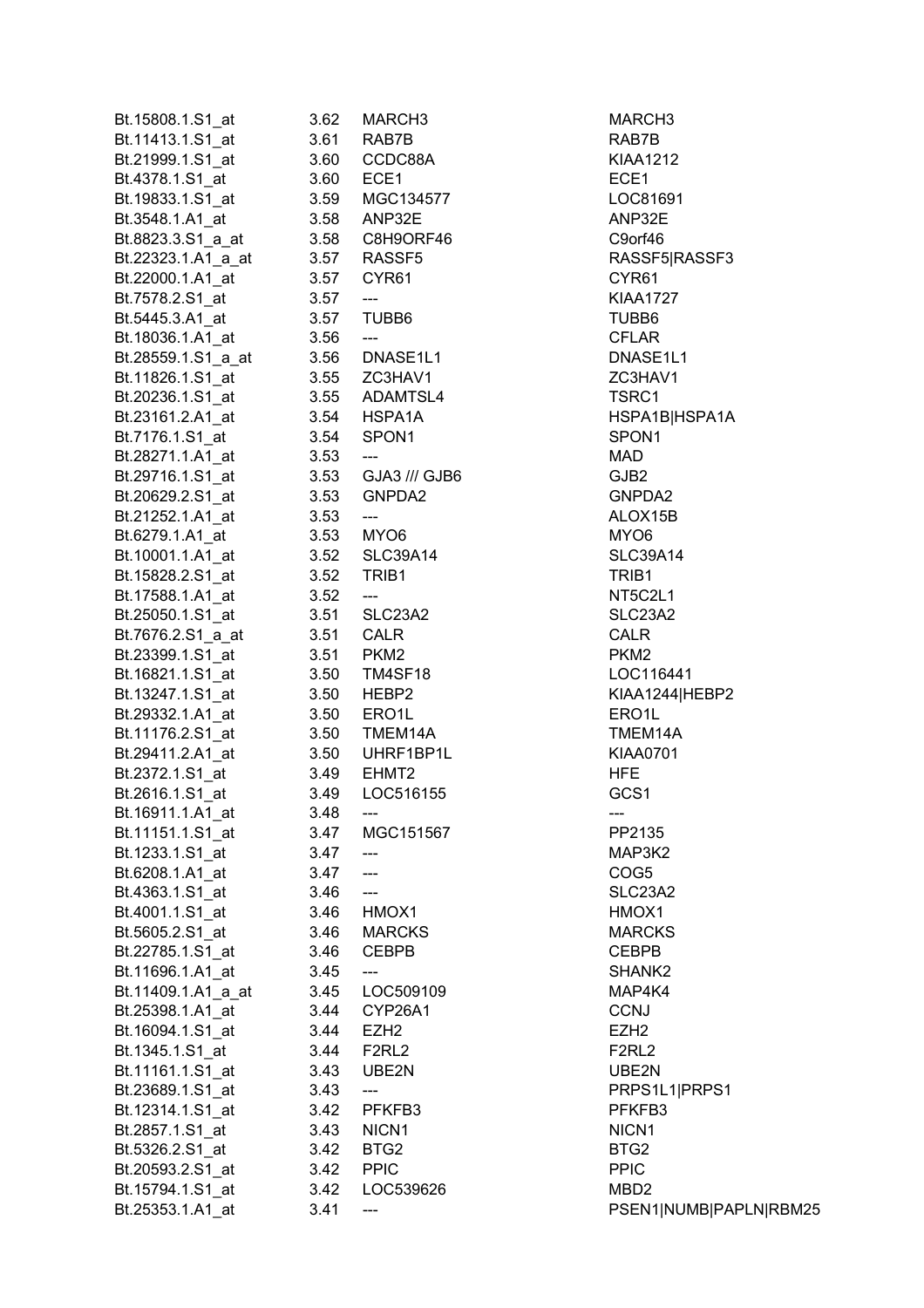| | | | |
|---|---|---|---|
| Bt.15808.1.S1_at | 3.62 | MARCH3 | MARCH3 |
| Bt.11413.1.S1_at | 3.61 | RAB7B | RAB7B |
| Bt.21999.1.S1_at | 3.60 | CCDC88A | KIAA1212 |
| Bt.4378.1.S1_at | 3.60 | ECE1 | ECE1 |
| Bt.19833.1.S1_at | 3.59 | MGC134577 | LOC81691 |
| Bt.3548.1.A1_at | 3.58 | ANP32E | ANP32E |
| Bt.8823.3.S1_a_at | 3.58 | C8H9ORF46 | C9orf46 |
| Bt.22323.1.A1_a_at | 3.57 | RASSF5 | RASSF5\|RASSF3 |
| Bt.22000.1.A1_at | 3.57 | CYR61 | CYR61 |
| Bt.7578.2.S1_at | 3.57 | --- | KIAA1727 |
| Bt.5445.3.A1_at | 3.57 | TUBB6 | TUBB6 |
| Bt.18036.1.A1_at | 3.56 | --- | CFLAR |
| Bt.28559.1.S1_a_at | 3.56 | DNASE1L1 | DNASE1L1 |
| Bt.11826.1.S1_at | 3.55 | ZC3HAV1 | ZC3HAV1 |
| Bt.20236.1.S1_at | 3.55 | ADAMTSL4 | TSRC1 |
| Bt.23161.2.A1_at | 3.54 | HSPA1A | HSPA1B\|HSPA1A |
| Bt.7176.1.S1_at | 3.54 | SPON1 | SPON1 |
| Bt.28271.1.A1_at | 3.53 | --- | MAD |
| Bt.29716.1.S1_at | 3.53 | GJA3 /// GJB6 | GJB2 |
| Bt.20629.2.S1_at | 3.53 | GNPDA2 | GNPDA2 |
| Bt.21252.1.A1_at | 3.53 | --- | ALOX15B |
| Bt.6279.1.A1_at | 3.53 | MYO6 | MYO6 |
| Bt.10001.1.A1_at | 3.52 | SLC39A14 | SLC39A14 |
| Bt.15828.2.S1_at | 3.52 | TRIB1 | TRIB1 |
| Bt.17588.1.A1_at | 3.52 | --- | NT5C2L1 |
| Bt.25050.1.S1_at | 3.51 | SLC23A2 | SLC23A2 |
| Bt.7676.2.S1_a_at | 3.51 | CALR | CALR |
| Bt.23399.1.S1_at | 3.51 | PKM2 | PKM2 |
| Bt.16821.1.S1_at | 3.50 | TM4SF18 | LOC116441 |
| Bt.13247.1.S1_at | 3.50 | HEBP2 | KIAA1244\|HEBP2 |
| Bt.29332.1.A1_at | 3.50 | ERO1L | ERO1L |
| Bt.11176.2.S1_at | 3.50 | TMEM14A | TMEM14A |
| Bt.29411.2.A1_at | 3.50 | UHRF1BP1L | KIAA0701 |
| Bt.2372.1.S1_at | 3.49 | EHMT2 | HFE |
| Bt.2616.1.S1_at | 3.49 | LOC516155 | GCS1 |
| Bt.16911.1.A1_at | 3.48 | --- | --- |
| Bt.11151.1.S1_at | 3.47 | MGC151567 | PP2135 |
| Bt.1233.1.S1_at | 3.47 | --- | MAP3K2 |
| Bt.6208.1.A1_at | 3.47 | --- | COG5 |
| Bt.4363.1.S1_at | 3.46 | --- | SLC23A2 |
| Bt.4001.1.S1_at | 3.46 | HMOX1 | HMOX1 |
| Bt.5605.2.S1_at | 3.46 | MARCKS | MARCKS |
| Bt.22785.1.S1_at | 3.46 | CEBPB | CEBPB |
| Bt.11696.1.A1_at | 3.45 | --- | SHANK2 |
| Bt.11409.1.A1_a_at | 3.45 | LOC509109 | MAP4K4 |
| Bt.25398.1.A1_at | 3.44 | CYP26A1 | CCNJ |
| Bt.16094.1.S1_at | 3.44 | EZH2 | EZH2 |
| Bt.1345.1.S1_at | 3.44 | F2RL2 | F2RL2 |
| Bt.11161.1.S1_at | 3.43 | UBE2N | UBE2N |
| Bt.23689.1.S1_at | 3.43 | --- | PRPS1L1\|PRPS1 |
| Bt.12314.1.S1_at | 3.42 | PFKFB3 | PFKFB3 |
| Bt.2857.1.S1_at | 3.43 | NICN1 | NICN1 |
| Bt.5326.2.S1_at | 3.42 | BTG2 | BTG2 |
| Bt.20593.2.S1_at | 3.42 | PPIC | PPIC |
| Bt.15794.1.S1_at | 3.42 | LOC539626 | MBD2 |
| Bt.25353.1.A1_at | 3.41 | --- | PSEN1\|NUMB\|PAPLN\|RBM25 |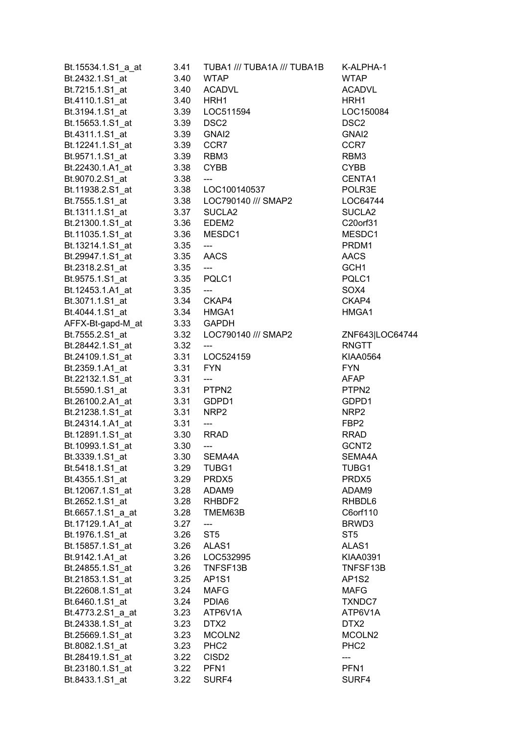| | | | |
|---|---|---|---|
| Bt.15534.1.S1_a_at | 3.41 | TUBA1 /// TUBA1A /// TUBA1B | K-ALPHA-1 |
| Bt.2432.1.S1_at | 3.40 | WTAP | WTAP |
| Bt.7215.1.S1_at | 3.40 | ACADVL | ACADVL |
| Bt.4110.1.S1_at | 3.40 | HRH1 | HRH1 |
| Bt.3194.1.S1_at | 3.39 | LOC511594 | LOC150084 |
| Bt.15653.1.S1_at | 3.39 | DSC2 | DSC2 |
| Bt.4311.1.S1_at | 3.39 | GNAI2 | GNAI2 |
| Bt.12241.1.S1_at | 3.39 | CCR7 | CCR7 |
| Bt.9571.1.S1_at | 3.39 | RBM3 | RBM3 |
| Bt.22430.1.A1_at | 3.38 | CYBB | CYBB |
| Bt.9070.2.S1_at | 3.38 | --- | CENTA1 |
| Bt.11938.2.S1_at | 3.38 | LOC100140537 | POLR3E |
| Bt.7555.1.S1_at | 3.38 | LOC790140 /// SMAP2 | LOC64744 |
| Bt.1311.1.S1_at | 3.37 | SUCLA2 | SUCLA2 |
| Bt.21300.1.S1_at | 3.36 | EDEM2 | C20orf31 |
| Bt.11035.1.S1_at | 3.36 | MESDC1 | MESDC1 |
| Bt.13214.1.S1_at | 3.35 | --- | PRDM1 |
| Bt.29947.1.S1_at | 3.35 | AACS | AACS |
| Bt.2318.2.S1_at | 3.35 | --- | GCH1 |
| Bt.9575.1.S1_at | 3.35 | PQLC1 | PQLC1 |
| Bt.12453.1.A1_at | 3.35 | --- | SOX4 |
| Bt.3071.1.S1_at | 3.34 | CKAP4 | CKAP4 |
| Bt.4044.1.S1_at | 3.34 | HMGA1 | HMGA1 |
| AFFX-Bt-gapd-M_at | 3.33 | GAPDH | |
| Bt.7555.2.S1_at | 3.32 | LOC790140 /// SMAP2 | ZNF643\|LOC64744 |
| Bt.28442.1.S1_at | 3.32 | --- | RNGTT |
| Bt.24109.1.S1_at | 3.31 | LOC524159 | KIAA0564 |
| Bt.2359.1.A1_at | 3.31 | FYN | FYN |
| Bt.22132.1.S1_at | 3.31 | --- | AFAP |
| Bt.5590.1.S1_at | 3.31 | PTPN2 | PTPN2 |
| Bt.26100.2.A1_at | 3.31 | GDPD1 | GDPD1 |
| Bt.21238.1.S1_at | 3.31 | NRP2 | NRP2 |
| Bt.24314.1.A1_at | 3.31 | --- | FBP2 |
| Bt.12891.1.S1_at | 3.30 | RRAD | RRAD |
| Bt.10993.1.S1_at | 3.30 | --- | GCNT2 |
| Bt.3339.1.S1_at | 3.30 | SEMA4A | SEMA4A |
| Bt.5418.1.S1_at | 3.29 | TUBG1 | TUBG1 |
| Bt.4355.1.S1_at | 3.29 | PRDX5 | PRDX5 |
| Bt.12067.1.S1_at | 3.28 | ADAM9 | ADAM9 |
| Bt.2652.1.S1_at | 3.28 | RHBDF2 | RHBDL6 |
| Bt.6657.1.S1_a_at | 3.28 | TMEM63B | C6orf110 |
| Bt.17129.1.A1_at | 3.27 | --- | BRWD3 |
| Bt.1976.1.S1_at | 3.26 | ST5 | ST5 |
| Bt.15857.1.S1_at | 3.26 | ALAS1 | ALAS1 |
| Bt.9142.1.A1_at | 3.26 | LOC532995 | KIAA0391 |
| Bt.24855.1.S1_at | 3.26 | TNFSF13B | TNFSF13B |
| Bt.21853.1.S1_at | 3.25 | AP1S1 | AP1S2 |
| Bt.22608.1.S1_at | 3.24 | MAFG | MAFG |
| Bt.6460.1.S1_at | 3.24 | PDIA6 | TXNDC7 |
| Bt.4773.2.S1_a_at | 3.23 | ATP6V1A | ATP6V1A |
| Bt.24338.1.S1_at | 3.23 | DTX2 | DTX2 |
| Bt.25669.1.S1_at | 3.23 | MCOLN2 | MCOLN2 |
| Bt.8082.1.S1_at | 3.23 | PHC2 | PHC2 |
| Bt.28419.1.S1_at | 3.22 | CISD2 | --- |
| Bt.23180.1.S1_at | 3.22 | PFN1 | PFN1 |
| Bt.8433.1.S1_at | 3.22 | SURF4 | SURF4 |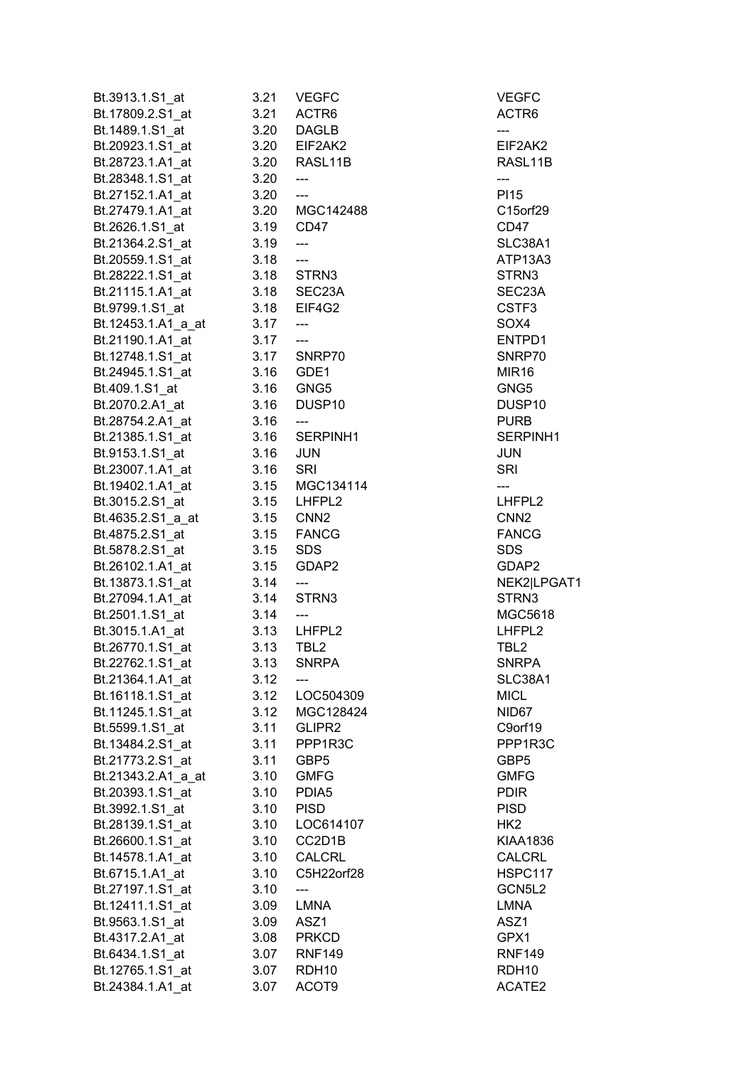| | | | |
|---|---|---|---|
| Bt.3913.1.S1_at | 3.21 | VEGFC | VEGFC |
| Bt.17809.2.S1_at | 3.21 | ACTR6 | ACTR6 |
| Bt.1489.1.S1_at | 3.20 | DAGLB | --- |
| Bt.20923.1.S1_at | 3.20 | EIF2AK2 | EIF2AK2 |
| Bt.28723.1.A1_at | 3.20 | RASL11B | RASL11B |
| Bt.28348.1.S1_at | 3.20 | --- | --- |
| Bt.27152.1.A1_at | 3.20 | --- | PI15 |
| Bt.27479.1.A1_at | 3.20 | MGC142488 | C15orf29 |
| Bt.2626.1.S1_at | 3.19 | CD47 | CD47 |
| Bt.21364.2.S1_at | 3.19 | --- | SLC38A1 |
| Bt.20559.1.S1_at | 3.18 | --- | ATP13A3 |
| Bt.28222.1.S1_at | 3.18 | STRN3 | STRN3 |
| Bt.21115.1.A1_at | 3.18 | SEC23A | SEC23A |
| Bt.9799.1.S1_at | 3.18 | EIF4G2 | CSTF3 |
| Bt.12453.1.A1_a_at | 3.17 | --- | SOX4 |
| Bt.21190.1.A1_at | 3.17 | --- | ENTPD1 |
| Bt.12748.1.S1_at | 3.17 | SNRP70 | SNRP70 |
| Bt.24945.1.S1_at | 3.16 | GDE1 | MIR16 |
| Bt.409.1.S1_at | 3.16 | GNG5 | GNG5 |
| Bt.2070.2.A1_at | 3.16 | DUSP10 | DUSP10 |
| Bt.28754.2.A1_at | 3.16 | --- | PURB |
| Bt.21385.1.S1_at | 3.16 | SERPINH1 | SERPINH1 |
| Bt.9153.1.S1_at | 3.16 | JUN | JUN |
| Bt.23007.1.A1_at | 3.16 | SRI | SRI |
| Bt.19402.1.A1_at | 3.15 | MGC134114 | --- |
| Bt.3015.2.S1_at | 3.15 | LHFPL2 | LHFPL2 |
| Bt.4635.2.S1_a_at | 3.15 | CNN2 | CNN2 |
| Bt.4875.2.S1_at | 3.15 | FANCG | FANCG |
| Bt.5878.2.S1_at | 3.15 | SDS | SDS |
| Bt.26102.1.A1_at | 3.15 | GDAP2 | GDAP2 |
| Bt.13873.1.S1_at | 3.14 | --- | NEK2\|LPGAT1 |
| Bt.27094.1.A1_at | 3.14 | STRN3 | STRN3 |
| Bt.2501.1.S1_at | 3.14 | --- | MGC5618 |
| Bt.3015.1.A1_at | 3.13 | LHFPL2 | LHFPL2 |
| Bt.26770.1.S1_at | 3.13 | TBL2 | TBL2 |
| Bt.22762.1.S1_at | 3.13 | SNRPA | SNRPA |
| Bt.21364.1.A1_at | 3.12 | --- | SLC38A1 |
| Bt.16118.1.S1_at | 3.12 | LOC504309 | MICL |
| Bt.11245.1.S1_at | 3.12 | MGC128424 | NID67 |
| Bt.5599.1.S1_at | 3.11 | GLIPR2 | C9orf19 |
| Bt.13484.2.S1_at | 3.11 | PPP1R3C | PPP1R3C |
| Bt.21773.2.S1_at | 3.11 | GBP5 | GBP5 |
| Bt.21343.2.A1_a_at | 3.10 | GMFG | GMFG |
| Bt.20393.1.S1_at | 3.10 | PDIA5 | PDIR |
| Bt.3992.1.S1_at | 3.10 | PISD | PISD |
| Bt.28139.1.S1_at | 3.10 | LOC614107 | HK2 |
| Bt.26600.1.S1_at | 3.10 | CC2D1B | KIAA1836 |
| Bt.14578.1.A1_at | 3.10 | CALCRL | CALCRL |
| Bt.6715.1.A1_at | 3.10 | C5H22orf28 | HSPC117 |
| Bt.27197.1.S1_at | 3.10 | --- | GCN5L2 |
| Bt.12411.1.S1_at | 3.09 | LMNA | LMNA |
| Bt.9563.1.S1_at | 3.09 | ASZ1 | ASZ1 |
| Bt.4317.2.A1_at | 3.08 | PRKCD | GPX1 |
| Bt.6434.1.S1_at | 3.07 | RNF149 | RNF149 |
| Bt.12765.1.S1_at | 3.07 | RDH10 | RDH10 |
| Bt.24384.1.A1_at | 3.07 | ACOT9 | ACATE2 |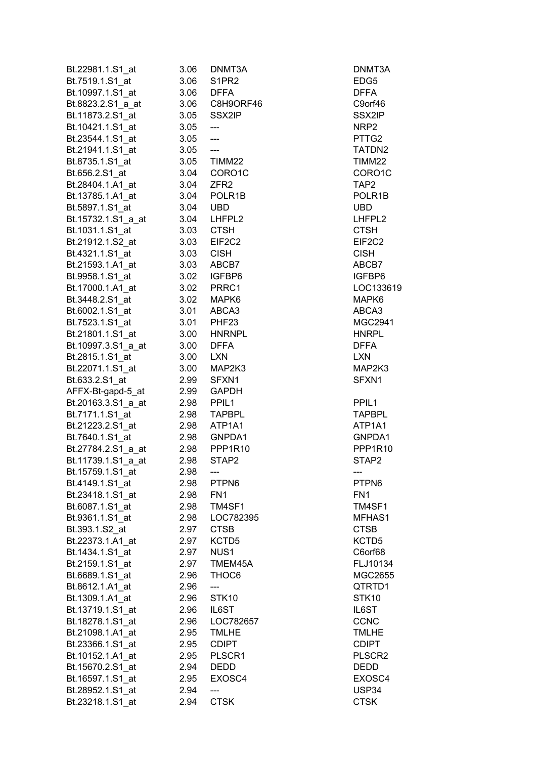| | | | |
|---|---|---|---|
| Bt.22981.1.S1_at | 3.06 | DNMT3A | DNMT3A |
| Bt.7519.1.S1_at | 3.06 | S1PR2 | EDG5 |
| Bt.10997.1.S1_at | 3.06 | DFFA | DFFA |
| Bt.8823.2.S1_a_at | 3.06 | C8H9ORF46 | C9orf46 |
| Bt.11873.2.S1_at | 3.05 | SSX2IP | SSX2IP |
| Bt.10421.1.S1_at | 3.05 | --- | NRP2 |
| Bt.23544.1.S1_at | 3.05 | --- | PTTG2 |
| Bt.21941.1.S1_at | 3.05 | --- | TATDN2 |
| Bt.8735.1.S1_at | 3.05 | TIMM22 | TIMM22 |
| Bt.656.2.S1_at | 3.04 | CORO1C | CORO1C |
| Bt.28404.1.A1_at | 3.04 | ZFR2 | TAP2 |
| Bt.13785.1.A1_at | 3.04 | POLR1B | POLR1B |
| Bt.5897.1.S1_at | 3.04 | UBD | UBD |
| Bt.15732.1.S1_a_at | 3.04 | LHFPL2 | LHFPL2 |
| Bt.1031.1.S1_at | 3.03 | CTSH | CTSH |
| Bt.21912.1.S2_at | 3.03 | EIF2C2 | EIF2C2 |
| Bt.4321.1.S1_at | 3.03 | CISH | CISH |
| Bt.21593.1.A1_at | 3.03 | ABCB7 | ABCB7 |
| Bt.9958.1.S1_at | 3.02 | IGFBP6 | IGFBP6 |
| Bt.17000.1.A1_at | 3.02 | PRRC1 | LOC133619 |
| Bt.3448.2.S1_at | 3.02 | MAPK6 | MAPK6 |
| Bt.6002.1.S1_at | 3.01 | ABCA3 | ABCA3 |
| Bt.7523.1.S1_at | 3.01 | PHF23 | MGC2941 |
| Bt.21801.1.S1_at | 3.00 | HNRNPL | HNRPL |
| Bt.10997.3.S1_a_at | 3.00 | DFFA | DFFA |
| Bt.2815.1.S1_at | 3.00 | LXN | LXN |
| Bt.22071.1.S1_at | 3.00 | MAP2K3 | MAP2K3 |
| Bt.633.2.S1_at | 2.99 | SFXN1 | SFXN1 |
| AFFX-Bt-gapd-5_at | 2.99 | GAPDH | |
| Bt.20163.3.S1_a_at | 2.98 | PPIL1 | PPIL1 |
| Bt.7171.1.S1_at | 2.98 | TAPBPL | TAPBPL |
| Bt.21223.2.S1_at | 2.98 | ATP1A1 | ATP1A1 |
| Bt.7640.1.S1_at | 2.98 | GNPDA1 | GNPDA1 |
| Bt.27784.2.S1_a_at | 2.98 | PPP1R10 | PPP1R10 |
| Bt.11739.1.S1_a_at | 2.98 | STAP2 | STAP2 |
| Bt.15759.1.S1_at | 2.98 | --- | --- |
| Bt.4149.1.S1_at | 2.98 | PTPN6 | PTPN6 |
| Bt.23418.1.S1_at | 2.98 | FN1 | FN1 |
| Bt.6087.1.S1_at | 2.98 | TM4SF1 | TM4SF1 |
| Bt.9361.1.S1_at | 2.98 | LOC782395 | MFHAS1 |
| Bt.393.1.S2_at | 2.97 | CTSB | CTSB |
| Bt.22373.1.A1_at | 2.97 | KCTD5 | KCTD5 |
| Bt.1434.1.S1_at | 2.97 | NUS1 | C6orf68 |
| Bt.2159.1.S1_at | 2.97 | TMEM45A | FLJ10134 |
| Bt.6689.1.S1_at | 2.96 | THOC6 | MGC2655 |
| Bt.8612.1.A1_at | 2.96 | --- | QTRTD1 |
| Bt.1309.1.A1_at | 2.96 | STK10 | STK10 |
| Bt.13719.1.S1_at | 2.96 | IL6ST | IL6ST |
| Bt.18278.1.S1_at | 2.96 | LOC782657 | CCNC |
| Bt.21098.1.A1_at | 2.95 | TMLHE | TMLHE |
| Bt.23366.1.S1_at | 2.95 | CDIPT | CDIPT |
| Bt.10152.1.A1_at | 2.95 | PLSCR1 | PLSCR2 |
| Bt.15670.2.S1_at | 2.94 | DEDD | DEDD |
| Bt.16597.1.S1_at | 2.95 | EXOSC4 | EXOSC4 |
| Bt.28952.1.S1_at | 2.94 | --- | USP34 |
| Bt.23218.1.S1_at | 2.94 | CTSK | CTSK |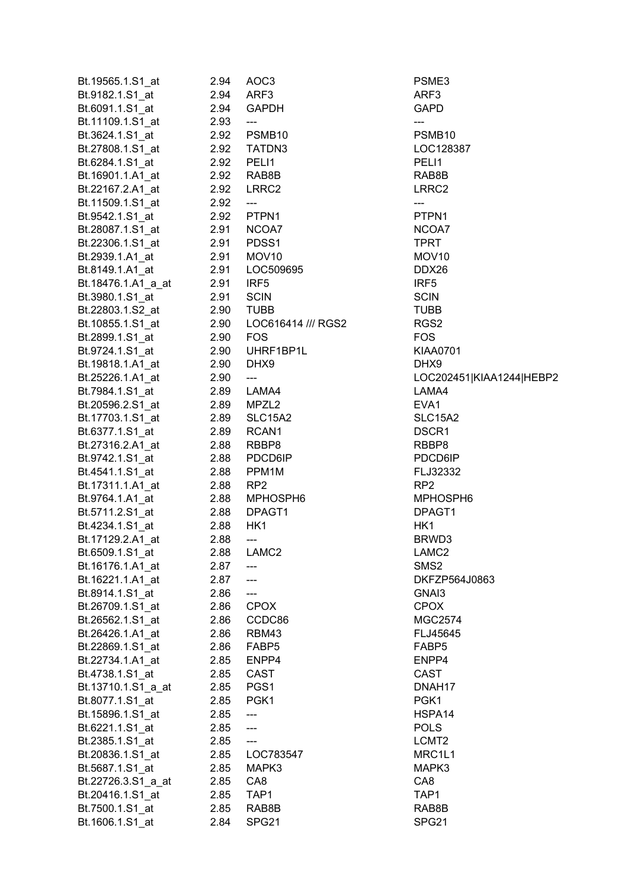| | | | |
|---|---|---|---|
| Bt.19565.1.S1_at | 2.94 | AOC3 | PSME3 |
| Bt.9182.1.S1_at | 2.94 | ARF3 | ARF3 |
| Bt.6091.1.S1_at | 2.94 | GAPDH | GAPD |
| Bt.11109.1.S1_at | 2.93 | --- | --- |
| Bt.3624.1.S1_at | 2.92 | PSMB10 | PSMB10 |
| Bt.27808.1.S1_at | 2.92 | TATDN3 | LOC128387 |
| Bt.6284.1.S1_at | 2.92 | PELI1 | PELI1 |
| Bt.16901.1.A1_at | 2.92 | RAB8B | RAB8B |
| Bt.22167.2.A1_at | 2.92 | LRRC2 | LRRC2 |
| Bt.11509.1.S1_at | 2.92 | --- | --- |
| Bt.9542.1.S1_at | 2.92 | PTPN1 | PTPN1 |
| Bt.28087.1.S1_at | 2.91 | NCOA7 | NCOA7 |
| Bt.22306.1.S1_at | 2.91 | PDSS1 | TPRT |
| Bt.2939.1.A1_at | 2.91 | MOV10 | MOV10 |
| Bt.8149.1.A1_at | 2.91 | LOC509695 | DDX26 |
| Bt.18476.1.A1_a_at | 2.91 | IRF5 | IRF5 |
| Bt.3980.1.S1_at | 2.91 | SCIN | SCIN |
| Bt.22803.1.S2_at | 2.90 | TUBB | TUBB |
| Bt.10855.1.S1_at | 2.90 | LOC616414 /// RGS2 | RGS2 |
| Bt.2899.1.S1_at | 2.90 | FOS | FOS |
| Bt.9724.1.S1_at | 2.90 | UHRF1BP1L | KIAA0701 |
| Bt.19818.1.A1_at | 2.90 | DHX9 | DHX9 |
| Bt.25226.1.A1_at | 2.90 | --- | LOC202451\|KIAA1244\|HEBP2 |
| Bt.7984.1.S1_at | 2.89 | LAMA4 | LAMA4 |
| Bt.20596.2.S1_at | 2.89 | MPZL2 | EVA1 |
| Bt.17703.1.S1_at | 2.89 | SLC15A2 | SLC15A2 |
| Bt.6377.1.S1_at | 2.89 | RCAN1 | DSCR1 |
| Bt.27316.2.A1_at | 2.88 | RBBP8 | RBBP8 |
| Bt.9742.1.S1_at | 2.88 | PDCD6IP | PDCD6IP |
| Bt.4541.1.S1_at | 2.88 | PPM1M | FLJ32332 |
| Bt.17311.1.A1_at | 2.88 | RP2 | RP2 |
| Bt.9764.1.A1_at | 2.88 | MPHOSPH6 | MPHOSPH6 |
| Bt.5711.2.S1_at | 2.88 | DPAGT1 | DPAGT1 |
| Bt.4234.1.S1_at | 2.88 | HK1 | HK1 |
| Bt.17129.2.A1_at | 2.88 | --- | BRWD3 |
| Bt.6509.1.S1_at | 2.88 | LAMC2 | LAMC2 |
| Bt.16176.1.A1_at | 2.87 | --- | SMS2 |
| Bt.16221.1.A1_at | 2.87 | --- | DKFZP564J0863 |
| Bt.8914.1.S1_at | 2.86 | --- | GNAI3 |
| Bt.26709.1.S1_at | 2.86 | CPOX | CPOX |
| Bt.26562.1.S1_at | 2.86 | CCDC86 | MGC2574 |
| Bt.26426.1.A1_at | 2.86 | RBM43 | FLJ45645 |
| Bt.22869.1.S1_at | 2.86 | FABP5 | FABP5 |
| Bt.22734.1.A1_at | 2.85 | ENPP4 | ENPP4 |
| Bt.4738.1.S1_at | 2.85 | CAST | CAST |
| Bt.13710.1.S1_a_at | 2.85 | PGS1 | DNAH17 |
| Bt.8077.1.S1_at | 2.85 | PGK1 | PGK1 |
| Bt.15896.1.S1_at | 2.85 | --- | HSPA14 |
| Bt.6221.1.S1_at | 2.85 | --- | POLS |
| Bt.2385.1.S1_at | 2.85 | --- | LCMT2 |
| Bt.20836.1.S1_at | 2.85 | LOC783547 | MRC1L1 |
| Bt.5687.1.S1_at | 2.85 | MAPK3 | MAPK3 |
| Bt.22726.3.S1_a_at | 2.85 | CA8 | CA8 |
| Bt.20416.1.S1_at | 2.85 | TAP1 | TAP1 |
| Bt.7500.1.S1_at | 2.85 | RAB8B | RAB8B |
| Bt.1606.1.S1_at | 2.84 | SPG21 | SPG21 |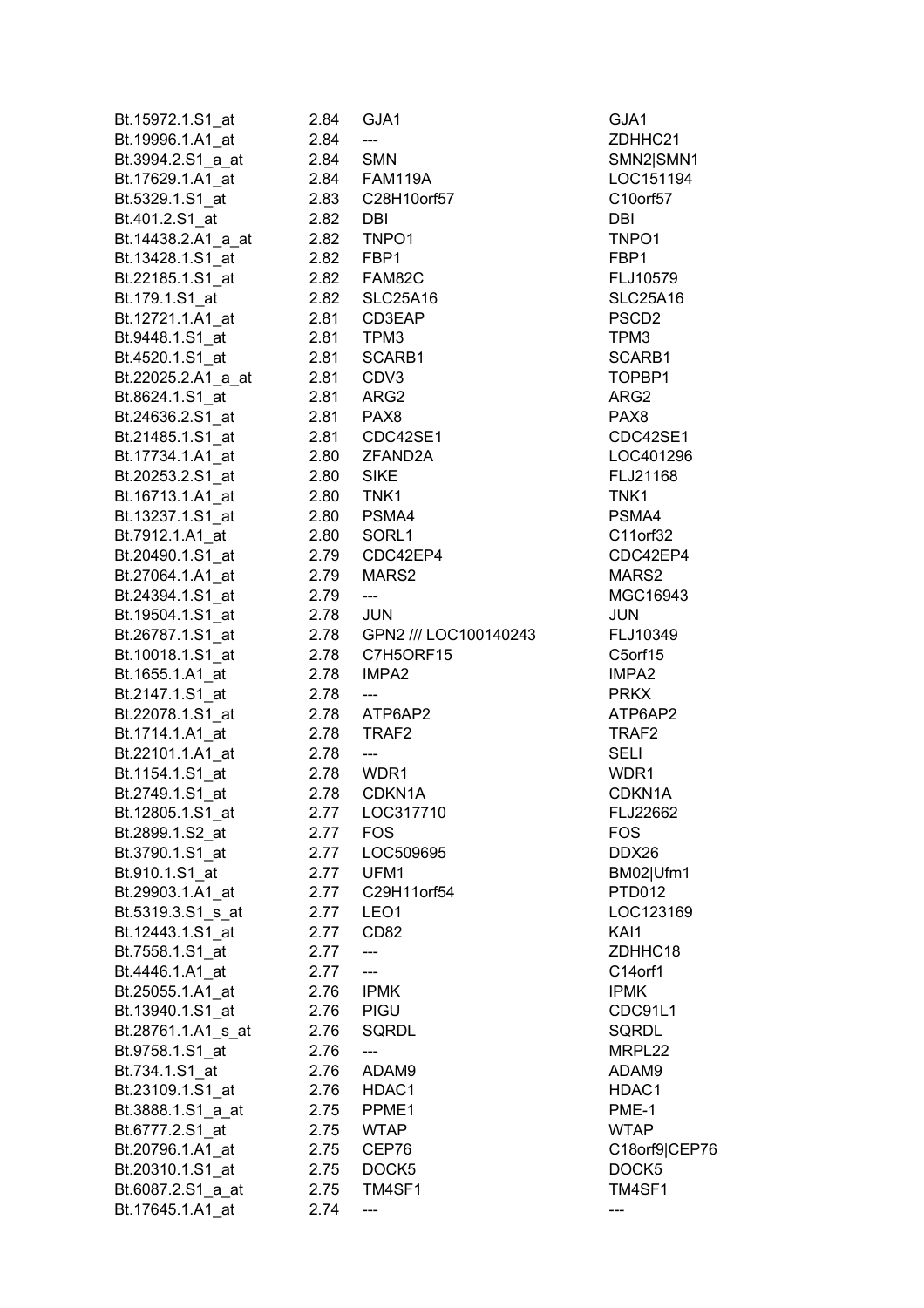| | | | |
|---|---|---|---|
| Bt.15972.1.S1_at | 2.84 | GJA1 | GJA1 |
| Bt.19996.1.A1_at | 2.84 | --- | ZDHHC21 |
| Bt.3994.2.S1_a_at | 2.84 | SMN | SMN2\|SMN1 |
| Bt.17629.1.A1_at | 2.84 | FAM119A | LOC151194 |
| Bt.5329.1.S1_at | 2.83 | C28H10orf57 | C10orf57 |
| Bt.401.2.S1_at | 2.82 | DBI | DBI |
| Bt.14438.2.A1_a_at | 2.82 | TNPO1 | TNPO1 |
| Bt.13428.1.S1_at | 2.82 | FBP1 | FBP1 |
| Bt.22185.1.S1_at | 2.82 | FAM82C | FLJ10579 |
| Bt.179.1.S1_at | 2.82 | SLC25A16 | SLC25A16 |
| Bt.12721.1.A1_at | 2.81 | CD3EAP | PSCD2 |
| Bt.9448.1.S1_at | 2.81 | TPM3 | TPM3 |
| Bt.4520.1.S1_at | 2.81 | SCARB1 | SCARB1 |
| Bt.22025.2.A1_a_at | 2.81 | CDV3 | TOPBP1 |
| Bt.8624.1.S1_at | 2.81 | ARG2 | ARG2 |
| Bt.24636.2.S1_at | 2.81 | PAX8 | PAX8 |
| Bt.21485.1.S1_at | 2.81 | CDC42SE1 | CDC42SE1 |
| Bt.17734.1.A1_at | 2.80 | ZFAND2A | LOC401296 |
| Bt.20253.2.S1_at | 2.80 | SIKE | FLJ21168 |
| Bt.16713.1.A1_at | 2.80 | TNK1 | TNK1 |
| Bt.13237.1.S1_at | 2.80 | PSMA4 | PSMA4 |
| Bt.7912.1.A1_at | 2.80 | SORL1 | C11orf32 |
| Bt.20490.1.S1_at | 2.79 | CDC42EP4 | CDC42EP4 |
| Bt.27064.1.A1_at | 2.79 | MARS2 | MARS2 |
| Bt.24394.1.S1_at | 2.79 | --- | MGC16943 |
| Bt.19504.1.S1_at | 2.78 | JUN | JUN |
| Bt.26787.1.S1_at | 2.78 | GPN2 /// LOC100140243 | FLJ10349 |
| Bt.10018.1.S1_at | 2.78 | C7H5ORF15 | C5orf15 |
| Bt.1655.1.A1_at | 2.78 | IMPA2 | IMPA2 |
| Bt.2147.1.S1_at | 2.78 | --- | PRKX |
| Bt.22078.1.S1_at | 2.78 | ATP6AP2 | ATP6AP2 |
| Bt.1714.1.A1_at | 2.78 | TRAF2 | TRAF2 |
| Bt.22101.1.A1_at | 2.78 | --- | SELI |
| Bt.1154.1.S1_at | 2.78 | WDR1 | WDR1 |
| Bt.2749.1.S1_at | 2.78 | CDKN1A | CDKN1A |
| Bt.12805.1.S1_at | 2.77 | LOC317710 | FLJ22662 |
| Bt.2899.1.S2_at | 2.77 | FOS | FOS |
| Bt.3790.1.S1_at | 2.77 | LOC509695 | DDX26 |
| Bt.910.1.S1_at | 2.77 | UFM1 | BM02\|Ufm1 |
| Bt.29903.1.A1_at | 2.77 | C29H11orf54 | PTD012 |
| Bt.5319.3.S1_s_at | 2.77 | LEO1 | LOC123169 |
| Bt.12443.1.S1_at | 2.77 | CD82 | KAI1 |
| Bt.7558.1.S1_at | 2.77 | --- | ZDHHC18 |
| Bt.4446.1.A1_at | 2.77 | --- | C14orf1 |
| Bt.25055.1.A1_at | 2.76 | IPMK | IPMK |
| Bt.13940.1.S1_at | 2.76 | PIGU | CDC91L1 |
| Bt.28761.1.A1_s_at | 2.76 | SQRDL | SQRDL |
| Bt.9758.1.S1_at | 2.76 | --- | MRPL22 |
| Bt.734.1.S1_at | 2.76 | ADAM9 | ADAM9 |
| Bt.23109.1.S1_at | 2.76 | HDAC1 | HDAC1 |
| Bt.3888.1.S1_a_at | 2.75 | PPME1 | PME-1 |
| Bt.6777.2.S1_at | 2.75 | WTAP | WTAP |
| Bt.20796.1.A1_at | 2.75 | CEP76 | C18orf9\|CEP76 |
| Bt.20310.1.S1_at | 2.75 | DOCK5 | DOCK5 |
| Bt.6087.2.S1_a_at | 2.75 | TM4SF1 | TM4SF1 |
| Bt.17645.1.A1_at | 2.74 | --- | --- |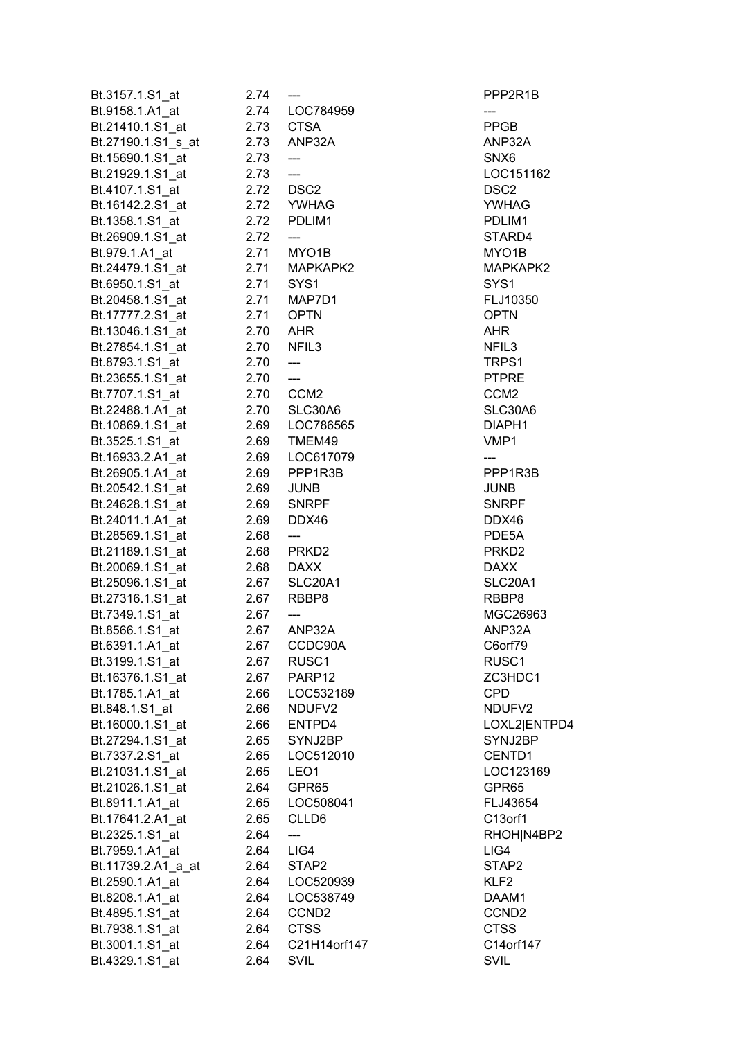| | | | |
|---|---|---|---|
| Bt.3157.1.S1_at | 2.74 | --- | PPP2R1B |
| Bt.9158.1.A1_at | 2.74 | LOC784959 | --- |
| Bt.21410.1.S1_at | 2.73 | CTSA | PPGB |
| Bt.27190.1.S1_s_at | 2.73 | ANP32A | ANP32A |
| Bt.15690.1.S1_at | 2.73 | --- | SNX6 |
| Bt.21929.1.S1_at | 2.73 | --- | LOC151162 |
| Bt.4107.1.S1_at | 2.72 | DSC2 | DSC2 |
| Bt.16142.2.S1_at | 2.72 | YWHAG | YWHAG |
| Bt.1358.1.S1_at | 2.72 | PDLIM1 | PDLIM1 |
| Bt.26909.1.S1_at | 2.72 | --- | STARD4 |
| Bt.979.1.A1_at | 2.71 | MYO1B | MYO1B |
| Bt.24479.1.S1_at | 2.71 | MAPKAPK2 | MAPKAPK2 |
| Bt.6950.1.S1_at | 2.71 | SYS1 | SYS1 |
| Bt.20458.1.S1_at | 2.71 | MAP7D1 | FLJ10350 |
| Bt.17777.2.S1_at | 2.71 | OPTN | OPTN |
| Bt.13046.1.S1_at | 2.70 | AHR | AHR |
| Bt.27854.1.S1_at | 2.70 | NFIL3 | NFIL3 |
| Bt.8793.1.S1_at | 2.70 | --- | TRPS1 |
| Bt.23655.1.S1_at | 2.70 | --- | PTPRE |
| Bt.7707.1.S1_at | 2.70 | CCM2 | CCM2 |
| Bt.22488.1.A1_at | 2.70 | SLC30A6 | SLC30A6 |
| Bt.10869.1.S1_at | 2.69 | LOC786565 | DIAPH1 |
| Bt.3525.1.S1_at | 2.69 | TMEM49 | VMP1 |
| Bt.16933.2.A1_at | 2.69 | LOC617079 | --- |
| Bt.26905.1.A1_at | 2.69 | PPP1R3B | PPP1R3B |
| Bt.20542.1.S1_at | 2.69 | JUNB | JUNB |
| Bt.24628.1.S1_at | 2.69 | SNRPF | SNRPF |
| Bt.24011.1.A1_at | 2.69 | DDX46 | DDX46 |
| Bt.28569.1.S1_at | 2.68 | --- | PDE5A |
| Bt.21189.1.S1_at | 2.68 | PRKD2 | PRKD2 |
| Bt.20069.1.S1_at | 2.68 | DAXX | DAXX |
| Bt.25096.1.S1_at | 2.67 | SLC20A1 | SLC20A1 |
| Bt.27316.1.S1_at | 2.67 | RBBP8 | RBBP8 |
| Bt.7349.1.S1_at | 2.67 | --- | MGC26963 |
| Bt.8566.1.S1_at | 2.67 | ANP32A | ANP32A |
| Bt.6391.1.A1_at | 2.67 | CCDC90A | C6orf79 |
| Bt.3199.1.S1_at | 2.67 | RUSC1 | RUSC1 |
| Bt.16376.1.S1_at | 2.67 | PARP12 | ZC3HDC1 |
| Bt.1785.1.A1_at | 2.66 | LOC532189 | CPD |
| Bt.848.1.S1_at | 2.66 | NDUFV2 | NDUFV2 |
| Bt.16000.1.S1_at | 2.66 | ENTPD4 | LOXL2\|ENTPD4 |
| Bt.27294.1.S1_at | 2.65 | SYNJ2BP | SYNJ2BP |
| Bt.7337.2.S1_at | 2.65 | LOC512010 | CENTD1 |
| Bt.21031.1.S1_at | 2.65 | LEO1 | LOC123169 |
| Bt.21026.1.S1_at | 2.64 | GPR65 | GPR65 |
| Bt.8911.1.A1_at | 2.65 | LOC508041 | FLJ43654 |
| Bt.17641.2.A1_at | 2.65 | CLLD6 | C13orf1 |
| Bt.2325.1.S1_at | 2.64 | --- | RHOH\|N4BP2 |
| Bt.7959.1.A1_at | 2.64 | LIG4 | LIG4 |
| Bt.11739.2.A1_a_at | 2.64 | STAP2 | STAP2 |
| Bt.2590.1.A1_at | 2.64 | LOC520939 | KLF2 |
| Bt.8208.1.A1_at | 2.64 | LOC538749 | DAAM1 |
| Bt.4895.1.S1_at | 2.64 | CCND2 | CCND2 |
| Bt.7938.1.S1_at | 2.64 | CTSS | CTSS |
| Bt.3001.1.S1_at | 2.64 | C21H14orf147 | C14orf147 |
| Bt.4329.1.S1_at | 2.64 | SVIL | SVIL |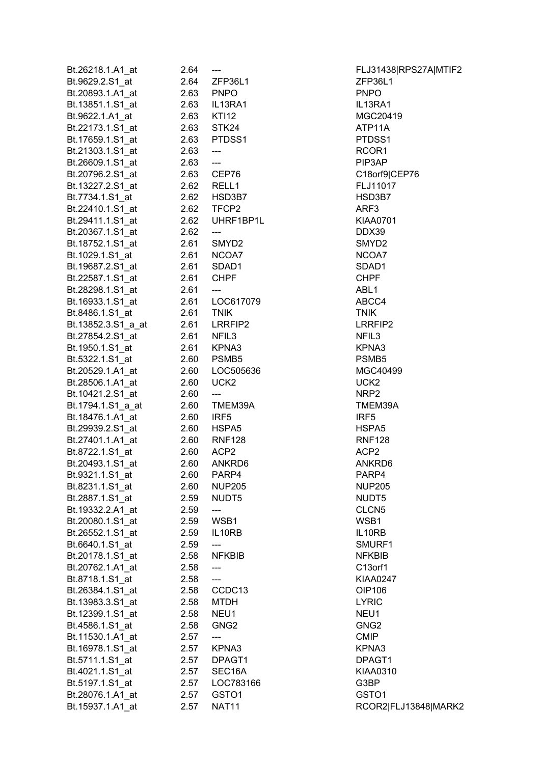| | | | |
|---|---|---|---|
| Bt.26218.1.A1_at | 2.64 | --- | FLJ31438\|RPS27A\|MTIF2 |
| Bt.9629.2.S1_at | 2.64 | ZFP36L1 | ZFP36L1 |
| Bt.20893.1.A1_at | 2.63 | PNPO | PNPO |
| Bt.13851.1.S1_at | 2.63 | IL13RA1 | IL13RA1 |
| Bt.9622.1.A1_at | 2.63 | KTI12 | MGC20419 |
| Bt.22173.1.S1_at | 2.63 | STK24 | ATP11A |
| Bt.17659.1.S1_at | 2.63 | PTDSS1 | PTDSS1 |
| Bt.21303.1.S1_at | 2.63 | --- | RCOR1 |
| Bt.26609.1.S1_at | 2.63 | --- | PIP3AP |
| Bt.20796.2.S1_at | 2.63 | CEP76 | C18orf9\|CEP76 |
| Bt.13227.2.S1_at | 2.62 | RELL1 | FLJ11017 |
| Bt.7734.1.S1_at | 2.62 | HSD3B7 | HSD3B7 |
| Bt.22410.1.S1_at | 2.62 | TFCP2 | ARF3 |
| Bt.29411.1.S1_at | 2.62 | UHRF1BP1L | KIAA0701 |
| Bt.20367.1.S1_at | 2.62 | --- | DDX39 |
| Bt.18752.1.S1_at | 2.61 | SMYD2 | SMYD2 |
| Bt.1029.1.S1_at | 2.61 | NCOA7 | NCOA7 |
| Bt.19687.2.S1_at | 2.61 | SDAD1 | SDAD1 |
| Bt.22587.1.S1_at | 2.61 | CHPF | CHPF |
| Bt.28298.1.S1_at | 2.61 | --- | ABL1 |
| Bt.16933.1.S1_at | 2.61 | LOC617079 | ABCC4 |
| Bt.8486.1.S1_at | 2.61 | TNIK | TNIK |
| Bt.13852.3.S1_a_at | 2.61 | LRRFIP2 | LRRFIP2 |
| Bt.27854.2.S1_at | 2.61 | NFIL3 | NFIL3 |
| Bt.1950.1.S1_at | 2.61 | KPNA3 | KPNA3 |
| Bt.5322.1.S1_at | 2.60 | PSMB5 | PSMB5 |
| Bt.20529.1.A1_at | 2.60 | LOC505636 | MGC40499 |
| Bt.28506.1.A1_at | 2.60 | UCK2 | UCK2 |
| Bt.10421.2.S1_at | 2.60 | --- | NRP2 |
| Bt.1794.1.S1_a_at | 2.60 | TMEM39A | TMEM39A |
| Bt.18476.1.A1_at | 2.60 | IRF5 | IRF5 |
| Bt.29939.2.S1_at | 2.60 | HSPA5 | HSPA5 |
| Bt.27401.1.A1_at | 2.60 | RNF128 | RNF128 |
| Bt.8722.1.S1_at | 2.60 | ACP2 | ACP2 |
| Bt.20493.1.S1_at | 2.60 | ANKRD6 | ANKRD6 |
| Bt.9321.1.S1_at | 2.60 | PARP4 | PARP4 |
| Bt.8231.1.S1_at | 2.60 | NUP205 | NUP205 |
| Bt.2887.1.S1_at | 2.59 | NUDT5 | NUDT5 |
| Bt.19332.2.A1_at | 2.59 | --- | CLCN5 |
| Bt.20080.1.S1_at | 2.59 | WSB1 | WSB1 |
| Bt.26552.1.S1_at | 2.59 | IL10RB | IL10RB |
| Bt.6640.1.S1_at | 2.59 | --- | SMURF1 |
| Bt.20178.1.S1_at | 2.58 | NFKBIB | NFKBIB |
| Bt.20762.1.A1_at | 2.58 | --- | C13orf1 |
| Bt.8718.1.S1_at | 2.58 | --- | KIAA0247 |
| Bt.26384.1.S1_at | 2.58 | CCDC13 | OIP106 |
| Bt.13983.3.S1_at | 2.58 | MTDH | LYRIC |
| Bt.12399.1.S1_at | 2.58 | NEU1 | NEU1 |
| Bt.4586.1.S1_at | 2.58 | GNG2 | GNG2 |
| Bt.11530.1.A1_at | 2.57 | --- | CMIP |
| Bt.16978.1.S1_at | 2.57 | KPNA3 | KPNA3 |
| Bt.5711.1.S1_at | 2.57 | DPAGT1 | DPAGT1 |
| Bt.4021.1.S1_at | 2.57 | SEC16A | KIAA0310 |
| Bt.5197.1.S1_at | 2.57 | LOC783166 | G3BP |
| Bt.28076.1.A1_at | 2.57 | GSTO1 | GSTO1 |
| Bt.15937.1.A1_at | 2.57 | NAT11 | RCOR2\|FLJ13848\|MARK2 |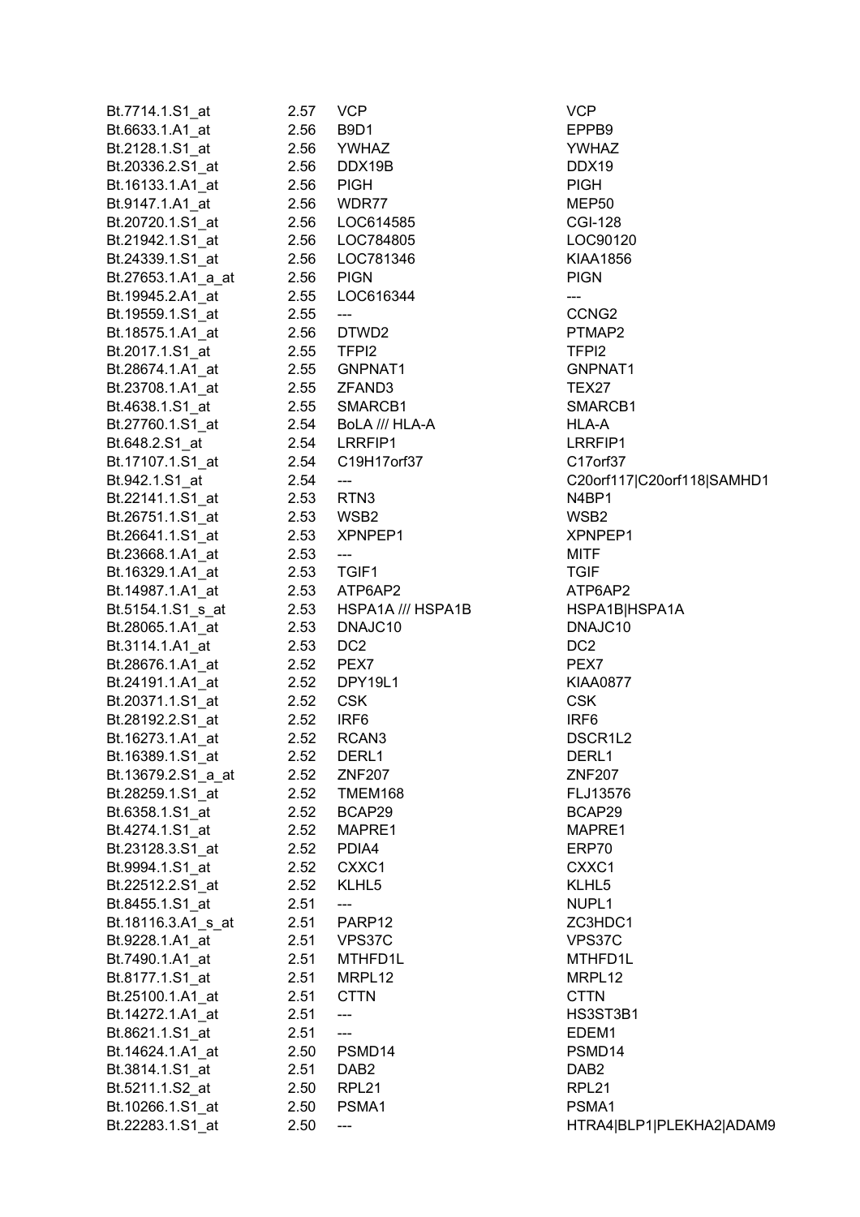| | | | |
|---|---|---|---|
| Bt.7714.1.S1_at | 2.57 | VCP | VCP |
| Bt.6633.1.A1_at | 2.56 | B9D1 | EPPB9 |
| Bt.2128.1.S1_at | 2.56 | YWHAZ | YWHAZ |
| Bt.20336.2.S1_at | 2.56 | DDX19B | DDX19 |
| Bt.16133.1.A1_at | 2.56 | PIGH | PIGH |
| Bt.9147.1.A1_at | 2.56 | WDR77 | MEP50 |
| Bt.20720.1.S1_at | 2.56 | LOC614585 | CGI-128 |
| Bt.21942.1.S1_at | 2.56 | LOC784805 | LOC90120 |
| Bt.24339.1.S1_at | 2.56 | LOC781346 | KIAA1856 |
| Bt.27653.1.A1_a_at | 2.56 | PIGN | PIGN |
| Bt.19945.2.A1_at | 2.55 | LOC616344 | --- |
| Bt.19559.1.S1_at | 2.55 | --- | CCNG2 |
| Bt.18575.1.A1_at | 2.56 | DTWD2 | PTMAP2 |
| Bt.2017.1.S1_at | 2.55 | TFPI2 | TFPI2 |
| Bt.28674.1.A1_at | 2.55 | GNPNAT1 | GNPNAT1 |
| Bt.23708.1.A1_at | 2.55 | ZFAND3 | TEX27 |
| Bt.4638.1.S1_at | 2.55 | SMARCB1 | SMARCB1 |
| Bt.27760.1.S1_at | 2.54 | BoLA /// HLA-A | HLA-A |
| Bt.648.2.S1_at | 2.54 | LRRFIP1 | LRRFIP1 |
| Bt.17107.1.S1_at | 2.54 | C19H17orf37 | C17orf37 |
| Bt.942.1.S1_at | 2.54 | --- | C20orf117\|C20orf118\|SAMHD1 |
| Bt.22141.1.S1_at | 2.53 | RTN3 | N4BP1 |
| Bt.26751.1.S1_at | 2.53 | WSB2 | WSB2 |
| Bt.26641.1.S1_at | 2.53 | XPNPEP1 | XPNPEP1 |
| Bt.23668.1.A1_at | 2.53 | --- | MITF |
| Bt.16329.1.A1_at | 2.53 | TGIF1 | TGIF |
| Bt.14987.1.A1_at | 2.53 | ATP6AP2 | ATP6AP2 |
| Bt.5154.1.S1_s_at | 2.53 | HSPA1A /// HSPA1B | HSPA1B\|HSPA1A |
| Bt.28065.1.A1_at | 2.53 | DNAJC10 | DNAJC10 |
| Bt.3114.1.A1_at | 2.53 | DC2 | DC2 |
| Bt.28676.1.A1_at | 2.52 | PEX7 | PEX7 |
| Bt.24191.1.A1_at | 2.52 | DPY19L1 | KIAA0877 |
| Bt.20371.1.S1_at | 2.52 | CSK | CSK |
| Bt.28192.2.S1_at | 2.52 | IRF6 | IRF6 |
| Bt.16273.1.A1_at | 2.52 | RCAN3 | DSCR1L2 |
| Bt.16389.1.S1_at | 2.52 | DERL1 | DERL1 |
| Bt.13679.2.S1_a_at | 2.52 | ZNF207 | ZNF207 |
| Bt.28259.1.S1_at | 2.52 | TMEM168 | FLJ13576 |
| Bt.6358.1.S1_at | 2.52 | BCAP29 | BCAP29 |
| Bt.4274.1.S1_at | 2.52 | MAPRE1 | MAPRE1 |
| Bt.23128.3.S1_at | 2.52 | PDIA4 | ERP70 |
| Bt.9994.1.S1_at | 2.52 | CXXC1 | CXXC1 |
| Bt.22512.2.S1_at | 2.52 | KLHL5 | KLHL5 |
| Bt.8455.1.S1_at | 2.51 | --- | NUPL1 |
| Bt.18116.3.A1_s_at | 2.51 | PARP12 | ZC3HDC1 |
| Bt.9228.1.A1_at | 2.51 | VPS37C | VPS37C |
| Bt.7490.1.A1_at | 2.51 | MTHFD1L | MTHFD1L |
| Bt.8177.1.S1_at | 2.51 | MRPL12 | MRPL12 |
| Bt.25100.1.A1_at | 2.51 | CTTN | CTTN |
| Bt.14272.1.A1_at | 2.51 | --- | HS3ST3B1 |
| Bt.8621.1.S1_at | 2.51 | --- | EDEM1 |
| Bt.14624.1.A1_at | 2.50 | PSMD14 | PSMD14 |
| Bt.3814.1.S1_at | 2.51 | DAB2 | DAB2 |
| Bt.5211.1.S2_at | 2.50 | RPL21 | RPL21 |
| Bt.10266.1.S1_at | 2.50 | PSMA1 | PSMA1 |
| Bt.22283.1.S1_at | 2.50 | --- | HTRA4\|BLP1\|PLEKHA2\|ADAM9 |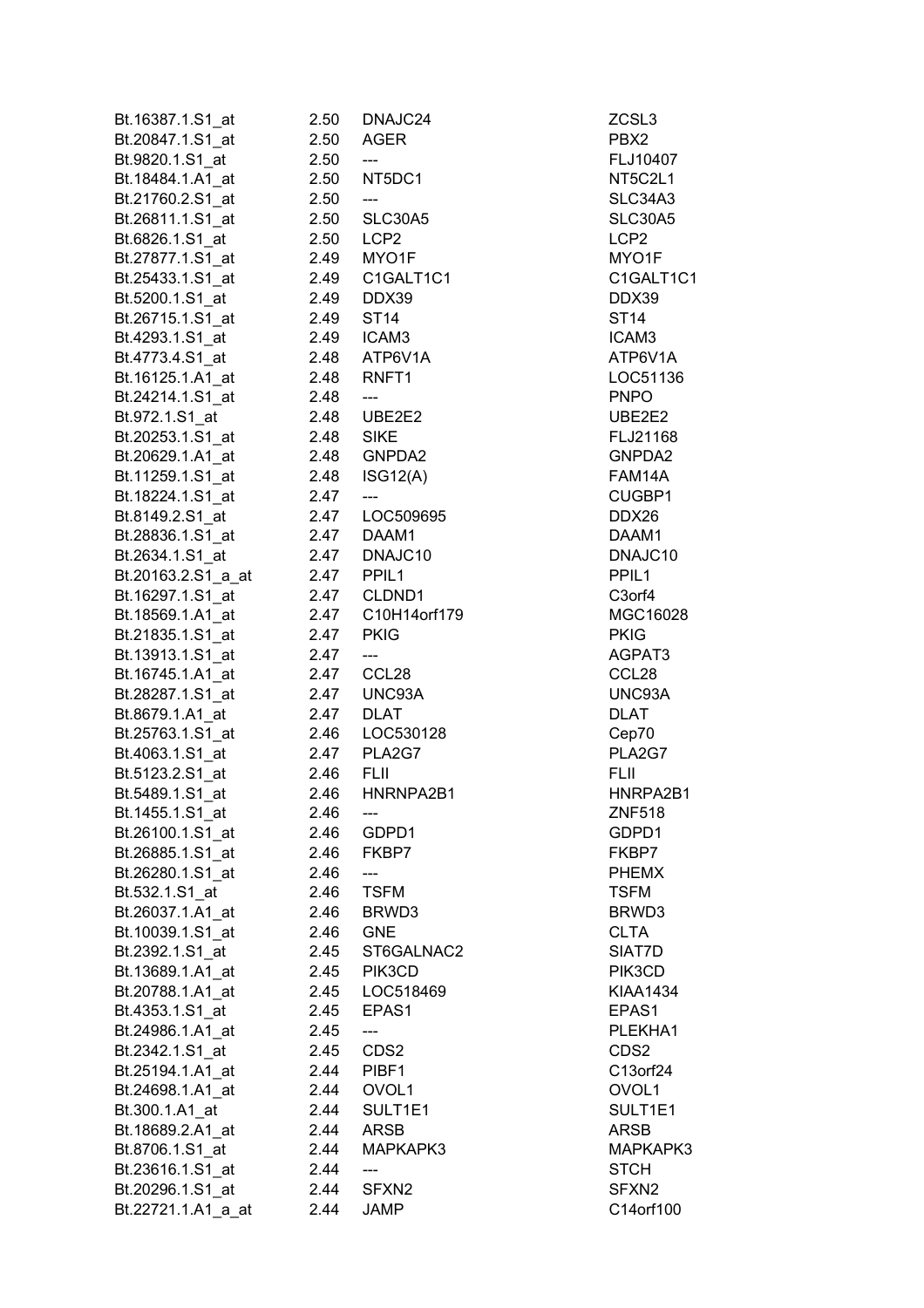| | | | |
|---|---|---|---|
| Bt.16387.1.S1_at | 2.50 | DNAJC24 | ZCSL3 |
| Bt.20847.1.S1_at | 2.50 | AGER | PBX2 |
| Bt.9820.1.S1_at | 2.50 | --- | FLJ10407 |
| Bt.18484.1.A1_at | 2.50 | NT5DC1 | NT5C2L1 |
| Bt.21760.2.S1_at | 2.50 | --- | SLC34A3 |
| Bt.26811.1.S1_at | 2.50 | SLC30A5 | SLC30A5 |
| Bt.6826.1.S1_at | 2.50 | LCP2 | LCP2 |
| Bt.27877.1.S1_at | 2.49 | MYO1F | MYO1F |
| Bt.25433.1.S1_at | 2.49 | C1GALT1C1 | C1GALT1C1 |
| Bt.5200.1.S1_at | 2.49 | DDX39 | DDX39 |
| Bt.26715.1.S1_at | 2.49 | ST14 | ST14 |
| Bt.4293.1.S1_at | 2.49 | ICAM3 | ICAM3 |
| Bt.4773.4.S1_at | 2.48 | ATP6V1A | ATP6V1A |
| Bt.16125.1.A1_at | 2.48 | RNFT1 | LOC51136 |
| Bt.24214.1.S1_at | 2.48 | --- | PNPO |
| Bt.972.1.S1_at | 2.48 | UBE2E2 | UBE2E2 |
| Bt.20253.1.S1_at | 2.48 | SIKE | FLJ21168 |
| Bt.20629.1.A1_at | 2.48 | GNPDA2 | GNPDA2 |
| Bt.11259.1.S1_at | 2.48 | ISG12(A) | FAM14A |
| Bt.18224.1.S1_at | 2.47 | --- | CUGBP1 |
| Bt.8149.2.S1_at | 2.47 | LOC509695 | DDX26 |
| Bt.28836.1.S1_at | 2.47 | DAAM1 | DAAM1 |
| Bt.2634.1.S1_at | 2.47 | DNAJC10 | DNAJC10 |
| Bt.20163.2.S1_a_at | 2.47 | PPIL1 | PPIL1 |
| Bt.16297.1.S1_at | 2.47 | CLDND1 | C3orf4 |
| Bt.18569.1.A1_at | 2.47 | C10H14orf179 | MGC16028 |
| Bt.21835.1.S1_at | 2.47 | PKIG | PKIG |
| Bt.13913.1.S1_at | 2.47 | --- | AGPAT3 |
| Bt.16745.1.A1_at | 2.47 | CCL28 | CCL28 |
| Bt.28287.1.S1_at | 2.47 | UNC93A | UNC93A |
| Bt.8679.1.A1_at | 2.47 | DLAT | DLAT |
| Bt.25763.1.S1_at | 2.46 | LOC530128 | Cep70 |
| Bt.4063.1.S1_at | 2.47 | PLA2G7 | PLA2G7 |
| Bt.5123.2.S1_at | 2.46 | FLII | FLII |
| Bt.5489.1.S1_at | 2.46 | HNRNPA2B1 | HNRPA2B1 |
| Bt.1455.1.S1_at | 2.46 | --- | ZNF518 |
| Bt.26100.1.S1_at | 2.46 | GDPD1 | GDPD1 |
| Bt.26885.1.S1_at | 2.46 | FKBP7 | FKBP7 |
| Bt.26280.1.S1_at | 2.46 | --- | PHEMX |
| Bt.532.1.S1_at | 2.46 | TSFM | TSFM |
| Bt.26037.1.A1_at | 2.46 | BRWD3 | BRWD3 |
| Bt.10039.1.S1_at | 2.46 | GNE | CLTA |
| Bt.2392.1.S1_at | 2.45 | ST6GALNAC2 | SIAT7D |
| Bt.13689.1.A1_at | 2.45 | PIK3CD | PIK3CD |
| Bt.20788.1.A1_at | 2.45 | LOC518469 | KIAA1434 |
| Bt.4353.1.S1_at | 2.45 | EPAS1 | EPAS1 |
| Bt.24986.1.A1_at | 2.45 | --- | PLEKHA1 |
| Bt.2342.1.S1_at | 2.45 | CDS2 | CDS2 |
| Bt.25194.1.A1_at | 2.44 | PIBF1 | C13orf24 |
| Bt.24698.1.A1_at | 2.44 | OVOL1 | OVOL1 |
| Bt.300.1.A1_at | 2.44 | SULT1E1 | SULT1E1 |
| Bt.18689.2.A1_at | 2.44 | ARSB | ARSB |
| Bt.8706.1.S1_at | 2.44 | MAPKAPK3 | MAPKAPK3 |
| Bt.23616.1.S1_at | 2.44 | --- | STCH |
| Bt.20296.1.S1_at | 2.44 | SFXN2 | SFXN2 |
| Bt.22721.1.A1_a_at | 2.44 | JAMP | C14orf100 |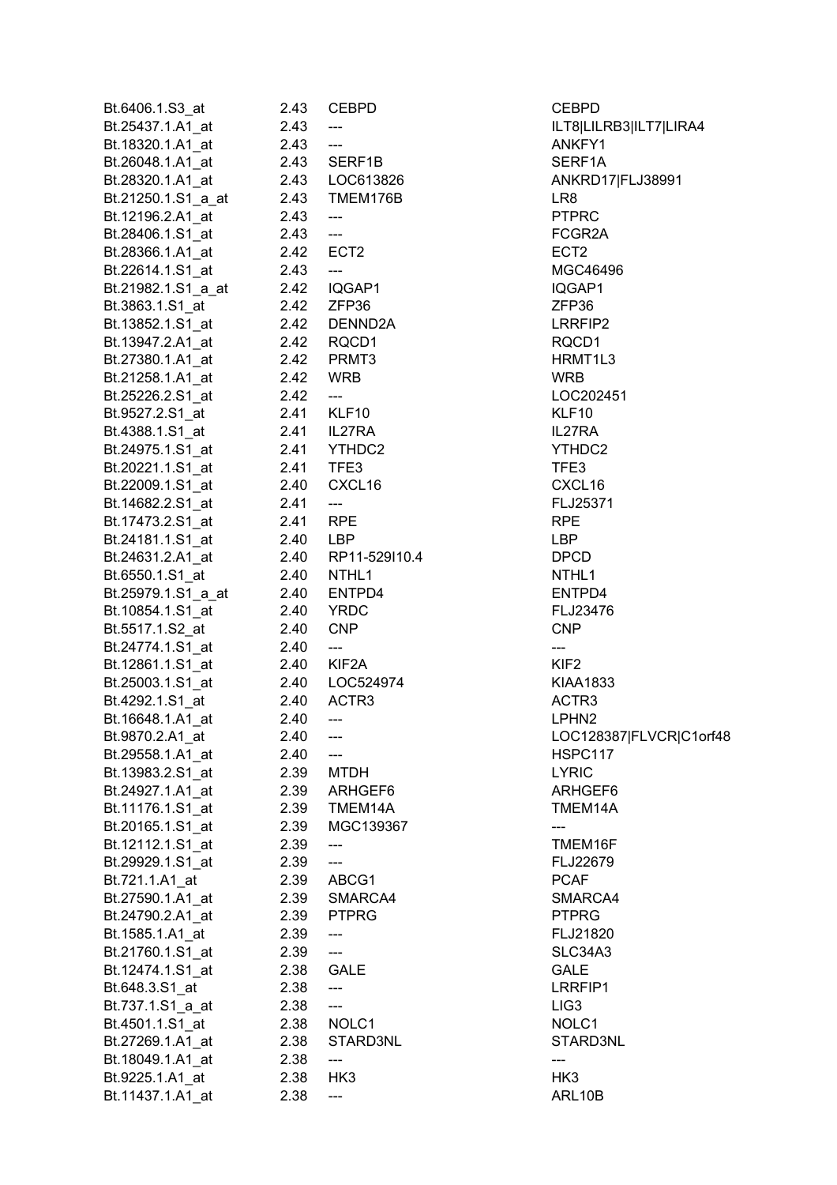| | | | |
|---|---|---|---|
| Bt.6406.1.S3_at | 2.43 | CEBPD | CEBPD |
| Bt.25437.1.A1_at | 2.43 | --- | ILT8\|LILRB3\|ILT7\|LIRA4 |
| Bt.18320.1.A1_at | 2.43 | --- | ANKFY1 |
| Bt.26048.1.A1_at | 2.43 | SERF1B | SERF1A |
| Bt.28320.1.A1_at | 2.43 | LOC613826 | ANKRD17\|FLJ38991 |
| Bt.21250.1.S1_a_at | 2.43 | TMEM176B | LR8 |
| Bt.12196.2.A1_at | 2.43 | --- | PTPRC |
| Bt.28406.1.S1_at | 2.43 | --- | FCGR2A |
| Bt.28366.1.A1_at | 2.42 | ECT2 | ECT2 |
| Bt.22614.1.S1_at | 2.43 | --- | MGC46496 |
| Bt.21982.1.S1_a_at | 2.42 | IQGAP1 | IQGAP1 |
| Bt.3863.1.S1_at | 2.42 | ZFP36 | ZFP36 |
| Bt.13852.1.S1_at | 2.42 | DENND2A | LRRFIP2 |
| Bt.13947.2.A1_at | 2.42 | RQCD1 | RQCD1 |
| Bt.27380.1.A1_at | 2.42 | PRMT3 | HRMT1L3 |
| Bt.21258.1.A1_at | 2.42 | WRB | WRB |
| Bt.25226.2.S1_at | 2.42 | --- | LOC202451 |
| Bt.9527.2.S1_at | 2.41 | KLF10 | KLF10 |
| Bt.4388.1.S1_at | 2.41 | IL27RA | IL27RA |
| Bt.24975.1.S1_at | 2.41 | YTHDC2 | YTHDC2 |
| Bt.20221.1.S1_at | 2.41 | TFE3 | TFE3 |
| Bt.22009.1.S1_at | 2.40 | CXCL16 | CXCL16 |
| Bt.14682.2.S1_at | 2.41 | --- | FLJ25371 |
| Bt.17473.2.S1_at | 2.41 | RPE | RPE |
| Bt.24181.1.S1_at | 2.40 | LBP | LBP |
| Bt.24631.2.A1_at | 2.40 | RP11-529I10.4 | DPCD |
| Bt.6550.1.S1_at | 2.40 | NTHL1 | NTHL1 |
| Bt.25979.1.S1_a_at | 2.40 | ENTPD4 | ENTPD4 |
| Bt.10854.1.S1_at | 2.40 | YRDC | FLJ23476 |
| Bt.5517.1.S2_at | 2.40 | CNP | CNP |
| Bt.24774.1.S1_at | 2.40 | --- | --- |
| Bt.12861.1.S1_at | 2.40 | KIF2A | KIF2 |
| Bt.25003.1.S1_at | 2.40 | LOC524974 | KIAA1833 |
| Bt.4292.1.S1_at | 2.40 | ACTR3 | ACTR3 |
| Bt.16648.1.A1_at | 2.40 | --- | LPHN2 |
| Bt.9870.2.A1_at | 2.40 | --- | LOC128387\|FLVCR\|C1orf48 |
| Bt.29558.1.A1_at | 2.40 | --- | HSPC117 |
| Bt.13983.2.S1_at | 2.39 | MTDH | LYRIC |
| Bt.24927.1.A1_at | 2.39 | ARHGEF6 | ARHGEF6 |
| Bt.11176.1.S1_at | 2.39 | TMEM14A | TMEM14A |
| Bt.20165.1.S1_at | 2.39 | MGC139367 | --- |
| Bt.12112.1.S1_at | 2.39 | --- | TMEM16F |
| Bt.29929.1.S1_at | 2.39 | --- | FLJ22679 |
| Bt.721.1.A1_at | 2.39 | ABCG1 | PCAF |
| Bt.27590.1.A1_at | 2.39 | SMARCA4 | SMARCA4 |
| Bt.24790.2.A1_at | 2.39 | PTPRG | PTPRG |
| Bt.1585.1.A1_at | 2.39 | --- | FLJ21820 |
| Bt.21760.1.S1_at | 2.39 | --- | SLC34A3 |
| Bt.12474.1.S1_at | 2.38 | GALE | GALE |
| Bt.648.3.S1_at | 2.38 | --- | LRRFIP1 |
| Bt.737.1.S1_a_at | 2.38 | --- | LIG3 |
| Bt.4501.1.S1_at | 2.38 | NOLC1 | NOLC1 |
| Bt.27269.1.A1_at | 2.38 | STARD3NL | STARD3NL |
| Bt.18049.1.A1_at | 2.38 | --- | --- |
| Bt.9225.1.A1_at | 2.38 | HK3 | HK3 |
| Bt.11437.1.A1_at | 2.38 | --- | ARL10B |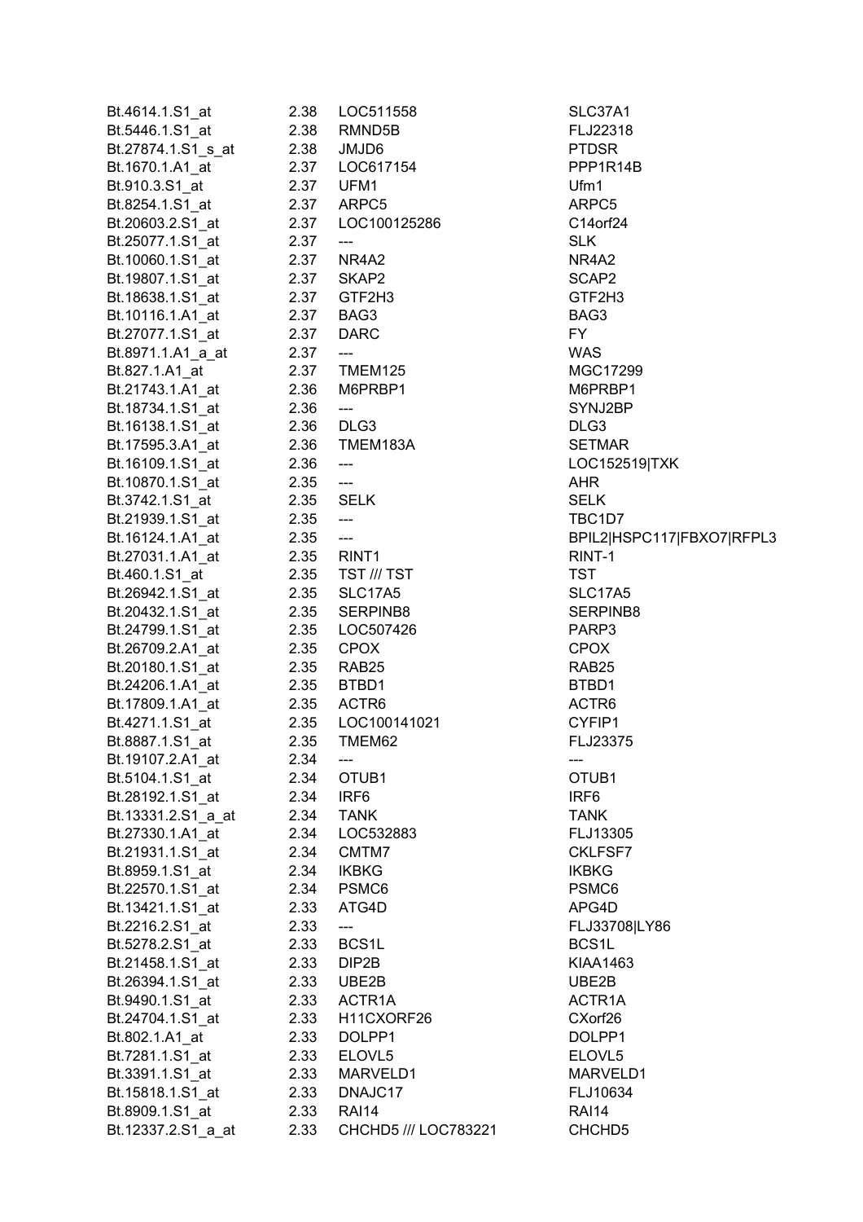| | | | |
|---|---|---|---|
| Bt.4614.1.S1_at | 2.38 | LOC511558 | SLC37A1 |
| Bt.5446.1.S1_at | 2.38 | RMND5B | FLJ22318 |
| Bt.27874.1.S1_s_at | 2.38 | JMJD6 | PTDSR |
| Bt.1670.1.A1_at | 2.37 | LOC617154 | PPP1R14B |
| Bt.910.3.S1_at | 2.37 | UFM1 | Ufm1 |
| Bt.8254.1.S1_at | 2.37 | ARPC5 | ARPC5 |
| Bt.20603.2.S1_at | 2.37 | LOC100125286 | C14orf24 |
| Bt.25077.1.S1_at | 2.37 | --- | SLK |
| Bt.10060.1.S1_at | 2.37 | NR4A2 | NR4A2 |
| Bt.19807.1.S1_at | 2.37 | SKAP2 | SCAP2 |
| Bt.18638.1.S1_at | 2.37 | GTF2H3 | GTF2H3 |
| Bt.10116.1.A1_at | 2.37 | BAG3 | BAG3 |
| Bt.27077.1.S1_at | 2.37 | DARC | FY |
| Bt.8971.1.A1_a_at | 2.37 | --- | WAS |
| Bt.827.1.A1_at | 2.37 | TMEM125 | MGC17299 |
| Bt.21743.1.A1_at | 2.36 | M6PRBP1 | M6PRBP1 |
| Bt.18734.1.S1_at | 2.36 | --- | SYNJ2BP |
| Bt.16138.1.S1_at | 2.36 | DLG3 | DLG3 |
| Bt.17595.3.A1_at | 2.36 | TMEM183A | SETMAR |
| Bt.16109.1.S1_at | 2.36 | --- | LOC152519\|TXK |
| Bt.10870.1.S1_at | 2.35 | --- | AHR |
| Bt.3742.1.S1_at | 2.35 | SELK | SELK |
| Bt.21939.1.S1_at | 2.35 | --- | TBC1D7 |
| Bt.16124.1.A1_at | 2.35 | --- | BPIL2\|HSPC117\|FBXO7\|RFPL3 |
| Bt.27031.1.A1_at | 2.35 | RINT1 | RINT-1 |
| Bt.460.1.S1_at | 2.35 | TST /// TST | TST |
| Bt.26942.1.S1_at | 2.35 | SLC17A5 | SLC17A5 |
| Bt.20432.1.S1_at | 2.35 | SERPINB8 | SERPINB8 |
| Bt.24799.1.S1_at | 2.35 | LOC507426 | PARP3 |
| Bt.26709.2.A1_at | 2.35 | CPOX | CPOX |
| Bt.20180.1.S1_at | 2.35 | RAB25 | RAB25 |
| Bt.24206.1.A1_at | 2.35 | BTBD1 | BTBD1 |
| Bt.17809.1.A1_at | 2.35 | ACTR6 | ACTR6 |
| Bt.4271.1.S1_at | 2.35 | LOC100141021 | CYFIP1 |
| Bt.8887.1.S1_at | 2.35 | TMEM62 | FLJ23375 |
| Bt.19107.2.A1_at | 2.34 | --- | --- |
| Bt.5104.1.S1_at | 2.34 | OTUB1 | OTUB1 |
| Bt.28192.1.S1_at | 2.34 | IRF6 | IRF6 |
| Bt.13331.2.S1_a_at | 2.34 | TANK | TANK |
| Bt.27330.1.A1_at | 2.34 | LOC532883 | FLJ13305 |
| Bt.21931.1.S1_at | 2.34 | CMTM7 | CKLFSF7 |
| Bt.8959.1.S1_at | 2.34 | IKBKG | IKBKG |
| Bt.22570.1.S1_at | 2.34 | PSMC6 | PSMC6 |
| Bt.13421.1.S1_at | 2.33 | ATG4D | APG4D |
| Bt.2216.2.S1_at | 2.33 | --- | FLJ33708\|LY86 |
| Bt.5278.2.S1_at | 2.33 | BCS1L | BCS1L |
| Bt.21458.1.S1_at | 2.33 | DIP2B | KIAA1463 |
| Bt.26394.1.S1_at | 2.33 | UBE2B | UBE2B |
| Bt.9490.1.S1_at | 2.33 | ACTR1A | ACTR1A |
| Bt.24704.1.S1_at | 2.33 | H11CXORF26 | CXorf26 |
| Bt.802.1.A1_at | 2.33 | DOLPP1 | DOLPP1 |
| Bt.7281.1.S1_at | 2.33 | ELOVL5 | ELOVL5 |
| Bt.3391.1.S1_at | 2.33 | MARVELD1 | MARVELD1 |
| Bt.15818.1.S1_at | 2.33 | DNAJC17 | FLJ10634 |
| Bt.8909.1.S1_at | 2.33 | RAI14 | RAI14 |
| Bt.12337.2.S1_a_at | 2.33 | CHCHD5 /// LOC783221 | CHCHD5 |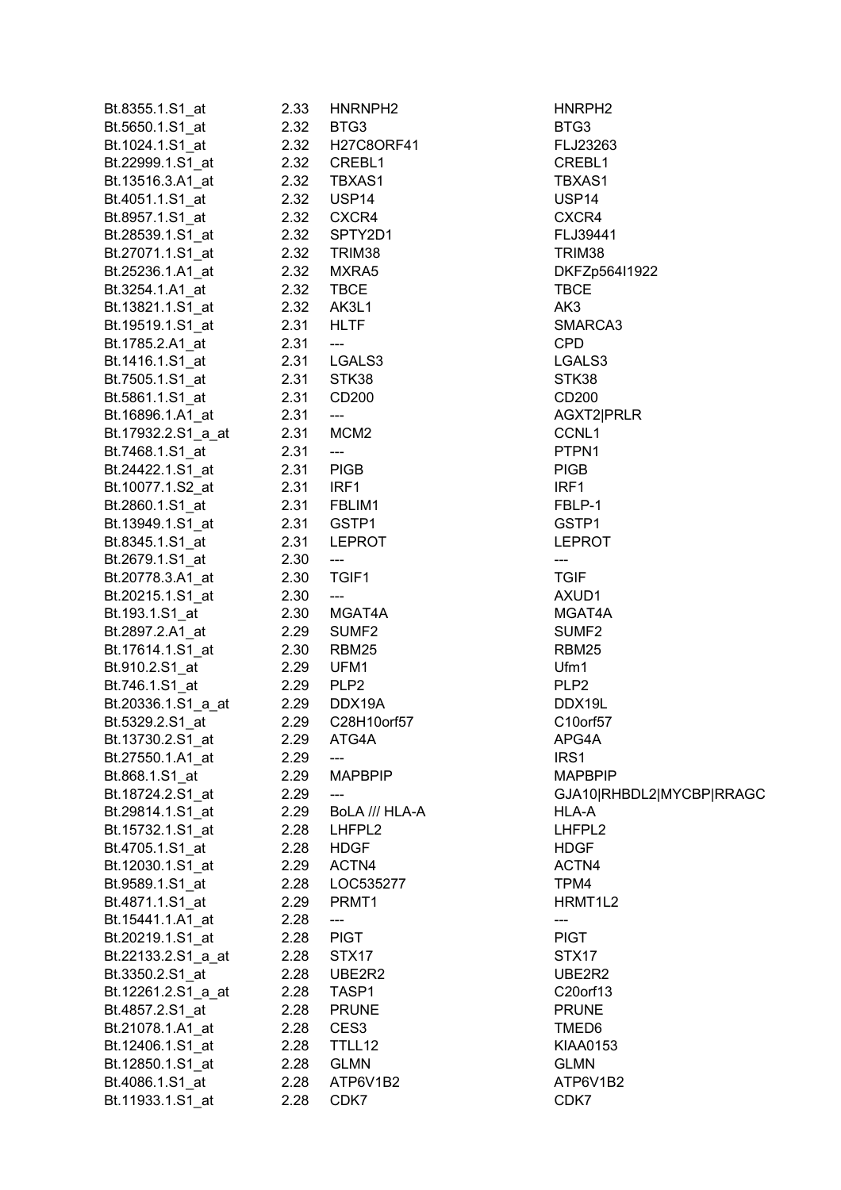| | | | |
|---|---|---|---|
| Bt.8355.1.S1_at | 2.33 | HNRNPH2 | HNRPH2 |
| Bt.5650.1.S1_at | 2.32 | BTG3 | BTG3 |
| Bt.1024.1.S1_at | 2.32 | H27C8ORF41 | FLJ23263 |
| Bt.22999.1.S1_at | 2.32 | CREBL1 | CREBL1 |
| Bt.13516.3.A1_at | 2.32 | TBXAS1 | TBXAS1 |
| Bt.4051.1.S1_at | 2.32 | USP14 | USP14 |
| Bt.8957.1.S1_at | 2.32 | CXCR4 | CXCR4 |
| Bt.28539.1.S1_at | 2.32 | SPTY2D1 | FLJ39441 |
| Bt.27071.1.S1_at | 2.32 | TRIM38 | TRIM38 |
| Bt.25236.1.A1_at | 2.32 | MXRA5 | DKFZp564I1922 |
| Bt.3254.1.A1_at | 2.32 | TBCE | TBCE |
| Bt.13821.1.S1_at | 2.32 | AK3L1 | AK3 |
| Bt.19519.1.S1_at | 2.31 | HLTF | SMARCA3 |
| Bt.1785.2.A1_at | 2.31 | --- | CPD |
| Bt.1416.1.S1_at | 2.31 | LGALS3 | LGALS3 |
| Bt.7505.1.S1_at | 2.31 | STK38 | STK38 |
| Bt.5861.1.S1_at | 2.31 | CD200 | CD200 |
| Bt.16896.1.A1_at | 2.31 | --- | AGXT2\|PRLR |
| Bt.17932.2.S1_a_at | 2.31 | MCM2 | CCNL1 |
| Bt.7468.1.S1_at | 2.31 | --- | PTPN1 |
| Bt.24422.1.S1_at | 2.31 | PIGB | PIGB |
| Bt.10077.1.S2_at | 2.31 | IRF1 | IRF1 |
| Bt.2860.1.S1_at | 2.31 | FBLIM1 | FBLP-1 |
| Bt.13949.1.S1_at | 2.31 | GSTP1 | GSTP1 |
| Bt.8345.1.S1_at | 2.31 | LEPROT | LEPROT |
| Bt.2679.1.S1_at | 2.30 | --- | --- |
| Bt.20778.3.A1_at | 2.30 | TGIF1 | TGIF |
| Bt.20215.1.S1_at | 2.30 | --- | AXUD1 |
| Bt.193.1.S1_at | 2.30 | MGAT4A | MGAT4A |
| Bt.2897.2.A1_at | 2.29 | SUMF2 | SUMF2 |
| Bt.17614.1.S1_at | 2.30 | RBM25 | RBM25 |
| Bt.910.2.S1_at | 2.29 | UFM1 | Ufm1 |
| Bt.746.1.S1_at | 2.29 | PLP2 | PLP2 |
| Bt.20336.1.S1_a_at | 2.29 | DDX19A | DDX19L |
| Bt.5329.2.S1_at | 2.29 | C28H10orf57 | C10orf57 |
| Bt.13730.2.S1_at | 2.29 | ATG4A | APG4A |
| Bt.27550.1.A1_at | 2.29 | --- | IRS1 |
| Bt.868.1.S1_at | 2.29 | MAPBPIP | MAPBPIP |
| Bt.18724.2.S1_at | 2.29 | --- | GJA10\|RHBDL2\|MYCBP\|RRAGC |
| Bt.29814.1.S1_at | 2.29 | BoLA /// HLA-A | HLA-A |
| Bt.15732.1.S1_at | 2.28 | LHFPL2 | LHFPL2 |
| Bt.4705.1.S1_at | 2.28 | HDGF | HDGF |
| Bt.12030.1.S1_at | 2.29 | ACTN4 | ACTN4 |
| Bt.9589.1.S1_at | 2.28 | LOC535277 | TPM4 |
| Bt.4871.1.S1_at | 2.29 | PRMT1 | HRMT1L2 |
| Bt.15441.1.A1_at | 2.28 | --- | --- |
| Bt.20219.1.S1_at | 2.28 | PIGT | PIGT |
| Bt.22133.2.S1_a_at | 2.28 | STX17 | STX17 |
| Bt.3350.2.S1_at | 2.28 | UBE2R2 | UBE2R2 |
| Bt.12261.2.S1_a_at | 2.28 | TASP1 | C20orf13 |
| Bt.4857.2.S1_at | 2.28 | PRUNE | PRUNE |
| Bt.21078.1.A1_at | 2.28 | CES3 | TMED6 |
| Bt.12406.1.S1_at | 2.28 | TTLL12 | KIAA0153 |
| Bt.12850.1.S1_at | 2.28 | GLMN | GLMN |
| Bt.4086.1.S1_at | 2.28 | ATP6V1B2 | ATP6V1B2 |
| Bt.11933.1.S1_at | 2.28 | CDK7 | CDK7 |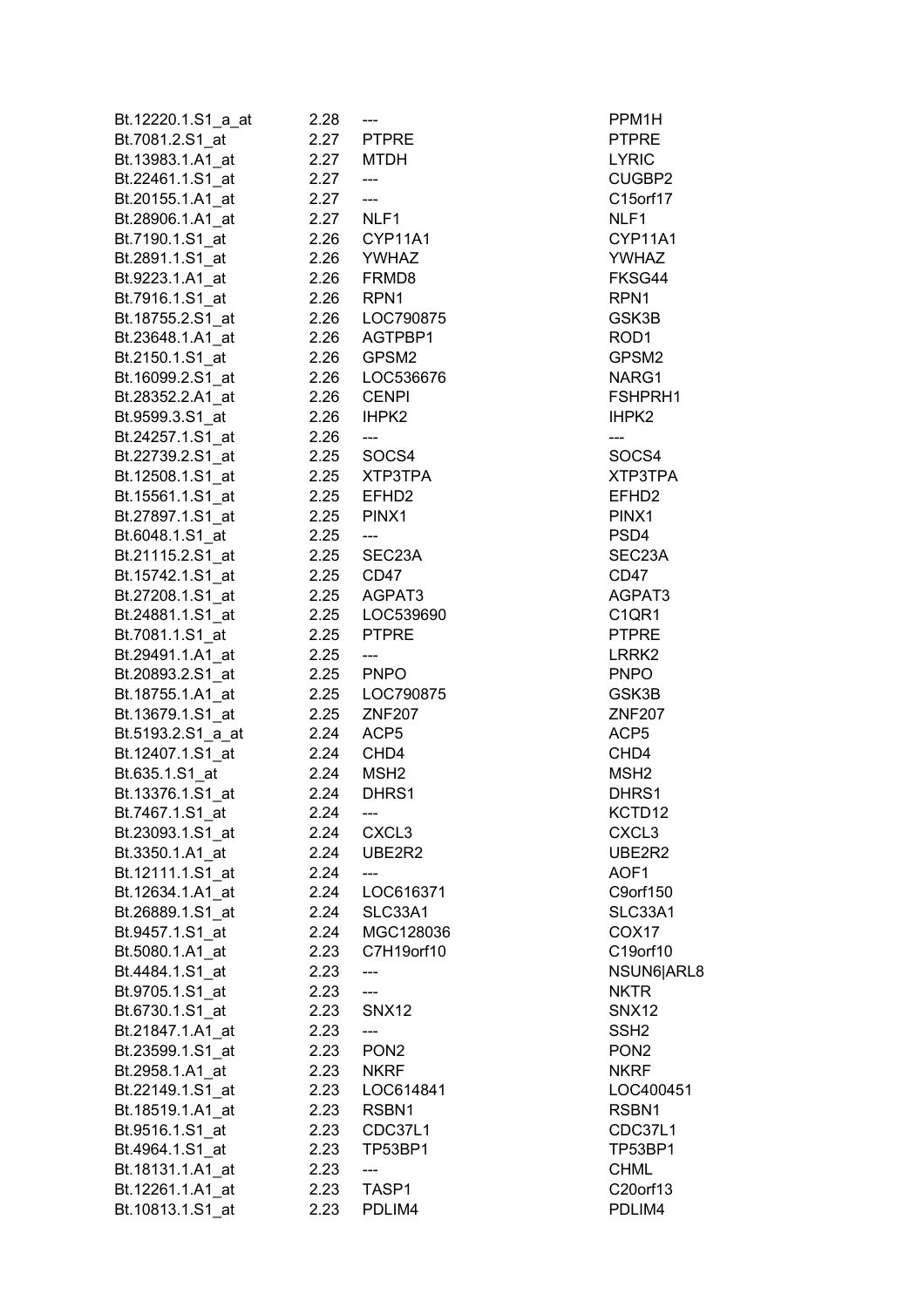| | | | |
|---|---|---|---|
| Bt.12220.1.S1_a_at | 2.28 | --- | PPM1H |
| Bt.7081.2.S1_at | 2.27 | PTPRE | PTPRE |
| Bt.13983.1.A1_at | 2.27 | MTDH | LYRIC |
| Bt.22461.1.S1_at | 2.27 | --- | CUGBP2 |
| Bt.20155.1.A1_at | 2.27 | --- | C15orf17 |
| Bt.28906.1.A1_at | 2.27 | NLF1 | NLF1 |
| Bt.7190.1.S1_at | 2.26 | CYP11A1 | CYP11A1 |
| Bt.2891.1.S1_at | 2.26 | YWHAZ | YWHAZ |
| Bt.9223.1.A1_at | 2.26 | FRMD8 | FKSG44 |
| Bt.7916.1.S1_at | 2.26 | RPN1 | RPN1 |
| Bt.18755.2.S1_at | 2.26 | LOC790875 | GSK3B |
| Bt.23648.1.A1_at | 2.26 | AGTPBP1 | ROD1 |
| Bt.2150.1.S1_at | 2.26 | GPSM2 | GPSM2 |
| Bt.16099.2.S1_at | 2.26 | LOC536676 | NARG1 |
| Bt.28352.2.A1_at | 2.26 | CENPI | FSHPRH1 |
| Bt.9599.3.S1_at | 2.26 | IHPK2 | IHPK2 |
| Bt.24257.1.S1_at | 2.26 | --- | --- |
| Bt.22739.2.S1_at | 2.25 | SOCS4 | SOCS4 |
| Bt.12508.1.S1_at | 2.25 | XTP3TPA | XTP3TPA |
| Bt.15561.1.S1_at | 2.25 | EFHD2 | EFHD2 |
| Bt.27897.1.S1_at | 2.25 | PINX1 | PINX1 |
| Bt.6048.1.S1_at | 2.25 | --- | PSD4 |
| Bt.21115.2.S1_at | 2.25 | SEC23A | SEC23A |
| Bt.15742.1.S1_at | 2.25 | CD47 | CD47 |
| Bt.27208.1.S1_at | 2.25 | AGPAT3 | AGPAT3 |
| Bt.24881.1.S1_at | 2.25 | LOC539690 | C1QR1 |
| Bt.7081.1.S1_at | 2.25 | PTPRE | PTPRE |
| Bt.29491.1.A1_at | 2.25 | --- | LRRK2 |
| Bt.20893.2.S1_at | 2.25 | PNPO | PNPO |
| Bt.18755.1.A1_at | 2.25 | LOC790875 | GSK3B |
| Bt.13679.1.S1_at | 2.25 | ZNF207 | ZNF207 |
| Bt.5193.2.S1_a_at | 2.24 | ACP5 | ACP5 |
| Bt.12407.1.S1_at | 2.24 | CHD4 | CHD4 |
| Bt.635.1.S1_at | 2.24 | MSH2 | MSH2 |
| Bt.13376.1.S1_at | 2.24 | DHRS1 | DHRS1 |
| Bt.7467.1.S1_at | 2.24 | --- | KCTD12 |
| Bt.23093.1.S1_at | 2.24 | CXCL3 | CXCL3 |
| Bt.3350.1.A1_at | 2.24 | UBE2R2 | UBE2R2 |
| Bt.12111.1.S1_at | 2.24 | --- | AOF1 |
| Bt.12634.1.A1_at | 2.24 | LOC616371 | C9orf150 |
| Bt.26889.1.S1_at | 2.24 | SLC33A1 | SLC33A1 |
| Bt.9457.1.S1_at | 2.24 | MGC128036 | COX17 |
| Bt.5080.1.A1_at | 2.23 | C7H19orf10 | C19orf10 |
| Bt.4484.1.S1_at | 2.23 | --- | NSUN6\|ARL8 |
| Bt.9705.1.S1_at | 2.23 | --- | NKTR |
| Bt.6730.1.S1_at | 2.23 | SNX12 | SNX12 |
| Bt.21847.1.A1_at | 2.23 | --- | SSH2 |
| Bt.23599.1.S1_at | 2.23 | PON2 | PON2 |
| Bt.2958.1.A1_at | 2.23 | NKRF | NKRF |
| Bt.22149.1.S1_at | 2.23 | LOC614841 | LOC400451 |
| Bt.18519.1.A1_at | 2.23 | RSBN1 | RSBN1 |
| Bt.9516.1.S1_at | 2.23 | CDC37L1 | CDC37L1 |
| Bt.4964.1.S1_at | 2.23 | TP53BP1 | TP53BP1 |
| Bt.18131.1.A1_at | 2.23 | --- | CHML |
| Bt.12261.1.A1_at | 2.23 | TASP1 | C20orf13 |
| Bt.10813.1.S1_at | 2.23 | PDLIM4 | PDLIM4 |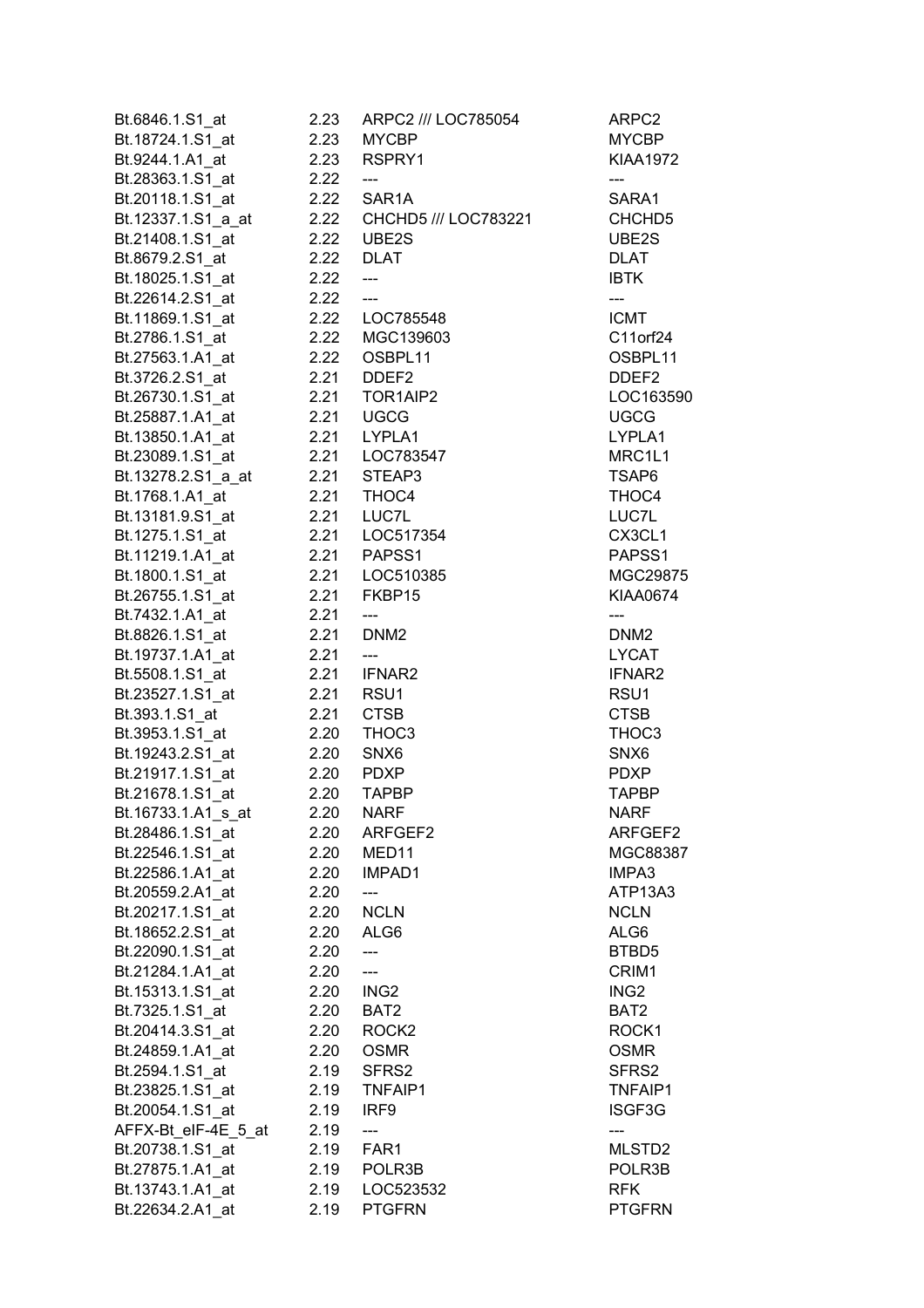| | | | |
|---|---|---|---|
| Bt.6846.1.S1_at | 2.23 | ARPC2 /// LOC785054 | ARPC2 |
| Bt.18724.1.S1_at | 2.23 | MYCBP | MYCBP |
| Bt.9244.1.A1_at | 2.23 | RSPRY1 | KIAA1972 |
| Bt.28363.1.S1_at | 2.22 | --- | --- |
| Bt.20118.1.S1_at | 2.22 | SAR1A | SARA1 |
| Bt.12337.1.S1_a_at | 2.22 | CHCHD5 /// LOC783221 | CHCHD5 |
| Bt.21408.1.S1_at | 2.22 | UBE2S | UBE2S |
| Bt.8679.2.S1_at | 2.22 | DLAT | DLAT |
| Bt.18025.1.S1_at | 2.22 | --- | IBTK |
| Bt.22614.2.S1_at | 2.22 | --- | --- |
| Bt.11869.1.S1_at | 2.22 | LOC785548 | ICMT |
| Bt.2786.1.S1_at | 2.22 | MGC139603 | C11orf24 |
| Bt.27563.1.A1_at | 2.22 | OSBPL11 | OSBPL11 |
| Bt.3726.2.S1_at | 2.21 | DDEF2 | DDEF2 |
| Bt.26730.1.S1_at | 2.21 | TOR1AIP2 | LOC163590 |
| Bt.25887.1.A1_at | 2.21 | UGCG | UGCG |
| Bt.13850.1.A1_at | 2.21 | LYPLA1 | LYPLA1 |
| Bt.23089.1.S1_at | 2.21 | LOC783547 | MRC1L1 |
| Bt.13278.2.S1_a_at | 2.21 | STEAP3 | TSAP6 |
| Bt.1768.1.A1_at | 2.21 | THOC4 | THOC4 |
| Bt.13181.9.S1_at | 2.21 | LUC7L | LUC7L |
| Bt.1275.1.S1_at | 2.21 | LOC517354 | CX3CL1 |
| Bt.11219.1.A1_at | 2.21 | PAPSS1 | PAPSS1 |
| Bt.1800.1.S1_at | 2.21 | LOC510385 | MGC29875 |
| Bt.26755.1.S1_at | 2.21 | FKBP15 | KIAA0674 |
| Bt.7432.1.A1_at | 2.21 | --- | --- |
| Bt.8826.1.S1_at | 2.21 | DNM2 | DNM2 |
| Bt.19737.1.A1_at | 2.21 | --- | LYCAT |
| Bt.5508.1.S1_at | 2.21 | IFNAR2 | IFNAR2 |
| Bt.23527.1.S1_at | 2.21 | RSU1 | RSU1 |
| Bt.393.1.S1_at | 2.21 | CTSB | CTSB |
| Bt.3953.1.S1_at | 2.20 | THOC3 | THOC3 |
| Bt.19243.2.S1_at | 2.20 | SNX6 | SNX6 |
| Bt.21917.1.S1_at | 2.20 | PDXP | PDXP |
| Bt.21678.1.S1_at | 2.20 | TAPBP | TAPBP |
| Bt.16733.1.A1_s_at | 2.20 | NARF | NARF |
| Bt.28486.1.S1_at | 2.20 | ARFGEF2 | ARFGEF2 |
| Bt.22546.1.S1_at | 2.20 | MED11 | MGC88387 |
| Bt.22586.1.A1_at | 2.20 | IMPAD1 | IMPA3 |
| Bt.20559.2.A1_at | 2.20 | --- | ATP13A3 |
| Bt.20217.1.S1_at | 2.20 | NCLN | NCLN |
| Bt.18652.2.S1_at | 2.20 | ALG6 | ALG6 |
| Bt.22090.1.S1_at | 2.20 | --- | BTBD5 |
| Bt.21284.1.A1_at | 2.20 | --- | CRIM1 |
| Bt.15313.1.S1_at | 2.20 | ING2 | ING2 |
| Bt.7325.1.S1_at | 2.20 | BAT2 | BAT2 |
| Bt.20414.3.S1_at | 2.20 | ROCK2 | ROCK1 |
| Bt.24859.1.A1_at | 2.20 | OSMR | OSMR |
| Bt.2594.1.S1_at | 2.19 | SFRS2 | SFRS2 |
| Bt.23825.1.S1_at | 2.19 | TNFAIP1 | TNFAIP1 |
| Bt.20054.1.S1_at | 2.19 | IRF9 | ISGF3G |
| AFFX-Bt_eIF-4E_5_at | 2.19 | --- | --- |
| Bt.20738.1.S1_at | 2.19 | FAR1 | MLSTD2 |
| Bt.27875.1.A1_at | 2.19 | POLR3B | POLR3B |
| Bt.13743.1.A1_at | 2.19 | LOC523532 | RFK |
| Bt.22634.2.A1_at | 2.19 | PTGFRN | PTGFRN |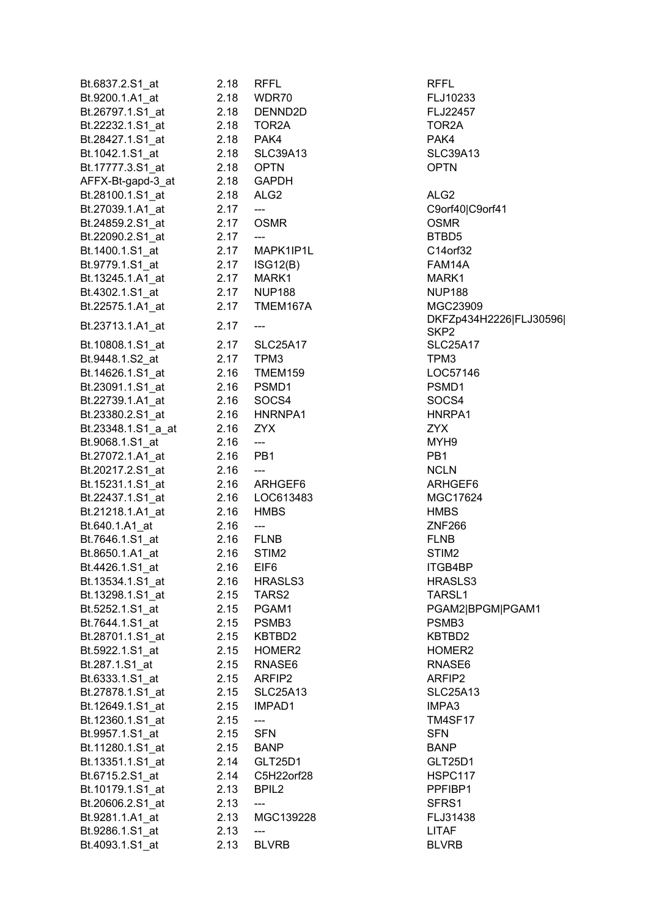| | | | |
|---|---|---|---|
| Bt.6837.2.S1_at | 2.18 | RFFL | RFFL |
| Bt.9200.1.A1_at | 2.18 | WDR70 | FLJ10233 |
| Bt.26797.1.S1_at | 2.18 | DENND2D | FLJ22457 |
| Bt.22232.1.S1_at | 2.18 | TOR2A | TOR2A |
| Bt.28427.1.S1_at | 2.18 | PAK4 | PAK4 |
| Bt.1042.1.S1_at | 2.18 | SLC39A13 | SLC39A13 |
| Bt.17777.3.S1_at | 2.18 | OPTN | OPTN |
| AFFX-Bt-gapd-3_at | 2.18 | GAPDH | |
| Bt.28100.1.S1_at | 2.18 | ALG2 | ALG2 |
| Bt.27039.1.A1_at | 2.17 | --- | C9orf40\|C9orf41 |
| Bt.24859.2.S1_at | 2.17 | OSMR | OSMR |
| Bt.22090.2.S1_at | 2.17 | --- | BTBD5 |
| Bt.1400.1.S1_at | 2.17 | MAPK1IP1L | C14orf32 |
| Bt.9779.1.S1_at | 2.17 | ISG12(B) | FAM14A |
| Bt.13245.1.A1_at | 2.17 | MARK1 | MARK1 |
| Bt.4302.1.S1_at | 2.17 | NUP188 | NUP188 |
| Bt.22575.1.A1_at | 2.17 | TMEM167A | MGC23909 |
| Bt.23713.1.A1_at | 2.17 | --- | DKFZp434H2226\|FLJ30596\|SKP2 |
| Bt.10808.1.S1_at | 2.17 | SLC25A17 | SLC25A17 |
| Bt.9448.1.S2_at | 2.17 | TPM3 | TPM3 |
| Bt.14626.1.S1_at | 2.16 | TMEM159 | LOC57146 |
| Bt.23091.1.S1_at | 2.16 | PSMD1 | PSMD1 |
| Bt.22739.1.A1_at | 2.16 | SOCS4 | SOCS4 |
| Bt.23380.2.S1_at | 2.16 | HNRNPA1 | HNRPA1 |
| Bt.23348.1.S1_a_at | 2.16 | ZYX | ZYX |
| Bt.9068.1.S1_at | 2.16 | --- | MYH9 |
| Bt.27072.1.A1_at | 2.16 | PB1 | PB1 |
| Bt.20217.2.S1_at | 2.16 | --- | NCLN |
| Bt.15231.1.S1_at | 2.16 | ARHGEF6 | ARHGEF6 |
| Bt.22437.1.S1_at | 2.16 | LOC613483 | MGC17624 |
| Bt.21218.1.A1_at | 2.16 | HMBS | HMBS |
| Bt.640.1.A1_at | 2.16 | --- | ZNF266 |
| Bt.7646.1.S1_at | 2.16 | FLNB | FLNB |
| Bt.8650.1.A1_at | 2.16 | STIM2 | STIM2 |
| Bt.4426.1.S1_at | 2.16 | EIF6 | ITGB4BP |
| Bt.13534.1.S1_at | 2.16 | HRASLS3 | HRASLS3 |
| Bt.13298.1.S1_at | 2.15 | TARS2 | TARSL1 |
| Bt.5252.1.S1_at | 2.15 | PGAM1 | PGAM2\|BPGM\|PGAM1 |
| Bt.7644.1.S1_at | 2.15 | PSMB3 | PSMB3 |
| Bt.28701.1.S1_at | 2.15 | KBTBD2 | KBTBD2 |
| Bt.5922.1.S1_at | 2.15 | HOMER2 | HOMER2 |
| Bt.287.1.S1_at | 2.15 | RNASE6 | RNASE6 |
| Bt.6333.1.S1_at | 2.15 | ARFIP2 | ARFIP2 |
| Bt.27878.1.S1_at | 2.15 | SLC25A13 | SLC25A13 |
| Bt.12649.1.S1_at | 2.15 | IMPAD1 | IMPA3 |
| Bt.12360.1.S1_at | 2.15 | --- | TM4SF17 |
| Bt.9957.1.S1_at | 2.15 | SFN | SFN |
| Bt.11280.1.S1_at | 2.15 | BANP | BANP |
| Bt.13351.1.S1_at | 2.14 | GLT25D1 | GLT25D1 |
| Bt.6715.2.S1_at | 2.14 | C5H22orf28 | HSPC117 |
| Bt.10179.1.S1_at | 2.13 | BPIL2 | PPFIBP1 |
| Bt.20606.2.S1_at | 2.13 | --- | SFRS1 |
| Bt.9281.1.A1_at | 2.13 | MGC139228 | FLJ31438 |
| Bt.9286.1.S1_at | 2.13 | --- | LITAF |
| Bt.4093.1.S1_at | 2.13 | BLVRB | BLVRB |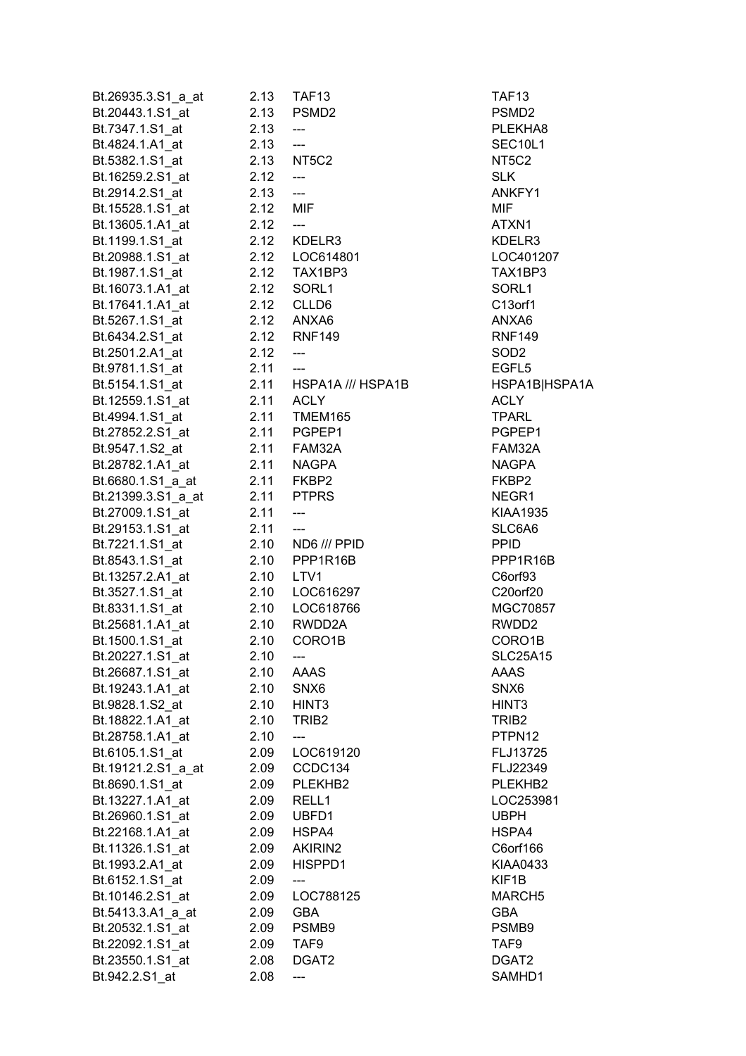| | | | |
|---|---|---|---|
| Bt.26935.3.S1_a_at | 2.13 | TAF13 | TAF13 |
| Bt.20443.1.S1_at | 2.13 | PSMD2 | PSMD2 |
| Bt.7347.1.S1_at | 2.13 | --- | PLEKHA8 |
| Bt.4824.1.A1_at | 2.13 | --- | SEC10L1 |
| Bt.5382.1.S1_at | 2.13 | NT5C2 | NT5C2 |
| Bt.16259.2.S1_at | 2.12 | --- | SLK |
| Bt.2914.2.S1_at | 2.13 | --- | ANKFY1 |
| Bt.15528.1.S1_at | 2.12 | MIF | MIF |
| Bt.13605.1.A1_at | 2.12 | --- | ATXN1 |
| Bt.1199.1.S1_at | 2.12 | KDELR3 | KDELR3 |
| Bt.20988.1.S1_at | 2.12 | LOC614801 | LOC401207 |
| Bt.1987.1.S1_at | 2.12 | TAX1BP3 | TAX1BP3 |
| Bt.16073.1.A1_at | 2.12 | SORL1 | SORL1 |
| Bt.17641.1.A1_at | 2.12 | CLLD6 | C13orf1 |
| Bt.5267.1.S1_at | 2.12 | ANXA6 | ANXA6 |
| Bt.6434.2.S1_at | 2.12 | RNF149 | RNF149 |
| Bt.2501.2.A1_at | 2.12 | --- | SOD2 |
| Bt.9781.1.S1_at | 2.11 | --- | EGFL5 |
| Bt.5154.1.S1_at | 2.11 | HSPA1A /// HSPA1B | HSPA1B\|HSPA1A |
| Bt.12559.1.S1_at | 2.11 | ACLY | ACLY |
| Bt.4994.1.S1_at | 2.11 | TMEM165 | TPARL |
| Bt.27852.2.S1_at | 2.11 | PGPEP1 | PGPEP1 |
| Bt.9547.1.S2_at | 2.11 | FAM32A | FAM32A |
| Bt.28782.1.A1_at | 2.11 | NAGPA | NAGPA |
| Bt.6680.1.S1_a_at | 2.11 | FKBP2 | FKBP2 |
| Bt.21399.3.S1_a_at | 2.11 | PTPRS | NEGR1 |
| Bt.27009.1.S1_at | 2.11 | --- | KIAA1935 |
| Bt.29153.1.S1_at | 2.11 | --- | SLC6A6 |
| Bt.7221.1.S1_at | 2.10 | ND6 /// PPID | PPID |
| Bt.8543.1.S1_at | 2.10 | PPP1R16B | PPP1R16B |
| Bt.13257.2.A1_at | 2.10 | LTV1 | C6orf93 |
| Bt.3527.1.S1_at | 2.10 | LOC616297 | C20orf20 |
| Bt.8331.1.S1_at | 2.10 | LOC618766 | MGC70857 |
| Bt.25681.1.A1_at | 2.10 | RWDD2A | RWDD2 |
| Bt.1500.1.S1_at | 2.10 | CORO1B | CORO1B |
| Bt.20227.1.S1_at | 2.10 | --- | SLC25A15 |
| Bt.26687.1.S1_at | 2.10 | AAAS | AAAS |
| Bt.19243.1.A1_at | 2.10 | SNX6 | SNX6 |
| Bt.9828.1.S2_at | 2.10 | HINT3 | HINT3 |
| Bt.18822.1.A1_at | 2.10 | TRIB2 | TRIB2 |
| Bt.28758.1.A1_at | 2.10 | --- | PTPN12 |
| Bt.6105.1.S1_at | 2.09 | LOC619120 | FLJ13725 |
| Bt.19121.2.S1_a_at | 2.09 | CCDC134 | FLJ22349 |
| Bt.8690.1.S1_at | 2.09 | PLEKHB2 | PLEKHB2 |
| Bt.13227.1.A1_at | 2.09 | RELL1 | LOC253981 |
| Bt.26960.1.S1_at | 2.09 | UBFD1 | UBPH |
| Bt.22168.1.A1_at | 2.09 | HSPA4 | HSPA4 |
| Bt.11326.1.S1_at | 2.09 | AKIRIN2 | C6orf166 |
| Bt.1993.2.A1_at | 2.09 | HISPPD1 | KIAA0433 |
| Bt.6152.1.S1_at | 2.09 | --- | KIF1B |
| Bt.10146.2.S1_at | 2.09 | LOC788125 | MARCH5 |
| Bt.5413.3.A1_a_at | 2.09 | GBA | GBA |
| Bt.20532.1.S1_at | 2.09 | PSMB9 | PSMB9 |
| Bt.22092.1.S1_at | 2.09 | TAF9 | TAF9 |
| Bt.23550.1.S1_at | 2.08 | DGAT2 | DGAT2 |
| Bt.942.2.S1_at | 2.08 | --- | SAMHD1 |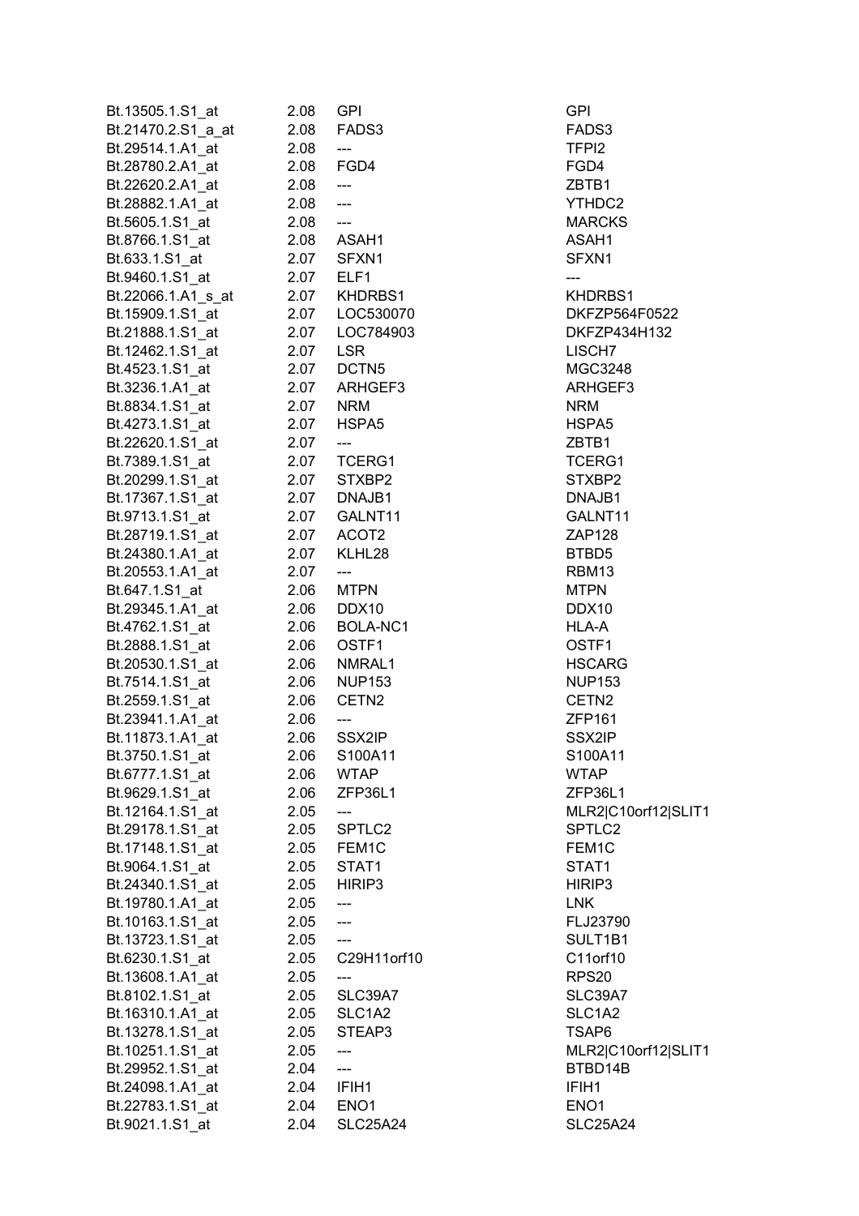| | | | |
|---|---|---|---|
| Bt.13505.1.S1_at | 2.08 | GPI | GPI |
| Bt.21470.2.S1_a_at | 2.08 | FADS3 | FADS3 |
| Bt.29514.1.A1_at | 2.08 | --- | TFPI2 |
| Bt.28780.2.A1_at | 2.08 | FGD4 | FGD4 |
| Bt.22620.2.A1_at | 2.08 | --- | ZBTB1 |
| Bt.28882.1.A1_at | 2.08 | --- | YTHDC2 |
| Bt.5605.1.S1_at | 2.08 | --- | MARCKS |
| Bt.8766.1.S1_at | 2.08 | ASAH1 | ASAH1 |
| Bt.633.1.S1_at | 2.07 | SFXN1 | SFXN1 |
| Bt.9460.1.S1_at | 2.07 | ELF1 | --- |
| Bt.22066.1.A1_s_at | 2.07 | KHDRBS1 | KHDRBS1 |
| Bt.15909.1.S1_at | 2.07 | LOC530070 | DKFZP564F0522 |
| Bt.21888.1.S1_at | 2.07 | LOC784903 | DKFZP434H132 |
| Bt.12462.1.S1_at | 2.07 | LSR | LISCH7 |
| Bt.4523.1.S1_at | 2.07 | DCTN5 | MGC3248 |
| Bt.3236.1.A1_at | 2.07 | ARHGEF3 | ARHGEF3 |
| Bt.8834.1.S1_at | 2.07 | NRM | NRM |
| Bt.4273.1.S1_at | 2.07 | HSPA5 | HSPA5 |
| Bt.22620.1.S1_at | 2.07 | --- | ZBTB1 |
| Bt.7389.1.S1_at | 2.07 | TCERG1 | TCERG1 |
| Bt.20299.1.S1_at | 2.07 | STXBP2 | STXBP2 |
| Bt.17367.1.S1_at | 2.07 | DNAJB1 | DNAJB1 |
| Bt.9713.1.S1_at | 2.07 | GALNT11 | GALNT11 |
| Bt.28719.1.S1_at | 2.07 | ACOT2 | ZAP128 |
| Bt.24380.1.A1_at | 2.07 | KLHL28 | BTBD5 |
| Bt.20553.1.A1_at | 2.07 | --- | RBM13 |
| Bt.647.1.S1_at | 2.06 | MTPN | MTPN |
| Bt.29345.1.A1_at | 2.06 | DDX10 | DDX10 |
| Bt.4762.1.S1_at | 2.06 | BOLA-NC1 | HLA-A |
| Bt.2888.1.S1_at | 2.06 | OSTF1 | OSTF1 |
| Bt.20530.1.S1_at | 2.06 | NMRAL1 | HSCARG |
| Bt.7514.1.S1_at | 2.06 | NUP153 | NUP153 |
| Bt.2559.1.S1_at | 2.06 | CETN2 | CETN2 |
| Bt.23941.1.A1_at | 2.06 | --- | ZFP161 |
| Bt.11873.1.A1_at | 2.06 | SSX2IP | SSX2IP |
| Bt.3750.1.S1_at | 2.06 | S100A11 | S100A11 |
| Bt.6777.1.S1_at | 2.06 | WTAP | WTAP |
| Bt.9629.1.S1_at | 2.06 | ZFP36L1 | ZFP36L1 |
| Bt.12164.1.S1_at | 2.05 | --- | MLR2\|C10orf12\|SLIT1 |
| Bt.29178.1.S1_at | 2.05 | SPTLC2 | SPTLC2 |
| Bt.17148.1.S1_at | 2.05 | FEM1C | FEM1C |
| Bt.9064.1.S1_at | 2.05 | STAT1 | STAT1 |
| Bt.24340.1.S1_at | 2.05 | HIRIP3 | HIRIP3 |
| Bt.19780.1.A1_at | 2.05 | --- | LNK |
| Bt.10163.1.S1_at | 2.05 | --- | FLJ23790 |
| Bt.13723.1.S1_at | 2.05 | --- | SULT1B1 |
| Bt.6230.1.S1_at | 2.05 | C29H11orf10 | C11orf10 |
| Bt.13608.1.A1_at | 2.05 | --- | RPS20 |
| Bt.8102.1.S1_at | 2.05 | SLC39A7 | SLC39A7 |
| Bt.16310.1.A1_at | 2.05 | SLC1A2 | SLC1A2 |
| Bt.13278.1.S1_at | 2.05 | STEAP3 | TSAP6 |
| Bt.10251.1.S1_at | 2.05 | --- | MLR2\|C10orf12\|SLIT1 |
| Bt.29952.1.S1_at | 2.04 | --- | BTBD14B |
| Bt.24098.1.A1_at | 2.04 | IFIH1 | IFIH1 |
| Bt.22783.1.S1_at | 2.04 | ENO1 | ENO1 |
| Bt.9021.1.S1_at | 2.04 | SLC25A24 | SLC25A24 |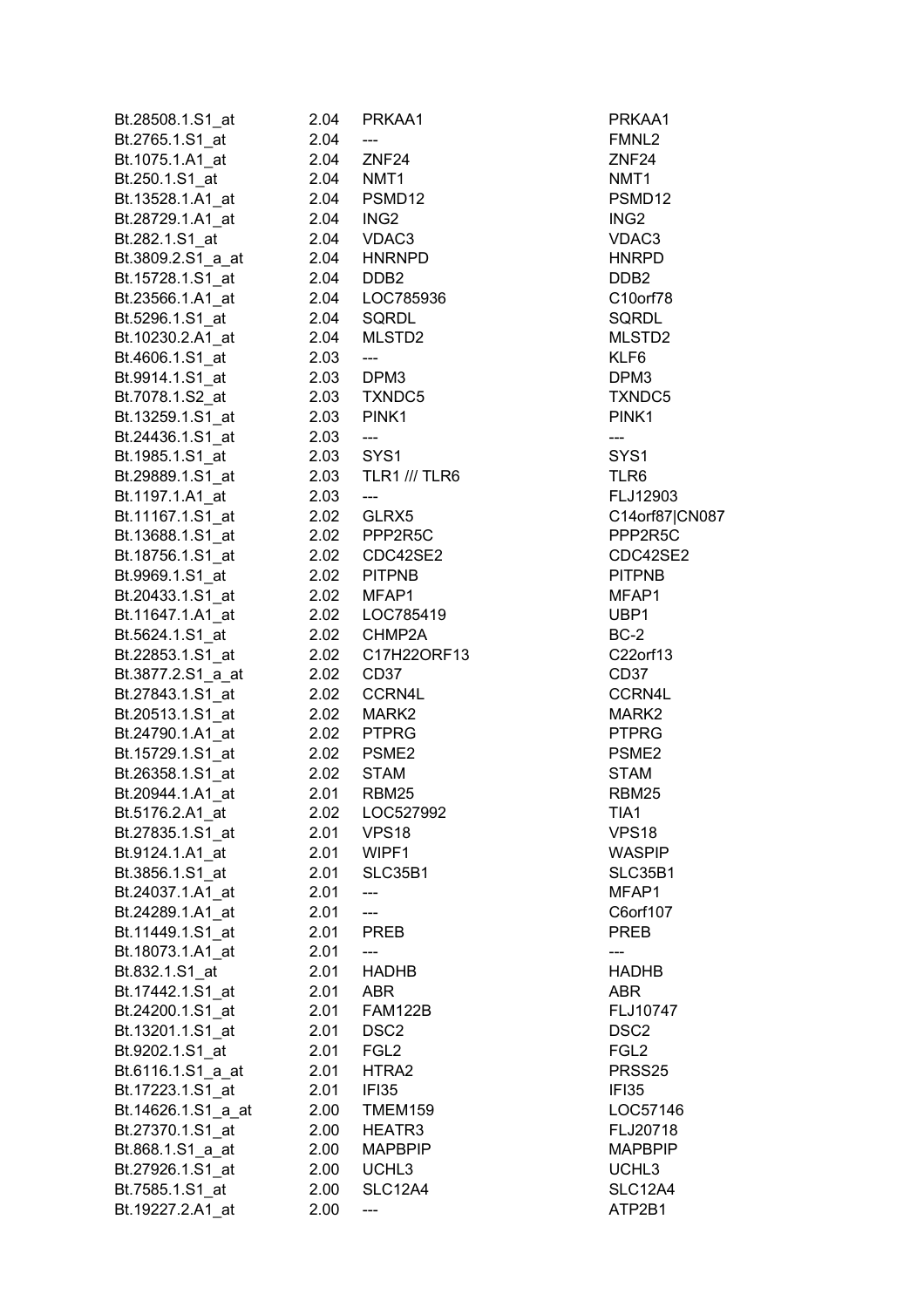| | | | |
|---|---|---|---|
| Bt.28508.1.S1_at | 2.04 | PRKAA1 | PRKAA1 |
| Bt.2765.1.S1_at | 2.04 | --- | FMNL2 |
| Bt.1075.1.A1_at | 2.04 | ZNF24 | ZNF24 |
| Bt.250.1.S1_at | 2.04 | NMT1 | NMT1 |
| Bt.13528.1.A1_at | 2.04 | PSMD12 | PSMD12 |
| Bt.28729.1.A1_at | 2.04 | ING2 | ING2 |
| Bt.282.1.S1_at | 2.04 | VDAC3 | VDAC3 |
| Bt.3809.2.S1_a_at | 2.04 | HNRNPD | HNRPD |
| Bt.15728.1.S1_at | 2.04 | DDB2 | DDB2 |
| Bt.23566.1.A1_at | 2.04 | LOC785936 | C10orf78 |
| Bt.5296.1.S1_at | 2.04 | SQRDL | SQRDL |
| Bt.10230.2.A1_at | 2.04 | MLSTD2 | MLSTD2 |
| Bt.4606.1.S1_at | 2.03 | --- | KLF6 |
| Bt.9914.1.S1_at | 2.03 | DPM3 | DPM3 |
| Bt.7078.1.S2_at | 2.03 | TXNDC5 | TXNDC5 |
| Bt.13259.1.S1_at | 2.03 | PINK1 | PINK1 |
| Bt.24436.1.S1_at | 2.03 | --- | --- |
| Bt.1985.1.S1_at | 2.03 | SYS1 | SYS1 |
| Bt.29889.1.S1_at | 2.03 | TLR1 /// TLR6 | TLR6 |
| Bt.1197.1.A1_at | 2.03 | --- | FLJ12903 |
| Bt.11167.1.S1_at | 2.02 | GLRX5 | C14orf87\|CN087 |
| Bt.13688.1.S1_at | 2.02 | PPP2R5C | PPP2R5C |
| Bt.18756.1.S1_at | 2.02 | CDC42SE2 | CDC42SE2 |
| Bt.9969.1.S1_at | 2.02 | PITPNB | PITPNB |
| Bt.20433.1.S1_at | 2.02 | MFAP1 | MFAP1 |
| Bt.11647.1.A1_at | 2.02 | LOC785419 | UBP1 |
| Bt.5624.1.S1_at | 2.02 | CHMP2A | BC-2 |
| Bt.22853.1.S1_at | 2.02 | C17H22ORF13 | C22orf13 |
| Bt.3877.2.S1_a_at | 2.02 | CD37 | CD37 |
| Bt.27843.1.S1_at | 2.02 | CCRN4L | CCRN4L |
| Bt.20513.1.S1_at | 2.02 | MARK2 | MARK2 |
| Bt.24790.1.A1_at | 2.02 | PTPRG | PTPRG |
| Bt.15729.1.S1_at | 2.02 | PSME2 | PSME2 |
| Bt.26358.1.S1_at | 2.02 | STAM | STAM |
| Bt.20944.1.A1_at | 2.01 | RBM25 | RBM25 |
| Bt.5176.2.A1_at | 2.02 | LOC527992 | TIA1 |
| Bt.27835.1.S1_at | 2.01 | VPS18 | VPS18 |
| Bt.9124.1.A1_at | 2.01 | WIPF1 | WASPIP |
| Bt.3856.1.S1_at | 2.01 | SLC35B1 | SLC35B1 |
| Bt.24037.1.A1_at | 2.01 | --- | MFAP1 |
| Bt.24289.1.A1_at | 2.01 | --- | C6orf107 |
| Bt.11449.1.S1_at | 2.01 | PREB | PREB |
| Bt.18073.1.A1_at | 2.01 | --- | --- |
| Bt.832.1.S1_at | 2.01 | HADHB | HADHB |
| Bt.17442.1.S1_at | 2.01 | ABR | ABR |
| Bt.24200.1.S1_at | 2.01 | FAM122B | FLJ10747 |
| Bt.13201.1.S1_at | 2.01 | DSC2 | DSC2 |
| Bt.9202.1.S1_at | 2.01 | FGL2 | FGL2 |
| Bt.6116.1.S1_a_at | 2.01 | HTRA2 | PRSS25 |
| Bt.17223.1.S1_at | 2.01 | IFI35 | IFI35 |
| Bt.14626.1.S1_a_at | 2.00 | TMEM159 | LOC57146 |
| Bt.27370.1.S1_at | 2.00 | HEATR3 | FLJ20718 |
| Bt.868.1.S1_a_at | 2.00 | MAPBPIP | MAPBPIP |
| Bt.27926.1.S1_at | 2.00 | UCHL3 | UCHL3 |
| Bt.7585.1.S1_at | 2.00 | SLC12A4 | SLC12A4 |
| Bt.19227.2.A1_at | 2.00 | --- | ATP2B1 |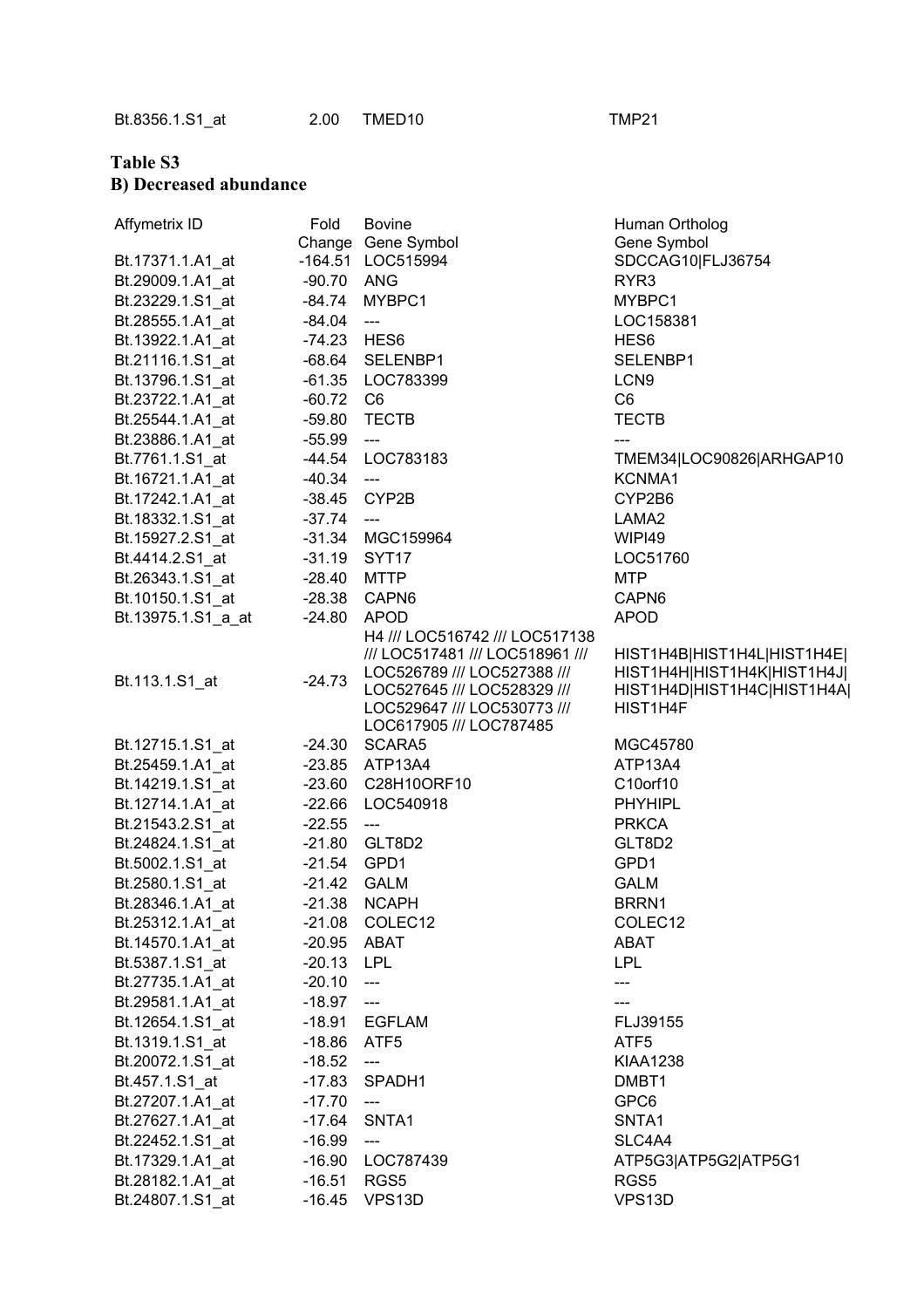| Bt.8356.1.S1_at | 2.00 | TMED10 | TMP21 |
|---|---|---|---|

**Table S3**

**B) Decreased abundance**

| Affymetrix ID | Fold Change | Bovine Gene Symbol | Human Ortholog Gene Symbol |
|---|---|---|---|
| Bt.17371.1.A1_at | -164.51 | LOC515994 | SDCCAG10\|FLJ36754 |
| Bt.29009.1.A1_at | -90.70 | ANG | RYR3 |
| Bt.23229.1.S1_at | -84.74 | MYBPC1 | MYBPC1 |
| Bt.28555.1.A1_at | -84.04 | --- | LOC158381 |
| Bt.13922.1.A1_at | -74.23 | HES6 | HES6 |
| Bt.21116.1.S1_at | -68.64 | SELENBP1 | SELENBP1 |
| Bt.13796.1.S1_at | -61.35 | LOC783399 | LCN9 |
| Bt.23722.1.A1_at | -60.72 | C6 | C6 |
| Bt.25544.1.A1_at | -59.80 | TECTB | TECTB |
| Bt.23886.1.A1_at | -55.99 | --- | --- |
| Bt.7761.1.S1_at | -44.54 | LOC783183 | TMEM34\|LOC90826\|ARHGAP10 |
| Bt.16721.1.A1_at | -40.34 | --- | KCNMA1 |
| Bt.17242.1.S1_at | -38.45 | CYP2B | CYP2B6 |
| Bt.18332.1.S1_at | -37.74 | --- | LAMA2 |
| Bt.15927.2.S1_at | -31.34 | MGC159964 | WIPI49 |
| Bt.4414.2.S1_at | -31.19 | SYT17 | LOC51760 |
| Bt.26343.1.S1_at | -28.40 | MTTP | MTP |
| Bt.10150.1.S1_at | -28.38 | CAPN6 | CAPN6 |
| Bt.13975.1.S1_a_at | -24.80 | APOD | APOD |
| Bt.113.1.S1_at | -24.73 | H4 /// LOC516742 /// LOC517138 /// LOC517481 /// LOC518961 /// LOC526789 /// LOC527388 /// LOC527645 /// LOC528329 /// LOC529647 /// LOC530773 /// LOC617905 /// LOC787485 | HIST1H4B\|HIST1H4L\|HIST1H4E\|HIST1H4H\|HIST1H4K\|HIST1H4J\|HIST1H4D\|HIST1H4C\|HIST1H4A\|HIST1H4F |
| Bt.12715.1.S1_at | -24.30 | SCARA5 | MGC45780 |
| Bt.25459.1.A1_at | -23.85 | ATP13A4 | ATP13A4 |
| Bt.14219.1.S1_at | -23.60 | C28H10ORF10 | C10orf10 |
| Bt.12714.1.A1_at | -22.66 | LOC540918 | PHYHIPL |
| Bt.21543.2.S1_at | -22.55 | --- | PRKCA |
| Bt.24824.1.S1_at | -21.80 | GLT8D2 | GLT8D2 |
| Bt.5002.1.S1_at | -21.54 | GPD1 | GPD1 |
| Bt.2580.1.S1_at | -21.42 | GALM | GALM |
| Bt.28346.1.A1_at | -21.38 | NCAPH | BRRN1 |
| Bt.25312.1.A1_at | -21.08 | COLEC12 | COLEC12 |
| Bt.14570.1.A1_at | -20.95 | ABAT | ABAT |
| Bt.5387.1.S1_at | -20.13 | LPL | LPL |
| Bt.27735.1.A1_at | -20.10 | --- | --- |
| Bt.29581.1.A1_at | -18.97 | --- | --- |
| Bt.12654.1.S1_at | -18.91 | EGFLAM | FLJ39155 |
| Bt.1319.1.S1_at | -18.86 | ATF5 | ATF5 |
| Bt.20072.1.S1_at | -18.52 | --- | KIAA1238 |
| Bt.457.1.S1_at | -17.83 | SPADH1 | DMBT1 |
| Bt.27207.1.A1_at | -17.70 | --- | GPC6 |
| Bt.27627.1.A1_at | -17.64 | SNTA1 | SNTA1 |
| Bt.22452.1.S1_at | -16.99 | --- | SLC4A4 |
| Bt.17329.1.A1_at | -16.90 | LOC787439 | ATP5G3\|ATP5G2\|ATP5G1 |
| Bt.28182.1.A1_at | -16.51 | RGS5 | RGS5 |
| Bt.24807.1.S1_at | -16.45 | VPS13D | VPS13D |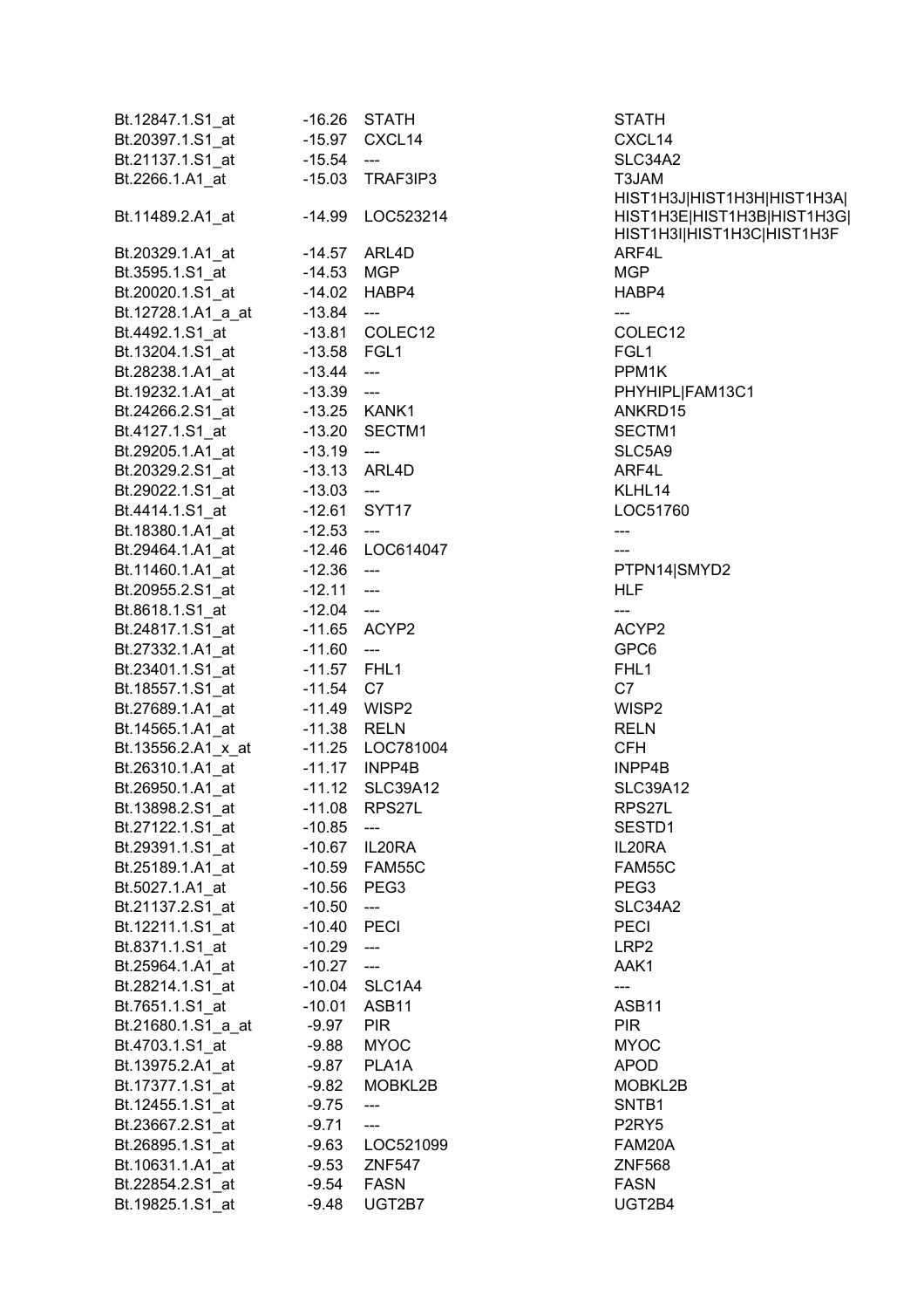| | | | |
|---|---|---|---|
| Bt.12847.1.S1_at | -16.26 | STATH | STATH |
| Bt.20397.1.S1_at | -15.97 | CXCL14 | CXCL14 |
| Bt.21137.1.S1_at | -15.54 | --- | SLC34A2 |
| Bt.2266.1.A1_at | -15.03 | TRAF3IP3 | T3JAM |
| Bt.11489.2.A1_at | -14.99 | LOC523214 | HIST1H3J\|HIST1H3H\|HIST1H3A\|HIST1H3E\|HIST1H3B\|HIST1H3G\|HIST1H3I\|HIST1H3C\|HIST1H3F |
| Bt.20329.1.A1_at | -14.57 | ARL4D | ARF4L |
| Bt.3595.1.S1_at | -14.53 | MGP | MGP |
| Bt.20020.1.S1_at | -14.02 | HABP4 | HABP4 |
| Bt.12728.1.A1_a_at | -13.84 | --- | --- |
| Bt.4492.1.S1_at | -13.81 | COLEC12 | COLEC12 |
| Bt.13204.1.S1_at | -13.58 | FGL1 | FGL1 |
| Bt.28238.1.A1_at | -13.44 | --- | PPM1K |
| Bt.19232.1.A1_at | -13.39 | --- | PHYHIPL\|FAM13C1 |
| Bt.24266.2.S1_at | -13.25 | KANK1 | ANKRD15 |
| Bt.4127.1.S1_at | -13.20 | SECTM1 | SECTM1 |
| Bt.29205.1.A1_at | -13.19 | --- | SLC5A9 |
| Bt.20329.2.S1_at | -13.13 | ARL4D | ARF4L |
| Bt.29022.1.S1_at | -13.03 | --- | KLHL14 |
| Bt.4414.1.S1_at | -12.61 | SYT17 | LOC51760 |
| Bt.18380.1.A1_at | -12.53 | --- | --- |
| Bt.29464.1.A1_at | -12.46 | LOC614047 | --- |
| Bt.11460.1.A1_at | -12.36 | --- | PTPN14\|SMYD2 |
| Bt.20955.2.S1_at | -12.11 | --- | HLF |
| Bt.8618.1.S1_at | -12.04 | --- | --- |
| Bt.24817.1.S1_at | -11.65 | ACYP2 | ACYP2 |
| Bt.27332.1.A1_at | -11.60 | --- | GPC6 |
| Bt.23401.1.S1_at | -11.57 | FHL1 | FHL1 |
| Bt.18557.1.S1_at | -11.54 | C7 | C7 |
| Bt.27689.1.A1_at | -11.49 | WISP2 | WISP2 |
| Bt.14565.1.A1_at | -11.38 | RELN | RELN |
| Bt.13556.2.A1_x_at | -11.25 | LOC781004 | CFH |
| Bt.26310.1.A1_at | -11.17 | INPP4B | INPP4B |
| Bt.26950.1.A1_at | -11.12 | SLC39A12 | SLC39A12 |
| Bt.13898.2.S1_at | -11.08 | RPS27L | RPS27L |
| Bt.27122.1.S1_at | -10.85 | --- | SESTD1 |
| Bt.29391.1.S1_at | -10.67 | IL20RA | IL20RA |
| Bt.25189.1.A1_at | -10.59 | FAM55C | FAM55C |
| Bt.5027.1.A1_at | -10.56 | PEG3 | PEG3 |
| Bt.21137.2.S1_at | -10.50 | --- | SLC34A2 |
| Bt.12211.1.S1_at | -10.40 | PECI | PECI |
| Bt.8371.1.S1_at | -10.29 | --- | LRP2 |
| Bt.25964.1.A1_at | -10.27 | --- | AAK1 |
| Bt.28214.1.S1_at | -10.04 | SLC1A4 | --- |
| Bt.7651.1.S1_at | -10.01 | ASB11 | ASB11 |
| Bt.21680.1.S1_a_at | -9.97 | PIR | PIR |
| Bt.4703.1.S1_at | -9.88 | MYOC | MYOC |
| Bt.13975.2.A1_at | -9.87 | PLA1A | APOD |
| Bt.17377.1.S1_at | -9.82 | MOBKL2B | MOBKL2B |
| Bt.12455.1.S1_at | -9.75 | --- | SNTB1 |
| Bt.23667.2.S1_at | -9.71 | --- | P2RY5 |
| Bt.26895.1.S1_at | -9.63 | LOC521099 | FAM20A |
| Bt.10631.1.A1_at | -9.53 | ZNF547 | ZNF568 |
| Bt.22854.2.S1_at | -9.54 | FASN | FASN |
| Bt.19825.1.S1_at | -9.48 | UGT2B7 | UGT2B4 |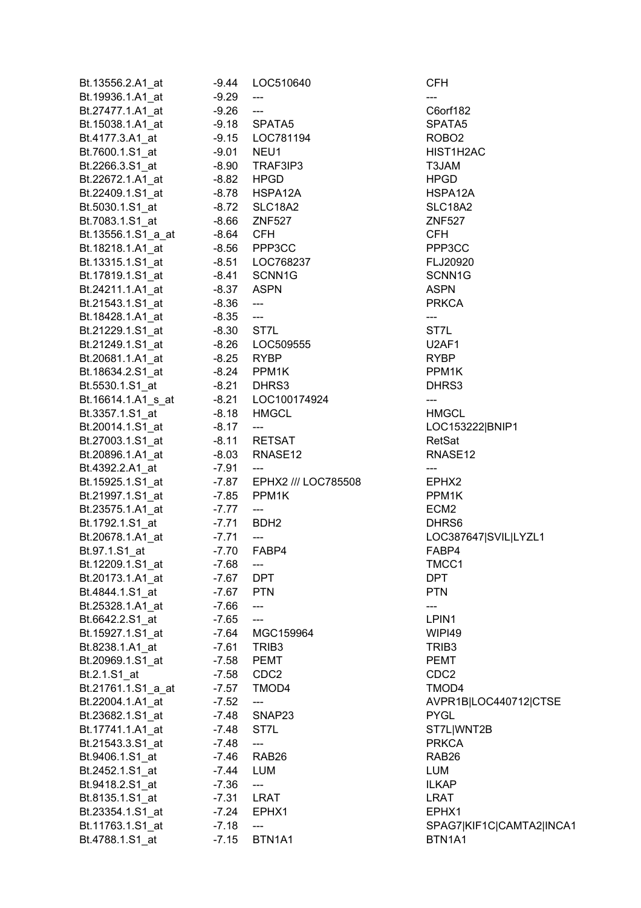| | | | |
|---|---|---|---|
| Bt.13556.2.A1_at | -9.44 | LOC510640 | CFH |
| Bt.19936.1.A1_at | -9.29 | --- | --- |
| Bt.27477.1.A1_at | -9.26 | --- | C6orf182 |
| Bt.15038.1.A1_at | -9.18 | SPATA5 | SPATA5 |
| Bt.4177.3.A1_at | -9.15 | LOC781194 | ROBO2 |
| Bt.7600.1.S1_at | -9.01 | NEU1 | HIST1H2AC |
| Bt.2266.3.S1_at | -8.90 | TRAF3IP3 | T3JAM |
| Bt.22672.1.A1_at | -8.82 | HPGD | HPGD |
| Bt.22409.1.S1_at | -8.78 | HSPA12A | HSPA12A |
| Bt.5030.1.S1_at | -8.72 | SLC18A2 | SLC18A2 |
| Bt.7083.1.S1_at | -8.66 | ZNF527 | ZNF527 |
| Bt.13556.1.S1_a_at | -8.64 | CFH | CFH |
| Bt.18218.1.A1_at | -8.56 | PPP3CC | PPP3CC |
| Bt.13315.1.S1_at | -8.51 | LOC768237 | FLJ20920 |
| Bt.17819.1.S1_at | -8.41 | SCNN1G | SCNN1G |
| Bt.24211.1.A1_at | -8.37 | ASPN | ASPN |
| Bt.21543.1.S1_at | -8.36 | --- | PRKCA |
| Bt.18428.1.A1_at | -8.35 | --- | --- |
| Bt.21229.1.S1_at | -8.30 | ST7L | ST7L |
| Bt.21249.1.S1_at | -8.26 | LOC509555 | U2AF1 |
| Bt.20681.1.A1_at | -8.25 | RYBP | RYBP |
| Bt.18634.2.S1_at | -8.24 | PPM1K | PPM1K |
| Bt.5530.1.S1_at | -8.21 | DHRS3 | DHRS3 |
| Bt.16614.1.A1_s_at | -8.21 | LOC100174924 | --- |
| Bt.3357.1.S1_at | -8.18 | HMGCL | HMGCL |
| Bt.20014.1.S1_at | -8.17 | --- | LOC153222\|BNIP1 |
| Bt.27003.1.S1_at | -8.11 | RETSAT | RetSat |
| Bt.20896.1.A1_at | -8.03 | RNASE12 | RNASE12 |
| Bt.4392.2.A1_at | -7.91 | --- | --- |
| Bt.15925.1.S1_at | -7.87 | EPHX2 /// LOC785508 | EPHX2 |
| Bt.21997.1.S1_at | -7.85 | PPM1K | PPM1K |
| Bt.23575.1.A1_at | -7.77 | --- | ECM2 |
| Bt.1792.1.S1_at | -7.71 | BDH2 | DHRS6 |
| Bt.20678.1.A1_at | -7.71 | --- | LOC387647\|SVIL\|LYZL1 |
| Bt.97.1.S1_at | -7.70 | FABP4 | FABP4 |
| Bt.12209.1.S1_at | -7.68 | --- | TMCC1 |
| Bt.20173.1.A1_at | -7.67 | DPT | DPT |
| Bt.4844.1.S1_at | -7.67 | PTN | PTN |
| Bt.25328.1.A1_at | -7.66 | --- | --- |
| Bt.6642.2.S1_at | -7.65 | --- | LPIN1 |
| Bt.15927.1.S1_at | -7.64 | MGC159964 | WIPI49 |
| Bt.8238.1.A1_at | -7.61 | TRIB3 | TRIB3 |
| Bt.20969.1.S1_at | -7.58 | PEMT | PEMT |
| Bt.2.1.S1_at | -7.58 | CDC2 | CDC2 |
| Bt.21761.1.S1_a_at | -7.57 | TMOD4 | TMOD4 |
| Bt.22004.1.A1_at | -7.52 | --- | AVPR1B\|LOC440712\|CTSE |
| Bt.23682.1.S1_at | -7.48 | SNAP23 | PYGL |
| Bt.17741.1.A1_at | -7.48 | ST7L | ST7L\|WNT2B |
| Bt.21543.3.S1_at | -7.48 | --- | PRKCA |
| Bt.9406.1.S1_at | -7.46 | RAB26 | RAB26 |
| Bt.2452.1.S1_at | -7.44 | LUM | LUM |
| Bt.9418.2.S1_at | -7.36 | --- | ILKAP |
| Bt.8135.1.S1_at | -7.31 | LRAT | LRAT |
| Bt.23354.1.S1_at | -7.24 | EPHX1 | EPHX1 |
| Bt.11763.1.S1_at | -7.18 | --- | SPAG7\|KIF1C\|CAMTA2\|INCA1 |
| Bt.4788.1.S1_at | -7.15 | BTN1A1 | BTN1A1 |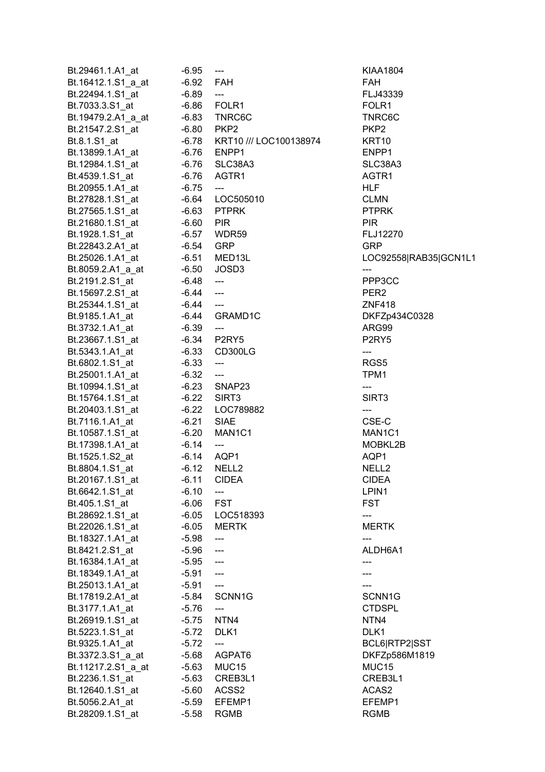| | | | |
|---|---|---|---|
| Bt.29461.1.A1_at | -6.95 | --- | KIAA1804 |
| Bt.16412.1.S1_a_at | -6.92 | FAH | FAH |
| Bt.22494.1.S1_at | -6.89 | --- | FLJ43339 |
| Bt.7033.3.S1_at | -6.86 | FOLR1 | FOLR1 |
| Bt.19479.2.A1_a_at | -6.83 | TNRC6C | TNRC6C |
| Bt.21547.2.S1_at | -6.80 | PKP2 | PKP2 |
| Bt.8.1.S1_at | -6.78 | KRT10 /// LOC100138974 | KRT10 |
| Bt.13899.1.A1_at | -6.76 | ENPP1 | ENPP1 |
| Bt.12984.1.S1_at | -6.76 | SLC38A3 | SLC38A3 |
| Bt.4539.1.S1_at | -6.76 | AGTR1 | AGTR1 |
| Bt.20955.1.A1_at | -6.75 | --- | HLF |
| Bt.27828.1.S1_at | -6.64 | LOC505010 | CLMN |
| Bt.27565.1.S1_at | -6.63 | PTPRK | PTPRK |
| Bt.21680.1.S1_at | -6.60 | PIR | PIR |
| Bt.1928.1.S1_at | -6.57 | WDR59 | FLJ12270 |
| Bt.22843.2.A1_at | -6.54 | GRP | GRP |
| Bt.25026.1.A1_at | -6.51 | MED13L | LOC92558\|RAB35\|GCN1L1 |
| Bt.8059.2.A1_a_at | -6.50 | JOSD3 | --- |
| Bt.2191.2.S1_at | -6.48 | --- | PPP3CC |
| Bt.15697.2.S1_at | -6.44 | --- | PER2 |
| Bt.25344.1.S1_at | -6.44 | --- | ZNF418 |
| Bt.9185.1.A1_at | -6.44 | GRAMD1C | DKFZp434C0328 |
| Bt.3732.1.A1_at | -6.39 | --- | ARG99 |
| Bt.23667.1.S1_at | -6.34 | P2RY5 | P2RY5 |
| Bt.5343.1.A1_at | -6.33 | CD300LG | --- |
| Bt.6802.1.S1_at | -6.33 | --- | RGS5 |
| Bt.25001.1.A1_at | -6.32 | --- | TPM1 |
| Bt.10994.1.S1_at | -6.23 | SNAP23 | --- |
| Bt.15764.1.S1_at | -6.22 | SIRT3 | SIRT3 |
| Bt.20403.1.S1_at | -6.22 | LOC789882 | --- |
| Bt.7116.1.A1_at | -6.21 | SIAE | CSE-C |
| Bt.10587.1.S1_at | -6.20 | MAN1C1 | MAN1C1 |
| Bt.17398.1.A1_at | -6.14 | --- | MOBKL2B |
| Bt.1525.1.S2_at | -6.14 | AQP1 | AQP1 |
| Bt.8804.1.S1_at | -6.12 | NELL2 | NELL2 |
| Bt.20167.1.S1_at | -6.11 | CIDEA | CIDEA |
| Bt.6642.1.S1_at | -6.10 | --- | LPIN1 |
| Bt.405.1.S1_at | -6.06 | FST | FST |
| Bt.28692.1.S1_at | -6.05 | LOC518393 | --- |
| Bt.22026.1.S1_at | -6.05 | MERTK | MERTK |
| Bt.18327.1.A1_at | -5.98 | --- | --- |
| Bt.8421.2.S1_at | -5.96 | --- | ALDH6A1 |
| Bt.16384.1.A1_at | -5.95 | --- | --- |
| Bt.18349.1.A1_at | -5.91 | --- | --- |
| Bt.25013.1.A1_at | -5.91 | --- | --- |
| Bt.17819.2.A1_at | -5.84 | SCNN1G | SCNN1G |
| Bt.3177.1.A1_at | -5.76 | --- | CTDSPL |
| Bt.26919.1.S1_at | -5.75 | NTN4 | NTN4 |
| Bt.5223.1.S1_at | -5.72 | DLK1 | DLK1 |
| Bt.9325.1.A1_at | -5.72 | --- | BCL6\|RTP2\|SST |
| Bt.3372.3.S1_a_at | -5.68 | AGPAT6 | DKFZp586M1819 |
| Bt.11217.2.S1_a_at | -5.63 | MUC15 | MUC15 |
| Bt.2236.1.S1_at | -5.63 | CREB3L1 | CREB3L1 |
| Bt.12640.1.S1_at | -5.60 | ACSS2 | ACAS2 |
| Bt.5056.2.A1_at | -5.59 | EFEMP1 | EFEMP1 |
| Bt.28209.1.S1_at | -5.58 | RGMB | RGMB |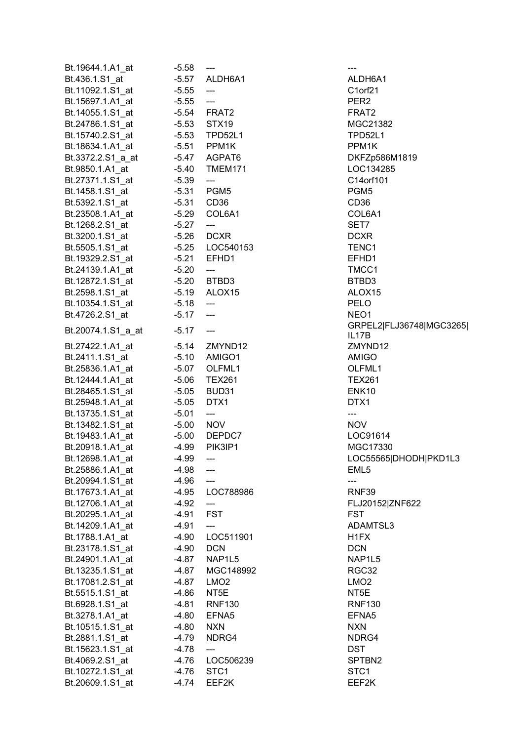| | | | |
|---|---|---|---|
| Bt.19644.1.A1_at | -5.58 | --- | --- |
| Bt.436.1.S1_at | -5.57 | ALDH6A1 | ALDH6A1 |
| Bt.11092.1.S1_at | -5.55 | --- | C1orf21 |
| Bt.15697.1.A1_at | -5.55 | --- | PER2 |
| Bt.14055.1.S1_at | -5.54 | FRAT2 | FRAT2 |
| Bt.24786.1.S1_at | -5.53 | STX19 | MGC21382 |
| Bt.15740.2.S1_at | -5.53 | TPD52L1 | TPD52L1 |
| Bt.18634.1.A1_at | -5.51 | PPM1K | PPM1K |
| Bt.3372.2.S1_a_at | -5.47 | AGPAT6 | DKFZp586M1819 |
| Bt.9850.1.A1_at | -5.40 | TMEM171 | LOC134285 |
| Bt.27371.1.S1_at | -5.39 | --- | C14orf101 |
| Bt.1458.1.S1_at | -5.31 | PGM5 | PGM5 |
| Bt.5392.1.S1_at | -5.31 | CD36 | CD36 |
| Bt.23508.1.A1_at | -5.29 | COL6A1 | COL6A1 |
| Bt.1268.2.S1_at | -5.27 | --- | SET7 |
| Bt.3200.1.S1_at | -5.26 | DCXR | DCXR |
| Bt.5505.1.S1_at | -5.25 | LOC540153 | TENC1 |
| Bt.19329.2.S1_at | -5.21 | EFHD1 | EFHD1 |
| Bt.24139.1.A1_at | -5.20 | --- | TMCC1 |
| Bt.12872.1.S1_at | -5.20 | BTBD3 | BTBD3 |
| Bt.2598.1.S1_at | -5.19 | ALOX15 | ALOX15 |
| Bt.10354.1.S1_at | -5.18 | --- | PELO |
| Bt.4726.2.S1_at | -5.17 | --- | NEO1 |
| Bt.20074.1.S1_a_at | -5.17 | --- | GRPEL2\|FLJ36748\|MGC3265\|IL17B |
| Bt.27422.1.A1_at | -5.14 | ZMYND12 | ZMYND12 |
| Bt.2411.1.S1_at | -5.10 | AMIGO1 | AMIGO |
| Bt.25836.1.A1_at | -5.07 | OLFML1 | OLFML1 |
| Bt.12444.1.A1_at | -5.06 | TEX261 | TEX261 |
| Bt.28465.1.S1_at | -5.05 | BUD31 | ENK10 |
| Bt.25948.1.A1_at | -5.05 | DTX1 | DTX1 |
| Bt.13735.1.S1_at | -5.01 | --- | --- |
| Bt.13482.1.S1_at | -5.00 | NOV | NOV |
| Bt.19483.1.A1_at | -5.00 | DEPDC7 | LOC91614 |
| Bt.20918.1.A1_at | -4.99 | PIK3IP1 | MGC17330 |
| Bt.12698.1.A1_at | -4.99 | --- | LOC55565\|DHODH\|PKD1L3 |
| Bt.25886.1.A1_at | -4.98 | --- | EML5 |
| Bt.20994.1.S1_at | -4.96 | --- | --- |
| Bt.17673.1.A1_at | -4.95 | LOC788986 | RNF39 |
| Bt.12706.1.A1_at | -4.92 | --- | FLJ20152\|ZNF622 |
| Bt.20295.1.A1_at | -4.91 | FST | FST |
| Bt.14209.1.A1_at | -4.91 | --- | ADAMTSL3 |
| Bt.1788.1.A1_at | -4.90 | LOC511901 | H1FX |
| Bt.23178.1.S1_at | -4.90 | DCN | DCN |
| Bt.24901.1.A1_at | -4.87 | NAP1L5 | NAP1L5 |
| Bt.13235.1.S1_at | -4.87 | MGC148992 | RGC32 |
| Bt.17081.2.S1_at | -4.87 | LMO2 | LMO2 |
| Bt.5515.1.S1_at | -4.86 | NT5E | NT5E |
| Bt.6928.1.S1_at | -4.81 | RNF130 | RNF130 |
| Bt.3278.1.A1_at | -4.80 | EFNA5 | EFNA5 |
| Bt.10515.1.S1_at | -4.80 | NXN | NXN |
| Bt.2881.1.S1_at | -4.79 | NDRG4 | NDRG4 |
| Bt.15623.1.S1_at | -4.78 | --- | DST |
| Bt.4069.2.S1_at | -4.76 | LOC506239 | SPTBN2 |
| Bt.10272.1.S1_at | -4.76 | STC1 | STC1 |
| Bt.20609.1.S1_at | -4.74 | EEF2K | EEF2K |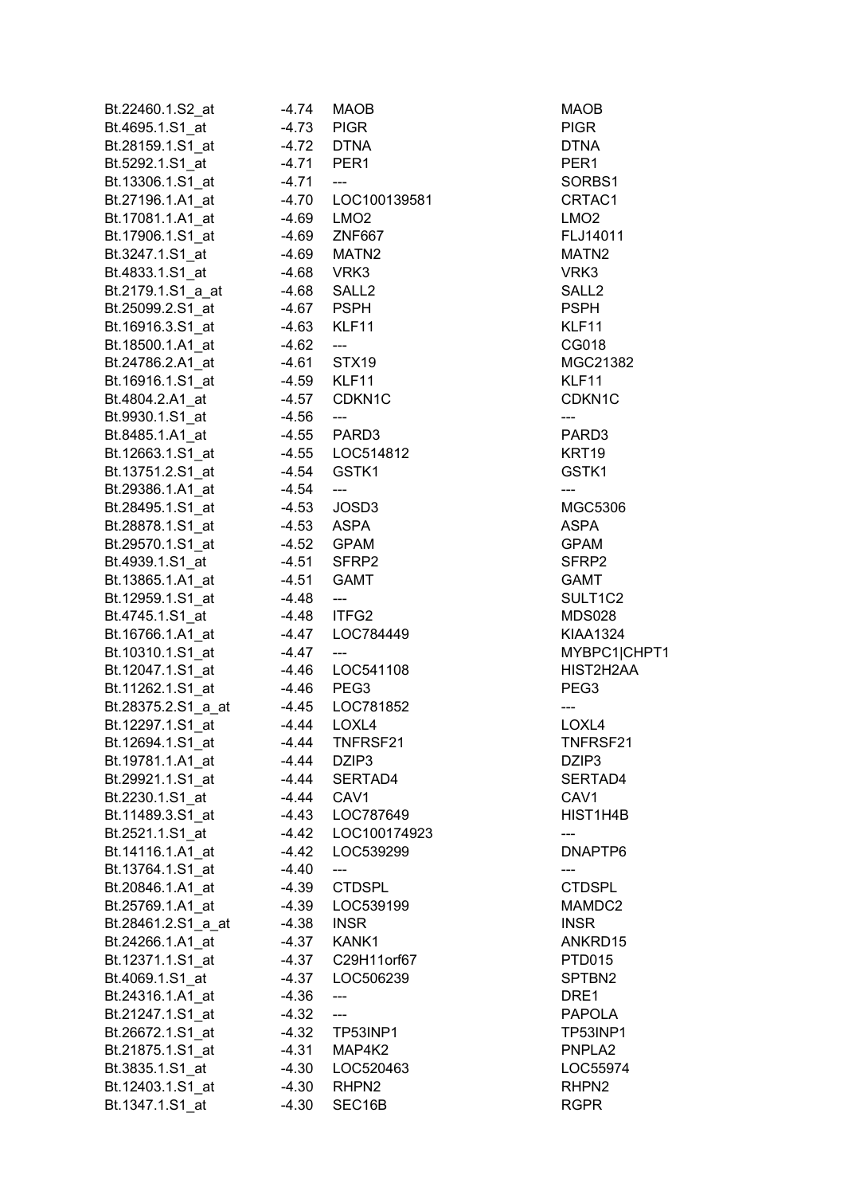| | | | |
|---|---|---|---|
| Bt.22460.1.S2_at | -4.74 | MAOB | MAOB |
| Bt.4695.1.S1_at | -4.73 | PIGR | PIGR |
| Bt.28159.1.S1_at | -4.72 | DTNA | DTNA |
| Bt.5292.1.S1_at | -4.71 | PER1 | PER1 |
| Bt.13306.1.S1_at | -4.71 | --- | SORBS1 |
| Bt.27196.1.A1_at | -4.70 | LOC100139581 | CRTAC1 |
| Bt.17081.1.A1_at | -4.69 | LMO2 | LMO2 |
| Bt.17906.1.S1_at | -4.69 | ZNF667 | FLJ14011 |
| Bt.3247.1.S1_at | -4.69 | MATN2 | MATN2 |
| Bt.4833.1.S1_at | -4.68 | VRK3 | VRK3 |
| Bt.2179.1.S1_a_at | -4.68 | SALL2 | SALL2 |
| Bt.25099.2.S1_at | -4.67 | PSPH | PSPH |
| Bt.16916.3.S1_at | -4.63 | KLF11 | KLF11 |
| Bt.18500.1.A1_at | -4.62 | --- | CG018 |
| Bt.24786.2.A1_at | -4.61 | STX19 | MGC21382 |
| Bt.16916.1.S1_at | -4.59 | KLF11 | KLF11 |
| Bt.4804.2.A1_at | -4.57 | CDKN1C | CDKN1C |
| Bt.9930.1.S1_at | -4.56 | --- | --- |
| Bt.8485.1.A1_at | -4.55 | PARD3 | PARD3 |
| Bt.12663.1.S1_at | -4.55 | LOC514812 | KRT19 |
| Bt.13751.2.S1_at | -4.54 | GSTK1 | GSTK1 |
| Bt.29386.1.A1_at | -4.54 | --- | --- |
| Bt.28495.1.S1_at | -4.53 | JOSD3 | MGC5306 |
| Bt.28878.1.S1_at | -4.53 | ASPA | ASPA |
| Bt.29570.1.S1_at | -4.52 | GPAM | GPAM |
| Bt.4939.1.S1_at | -4.51 | SFRP2 | SFRP2 |
| Bt.13865.1.A1_at | -4.51 | GAMT | GAMT |
| Bt.12959.1.S1_at | -4.48 | --- | SULT1C2 |
| Bt.4745.1.S1_at | -4.48 | ITFG2 | MDS028 |
| Bt.16766.1.A1_at | -4.47 | LOC784449 | KIAA1324 |
| Bt.10310.1.S1_at | -4.47 | --- | MYBPC1\|CHPT1 |
| Bt.12047.1.S1_at | -4.46 | LOC541108 | HIST2H2AA |
| Bt.11262.1.S1_at | -4.46 | PEG3 | PEG3 |
| Bt.28375.2.S1_a_at | -4.45 | LOC781852 | --- |
| Bt.12297.1.S1_at | -4.44 | LOXL4 | LOXL4 |
| Bt.12694.1.S1_at | -4.44 | TNFRSF21 | TNFRSF21 |
| Bt.19781.1.A1_at | -4.44 | DZIP3 | DZIP3 |
| Bt.29921.1.S1_at | -4.44 | SERTAD4 | SERTAD4 |
| Bt.2230.1.S1_at | -4.44 | CAV1 | CAV1 |
| Bt.11489.3.S1_at | -4.43 | LOC787649 | HIST1H4B |
| Bt.2521.1.S1_at | -4.42 | LOC100174923 | --- |
| Bt.14116.1.A1_at | -4.42 | LOC539299 | DNAPTP6 |
| Bt.13764.1.S1_at | -4.40 | --- | --- |
| Bt.20846.1.A1_at | -4.39 | CTDSPL | CTDSPL |
| Bt.25769.1.A1_at | -4.39 | LOC539199 | MAMDC2 |
| Bt.28461.2.S1_a_at | -4.38 | INSR | INSR |
| Bt.24266.1.A1_at | -4.37 | KANK1 | ANKRD15 |
| Bt.12371.1.S1_at | -4.37 | C29H11orf67 | PTD015 |
| Bt.4069.1.S1_at | -4.37 | LOC506239 | SPTBN2 |
| Bt.24316.1.A1_at | -4.36 | --- | DRE1 |
| Bt.21247.1.S1_at | -4.32 | --- | PAPOLA |
| Bt.26672.1.S1_at | -4.32 | TP53INP1 | TP53INP1 |
| Bt.21875.1.S1_at | -4.31 | MAP4K2 | PNPLA2 |
| Bt.3835.1.S1_at | -4.30 | LOC520463 | LOC55974 |
| Bt.12403.1.S1_at | -4.30 | RHPN2 | RHPN2 |
| Bt.1347.1.S1_at | -4.30 | SEC16B | RGPR |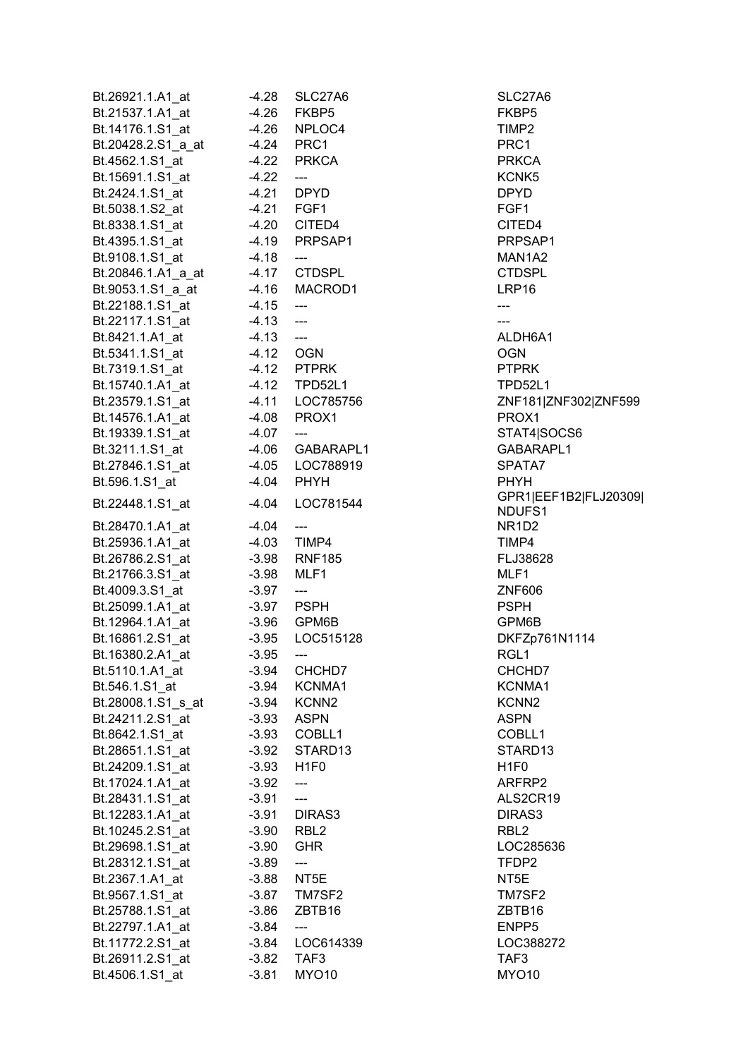| | | | |
|---|---|---|---|
| Bt.26921.1.A1_at | -4.28 | SLC27A6 | SLC27A6 |
| Bt.21537.1.A1_at | -4.26 | FKBP5 | FKBP5 |
| Bt.14176.1.S1_at | -4.26 | NPLOC4 | TIMP2 |
| Bt.20428.2.S1_a_at | -4.24 | PRC1 | PRC1 |
| Bt.4562.1.S1_at | -4.22 | PRKCA | PRKCA |
| Bt.15691.1.S1_at | -4.22 | --- | KCNK5 |
| Bt.2424.1.S1_at | -4.21 | DPYD | DPYD |
| Bt.5038.1.S2_at | -4.21 | FGF1 | FGF1 |
| Bt.8338.1.S1_at | -4.20 | CITED4 | CITED4 |
| Bt.4395.1.S1_at | -4.19 | PRPSAP1 | PRPSAP1 |
| Bt.9108.1.S1_at | -4.18 | --- | MAN1A2 |
| Bt.20846.1.A1_a_at | -4.17 | CTDSPL | CTDSPL |
| Bt.9053.1.S1_a_at | -4.16 | MACROD1 | LRP16 |
| Bt.22188.1.S1_at | -4.15 | --- | --- |
| Bt.22117.1.S1_at | -4.13 | --- | --- |
| Bt.8421.1.A1_at | -4.13 | --- | ALDH6A1 |
| Bt.5341.1.S1_at | -4.12 | OGN | OGN |
| Bt.7319.1.S1_at | -4.12 | PTPRK | PTPRK |
| Bt.15740.1.A1_at | -4.12 | TPD52L1 | TPD52L1 |
| Bt.23579.1.S1_at | -4.11 | LOC785756 | ZNF181\|ZNF302\|ZNF599 |
| Bt.14576.1.A1_at | -4.08 | PROX1 | PROX1 |
| Bt.19339.1.S1_at | -4.07 | --- | STAT4\|SOCS6 |
| Bt.3211.1.S1_at | -4.06 | GABARAPL1 | GABARAPL1 |
| Bt.27846.1.S1_at | -4.05 | LOC788919 | SPATA7 |
| Bt.596.1.S1_at | -4.04 | PHYH | PHYH |
| Bt.22448.1.S1_at | -4.04 | LOC781544 | GPR1\|EEF1B2\|FLJ20309\|NDUFS1 |
| Bt.28470.1.A1_at | -4.04 | --- | NR1D2 |
| Bt.25936.1.A1_at | -4.03 | TIMP4 | TIMP4 |
| Bt.26786.2.S1_at | -3.98 | RNF185 | FLJ38628 |
| Bt.21766.3.S1_at | -3.98 | MLF1 | MLF1 |
| Bt.4009.3.S1_at | -3.97 | --- | ZNF606 |
| Bt.25099.1.A1_at | -3.97 | PSPH | PSPH |
| Bt.12964.1.A1_at | -3.96 | GPM6B | GPM6B |
| Bt.16861.2.S1_at | -3.95 | LOC515128 | DKFZp761N1114 |
| Bt.16380.2.A1_at | -3.95 | --- | RGL1 |
| Bt.5110.1.A1_at | -3.94 | CHCHD7 | CHCHD7 |
| Bt.546.1.S1_at | -3.94 | KCNMA1 | KCNMA1 |
| Bt.28008.1.S1_s_at | -3.94 | KCNN2 | KCNN2 |
| Bt.24211.2.S1_at | -3.93 | ASPN | ASPN |
| Bt.8642.1.S1_at | -3.93 | COBLL1 | COBLL1 |
| Bt.28651.1.S1_at | -3.92 | STARD13 | STARD13 |
| Bt.24209.1.S1_at | -3.93 | H1F0 | H1F0 |
| Bt.17024.1.A1_at | -3.92 | --- | ARFRP2 |
| Bt.28431.1.S1_at | -3.91 | --- | ALS2CR19 |
| Bt.12283.1.A1_at | -3.91 | DIRAS3 | DIRAS3 |
| Bt.10245.2.S1_at | -3.90 | RBL2 | RBL2 |
| Bt.29698.1.S1_at | -3.90 | GHR | LOC285636 |
| Bt.28312.1.S1_at | -3.89 | --- | TFDP2 |
| Bt.2367.1.A1_at | -3.88 | NT5E | NT5E |
| Bt.9567.1.S1_at | -3.87 | TM7SF2 | TM7SF2 |
| Bt.25788.1.S1_at | -3.86 | ZBTB16 | ZBTB16 |
| Bt.22797.1.A1_at | -3.84 | --- | ENPP5 |
| Bt.11772.2.S1_at | -3.84 | LOC614339 | LOC388272 |
| Bt.26911.2.S1_at | -3.82 | TAF3 | TAF3 |
| Bt.4506.1.S1_at | -3.81 | MYO10 | MYO10 |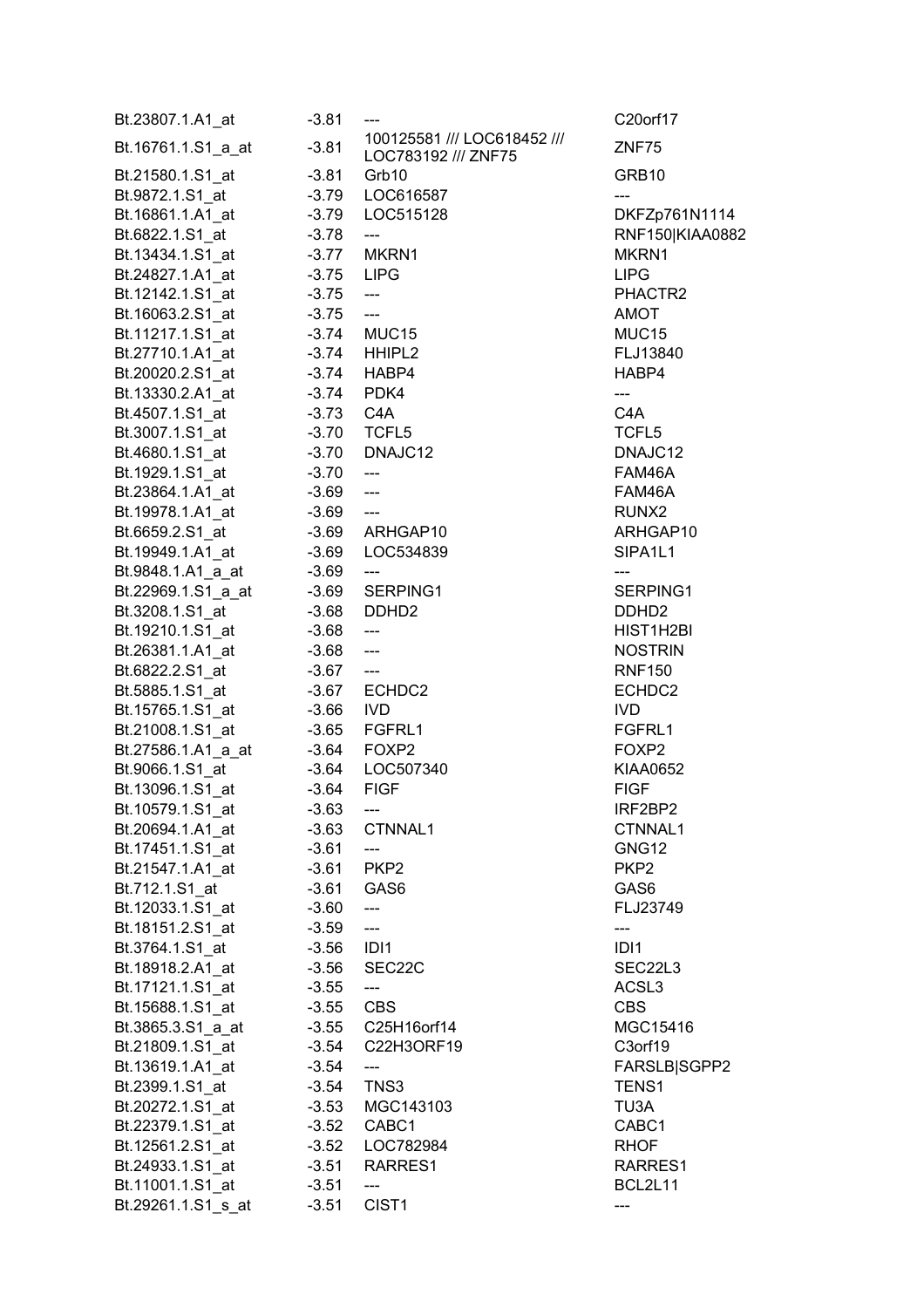| | | | |
|---|---|---|---|
| Bt.23807.1.A1_at | -3.81 | --- | C20orf17 |
| Bt.16761.1.S1_a_at | -3.81 | 100125581 /// LOC618452 /// LOC783192 /// ZNF75 | ZNF75 |
| Bt.21580.1.S1_at | -3.81 | Grb10 | GRB10 |
| Bt.9872.1.S1_at | -3.79 | LOC616587 | --- |
| Bt.16861.1.A1_at | -3.79 | LOC515128 | DKFZp761N1114 |
| Bt.6822.1.S1_at | -3.78 | --- | RNF150\|KIAA0882 |
| Bt.13434.1.S1_at | -3.77 | MKRN1 | MKRN1 |
| Bt.24827.1.A1_at | -3.75 | LIPG | LIPG |
| Bt.12142.1.S1_at | -3.75 | --- | PHACTR2 |
| Bt.16063.2.S1_at | -3.75 | --- | AMOT |
| Bt.11217.1.S1_at | -3.74 | MUC15 | MUC15 |
| Bt.27710.1.A1_at | -3.74 | HHIPL2 | FLJ13840 |
| Bt.20020.2.S1_at | -3.74 | HABP4 | HABP4 |
| Bt.13330.2.A1_at | -3.74 | PDK4 | --- |
| Bt.4507.1.S1_at | -3.73 | C4A | C4A |
| Bt.3007.1.S1_at | -3.70 | TCFL5 | TCFL5 |
| Bt.4680.1.S1_at | -3.70 | DNAJC12 | DNAJC12 |
| Bt.1929.1.S1_at | -3.70 | --- | FAM46A |
| Bt.23864.1.A1_at | -3.69 | --- | FAM46A |
| Bt.19978.1.A1_at | -3.69 | --- | RUNX2 |
| Bt.6659.2.S1_at | -3.69 | ARHGAP10 | ARHGAP10 |
| Bt.19949.1.A1_at | -3.69 | LOC534839 | SIPA1L1 |
| Bt.9848.1.A1_a_at | -3.69 | --- | --- |
| Bt.22969.1.S1_a_at | -3.69 | SERPING1 | SERPING1 |
| Bt.3208.1.S1_at | -3.68 | DDHD2 | DDHD2 |
| Bt.19210.1.S1_at | -3.68 | --- | HIST1H2BI |
| Bt.26381.1.A1_at | -3.68 | --- | NOSTRIN |
| Bt.6822.2.S1_at | -3.67 | --- | RNF150 |
| Bt.5885.1.S1_at | -3.67 | ECHDC2 | ECHDC2 |
| Bt.15765.1.S1_at | -3.66 | IVD | IVD |
| Bt.21008.1.S1_at | -3.65 | FGFRL1 | FGFRL1 |
| Bt.27586.1.A1_a_at | -3.64 | FOXP2 | FOXP2 |
| Bt.9066.1.S1_at | -3.64 | LOC507340 | KIAA0652 |
| Bt.13096.1.S1_at | -3.64 | FIGF | FIGF |
| Bt.10579.1.S1_at | -3.63 | --- | IRF2BP2 |
| Bt.20694.1.A1_at | -3.63 | CTNNAL1 | CTNNAL1 |
| Bt.17451.1.S1_at | -3.61 | --- | GNG12 |
| Bt.21547.1.A1_at | -3.61 | PKP2 | PKP2 |
| Bt.712.1.S1_at | -3.61 | GAS6 | GAS6 |
| Bt.12033.1.S1_at | -3.60 | --- | FLJ23749 |
| Bt.18151.2.S1_at | -3.59 | --- | --- |
| Bt.3764.1.S1_at | -3.56 | IDI1 | IDI1 |
| Bt.18918.2.A1_at | -3.56 | SEC22C | SEC22L3 |
| Bt.17121.1.S1_at | -3.55 | --- | ACSL3 |
| Bt.15688.1.S1_at | -3.55 | CBS | CBS |
| Bt.3865.3.S1_a_at | -3.55 | C25H16orf14 | MGC15416 |
| Bt.21809.1.S1_at | -3.54 | C22H3ORF19 | C3orf19 |
| Bt.13619.1.A1_at | -3.54 | --- | FARSLB\|SGPP2 |
| Bt.2399.1.S1_at | -3.54 | TNS3 | TENS1 |
| Bt.20272.1.S1_at | -3.53 | MGC143103 | TU3A |
| Bt.22379.1.S1_at | -3.52 | CABC1 | CABC1 |
| Bt.12561.2.S1_at | -3.52 | LOC782984 | RHOF |
| Bt.24933.1.S1_at | -3.51 | RARRES1 | RARRES1 |
| Bt.11001.1.S1_at | -3.51 | --- | BCL2L11 |
| Bt.29261.1.S1_s_at | -3.51 | CIST1 | --- |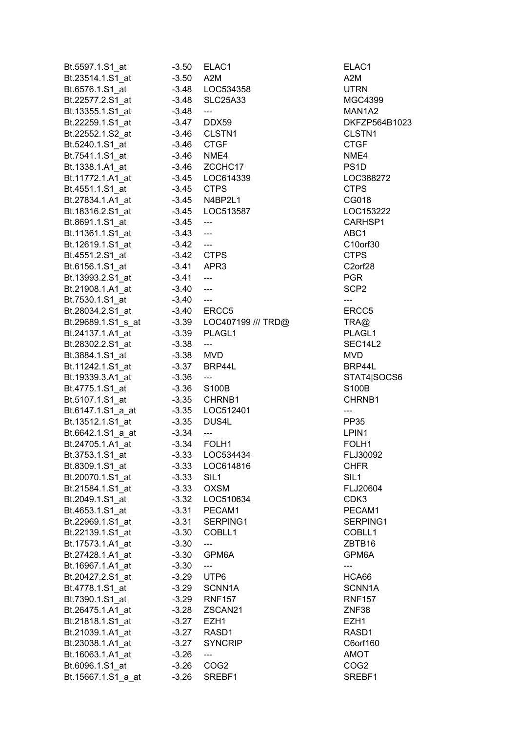| | | | |
|---|---|---|---|
| Bt.5597.1.S1_at | -3.50 | ELAC1 | ELAC1 |
| Bt.23514.1.S1_at | -3.50 | A2M | A2M |
| Bt.6576.1.S1_at | -3.48 | LOC534358 | UTRN |
| Bt.22577.2.S1_at | -3.48 | SLC25A33 | MGC4399 |
| Bt.13355.1.S1_at | -3.48 | --- | MAN1A2 |
| Bt.22259.1.S1_at | -3.47 | DDX59 | DKFZP564B1023 |
| Bt.22552.1.S2_at | -3.46 | CLSTN1 | CLSTN1 |
| Bt.5240.1.S1_at | -3.46 | CTGF | CTGF |
| Bt.7541.1.S1_at | -3.46 | NME4 | NME4 |
| Bt.1338.1.A1_at | -3.46 | ZCCHC17 | PS1D |
| Bt.11772.1.A1_at | -3.45 | LOC614339 | LOC388272 |
| Bt.4551.1.S1_at | -3.45 | CTPS | CTPS |
| Bt.27834.1.A1_at | -3.45 | N4BP2L1 | CG018 |
| Bt.18316.2.S1_at | -3.45 | LOC513587 | LOC153222 |
| Bt.8691.1.S1_at | -3.45 | --- | CARHSP1 |
| Bt.11361.1.S1_at | -3.43 | --- | ABC1 |
| Bt.12619.1.S1_at | -3.42 | --- | C10orf30 |
| Bt.4551.2.S1_at | -3.42 | CTPS | CTPS |
| Bt.6156.1.S1_at | -3.41 | APR3 | C2orf28 |
| Bt.13993.2.S1_at | -3.41 | --- | PGR |
| Bt.21908.1.A1_at | -3.40 | --- | SCP2 |
| Bt.7530.1.S1_at | -3.40 | --- | --- |
| Bt.28034.2.S1_at | -3.40 | ERCC5 | ERCC5 |
| Bt.29689.1.S1_s_at | -3.39 | LOC407199 /// TRD@ | TRA@ |
| Bt.24137.1.A1_at | -3.39 | PLAGL1 | PLAGL1 |
| Bt.28302.2.S1_at | -3.38 | --- | SEC14L2 |
| Bt.3884.1.S1_at | -3.38 | MVD | MVD |
| Bt.11242.1.S1_at | -3.37 | BRP44L | BRP44L |
| Bt.19339.3.A1_at | -3.36 | --- | STAT4\|SOCS6 |
| Bt.4775.1.S1_at | -3.36 | S100B | S100B |
| Bt.5107.1.S1_at | -3.35 | CHRNB1 | CHRNB1 |
| Bt.6147.1.S1_a_at | -3.35 | LOC512401 | --- |
| Bt.13512.1.S1_at | -3.35 | DUS4L | PP35 |
| Bt.6642.1.S1_a_at | -3.34 | --- | LPIN1 |
| Bt.24705.1.A1_at | -3.34 | FOLH1 | FOLH1 |
| Bt.3753.1.S1_at | -3.33 | LOC534434 | FLJ30092 |
| Bt.8309.1.S1_at | -3.33 | LOC614816 | CHFR |
| Bt.20070.1.S1_at | -3.33 | SIL1 | SIL1 |
| Bt.21584.1.S1_at | -3.33 | OXSM | FLJ20604 |
| Bt.2049.1.S1_at | -3.32 | LOC510634 | CDK3 |
| Bt.4653.1.S1_at | -3.31 | PECAM1 | PECAM1 |
| Bt.22969.1.S1_at | -3.31 | SERPING1 | SERPING1 |
| Bt.22139.1.S1_at | -3.30 | COBLL1 | COBLL1 |
| Bt.17573.1.A1_at | -3.30 | --- | ZBTB16 |
| Bt.27428.1.A1_at | -3.30 | GPM6A | GPM6A |
| Bt.16967.1.A1_at | -3.30 | --- | --- |
| Bt.20427.2.S1_at | -3.29 | UTP6 | HCA66 |
| Bt.4778.1.S1_at | -3.29 | SCNN1A | SCNN1A |
| Bt.7390.1.S1_at | -3.29 | RNF157 | RNF157 |
| Bt.26475.1.A1_at | -3.28 | ZSCAN21 | ZNF38 |
| Bt.21818.1.S1_at | -3.27 | EZH1 | EZH1 |
| Bt.21039.1.A1_at | -3.27 | RASD1 | RASD1 |
| Bt.23038.1.A1_at | -3.27 | SYNCRIP | C6orf160 |
| Bt.16063.1.A1_at | -3.26 | --- | AMOT |
| Bt.6096.1.S1_at | -3.26 | COG2 | COG2 |
| Bt.15667.1.S1_a_at | -3.26 | SREBF1 | SREBF1 |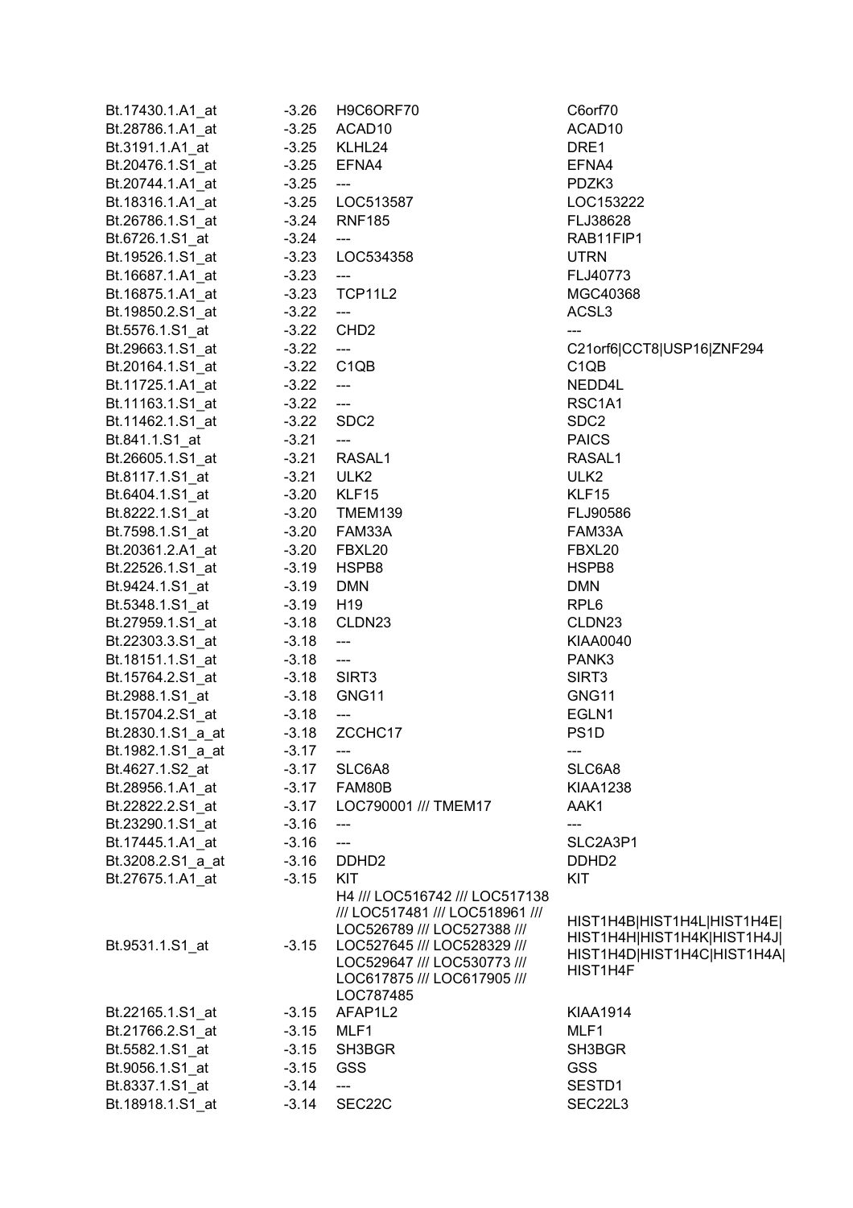| | | | |
|---|---|---|---|
| Bt.17430.1.A1_at | -3.26 | H9C6ORF70 | C6orf70 |
| Bt.28786.1.A1_at | -3.25 | ACAD10 | ACAD10 |
| Bt.3191.1.A1_at | -3.25 | KLHL24 | DRE1 |
| Bt.20476.1.S1_at | -3.25 | EFNA4 | EFNA4 |
| Bt.20744.1.A1_at | -3.25 | --- | PDZK3 |
| Bt.18316.1.A1_at | -3.25 | LOC513587 | LOC153222 |
| Bt.26786.1.S1_at | -3.24 | RNF185 | FLJ38628 |
| Bt.6726.1.S1_at | -3.24 | --- | RAB11FIP1 |
| Bt.19526.1.S1_at | -3.23 | LOC534358 | UTRN |
| Bt.16687.1.A1_at | -3.23 | --- | FLJ40773 |
| Bt.16875.1.A1_at | -3.23 | TCP11L2 | MGC40368 |
| Bt.19850.2.S1_at | -3.22 | --- | ACSL3 |
| Bt.5576.1.S1_at | -3.22 | CHD2 | --- |
| Bt.29663.1.S1_at | -3.22 | --- | C21orf6\|CCT8\|USP16\|ZNF294 |
| Bt.20164.1.S1_at | -3.22 | C1QB | C1QB |
| Bt.11725.1.A1_at | -3.22 | --- | NEDD4L |
| Bt.11163.1.S1_at | -3.22 | --- | RSC1A1 |
| Bt.11462.1.S1_at | -3.22 | SDC2 | SDC2 |
| Bt.841.1.S1_at | -3.21 | --- | PAICS |
| Bt.26605.1.S1_at | -3.21 | RASAL1 | RASAL1 |
| Bt.8117.1.S1_at | -3.21 | ULK2 | ULK2 |
| Bt.6404.1.S1_at | -3.20 | KLF15 | KLF15 |
| Bt.8222.1.S1_at | -3.20 | TMEM139 | FLJ90586 |
| Bt.7598.1.S1_at | -3.20 | FAM33A | FAM33A |
| Bt.20361.2.A1_at | -3.20 | FBXL20 | FBXL20 |
| Bt.22526.1.S1_at | -3.19 | HSPB8 | HSPB8 |
| Bt.9424.1.S1_at | -3.19 | DMN | DMN |
| Bt.5348.1.S1_at | -3.19 | H19 | RPL6 |
| Bt.27959.1.S1_at | -3.18 | CLDN23 | CLDN23 |
| Bt.22303.3.S1_at | -3.18 | --- | KIAA0040 |
| Bt.18151.1.S1_at | -3.18 | --- | PANK3 |
| Bt.15764.2.S1_at | -3.18 | SIRT3 | SIRT3 |
| Bt.2988.1.S1_at | -3.18 | GNG11 | GNG11 |
| Bt.15704.2.S1_at | -3.18 | --- | EGLN1 |
| Bt.2830.1.S1_a_at | -3.18 | ZCCHC17 | PS1D |
| Bt.1982.1.S1_a_at | -3.17 | --- | --- |
| Bt.4627.1.S2_at | -3.17 | SLC6A8 | SLC6A8 |
| Bt.28956.1.A1_at | -3.17 | FAM80B | KIAA1238 |
| Bt.22822.2.S1_at | -3.17 | LOC790001 /// TMEM17 | AAK1 |
| Bt.23290.1.S1_at | -3.16 | --- | --- |
| Bt.17445.1.A1_at | -3.16 | --- | SLC2A3P1 |
| Bt.3208.2.S1_a_at | -3.16 | DDHD2 | DDHD2 |
| Bt.27675.1.A1_at | -3.15 | KIT | KIT |
| Bt.9531.1.S1_at | -3.15 | H4 /// LOC516742 /// LOC517138 /// LOC517481 /// LOC518961 /// LOC526789 /// LOC527388 /// LOC527645 /// LOC528329 /// LOC529647 /// LOC530773 /// LOC617875 /// LOC617905 /// LOC787485 | HIST1H4B\|HIST1H4L\|HIST1H4E\|HIST1H4H\|HIST1H4K\|HIST1H4J\|HIST1H4D\|HIST1H4C\|HIST1H4A\|HIST1H4F |
| Bt.22165.1.S1_at | -3.15 | AFAP1L2 | KIAA1914 |
| Bt.21766.2.S1_at | -3.15 | MLF1 | MLF1 |
| Bt.5582.1.S1_at | -3.15 | SH3BGR | SH3BGR |
| Bt.9056.1.S1_at | -3.15 | GSS | GSS |
| Bt.8337.1.S1_at | -3.14 | --- | SESTD1 |
| Bt.18918.1.S1_at | -3.14 | SEC22C | SEC22L3 |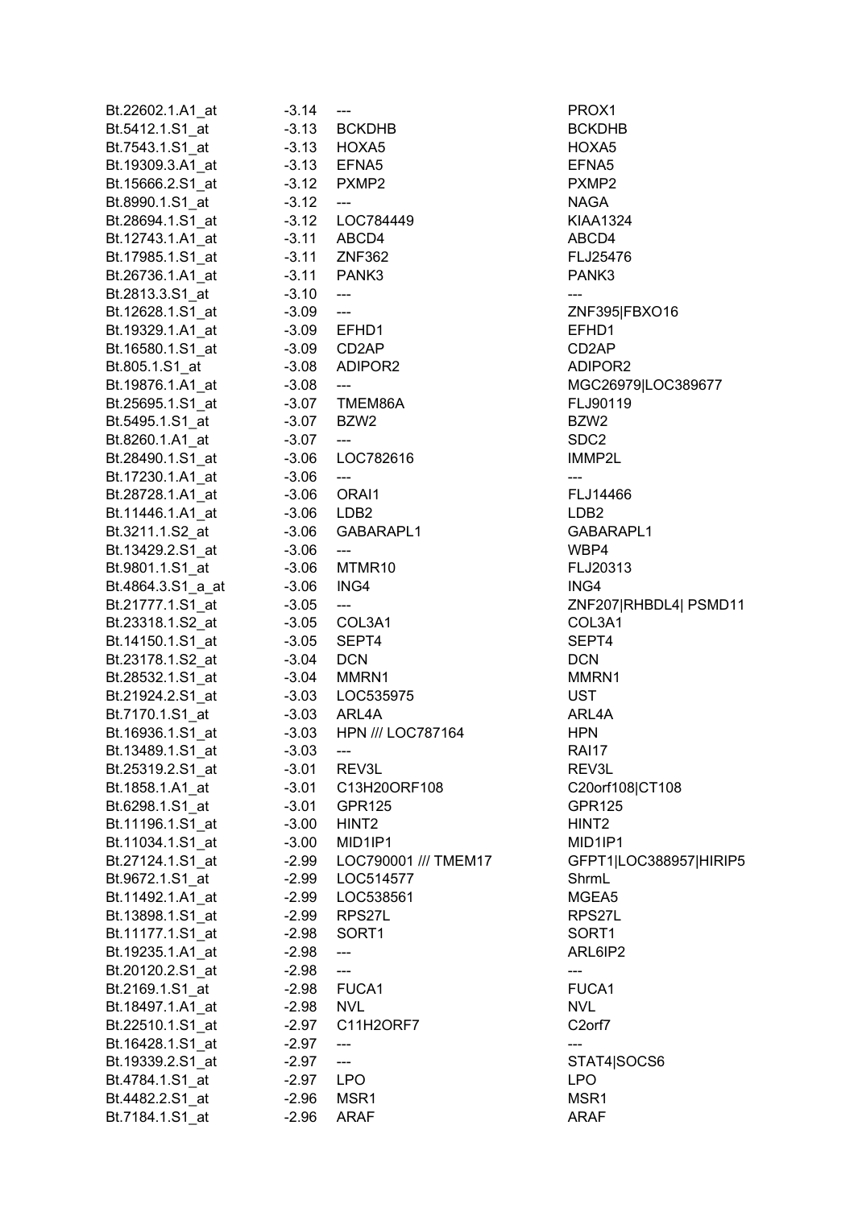| | | | |
|---|---|---|---|
| Bt.22602.1.A1_at | -3.14 | --- | PROX1 |
| Bt.5412.1.S1_at | -3.13 | BCKDHB | BCKDHB |
| Bt.7543.1.S1_at | -3.13 | HOXA5 | HOXA5 |
| Bt.19309.3.A1_at | -3.13 | EFNA5 | EFNA5 |
| Bt.15666.2.S1_at | -3.12 | PXMP2 | PXMP2 |
| Bt.8990.1.S1_at | -3.12 | --- | NAGA |
| Bt.28694.1.S1_at | -3.12 | LOC784449 | KIAA1324 |
| Bt.12743.1.A1_at | -3.11 | ABCD4 | ABCD4 |
| Bt.17985.1.S1_at | -3.11 | ZNF362 | FLJ25476 |
| Bt.26736.1.A1_at | -3.11 | PANK3 | PANK3 |
| Bt.2813.3.S1_at | -3.10 | --- | --- |
| Bt.12628.1.S1_at | -3.09 | --- | ZNF395\|FBXO16 |
| Bt.19329.1.A1_at | -3.09 | EFHD1 | EFHD1 |
| Bt.16580.1.S1_at | -3.09 | CD2AP | CD2AP |
| Bt.805.1.S1_at | -3.08 | ADIPOR2 | ADIPOR2 |
| Bt.19876.1.A1_at | -3.08 | --- | MGC26979\|LOC389677 |
| Bt.25695.1.S1_at | -3.07 | TMEM86A | FLJ90119 |
| Bt.5495.1.S1_at | -3.07 | BZW2 | BZW2 |
| Bt.8260.1.A1_at | -3.07 | --- | SDC2 |
| Bt.28490.1.S1_at | -3.06 | LOC782616 | IMMP2L |
| Bt.17230.1.A1_at | -3.06 | --- | --- |
| Bt.28728.1.A1_at | -3.06 | ORAI1 | FLJ14466 |
| Bt.11446.1.A1_at | -3.06 | LDB2 | LDB2 |
| Bt.3211.1.S2_at | -3.06 | GABARAPL1 | GABARAPL1 |
| Bt.13429.2.S1_at | -3.06 | --- | WBP4 |
| Bt.9801.1.S1_at | -3.06 | MTMR10 | FLJ20313 |
| Bt.4864.3.S1_a_at | -3.06 | ING4 | ING4 |
| Bt.21777.1.S1_at | -3.05 | --- | ZNF207\|RHBDL4\| PSMD11 |
| Bt.23318.1.S2_at | -3.05 | COL3A1 | COL3A1 |
| Bt.14150.1.S1_at | -3.05 | SEPT4 | SEPT4 |
| Bt.23178.1.S2_at | -3.04 | DCN | DCN |
| Bt.28532.1.S1_at | -3.04 | MMRN1 | MMRN1 |
| Bt.21924.2.S1_at | -3.03 | LOC535975 | UST |
| Bt.7170.1.S1_at | -3.03 | ARL4A | ARL4A |
| Bt.16936.1.S1_at | -3.03 | HPN /// LOC787164 | HPN |
| Bt.13489.1.S1_at | -3.03 | --- | RAI17 |
| Bt.25319.2.S1_at | -3.01 | REV3L | REV3L |
| Bt.1858.1.A1_at | -3.01 | C13H20ORF108 | C20orf108\|CT108 |
| Bt.6298.1.S1_at | -3.01 | GPR125 | GPR125 |
| Bt.11196.1.S1_at | -3.00 | HINT2 | HINT2 |
| Bt.11034.1.S1_at | -3.00 | MID1IP1 | MID1IP1 |
| Bt.27124.1.S1_at | -2.99 | LOC790001 /// TMEM17 | GFPT1\|LOC388957\|HIRIP5 |
| Bt.9672.1.S1_at | -2.99 | LOC514577 | ShrmL |
| Bt.11492.1.A1_at | -2.99 | LOC538561 | MGEA5 |
| Bt.13898.1.S1_at | -2.99 | RPS27L | RPS27L |
| Bt.11177.1.S1_at | -2.98 | SORT1 | SORT1 |
| Bt.19235.1.A1_at | -2.98 | --- | ARL6IP2 |
| Bt.20120.2.S1_at | -2.98 | --- | --- |
| Bt.2169.1.S1_at | -2.98 | FUCA1 | FUCA1 |
| Bt.18497.1.A1_at | -2.98 | NVL | NVL |
| Bt.22510.1.S1_at | -2.97 | C11H2ORF7 | C2orf7 |
| Bt.16428.1.S1_at | -2.97 | --- | --- |
| Bt.19339.2.S1_at | -2.97 | --- | STAT4\|SOCS6 |
| Bt.4784.1.S1_at | -2.97 | LPO | LPO |
| Bt.4482.2.S1_at | -2.96 | MSR1 | MSR1 |
| Bt.7184.1.S1_at | -2.96 | ARAF | ARAF |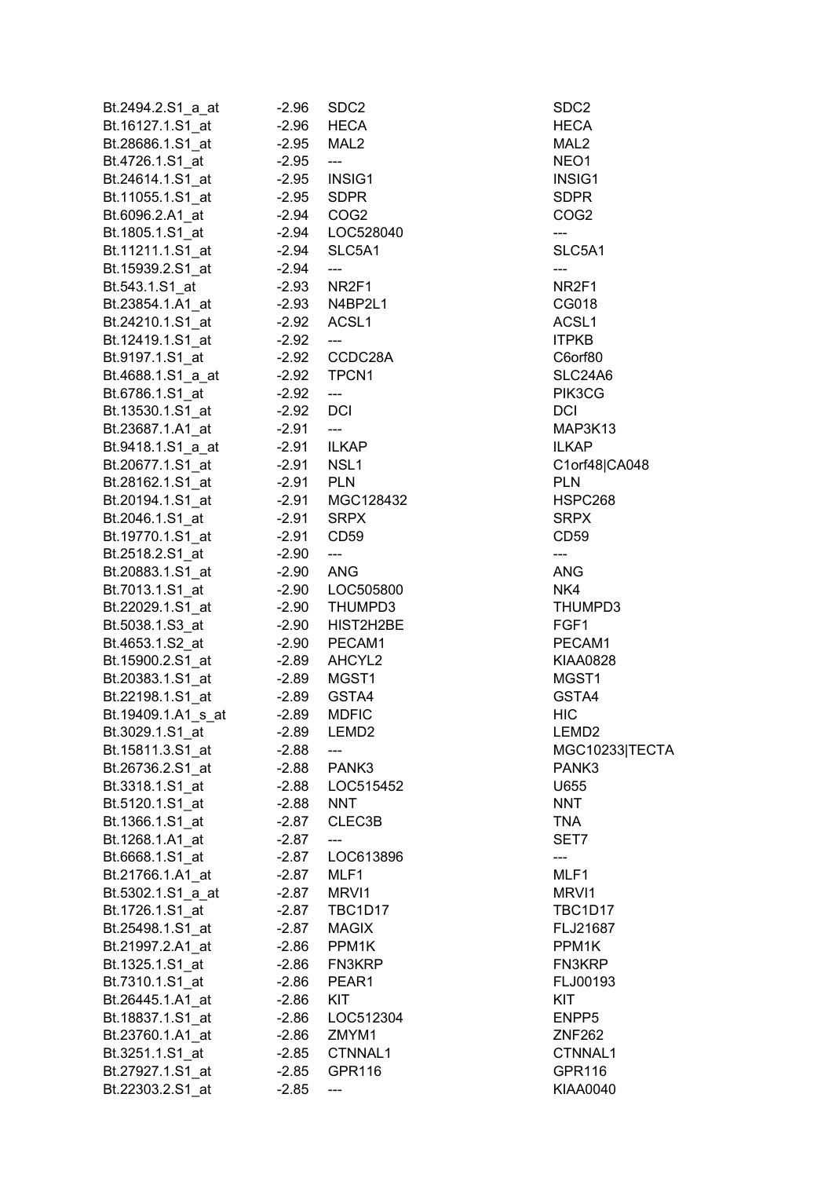| | | | |
|---|---|---|---|
| Bt.2494.2.S1_a_at | -2.96 | SDC2 | SDC2 |
| Bt.16127.1.S1_at | -2.96 | HECA | HECA |
| Bt.28686.1.S1_at | -2.95 | MAL2 | MAL2 |
| Bt.4726.1.S1_at | -2.95 | --- | NEO1 |
| Bt.24614.1.S1_at | -2.95 | INSIG1 | INSIG1 |
| Bt.11055.1.S1_at | -2.95 | SDPR | SDPR |
| Bt.6096.2.A1_at | -2.94 | COG2 | COG2 |
| Bt.1805.1.S1_at | -2.94 | LOC528040 | --- |
| Bt.11211.1.S1_at | -2.94 | SLC5A1 | SLC5A1 |
| Bt.15939.2.S1_at | -2.94 | --- | --- |
| Bt.543.1.S1_at | -2.93 | NR2F1 | NR2F1 |
| Bt.23854.1.A1_at | -2.93 | N4BP2L1 | CG018 |
| Bt.24210.1.S1_at | -2.92 | ACSL1 | ACSL1 |
| Bt.12419.1.S1_at | -2.92 | --- | ITPKB |
| Bt.9197.1.S1_at | -2.92 | CCDC28A | C6orf80 |
| Bt.4688.1.S1_a_at | -2.92 | TPCN1 | SLC24A6 |
| Bt.6786.1.S1_at | -2.92 | --- | PIK3CG |
| Bt.13530.1.S1_at | -2.92 | DCI | DCI |
| Bt.23687.1.A1_at | -2.91 | --- | MAP3K13 |
| Bt.9418.1.S1_a_at | -2.91 | ILKAP | ILKAP |
| Bt.20677.1.S1_at | -2.91 | NSL1 | C1orf48\|CA048 |
| Bt.28162.1.S1_at | -2.91 | PLN | PLN |
| Bt.20194.1.S1_at | -2.91 | MGC128432 | HSPC268 |
| Bt.2046.1.S1_at | -2.91 | SRPX | SRPX |
| Bt.19770.1.S1_at | -2.91 | CD59 | CD59 |
| Bt.2518.2.S1_at | -2.90 | --- | --- |
| Bt.20883.1.S1_at | -2.90 | ANG | ANG |
| Bt.7013.1.S1_at | -2.90 | LOC505800 | NK4 |
| Bt.22029.1.S1_at | -2.90 | THUMPD3 | THUMPD3 |
| Bt.5038.1.S3_at | -2.90 | HIST2H2BE | FGF1 |
| Bt.4653.1.S2_at | -2.90 | PECAM1 | PECAM1 |
| Bt.15900.2.S1_at | -2.89 | AHCYL2 | KIAA0828 |
| Bt.20383.1.S1_at | -2.89 | MGST1 | MGST1 |
| Bt.22198.1.S1_at | -2.89 | GSTA4 | GSTA4 |
| Bt.19409.1.A1_s_at | -2.89 | MDFIC | HIC |
| Bt.3029.1.S1_at | -2.89 | LEMD2 | LEMD2 |
| Bt.15811.3.S1_at | -2.88 | --- | MGC10233\|TECTA |
| Bt.26736.2.S1_at | -2.88 | PANK3 | PANK3 |
| Bt.3318.1.S1_at | -2.88 | LOC515452 | U655 |
| Bt.5120.1.S1_at | -2.88 | NNT | NNT |
| Bt.1366.1.S1_at | -2.87 | CLEC3B | TNA |
| Bt.1268.1.A1_at | -2.87 | --- | SET7 |
| Bt.6668.1.S1_at | -2.87 | LOC613896 | --- |
| Bt.21766.1.A1_at | -2.87 | MLF1 | MLF1 |
| Bt.5302.1.S1_a_at | -2.87 | MRVI1 | MRVI1 |
| Bt.1726.1.S1_at | -2.87 | TBC1D17 | TBC1D17 |
| Bt.25498.1.S1_at | -2.87 | MAGIX | FLJ21687 |
| Bt.21997.2.A1_at | -2.86 | PPM1K | PPM1K |
| Bt.1325.1.S1_at | -2.86 | FN3KRP | FN3KRP |
| Bt.7310.1.S1_at | -2.86 | PEAR1 | FLJ00193 |
| Bt.26445.1.A1_at | -2.86 | KIT | KIT |
| Bt.18837.1.S1_at | -2.86 | LOC512304 | ENPP5 |
| Bt.23760.1.A1_at | -2.86 | ZMYM1 | ZNF262 |
| Bt.3251.1.S1_at | -2.85 | CTNNAL1 | CTNNAL1 |
| Bt.27927.1.S1_at | -2.85 | GPR116 | GPR116 |
| Bt.22303.2.S1_at | -2.85 | --- | KIAA0040 |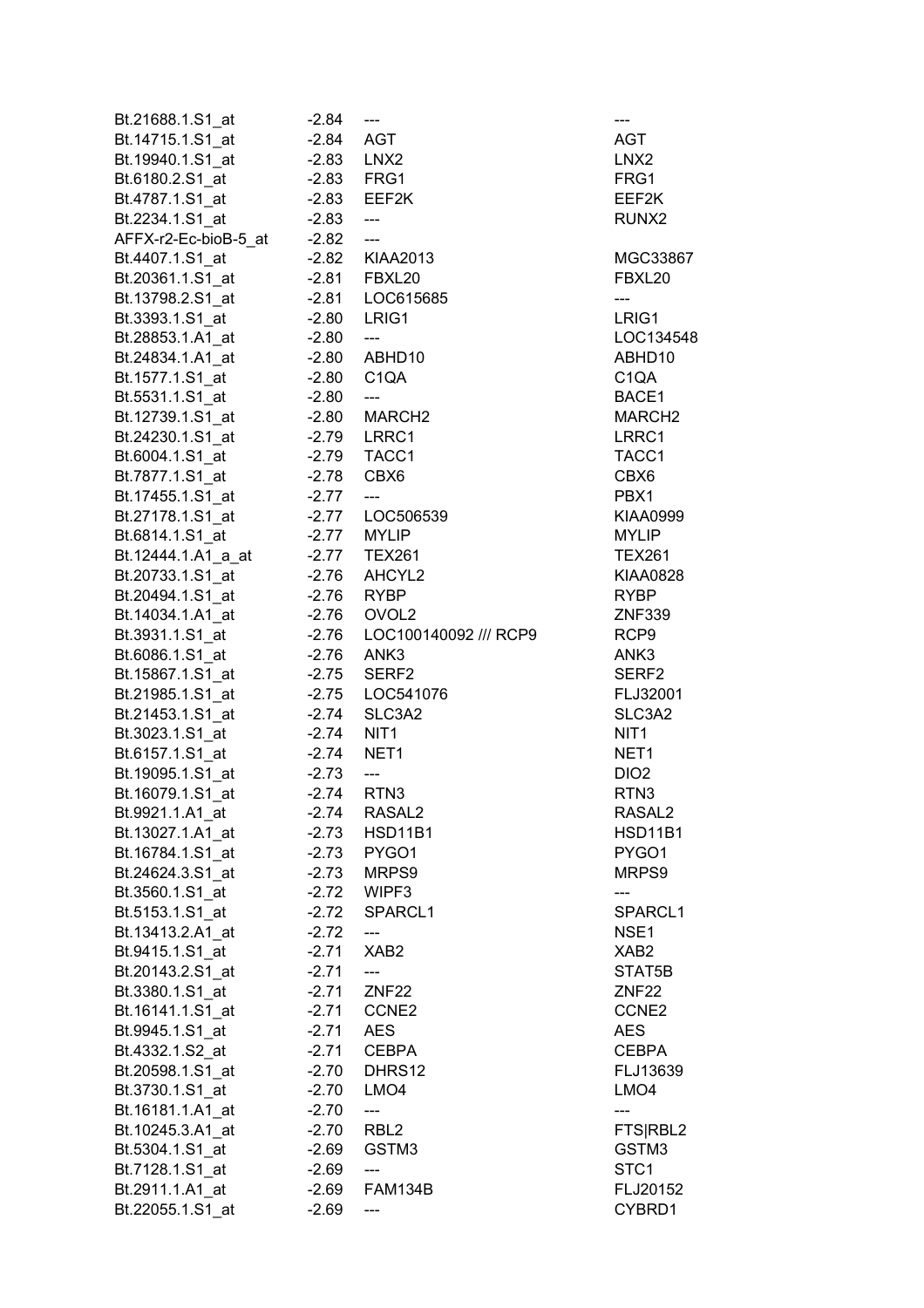| | | | |
|---|---|---|---|
| Bt.21688.1.S1_at | -2.84 | --- | --- |
| Bt.14715.1.S1_at | -2.84 | AGT | AGT |
| Bt.19940.1.S1_at | -2.83 | LNX2 | LNX2 |
| Bt.6180.2.S1_at | -2.83 | FRG1 | FRG1 |
| Bt.4787.1.S1_at | -2.83 | EEF2K | EEF2K |
| Bt.2234.1.S1_at | -2.83 | --- | RUNX2 |
| AFFX-r2-Ec-bioB-5_at | -2.82 | --- | |
| Bt.4407.1.S1_at | -2.82 | KIAA2013 | MGC33867 |
| Bt.20361.1.S1_at | -2.81 | FBXL20 | FBXL20 |
| Bt.13798.2.S1_at | -2.81 | LOC615685 | --- |
| Bt.3393.1.S1_at | -2.80 | LRIG1 | LRIG1 |
| Bt.28853.1.A1_at | -2.80 | --- | LOC134548 |
| Bt.24834.1.A1_at | -2.80 | ABHD10 | ABHD10 |
| Bt.1577.1.S1_at | -2.80 | C1QA | C1QA |
| Bt.5531.1.S1_at | -2.80 | --- | BACE1 |
| Bt.12739.1.S1_at | -2.80 | MARCH2 | MARCH2 |
| Bt.24230.1.S1_at | -2.79 | LRRC1 | LRRC1 |
| Bt.6004.1.S1_at | -2.79 | TACC1 | TACC1 |
| Bt.7877.1.S1_at | -2.78 | CBX6 | CBX6 |
| Bt.17455.1.S1_at | -2.77 | --- | PBX1 |
| Bt.27178.1.S1_at | -2.77 | LOC506539 | KIAA0999 |
| Bt.6814.1.S1_at | -2.77 | MYLIP | MYLIP |
| Bt.12444.1.A1_a_at | -2.77 | TEX261 | TEX261 |
| Bt.20733.1.S1_at | -2.76 | AHCYL2 | KIAA0828 |
| Bt.20494.1.S1_at | -2.76 | RYBP | RYBP |
| Bt.14034.1.A1_at | -2.76 | OVOL2 | ZNF339 |
| Bt.3931.1.S1_at | -2.76 | LOC100140092 /// RCP9 | RCP9 |
| Bt.6086.1.S1_at | -2.76 | ANK3 | ANK3 |
| Bt.15867.1.S1_at | -2.75 | SERF2 | SERF2 |
| Bt.21985.1.S1_at | -2.75 | LOC541076 | FLJ32001 |
| Bt.21453.1.S1_at | -2.74 | SLC3A2 | SLC3A2 |
| Bt.3023.1.S1_at | -2.74 | NIT1 | NIT1 |
| Bt.6157.1.S1_at | -2.74 | NET1 | NET1 |
| Bt.19095.1.S1_at | -2.73 | --- | DIO2 |
| Bt.16079.1.S1_at | -2.74 | RTN3 | RTN3 |
| Bt.9921.1.A1_at | -2.74 | RASAL2 | RASAL2 |
| Bt.13027.1.A1_at | -2.73 | HSD11B1 | HSD11B1 |
| Bt.16784.1.S1_at | -2.73 | PYGO1 | PYGO1 |
| Bt.24624.3.S1_at | -2.73 | MRPS9 | MRPS9 |
| Bt.3560.1.S1_at | -2.72 | WIPF3 | --- |
| Bt.5153.1.S1_at | -2.72 | SPARCL1 | SPARCL1 |
| Bt.13413.2.A1_at | -2.72 | --- | NSE1 |
| Bt.9415.1.S1_at | -2.71 | XAB2 | XAB2 |
| Bt.20143.2.S1_at | -2.71 | --- | STAT5B |
| Bt.3380.1.S1_at | -2.71 | ZNF22 | ZNF22 |
| Bt.16141.1.S1_at | -2.71 | CCNE2 | CCNE2 |
| Bt.9945.1.S1_at | -2.71 | AES | AES |
| Bt.4332.1.S2_at | -2.71 | CEBPA | CEBPA |
| Bt.20598.1.S1_at | -2.70 | DHRS12 | FLJ13639 |
| Bt.3730.1.S1_at | -2.70 | LMO4 | LMO4 |
| Bt.16181.1.A1_at | -2.70 | --- | --- |
| Bt.10245.3.A1_at | -2.70 | RBL2 | FTS\|RBL2 |
| Bt.5304.1.S1_at | -2.69 | GSTM3 | GSTM3 |
| Bt.7128.1.S1_at | -2.69 | --- | STC1 |
| Bt.2911.1.A1_at | -2.69 | FAM134B | FLJ20152 |
| Bt.22055.1.S1_at | -2.69 | --- | CYBRD1 |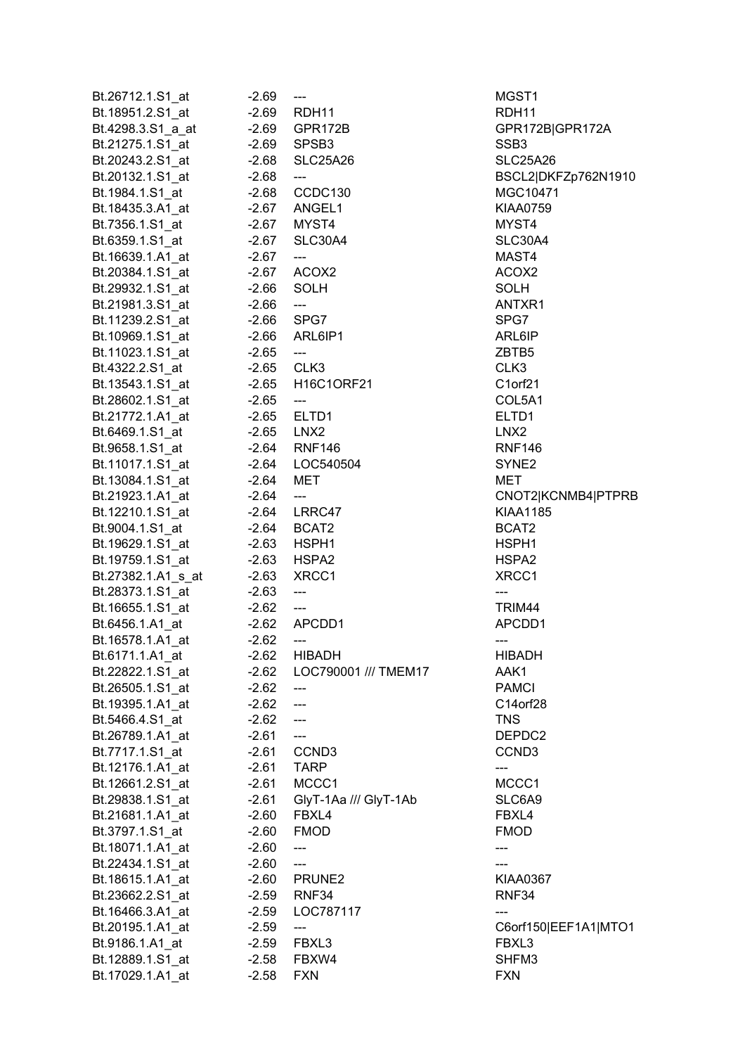| | | | |
|---|---|---|---|
| Bt.26712.1.S1_at | -2.69 | --- | MGST1 |
| Bt.18951.2.S1_at | -2.69 | RDH11 | RDH11 |
| Bt.4298.3.S1_a_at | -2.69 | GPR172B | GPR172B\|GPR172A |
| Bt.21275.1.S1_at | -2.69 | SPSB3 | SSB3 |
| Bt.20243.2.S1_at | -2.68 | SLC25A26 | SLC25A26 |
| Bt.20132.1.S1_at | -2.68 | --- | BSCL2\|DKFZp762N1910 |
| Bt.1984.1.S1_at | -2.68 | CCDC130 | MGC10471 |
| Bt.18435.3.A1_at | -2.67 | ANGEL1 | KIAA0759 |
| Bt.7356.1.S1_at | -2.67 | MYST4 | MYST4 |
| Bt.6359.1.S1_at | -2.67 | SLC30A4 | SLC30A4 |
| Bt.16639.1.A1_at | -2.67 | --- | MAST4 |
| Bt.20384.1.S1_at | -2.67 | ACOX2 | ACOX2 |
| Bt.29932.1.S1_at | -2.66 | SOLH | SOLH |
| Bt.21981.3.S1_at | -2.66 | --- | ANTXR1 |
| Bt.11239.2.S1_at | -2.66 | SPG7 | SPG7 |
| Bt.10969.1.S1_at | -2.66 | ARL6IP1 | ARL6IP |
| Bt.11023.1.S1_at | -2.65 | --- | ZBTB5 |
| Bt.4322.2.S1_at | -2.65 | CLK3 | CLK3 |
| Bt.13543.1.S1_at | -2.65 | H16C1ORF21 | C1orf21 |
| Bt.28602.1.S1_at | -2.65 | --- | COL5A1 |
| Bt.21772.1.A1_at | -2.65 | ELTD1 | ELTD1 |
| Bt.6469.1.S1_at | -2.65 | LNX2 | LNX2 |
| Bt.9658.1.S1_at | -2.64 | RNF146 | RNF146 |
| Bt.11017.1.S1_at | -2.64 | LOC540504 | SYNE2 |
| Bt.13084.1.S1_at | -2.64 | MET | MET |
| Bt.21923.1.A1_at | -2.64 | --- | CNOT2\|KCNMB4\|PTPRB |
| Bt.12210.1.S1_at | -2.64 | LRRC47 | KIAA1185 |
| Bt.9004.1.S1_at | -2.64 | BCAT2 | BCAT2 |
| Bt.19629.1.S1_at | -2.63 | HSPH1 | HSPH1 |
| Bt.19759.1.S1_at | -2.63 | HSPA2 | HSPA2 |
| Bt.27382.1.A1_s_at | -2.63 | XRCC1 | XRCC1 |
| Bt.28373.1.S1_at | -2.63 | --- | --- |
| Bt.16655.1.S1_at | -2.62 | --- | TRIM44 |
| Bt.6456.1.A1_at | -2.62 | APCDD1 | APCDD1 |
| Bt.16578.1.A1_at | -2.62 | --- | --- |
| Bt.6171.1.A1_at | -2.62 | HIBADH | HIBADH |
| Bt.22822.1.S1_at | -2.62 | LOC790001 /// TMEM17 | AAK1 |
| Bt.26505.1.S1_at | -2.62 | --- | PAMCI |
| Bt.19395.1.A1_at | -2.62 | --- | C14orf28 |
| Bt.5466.4.S1_at | -2.62 | --- | TNS |
| Bt.26789.1.A1_at | -2.61 | --- | DEPDC2 |
| Bt.7717.1.S1_at | -2.61 | CCND3 | CCND3 |
| Bt.12176.1.A1_at | -2.61 | TARP | --- |
| Bt.12661.2.S1_at | -2.61 | MCCC1 | MCCC1 |
| Bt.29838.1.S1_at | -2.61 | GlyT-1Aa /// GlyT-1Ab | SLC6A9 |
| Bt.21681.1.A1_at | -2.60 | FBXL4 | FBXL4 |
| Bt.3797.1.S1_at | -2.60 | FMOD | FMOD |
| Bt.18071.1.A1_at | -2.60 | --- | --- |
| Bt.22434.1.S1_at | -2.60 | --- | --- |
| Bt.18615.1.A1_at | -2.60 | PRUNE2 | KIAA0367 |
| Bt.23662.2.S1_at | -2.59 | RNF34 | RNF34 |
| Bt.16466.3.A1_at | -2.59 | LOC787117 | --- |
| Bt.20195.1.A1_at | -2.59 | --- | C6orf150\|EEF1A1\|MTO1 |
| Bt.9186.1.A1_at | -2.59 | FBXL3 | FBXL3 |
| Bt.12889.1.S1_at | -2.58 | FBXW4 | SHFM3 |
| Bt.17029.1.A1_at | -2.58 | FXN | FXN |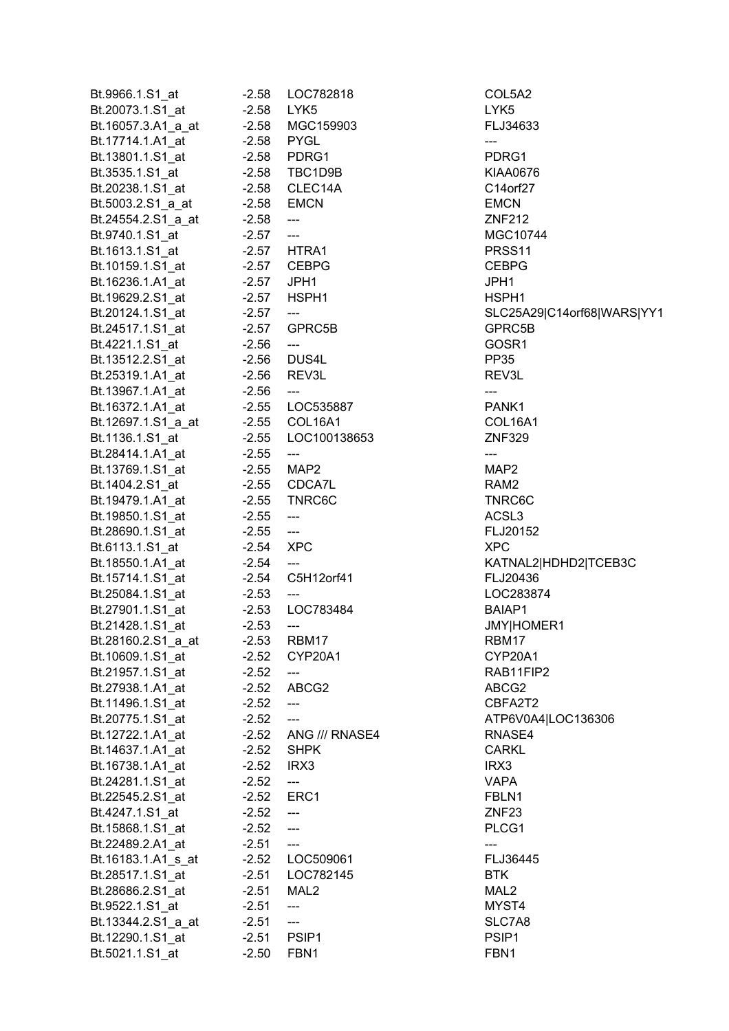| | | | |
|---|---|---|---|
| Bt.9966.1.S1_at | -2.58 | LOC782818 | COL5A2 |
| Bt.20073.1.S1_at | -2.58 | LYK5 | LYK5 |
| Bt.16057.3.A1_a_at | -2.58 | MGC159903 | FLJ34633 |
| Bt.17714.1.A1_at | -2.58 | PYGL | --- |
| Bt.13801.1.S1_at | -2.58 | PDRG1 | PDRG1 |
| Bt.3535.1.S1_at | -2.58 | TBC1D9B | KIAA0676 |
| Bt.20238.1.S1_at | -2.58 | CLEC14A | C14orf27 |
| Bt.5003.2.S1_a_at | -2.58 | EMCN | EMCN |
| Bt.24554.2.S1_a_at | -2.58 | --- | ZNF212 |
| Bt.9740.1.S1_at | -2.57 | --- | MGC10744 |
| Bt.1613.1.S1_at | -2.57 | HTRA1 | PRSS11 |
| Bt.10159.1.S1_at | -2.57 | CEBPG | CEBPG |
| Bt.16236.1.A1_at | -2.57 | JPH1 | JPH1 |
| Bt.19629.2.S1_at | -2.57 | HSPH1 | HSPH1 |
| Bt.20124.1.S1_at | -2.57 | --- | SLC25A29\|C14orf68\|WARS\|YY1 |
| Bt.24517.1.S1_at | -2.57 | GPRC5B | GPRC5B |
| Bt.4221.1.S1_at | -2.56 | --- | GOSR1 |
| Bt.13512.2.S1_at | -2.56 | DUS4L | PP35 |
| Bt.25319.1.A1_at | -2.56 | REV3L | REV3L |
| Bt.13967.1.A1_at | -2.56 | --- | --- |
| Bt.16372.1.A1_at | -2.55 | LOC535887 | PANK1 |
| Bt.12697.1.S1_a_at | -2.55 | COL16A1 | COL16A1 |
| Bt.1136.1.S1_at | -2.55 | LOC100138653 | ZNF329 |
| Bt.28414.1.A1_at | -2.55 | --- | --- |
| Bt.13769.1.S1_at | -2.55 | MAP2 | MAP2 |
| Bt.1404.2.S1_at | -2.55 | CDCA7L | RAM2 |
| Bt.19479.1.A1_at | -2.55 | TNRC6C | TNRC6C |
| Bt.19850.1.S1_at | -2.55 | --- | ACSL3 |
| Bt.28690.1.S1_at | -2.55 | --- | FLJ20152 |
| Bt.6113.1.S1_at | -2.54 | XPC | XPC |
| Bt.18550.1.A1_at | -2.54 | --- | KATNAL2\|HDHD2\|TCEB3C |
| Bt.15714.1.S1_at | -2.54 | C5H12orf41 | FLJ20436 |
| Bt.25084.1.S1_at | -2.53 | --- | LOC283874 |
| Bt.27901.1.S1_at | -2.53 | LOC783484 | BAIAP1 |
| Bt.21428.1.S1_at | -2.53 | --- | JMY\|HOMER1 |
| Bt.28160.2.S1_a_at | -2.53 | RBM17 | RBM17 |
| Bt.10609.1.S1_at | -2.52 | CYP20A1 | CYP20A1 |
| Bt.21957.1.S1_at | -2.52 | --- | RAB11FIP2 |
| Bt.27938.1.A1_at | -2.52 | ABCG2 | ABCG2 |
| Bt.11496.1.S1_at | -2.52 | --- | CBFA2T2 |
| Bt.20775.1.S1_at | -2.52 | --- | ATP6V0A4\|LOC136306 |
| Bt.12722.1.A1_at | -2.52 | ANG /// RNASE4 | RNASE4 |
| Bt.14637.1.A1_at | -2.52 | SHPK | CARKL |
| Bt.16738.1.A1_at | -2.52 | IRX3 | IRX3 |
| Bt.24281.1.S1_at | -2.52 | --- | VAPA |
| Bt.22545.2.S1_at | -2.52 | ERC1 | FBLN1 |
| Bt.4247.1.S1_at | -2.52 | --- | ZNF23 |
| Bt.15868.1.S1_at | -2.52 | --- | PLCG1 |
| Bt.22489.2.A1_at | -2.51 | --- | --- |
| Bt.16183.1.A1_s_at | -2.52 | LOC509061 | FLJ36445 |
| Bt.28517.1.S1_at | -2.51 | LOC782145 | BTK |
| Bt.28686.2.S1_at | -2.51 | MAL2 | MAL2 |
| Bt.9522.1.S1_at | -2.51 | --- | MYST4 |
| Bt.13344.2.S1_a_at | -2.51 | --- | SLC7A8 |
| Bt.12290.1.S1_at | -2.51 | PSIP1 | PSIP1 |
| Bt.5021.1.S1_at | -2.50 | FBN1 | FBN1 |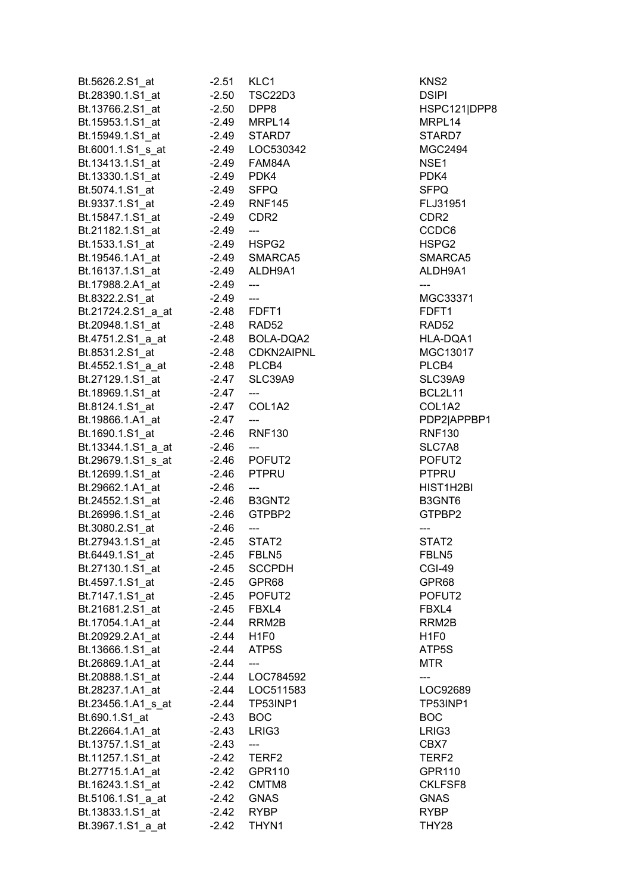| | | | |
|---|---|---|---|
| Bt.5626.2.S1_at | -2.51 | KLC1 | KNS2 |
| Bt.28390.1.S1_at | -2.50 | TSC22D3 | DSIPI |
| Bt.13766.2.S1_at | -2.50 | DPP8 | HSPC121\|DPP8 |
| Bt.15953.1.S1_at | -2.49 | MRPL14 | MRPL14 |
| Bt.15949.1.S1_at | -2.49 | STARD7 | STARD7 |
| Bt.6001.1.S1_s_at | -2.49 | LOC530342 | MGC2494 |
| Bt.13413.1.S1_at | -2.49 | FAM84A | NSE1 |
| Bt.13330.1.S1_at | -2.49 | PDK4 | PDK4 |
| Bt.5074.1.S1_at | -2.49 | SFPQ | SFPQ |
| Bt.9337.1.S1_at | -2.49 | RNF145 | FLJ31951 |
| Bt.15847.1.S1_at | -2.49 | CDR2 | CDR2 |
| Bt.21182.1.S1_at | -2.49 | --- | CCDC6 |
| Bt.1533.1.S1_at | -2.49 | HSPG2 | HSPG2 |
| Bt.19546.1.A1_at | -2.49 | SMARCA5 | SMARCA5 |
| Bt.16137.1.S1_at | -2.49 | ALDH9A1 | ALDH9A1 |
| Bt.17988.2.A1_at | -2.49 | --- | --- |
| Bt.8322.2.S1_at | -2.49 | --- | MGC33371 |
| Bt.21724.2.S1_a_at | -2.48 | FDFT1 | FDFT1 |
| Bt.20948.1.S1_at | -2.48 | RAD52 | RAD52 |
| Bt.4751.2.S1_a_at | -2.48 | BOLA-DQA2 | HLA-DQA1 |
| Bt.8531.2.S1_at | -2.48 | CDKN2AIPNL | MGC13017 |
| Bt.4552.1.S1_a_at | -2.48 | PLCB4 | PLCB4 |
| Bt.27129.1.S1_at | -2.47 | SLC39A9 | SLC39A9 |
| Bt.18969.1.S1_at | -2.47 | --- | BCL2L11 |
| Bt.8124.1.S1_at | -2.47 | COL1A2 | COL1A2 |
| Bt.19866.1.A1_at | -2.47 | --- | PDP2\|APPBP1 |
| Bt.1690.1.S1_at | -2.46 | RNF130 | RNF130 |
| Bt.13344.1.S1_a_at | -2.46 | --- | SLC7A8 |
| Bt.29679.1.S1_s_at | -2.46 | POFUT2 | POFUT2 |
| Bt.12699.1.S1_at | -2.46 | PTPRU | PTPRU |
| Bt.29662.1.A1_at | -2.46 | --- | HIST1H2BI |
| Bt.24552.1.S1_at | -2.46 | B3GNT2 | B3GNT6 |
| Bt.26996.1.S1_at | -2.46 | GTPBP2 | GTPBP2 |
| Bt.3080.2.S1_at | -2.46 | --- | --- |
| Bt.27943.1.S1_at | -2.45 | STAT2 | STAT2 |
| Bt.6449.1.S1_at | -2.45 | FBLN5 | FBLN5 |
| Bt.27130.1.S1_at | -2.45 | SCCPDH | CGI-49 |
| Bt.4597.1.S1_at | -2.45 | GPR68 | GPR68 |
| Bt.7147.1.S1_at | -2.45 | POFUT2 | POFUT2 |
| Bt.21681.2.S1_at | -2.45 | FBXL4 | FBXL4 |
| Bt.17054.1.A1_at | -2.44 | RRM2B | RRM2B |
| Bt.20929.2.A1_at | -2.44 | H1F0 | H1F0 |
| Bt.13666.1.S1_at | -2.44 | ATP5S | ATP5S |
| Bt.26869.1.A1_at | -2.44 | --- | MTR |
| Bt.20888.1.S1_at | -2.44 | LOC784592 | --- |
| Bt.28237.1.A1_at | -2.44 | LOC511583 | LOC92689 |
| Bt.23456.1.A1_s_at | -2.44 | TP53INP1 | TP53INP1 |
| Bt.690.1.S1_at | -2.43 | BOC | BOC |
| Bt.22664.1.A1_at | -2.43 | LRIG3 | LRIG3 |
| Bt.13757.1.S1_at | -2.43 | --- | CBX7 |
| Bt.11257.1.S1_at | -2.42 | TERF2 | TERF2 |
| Bt.27715.1.A1_at | -2.42 | GPR110 | GPR110 |
| Bt.16243.1.S1_at | -2.42 | CMTM8 | CKLFSF8 |
| Bt.5106.1.S1_a_at | -2.42 | GNAS | GNAS |
| Bt.13833.1.S1_at | -2.42 | RYBP | RYBP |
| Bt.3967.1.S1_a_at | -2.42 | THYN1 | THY28 |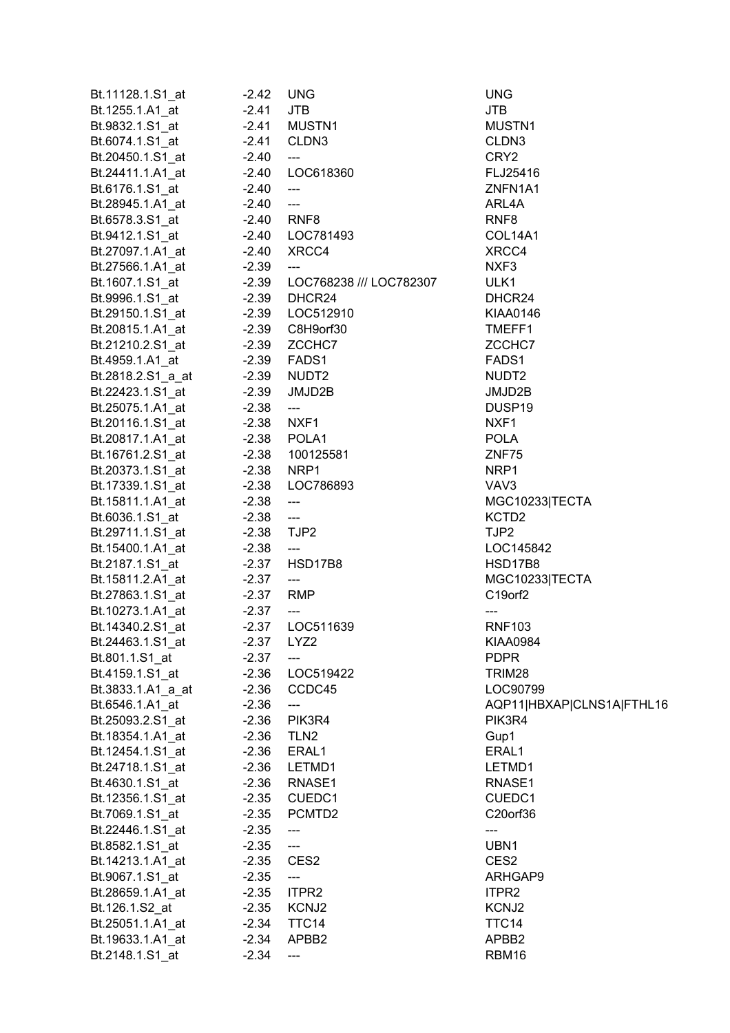| | | | |
|---|---|---|---|
| Bt.11128.1.S1_at | -2.42 | UNG | UNG |
| Bt.1255.1.A1_at | -2.41 | JTB | JTB |
| Bt.9832.1.S1_at | -2.41 | MUSTN1 | MUSTN1 |
| Bt.6074.1.S1_at | -2.41 | CLDN3 | CLDN3 |
| Bt.20450.1.S1_at | -2.40 | --- | CRY2 |
| Bt.24411.1.A1_at | -2.40 | LOC618360 | FLJ25416 |
| Bt.6176.1.S1_at | -2.40 | --- | ZNFN1A1 |
| Bt.28945.1.A1_at | -2.40 | --- | ARL4A |
| Bt.6578.3.S1_at | -2.40 | RNF8 | RNF8 |
| Bt.9412.1.S1_at | -2.40 | LOC781493 | COL14A1 |
| Bt.27097.1.A1_at | -2.40 | XRCC4 | XRCC4 |
| Bt.27566.1.A1_at | -2.39 | --- | NXF3 |
| Bt.1607.1.S1_at | -2.39 | LOC768238 /// LOC782307 | ULK1 |
| Bt.9996.1.S1_at | -2.39 | DHCR24 | DHCR24 |
| Bt.29150.1.S1_at | -2.39 | LOC512910 | KIAA0146 |
| Bt.20815.1.A1_at | -2.39 | C8H9orf30 | TMEFF1 |
| Bt.21210.2.S1_at | -2.39 | ZCCHC7 | ZCCHC7 |
| Bt.4959.1.A1_at | -2.39 | FADS1 | FADS1 |
| Bt.2818.2.S1_a_at | -2.39 | NUDT2 | NUDT2 |
| Bt.22423.1.S1_at | -2.39 | JMJD2B | JMJD2B |
| Bt.25075.1.A1_at | -2.38 | --- | DUSP19 |
| Bt.20116.1.S1_at | -2.38 | NXF1 | NXF1 |
| Bt.20817.1.A1_at | -2.38 | POLA1 | POLA |
| Bt.16761.2.S1_at | -2.38 | 100125581 | ZNF75 |
| Bt.20373.1.S1_at | -2.38 | NRP1 | NRP1 |
| Bt.17339.1.S1_at | -2.38 | LOC786893 | VAV3 |
| Bt.15811.1.A1_at | -2.38 | --- | MGC10233\|TECTA |
| Bt.6036.1.S1_at | -2.38 | --- | KCTD2 |
| Bt.29711.1.S1_at | -2.38 | TJP2 | TJP2 |
| Bt.15400.1.A1_at | -2.38 | --- | LOC145842 |
| Bt.2187.1.S1_at | -2.37 | HSD17B8 | HSD17B8 |
| Bt.15811.2.A1_at | -2.37 | --- | MGC10233\|TECTA |
| Bt.27863.1.S1_at | -2.37 | RMP | C19orf2 |
| Bt.10273.1.A1_at | -2.37 | --- | --- |
| Bt.14340.2.S1_at | -2.37 | LOC511639 | RNF103 |
| Bt.24463.1.S1_at | -2.37 | LYZ2 | KIAA0984 |
| Bt.801.1.S1_at | -2.37 | --- | PDPR |
| Bt.4159.1.S1_at | -2.36 | LOC519422 | TRIM28 |
| Bt.3833.1.A1_a_at | -2.36 | CCDC45 | LOC90799 |
| Bt.6546.1.A1_at | -2.36 | --- | AQP11\|HBXAP\|CLNS1A\|FTHL16 |
| Bt.25093.2.S1_at | -2.36 | PIK3R4 | PIK3R4 |
| Bt.18354.1.A1_at | -2.36 | TLN2 | Gup1 |
| Bt.12454.1.S1_at | -2.36 | ERAL1 | ERAL1 |
| Bt.24718.1.S1_at | -2.36 | LETMD1 | LETMD1 |
| Bt.4630.1.S1_at | -2.36 | RNASE1 | RNASE1 |
| Bt.12356.1.S1_at | -2.35 | CUEDC1 | CUEDC1 |
| Bt.7069.1.S1_at | -2.35 | PCMTD2 | C20orf36 |
| Bt.22446.1.S1_at | -2.35 | --- | --- |
| Bt.8582.1.S1_at | -2.35 | --- | UBN1 |
| Bt.14213.1.A1_at | -2.35 | CES2 | CES2 |
| Bt.9067.1.S1_at | -2.35 | --- | ARHGAP9 |
| Bt.28659.1.A1_at | -2.35 | ITPR2 | ITPR2 |
| Bt.126.1.S2_at | -2.35 | KCNJ2 | KCNJ2 |
| Bt.25051.1.A1_at | -2.34 | TTC14 | TTC14 |
| Bt.19633.1.A1_at | -2.34 | APBB2 | APBB2 |
| Bt.2148.1.S1_at | -2.34 | --- | RBM16 |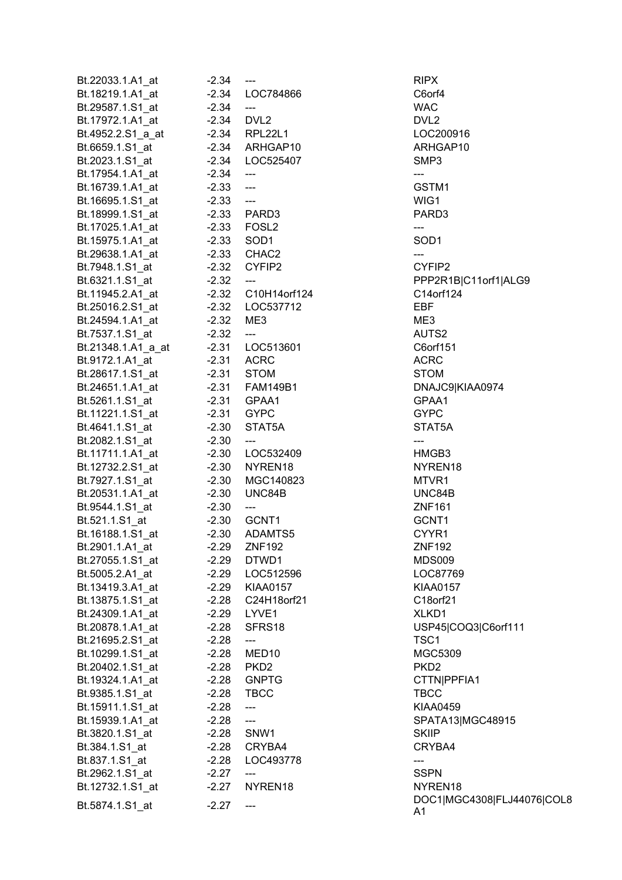| | | | |
|---|---|---|---|
| Bt.22033.1.A1_at | -2.34 | --- | RIPX |
| Bt.18219.1.A1_at | -2.34 | LOC784866 | C6orf4 |
| Bt.29587.1.S1_at | -2.34 | --- | WAC |
| Bt.17972.1.A1_at | -2.34 | DVL2 | DVL2 |
| Bt.4952.2.S1_a_at | -2.34 | RPL22L1 | LOC200916 |
| Bt.6659.1.S1_at | -2.34 | ARHGAP10 | ARHGAP10 |
| Bt.2023.1.S1_at | -2.34 | LOC525407 | SMP3 |
| Bt.17954.1.A1_at | -2.34 | --- | --- |
| Bt.16739.1.A1_at | -2.33 | --- | GSTM1 |
| Bt.16695.1.S1_at | -2.33 | --- | WIG1 |
| Bt.18999.1.S1_at | -2.33 | PARD3 | PARD3 |
| Bt.17025.1.A1_at | -2.33 | FOSL2 | --- |
| Bt.15975.1.A1_at | -2.33 | SOD1 | SOD1 |
| Bt.29638.1.A1_at | -2.33 | CHAC2 | --- |
| Bt.7948.1.S1_at | -2.32 | CYFIP2 | CYFIP2 |
| Bt.6321.1.S1_at | -2.32 | --- | PPP2R1B\|C11orf1\|ALG9 |
| Bt.11945.2.A1_at | -2.32 | C10H14orf124 | C14orf124 |
| Bt.25016.2.S1_at | -2.32 | LOC537712 | EBF |
| Bt.24594.1.A1_at | -2.32 | ME3 | ME3 |
| Bt.7537.1.S1_at | -2.32 | --- | AUTS2 |
| Bt.21348.1.A1_a_at | -2.31 | LOC513601 | C6orf151 |
| Bt.9172.1.A1_at | -2.31 | ACRC | ACRC |
| Bt.28617.1.S1_at | -2.31 | STOM | STOM |
| Bt.24651.1.A1_at | -2.31 | FAM149B1 | DNAJC9\|KIAA0974 |
| Bt.5261.1.S1_at | -2.31 | GPAA1 | GPAA1 |
| Bt.11221.1.S1_at | -2.31 | GYPC | GYPC |
| Bt.4641.1.S1_at | -2.30 | STAT5A | STAT5A |
| Bt.2082.1.S1_at | -2.30 | --- | --- |
| Bt.11711.1.A1_at | -2.30 | LOC532409 | HMGB3 |
| Bt.12732.2.S1_at | -2.30 | NYREN18 | NYREN18 |
| Bt.7927.1.S1_at | -2.30 | MGC140823 | MTVR1 |
| Bt.20531.1.A1_at | -2.30 | UNC84B | UNC84B |
| Bt.9544.1.S1_at | -2.30 | --- | ZNF161 |
| Bt.521.1.S1_at | -2.30 | GCNT1 | GCNT1 |
| Bt.16188.1.S1_at | -2.30 | ADAMTS5 | CYYR1 |
| Bt.2901.1.A1_at | -2.29 | ZNF192 | ZNF192 |
| Bt.27055.1.S1_at | -2.29 | DTWD1 | MDS009 |
| Bt.5005.2.A1_at | -2.29 | LOC512596 | LOC87769 |
| Bt.13419.3.A1_at | -2.29 | KIAA0157 | KIAA0157 |
| Bt.13875.1.S1_at | -2.28 | C24H18orf21 | C18orf21 |
| Bt.24309.1.A1_at | -2.29 | LYVE1 | XLKD1 |
| Bt.20878.1.A1_at | -2.28 | SFRS18 | USP45\|COQ3\|C6orf111 |
| Bt.21695.2.S1_at | -2.28 | --- | TSC1 |
| Bt.10299.1.S1_at | -2.28 | MED10 | MGC5309 |
| Bt.20402.1.S1_at | -2.28 | PKD2 | PKD2 |
| Bt.19324.1.A1_at | -2.28 | GNPTG | CTTN\|PPFIA1 |
| Bt.9385.1.S1_at | -2.28 | TBCC | TBCC |
| Bt.15911.1.S1_at | -2.28 | --- | KIAA0459 |
| Bt.15939.1.A1_at | -2.28 | --- | SPATA13\|MGC48915 |
| Bt.3820.1.S1_at | -2.28 | SNW1 | SKIIP |
| Bt.384.1.S1_at | -2.28 | CRYBA4 | CRYBA4 |
| Bt.837.1.S1_at | -2.28 | LOC493778 | --- |
| Bt.2962.1.S1_at | -2.27 | --- | SSPN |
| Bt.12732.1.S1_at | -2.27 | NYREN18 | NYREN18 |
| Bt.5874.1.S1_at | -2.27 | --- | DOC1\|MGC4308\|FLJ44076\|COL8A1 |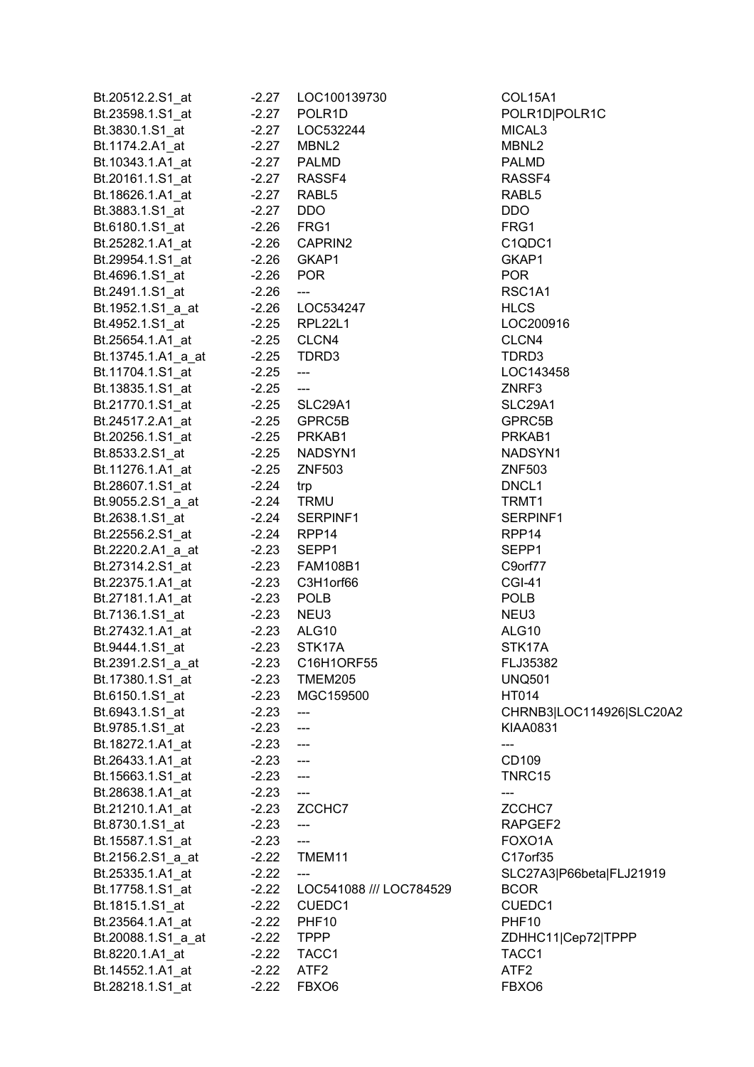| | | | |
|---|---|---|---|
| Bt.20512.2.S1_at | -2.27 | LOC100139730 | COL15A1 |
| Bt.23598.1.S1_at | -2.27 | POLR1D | POLR1D\|POLR1C |
| Bt.3830.1.S1_at | -2.27 | LOC532244 | MICAL3 |
| Bt.1174.2.A1_at | -2.27 | MBNL2 | MBNL2 |
| Bt.10343.1.A1_at | -2.27 | PALMD | PALMD |
| Bt.20161.1.S1_at | -2.27 | RASSF4 | RASSF4 |
| Bt.18626.1.A1_at | -2.27 | RABL5 | RABL5 |
| Bt.3883.1.S1_at | -2.27 | DDO | DDO |
| Bt.6180.1.S1_at | -2.26 | FRG1 | FRG1 |
| Bt.25282.1.A1_at | -2.26 | CAPRIN2 | C1QDC1 |
| Bt.29954.1.S1_at | -2.26 | GKAP1 | GKAP1 |
| Bt.4696.1.S1_at | -2.26 | POR | POR |
| Bt.2491.1.S1_at | -2.26 | --- | RSC1A1 |
| Bt.1952.1.S1_a_at | -2.26 | LOC534247 | HLCS |
| Bt.4952.1.S1_at | -2.25 | RPL22L1 | LOC200916 |
| Bt.25654.1.A1_at | -2.25 | CLCN4 | CLCN4 |
| Bt.13745.1.A1_a_at | -2.25 | TDRD3 | TDRD3 |
| Bt.11704.1.S1_at | -2.25 | --- | LOC143458 |
| Bt.13835.1.S1_at | -2.25 | --- | ZNRF3 |
| Bt.21770.1.S1_at | -2.25 | SLC29A1 | SLC29A1 |
| Bt.24517.2.A1_at | -2.25 | GPRC5B | GPRC5B |
| Bt.20256.1.S1_at | -2.25 | PRKAB1 | PRKAB1 |
| Bt.8533.2.S1_at | -2.25 | NADSYN1 | NADSYN1 |
| Bt.11276.1.A1_at | -2.25 | ZNF503 | ZNF503 |
| Bt.28607.1.S1_at | -2.24 | trp | DNCL1 |
| Bt.9055.2.S1_a_at | -2.24 | TRMU | TRMT1 |
| Bt.2638.1.S1_at | -2.24 | SERPINF1 | SERPINF1 |
| Bt.22556.2.S1_at | -2.24 | RPP14 | RPP14 |
| Bt.2220.2.A1_a_at | -2.23 | SEPP1 | SEPP1 |
| Bt.27314.2.S1_at | -2.23 | FAM108B1 | C9orf77 |
| Bt.22375.1.A1_at | -2.23 | C3H1orf66 | CGI-41 |
| Bt.27181.1.A1_at | -2.23 | POLB | POLB |
| Bt.7136.1.S1_at | -2.23 | NEU3 | NEU3 |
| Bt.27432.1.A1_at | -2.23 | ALG10 | ALG10 |
| Bt.9444.1.S1_at | -2.23 | STK17A | STK17A |
| Bt.2391.2.S1_a_at | -2.23 | C16H1ORF55 | FLJ35382 |
| Bt.17380.1.S1_at | -2.23 | TMEM205 | UNQ501 |
| Bt.6150.1.S1_at | -2.23 | MGC159500 | HT014 |
| Bt.6943.1.S1_at | -2.23 | --- | CHRNB3\|LOC114926\|SLC20A2 |
| Bt.9785.1.S1_at | -2.23 | --- | KIAA0831 |
| Bt.18272.1.A1_at | -2.23 | --- | --- |
| Bt.26433.1.A1_at | -2.23 | --- | CD109 |
| Bt.15663.1.S1_at | -2.23 | --- | TNRC15 |
| Bt.28638.1.A1_at | -2.23 | --- | --- |
| Bt.21210.1.A1_at | -2.23 | ZCCHC7 | ZCCHC7 |
| Bt.8730.1.S1_at | -2.23 | --- | RAPGEF2 |
| Bt.15587.1.S1_at | -2.23 | --- | FOXO1A |
| Bt.2156.2.S1_a_at | -2.22 | TMEM11 | C17orf35 |
| Bt.25335.1.A1_at | -2.22 | --- | SLC27A3\|P66beta\|FLJ21919 |
| Bt.17758.1.S1_at | -2.22 | LOC541088 /// LOC784529 | BCOR |
| Bt.1815.1.S1_at | -2.22 | CUEDC1 | CUEDC1 |
| Bt.23564.1.A1_at | -2.22 | PHF10 | PHF10 |
| Bt.20088.1.S1_a_at | -2.22 | TPPP | ZDHHC11\|Cep72\|TPPP |
| Bt.8220.1.A1_at | -2.22 | TACC1 | TACC1 |
| Bt.14552.1.A1_at | -2.22 | ATF2 | ATF2 |
| Bt.28218.1.S1_at | -2.22 | FBXO6 | FBXO6 |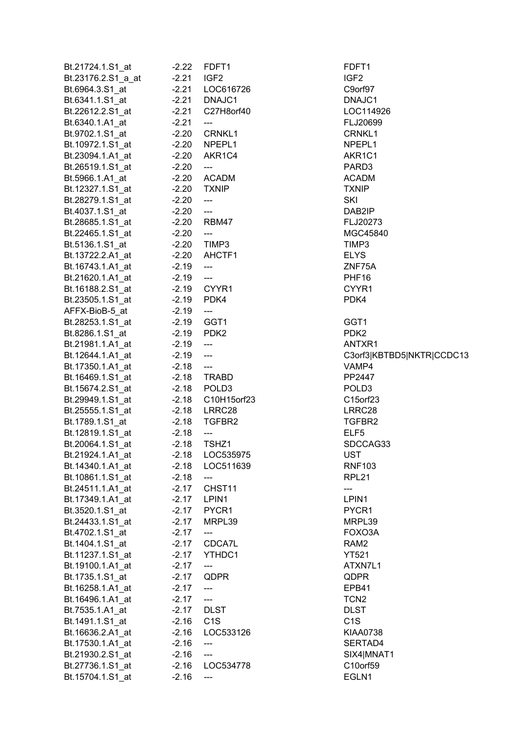| | | | |
|---|---|---|---|
| Bt.21724.1.S1_at | -2.22 | FDFT1 | FDFT1 |
| Bt.23176.2.S1_a_at | -2.21 | IGF2 | IGF2 |
| Bt.6964.3.S1_at | -2.21 | LOC616726 | C9orf97 |
| Bt.6341.1.S1_at | -2.21 | DNAJC1 | DNAJC1 |
| Bt.22612.2.S1_at | -2.21 | C27H8orf40 | LOC114926 |
| Bt.6340.1.A1_at | -2.21 | --- | FLJ20699 |
| Bt.9702.1.S1_at | -2.20 | CRNKL1 | CRNKL1 |
| Bt.10972.1.S1_at | -2.20 | NPEPL1 | NPEPL1 |
| Bt.23094.1.A1_at | -2.20 | AKR1C4 | AKR1C1 |
| Bt.26519.1.S1_at | -2.20 | --- | PARD3 |
| Bt.5966.1.A1_at | -2.20 | ACADM | ACADM |
| Bt.12327.1.S1_at | -2.20 | TXNIP | TXNIP |
| Bt.28279.1.S1_at | -2.20 | --- | SKI |
| Bt.4037.1.S1_at | -2.20 | --- | DAB2IP |
| Bt.28685.1.S1_at | -2.20 | RBM47 | FLJ20273 |
| Bt.22465.1.S1_at | -2.20 | --- | MGC45840 |
| Bt.5136.1.S1_at | -2.20 | TIMP3 | TIMP3 |
| Bt.13722.2.A1_at | -2.20 | AHCTF1 | ELYS |
| Bt.16743.1.A1_at | -2.19 | --- | ZNF75A |
| Bt.21620.1.A1_at | -2.19 | --- | PHF16 |
| Bt.16188.2.S1_at | -2.19 | CYYR1 | CYYR1 |
| Bt.23505.1.S1_at | -2.19 | PDK4 | PDK4 |
| AFFX-BioB-5_at | -2.19 | --- | |
| Bt.28253.1.S1_at | -2.19 | GGT1 | GGT1 |
| Bt.8286.1.S1_at | -2.19 | PDK2 | PDK2 |
| Bt.21981.1.A1_at | -2.19 | --- | ANTXR1 |
| Bt.12644.1.A1_at | -2.19 | --- | C3orf3\|KBTBD5\|NKTR\|CCDC13 |
| Bt.17350.1.A1_at | -2.18 | --- | VAMP4 |
| Bt.16469.1.S1_at | -2.18 | TRABD | PP2447 |
| Bt.15674.2.S1_at | -2.18 | POLD3 | POLD3 |
| Bt.29949.1.S1_at | -2.18 | C10H15orf23 | C15orf23 |
| Bt.25555.1.S1_at | -2.18 | LRRC28 | LRRC28 |
| Bt.1789.1.S1_at | -2.18 | TGFBR2 | TGFBR2 |
| Bt.12819.1.S1_at | -2.18 | --- | ELF5 |
| Bt.20064.1.S1_at | -2.18 | TSHZ1 | SDCCAG33 |
| Bt.21924.1.A1_at | -2.18 | LOC535975 | UST |
| Bt.14340.1.A1_at | -2.18 | LOC511639 | RNF103 |
| Bt.10861.1.S1_at | -2.18 | --- | RPL21 |
| Bt.24511.1.A1_at | -2.17 | CHST11 | --- |
| Bt.17349.1.A1_at | -2.17 | LPIN1 | LPIN1 |
| Bt.3520.1.S1_at | -2.17 | PYCR1 | PYCR1 |
| Bt.24433.1.S1_at | -2.17 | MRPL39 | MRPL39 |
| Bt.4702.1.S1_at | -2.17 | --- | FOXO3A |
| Bt.1404.1.S1_at | -2.17 | CDCA7L | RAM2 |
| Bt.11237.1.S1_at | -2.17 | YTHDC1 | YT521 |
| Bt.19100.1.A1_at | -2.17 | --- | ATXN7L1 |
| Bt.1735.1.S1_at | -2.17 | QDPR | QDPR |
| Bt.16258.1.A1_at | -2.17 | --- | EPB41 |
| Bt.16496.1.A1_at | -2.17 | --- | TCN2 |
| Bt.7535.1.A1_at | -2.17 | DLST | DLST |
| Bt.1491.1.S1_at | -2.16 | C1S | C1S |
| Bt.16636.2.A1_at | -2.16 | LOC533126 | KIAA0738 |
| Bt.17530.1.A1_at | -2.16 | --- | SERTAD4 |
| Bt.21930.2.S1_at | -2.16 | --- | SIX4\|MNAT1 |
| Bt.27736.1.S1_at | -2.16 | LOC534778 | C10orf59 |
| Bt.15704.1.S1_at | -2.16 | --- | EGLN1 |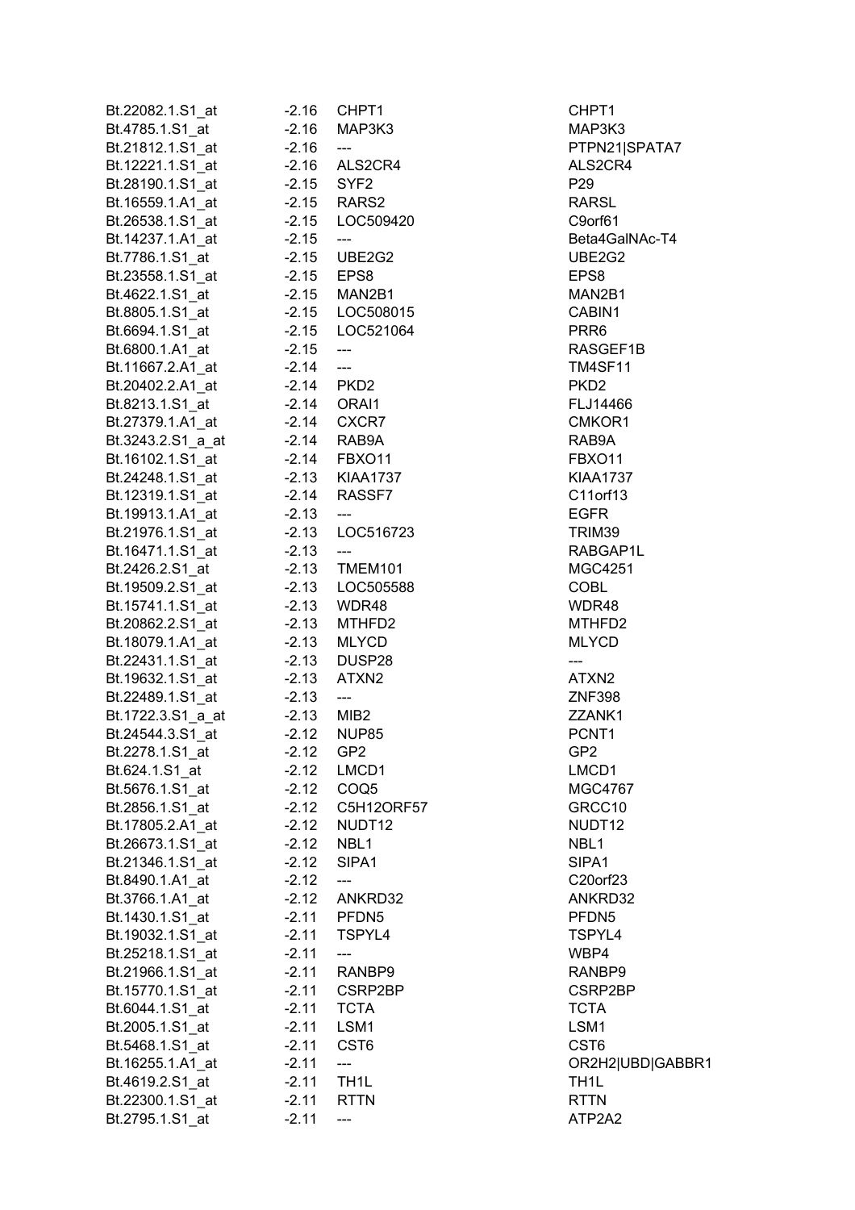| | | | |
|---|---|---|---|
| Bt.22082.1.S1_at | -2.16 | CHPT1 | CHPT1 |
| Bt.4785.1.S1_at | -2.16 | MAP3K3 | MAP3K3 |
| Bt.21812.1.S1_at | -2.16 | --- | PTPN21\|SPATA7 |
| Bt.12221.1.S1_at | -2.16 | ALS2CR4 | ALS2CR4 |
| Bt.28190.1.S1_at | -2.15 | SYF2 | P29 |
| Bt.16559.1.A1_at | -2.15 | RARS2 | RARSL |
| Bt.26538.1.S1_at | -2.15 | LOC509420 | C9orf61 |
| Bt.14237.1.A1_at | -2.15 | --- | Beta4GalNAc-T4 |
| Bt.7786.1.S1_at | -2.15 | UBE2G2 | UBE2G2 |
| Bt.23558.1.S1_at | -2.15 | EPS8 | EPS8 |
| Bt.4622.1.S1_at | -2.15 | MAN2B1 | MAN2B1 |
| Bt.8805.1.S1_at | -2.15 | LOC508015 | CABIN1 |
| Bt.6694.1.S1_at | -2.15 | LOC521064 | PRR6 |
| Bt.6800.1.A1_at | -2.15 | --- | RASGEF1B |
| Bt.11667.2.A1_at | -2.14 | --- | TM4SF11 |
| Bt.20402.2.A1_at | -2.14 | PKD2 | PKD2 |
| Bt.8213.1.S1_at | -2.14 | ORAI1 | FLJ14466 |
| Bt.27379.1.A1_at | -2.14 | CXCR7 | CMKOR1 |
| Bt.3243.2.S1_a_at | -2.14 | RAB9A | RAB9A |
| Bt.16102.1.S1_at | -2.14 | FBXO11 | FBXO11 |
| Bt.24248.1.S1_at | -2.13 | KIAA1737 | KIAA1737 |
| Bt.12319.1.S1_at | -2.14 | RASSF7 | C11orf13 |
| Bt.19913.1.A1_at | -2.13 | --- | EGFR |
| Bt.21976.1.S1_at | -2.13 | LOC516723 | TRIM39 |
| Bt.16471.1.S1_at | -2.13 | --- | RABGAP1L |
| Bt.2426.2.S1_at | -2.13 | TMEM101 | MGC4251 |
| Bt.19509.2.S1_at | -2.13 | LOC505588 | COBL |
| Bt.15741.1.S1_at | -2.13 | WDR48 | WDR48 |
| Bt.20862.2.S1_at | -2.13 | MTHFD2 | MTHFD2 |
| Bt.18079.1.A1_at | -2.13 | MLYCD | MLYCD |
| Bt.22431.1.S1_at | -2.13 | DUSP28 | --- |
| Bt.19632.1.S1_at | -2.13 | ATXN2 | ATXN2 |
| Bt.22489.1.S1_at | -2.13 | --- | ZNF398 |
| Bt.1722.3.S1_a_at | -2.13 | MIB2 | ZZANK1 |
| Bt.24544.3.S1_at | -2.12 | NUP85 | PCNT1 |
| Bt.2278.1.S1_at | -2.12 | GP2 | GP2 |
| Bt.624.1.S1_at | -2.12 | LMCD1 | LMCD1 |
| Bt.5676.1.S1_at | -2.12 | COQ5 | MGC4767 |
| Bt.2856.1.S1_at | -2.12 | C5H12ORF57 | GRCC10 |
| Bt.17805.2.A1_at | -2.12 | NUDT12 | NUDT12 |
| Bt.26673.1.S1_at | -2.12 | NBL1 | NBL1 |
| Bt.21346.1.S1_at | -2.12 | SIPA1 | SIPA1 |
| Bt.8490.1.A1_at | -2.12 | --- | C20orf23 |
| Bt.3766.1.A1_at | -2.12 | ANKRD32 | ANKRD32 |
| Bt.1430.1.S1_at | -2.11 | PFDN5 | PFDN5 |
| Bt.19032.1.S1_at | -2.11 | TSPYL4 | TSPYL4 |
| Bt.25218.1.S1_at | -2.11 | --- | WBP4 |
| Bt.21966.1.S1_at | -2.11 | RANBP9 | RANBP9 |
| Bt.15770.1.S1_at | -2.11 | CSRP2BP | CSRP2BP |
| Bt.6044.1.S1_at | -2.11 | TCTA | TCTA |
| Bt.2005.1.S1_at | -2.11 | LSM1 | LSM1 |
| Bt.5468.1.S1_at | -2.11 | CST6 | CST6 |
| Bt.16255.1.A1_at | -2.11 | --- | OR2H2\|UBD\|GABBR1 |
| Bt.4619.2.S1_at | -2.11 | TH1L | TH1L |
| Bt.22300.1.S1_at | -2.11 | RTTN | RTTN |
| Bt.2795.1.S1_at | -2.11 | --- | ATP2A2 |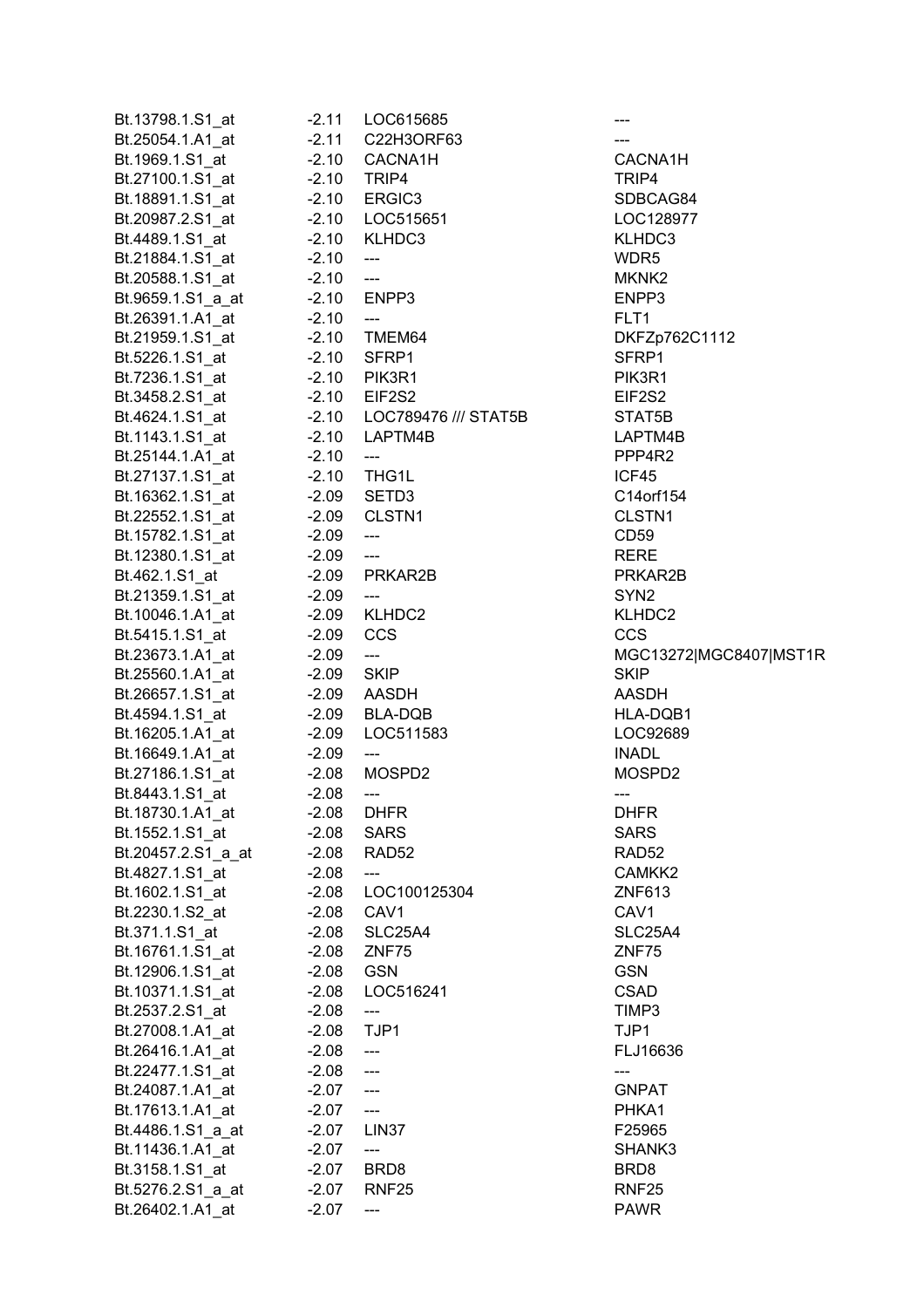| | | | |
|---|---|---|---|
| Bt.13798.1.S1_at | -2.11 | LOC615685 | --- |
| Bt.25054.1.A1_at | -2.11 | C22H3ORF63 | --- |
| Bt.1969.1.S1_at | -2.10 | CACNA1H | CACNA1H |
| Bt.27100.1.S1_at | -2.10 | TRIP4 | TRIP4 |
| Bt.18891.1.S1_at | -2.10 | ERGIC3 | SDBCAG84 |
| Bt.20987.2.S1_at | -2.10 | LOC515651 | LOC128977 |
| Bt.4489.1.S1_at | -2.10 | KLHDC3 | KLHDC3 |
| Bt.21884.1.S1_at | -2.10 | --- | WDR5 |
| Bt.20588.1.S1_at | -2.10 | --- | MKNK2 |
| Bt.9659.1.S1_a_at | -2.10 | ENPP3 | ENPP3 |
| Bt.26391.1.A1_at | -2.10 | --- | FLT1 |
| Bt.21959.1.S1_at | -2.10 | TMEM64 | DKFZp762C1112 |
| Bt.5226.1.S1_at | -2.10 | SFRP1 | SFRP1 |
| Bt.7236.1.S1_at | -2.10 | PIK3R1 | PIK3R1 |
| Bt.3458.2.S1_at | -2.10 | EIF2S2 | EIF2S2 |
| Bt.4624.1.S1_at | -2.10 | LOC789476 /// STAT5B | STAT5B |
| Bt.1143.1.S1_at | -2.10 | LAPTM4B | LAPTM4B |
| Bt.25144.1.A1_at | -2.10 | --- | PPP4R2 |
| Bt.27137.1.S1_at | -2.10 | THG1L | ICF45 |
| Bt.16362.1.S1_at | -2.09 | SETD3 | C14orf154 |
| Bt.22552.1.S1_at | -2.09 | CLSTN1 | CLSTN1 |
| Bt.15782.1.S1_at | -2.09 | --- | CD59 |
| Bt.12380.1.S1_at | -2.09 | --- | RERE |
| Bt.462.1.S1_at | -2.09 | PRKAR2B | PRKAR2B |
| Bt.21359.1.S1_at | -2.09 | --- | SYN2 |
| Bt.10046.1.A1_at | -2.09 | KLHDC2 | KLHDC2 |
| Bt.5415.1.S1_at | -2.09 | CCS | CCS |
| Bt.23673.1.A1_at | -2.09 | --- | MGC13272\|MGC8407\|MST1R |
| Bt.25560.1.A1_at | -2.09 | SKIP | SKIP |
| Bt.26657.1.S1_at | -2.09 | AASDH | AASDH |
| Bt.4594.1.S1_at | -2.09 | BLA-DQB | HLA-DQB1 |
| Bt.16205.1.A1_at | -2.09 | LOC511583 | LOC92689 |
| Bt.16649.1.A1_at | -2.09 | --- | INADL |
| Bt.27186.1.S1_at | -2.08 | MOSPD2 | MOSPD2 |
| Bt.8443.1.S1_at | -2.08 | --- | --- |
| Bt.18730.1.A1_at | -2.08 | DHFR | DHFR |
| Bt.1552.1.S1_at | -2.08 | SARS | SARS |
| Bt.20457.2.S1_a_at | -2.08 | RAD52 | RAD52 |
| Bt.4827.1.S1_at | -2.08 | --- | CAMKK2 |
| Bt.1602.1.S1_at | -2.08 | LOC100125304 | ZNF613 |
| Bt.2230.1.S2_at | -2.08 | CAV1 | CAV1 |
| Bt.371.1.S1_at | -2.08 | SLC25A4 | SLC25A4 |
| Bt.16761.1.S1_at | -2.08 | ZNF75 | ZNF75 |
| Bt.12906.1.S1_at | -2.08 | GSN | GSN |
| Bt.10371.1.S1_at | -2.08 | LOC516241 | CSAD |
| Bt.2537.2.S1_at | -2.08 | --- | TIMP3 |
| Bt.27008.1.A1_at | -2.08 | TJP1 | TJP1 |
| Bt.26416.1.A1_at | -2.08 | --- | FLJ16636 |
| Bt.22477.1.S1_at | -2.08 | --- | --- |
| Bt.24087.1.A1_at | -2.07 | --- | GNPAT |
| Bt.17613.1.A1_at | -2.07 | --- | PHKA1 |
| Bt.4486.1.S1_a_at | -2.07 | LIN37 | F25965 |
| Bt.11436.1.A1_at | -2.07 | --- | SHANK3 |
| Bt.3158.1.S1_at | -2.07 | BRD8 | BRD8 |
| Bt.5276.2.S1_a_at | -2.07 | RNF25 | RNF25 |
| Bt.26402.1.A1_at | -2.07 | --- | PAWR |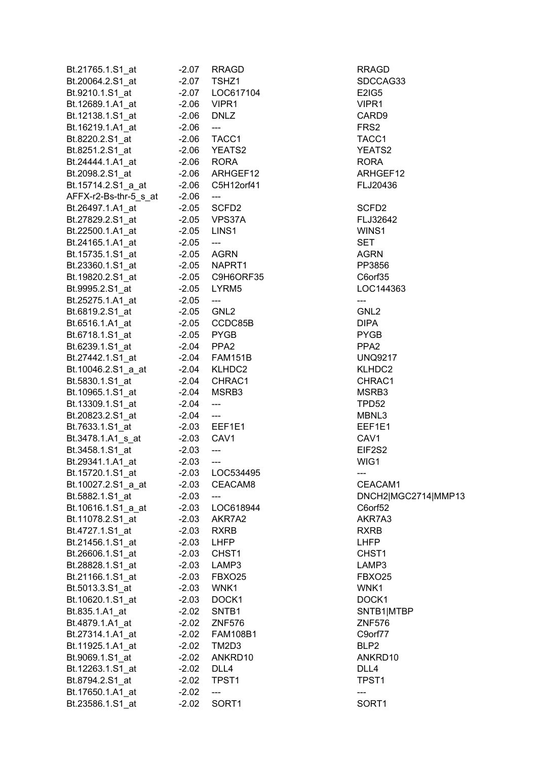| | | | |
|---|---|---|---|
| Bt.21765.1.S1_at | -2.07 | RRAGD | RRAGD |
| Bt.20064.2.S1_at | -2.07 | TSHZ1 | SDCCAG33 |
| Bt.9210.1.S1_at | -2.07 | LOC617104 | E2IG5 |
| Bt.12689.1.A1_at | -2.06 | VIPR1 | VIPR1 |
| Bt.12138.1.S1_at | -2.06 | DNLZ | CARD9 |
| Bt.16219.1.A1_at | -2.06 | --- | FRS2 |
| Bt.8220.2.S1_at | -2.06 | TACC1 | TACC1 |
| Bt.8251.2.S1_at | -2.06 | YEATS2 | YEATS2 |
| Bt.24444.1.A1_at | -2.06 | RORA | RORA |
| Bt.2098.2.S1_at | -2.06 | ARHGEF12 | ARHGEF12 |
| Bt.15714.2.S1_a_at | -2.06 | C5H12orf41 | FLJ20436 |
| AFFX-r2-Bs-thr-5_s_at | -2.06 | --- | |
| Bt.26497.1.A1_at | -2.05 | SCFD2 | SCFD2 |
| Bt.27829.2.S1_at | -2.05 | VPS37A | FLJ32642 |
| Bt.22500.1.A1_at | -2.05 | LINS1 | WINS1 |
| Bt.24165.1.A1_at | -2.05 | --- | SET |
| Bt.15735.1.S1_at | -2.05 | AGRN | AGRN |
| Bt.23360.1.S1_at | -2.05 | NAPRT1 | PP3856 |
| Bt.19820.2.S1_at | -2.05 | C9H6ORF35 | C6orf35 |
| Bt.9995.2.S1_at | -2.05 | LYRM5 | LOC144363 |
| Bt.25275.1.A1_at | -2.05 | --- | --- |
| Bt.6819.2.S1_at | -2.05 | GNL2 | GNL2 |
| Bt.6516.1.A1_at | -2.05 | CCDC85B | DIPA |
| Bt.6718.1.S1_at | -2.05 | PYGB | PYGB |
| Bt.6239.1.S1_at | -2.04 | PPA2 | PPA2 |
| Bt.27442.1.S1_at | -2.04 | FAM151B | UNQ9217 |
| Bt.10046.2.S1_a_at | -2.04 | KLHDC2 | KLHDC2 |
| Bt.5830.1.S1_at | -2.04 | CHRAC1 | CHRAC1 |
| Bt.10965.1.S1_at | -2.04 | MSRB3 | MSRB3 |
| Bt.13309.1.S1_at | -2.04 | --- | TPD52 |
| Bt.20823.2.S1_at | -2.04 | --- | MBNL3 |
| Bt.7633.1.S1_at | -2.03 | EEF1E1 | EEF1E1 |
| Bt.3478.1.A1_s_at | -2.03 | CAV1 | CAV1 |
| Bt.3458.1.S1_at | -2.03 | --- | EIF2S2 |
| Bt.29341.1.A1_at | -2.03 | --- | WIG1 |
| Bt.15720.1.S1_at | -2.03 | LOC534495 | --- |
| Bt.10027.2.S1_a_at | -2.03 | CEACAM8 | CEACAM1 |
| Bt.5882.1.S1_at | -2.03 | --- | DNCH2\|MGC2714\|MMP13 |
| Bt.10616.1.S1_a_at | -2.03 | LOC618944 | C6orf52 |
| Bt.11078.2.S1_at | -2.03 | AKR7A2 | AKR7A3 |
| Bt.4727.1.S1_at | -2.03 | RXRB | RXRB |
| Bt.21456.1.S1_at | -2.03 | LHFP | LHFP |
| Bt.26606.1.S1_at | -2.03 | CHST1 | CHST1 |
| Bt.28828.1.S1_at | -2.03 | LAMP3 | LAMP3 |
| Bt.21166.1.S1_at | -2.03 | FBXO25 | FBXO25 |
| Bt.5013.3.S1_at | -2.03 | WNK1 | WNK1 |
| Bt.10620.1.S1_at | -2.03 | DOCK1 | DOCK1 |
| Bt.835.1.A1_at | -2.02 | SNTB1 | SNTB1\|MTBP |
| Bt.4879.1.A1_at | -2.02 | ZNF576 | ZNF576 |
| Bt.27314.1.A1_at | -2.02 | FAM108B1 | C9orf77 |
| Bt.11925.1.A1_at | -2.02 | TM2D3 | BLP2 |
| Bt.9069.1.S1_at | -2.02 | ANKRD10 | ANKRD10 |
| Bt.12263.1.S1_at | -2.02 | DLL4 | DLL4 |
| Bt.8794.2.S1_at | -2.02 | TPST1 | TPST1 |
| Bt.17650.1.A1_at | -2.02 | --- | --- |
| Bt.23586.1.S1_at | -2.02 | SORT1 | SORT1 |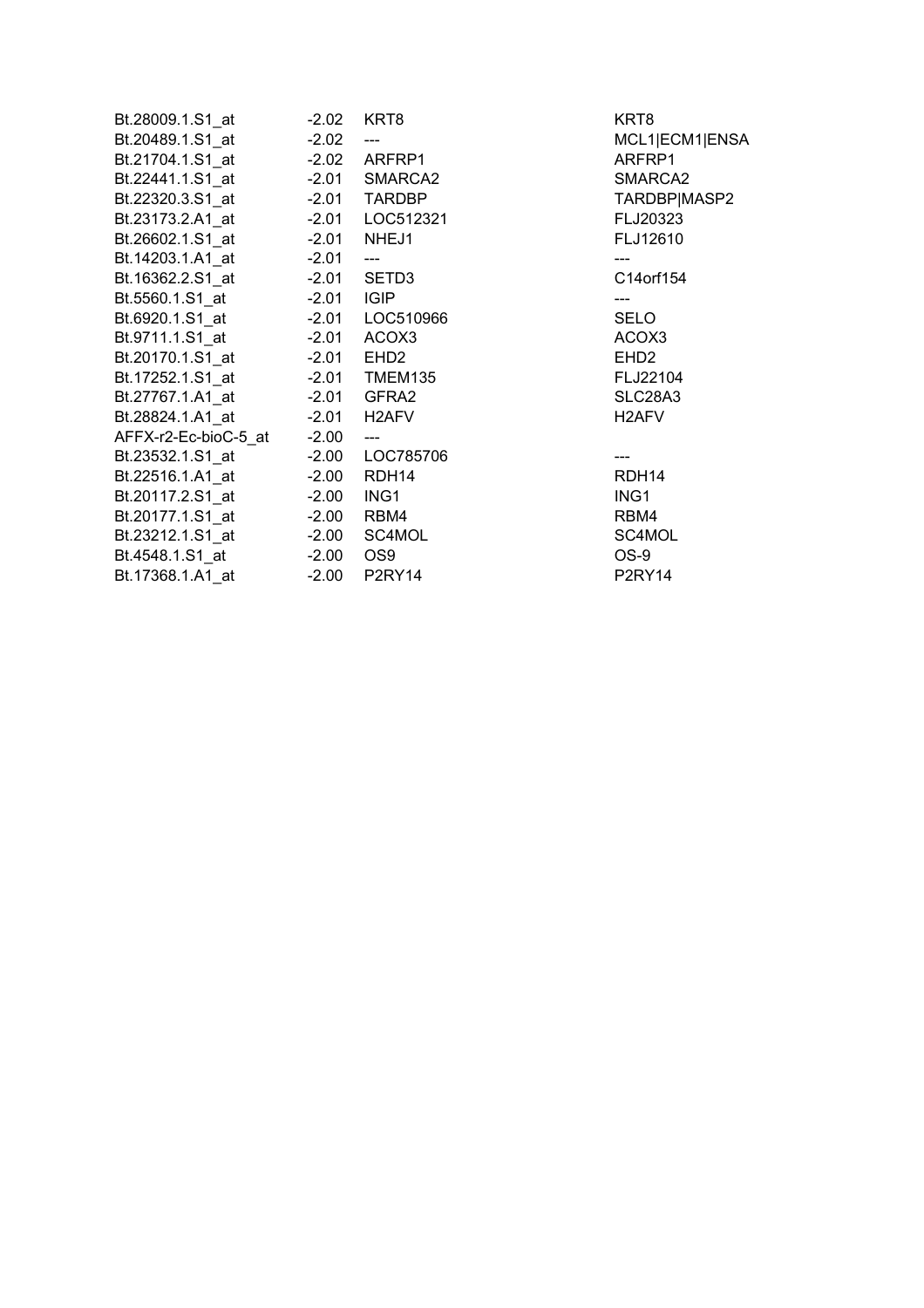| | | | |
|---|---|---|---|
| Bt.28009.1.S1_at | -2.02 | KRT8 | KRT8 |
| Bt.20489.1.S1_at | -2.02 | --- | MCL1\|ECM1\|ENSA |
| Bt.21704.1.S1_at | -2.02 | ARFRP1 | ARFRP1 |
| Bt.22441.1.S1_at | -2.01 | SMARCA2 | SMARCA2 |
| Bt.22320.3.S1_at | -2.01 | TARDBP | TARDBP\|MASP2 |
| Bt.23173.2.A1_at | -2.01 | LOC512321 | FLJ20323 |
| Bt.26602.1.S1_at | -2.01 | NHEJ1 | FLJ12610 |
| Bt.14203.1.A1_at | -2.01 | --- | --- |
| Bt.16362.2.S1_at | -2.01 | SETD3 | C14orf154 |
| Bt.5560.1.S1_at | -2.01 | IGIP | --- |
| Bt.6920.1.S1_at | -2.01 | LOC510966 | SELO |
| Bt.9711.1.S1_at | -2.01 | ACOX3 | ACOX3 |
| Bt.20170.1.S1_at | -2.01 | EHD2 | EHD2 |
| Bt.17252.1.S1_at | -2.01 | TMEM135 | FLJ22104 |
| Bt.27767.1.A1_at | -2.01 | GFRA2 | SLC28A3 |
| Bt.28824.1.A1_at | -2.01 | H2AFV | H2AFV |
| AFFX-r2-Ec-bioC-5_at | -2.00 | --- | |
| Bt.23532.1.S1_at | -2.00 | LOC785706 | --- |
| Bt.22516.1.A1_at | -2.00 | RDH14 | RDH14 |
| Bt.20117.2.S1_at | -2.00 | ING1 | ING1 |
| Bt.20177.1.S1_at | -2.00 | RBM4 | RBM4 |
| Bt.23212.1.S1_at | -2.00 | SC4MOL | SC4MOL |
| Bt.4548.1.S1_at | -2.00 | OS9 | OS-9 |
| Bt.17368.1.A1_at | -2.00 | P2RY14 | P2RY14 |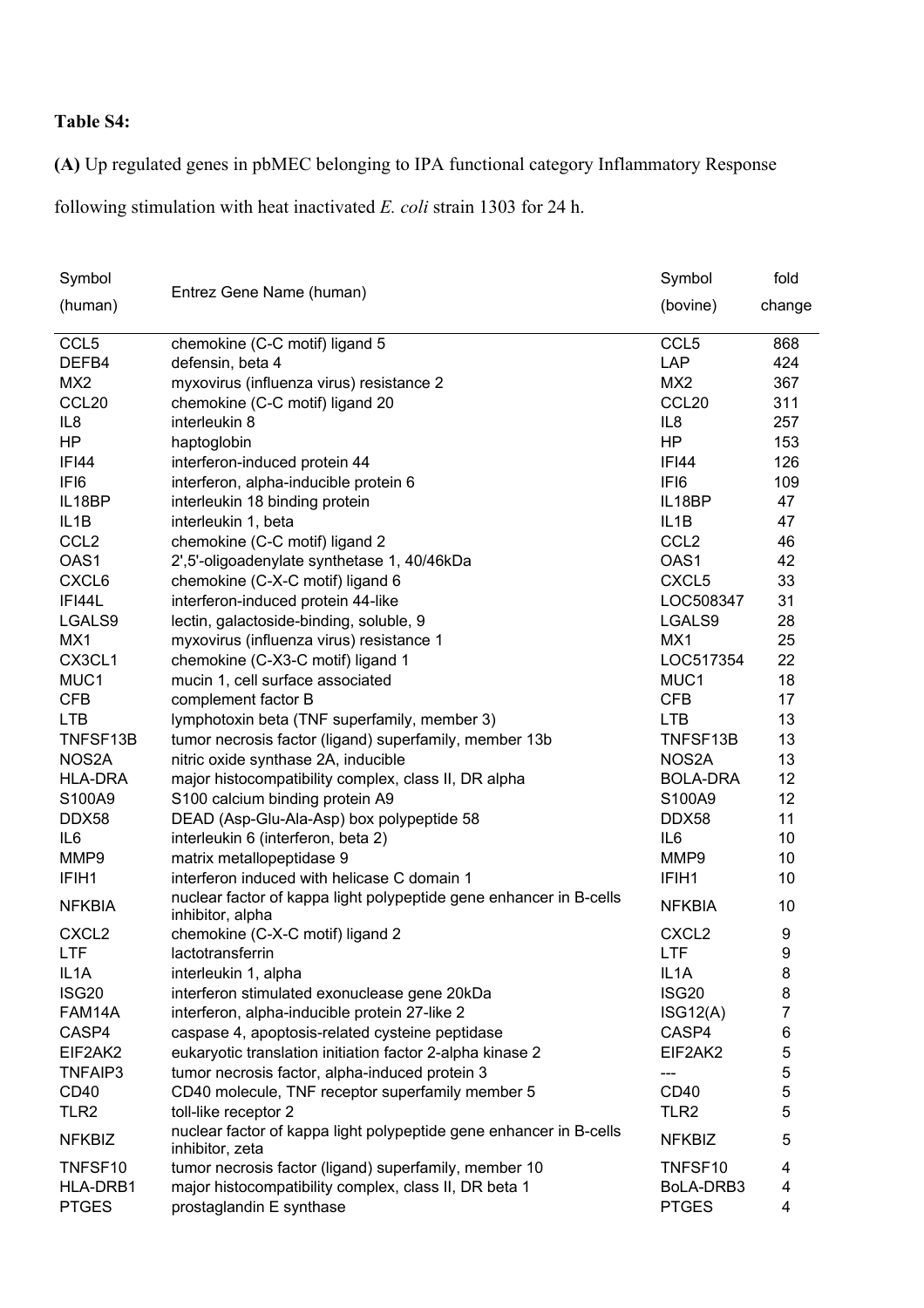**Table S4:**

**(A)** Up regulated genes in pbMEC belonging to IPA functional category Inflammatory Response following stimulation with heat inactivated *E. coli* strain 1303 for 24 h.

| Symbol (human) | Entrez Gene Name (human) | Symbol (bovine) | fold change |
|---|---|---|---|
| CCL5 | chemokine (C-C motif) ligand 5 | CCL5 | 868 |
| DEFB4 | defensin, beta 4 | LAP | 424 |
| MX2 | myxovirus (influenza virus) resistance 2 | MX2 | 367 |
| CCL20 | chemokine (C-C motif) ligand 20 | CCL20 | 311 |
| IL8 | interleukin 8 | IL8 | 257 |
| HP | haptoglobin | HP | 153 |
| IFI44 | interferon-induced protein 44 | IFI44 | 126 |
| IFI6 | interferon, alpha-inducible protein 6 | IFI6 | 109 |
| IL18BP | interleukin 18 binding protein | IL18BP | 47 |
| IL1B | interleukin 1, beta | IL1B | 47 |
| CCL2 | chemokine (C-C motif) ligand 2 | CCL2 | 46 |
| OAS1 | 2',5'-oligoadenylate synthetase 1, 40/46kDa | OAS1 | 42 |
| CXCL6 | chemokine (C-X-C motif) ligand 6 | CXCL5 | 33 |
| IFI44L | interferon-induced protein 44-like | LOC508347 | 31 |
| LGALS9 | lectin, galactoside-binding, soluble, 9 | LGALS9 | 28 |
| MX1 | myxovirus (influenza virus) resistance 1 | MX1 | 25 |
| CX3CL1 | chemokine (C-X3-C motif) ligand 1 | LOC517354 | 22 |
| MUC1 | mucin 1, cell surface associated | MUC1 | 18 |
| CFB | complement factor B | CFB | 17 |
| LTB | lymphotoxin beta (TNF superfamily, member 3) | LTB | 13 |
| TNFSF13B | tumor necrosis factor (ligand) superfamily, member 13b | TNFSF13B | 13 |
| NOS2A | nitric oxide synthase 2A, inducible | NOS2A | 13 |
| HLA-DRA | major histocompatibility complex, class II, DR alpha | BOLA-DRA | 12 |
| S100A9 | S100 calcium binding protein A9 | S100A9 | 12 |
| DDX58 | DEAD (Asp-Glu-Ala-Asp) box polypeptide 58 | DDX58 | 11 |
| IL6 | interleukin 6 (interferon, beta 2) | IL6 | 10 |
| MMP9 | matrix metallopeptidase 9 | MMP9 | 10 |
| IFIH1 | interferon induced with helicase C domain 1 | IFIH1 | 10 |
| NFKBIA | nuclear factor of kappa light polypeptide gene enhancer in B-cells inhibitor, alpha | NFKBIA | 10 |
| CXCL2 | chemokine (C-X-C motif) ligand 2 | CXCL2 | 9 |
| LTF | lactotransferrin | LTF | 9 |
| IL1A | interleukin 1, alpha | IL1A | 8 |
| ISG20 | interferon stimulated exonuclease gene 20kDa | ISG20 | 8 |
| FAM14A | interferon, alpha-inducible protein 27-like 2 | ISG12(A) | 7 |
| CASP4 | caspase 4, apoptosis-related cysteine peptidase | CASP4 | 6 |
| EIF2AK2 | eukaryotic translation initiation factor 2-alpha kinase 2 | EIF2AK2 | 5 |
| TNFAIP3 | tumor necrosis factor, alpha-induced protein 3 | --- | 5 |
| CD40 | CD40 molecule, TNF receptor superfamily member 5 | CD40 | 5 |
| TLR2 | toll-like receptor 2 | TLR2 | 5 |
| NFKBIZ | nuclear factor of kappa light polypeptide gene enhancer in B-cells inhibitor, zeta | NFKBIZ | 5 |
| TNFSF10 | tumor necrosis factor (ligand) superfamily, member 10 | TNFSF10 | 4 |
| HLA-DRB1 | major histocompatibility complex, class II, DR beta 1 | BoLA-DRB3 | 4 |
| PTGES | prostaglandin E synthase | PTGES | 4 |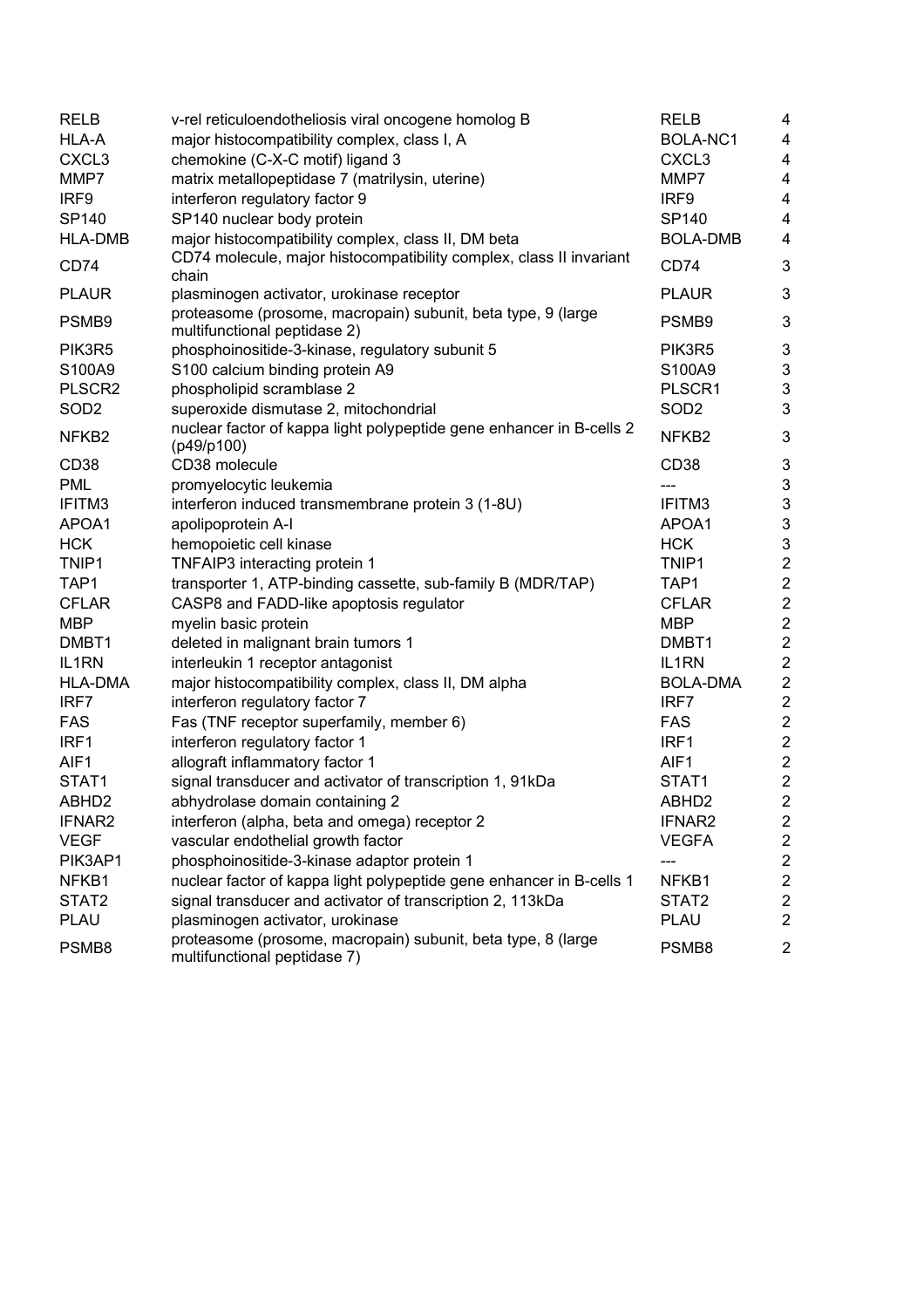| | | | |
|---|---|---|---|
| RELB | v-rel reticuloendotheliosis viral oncogene homolog B | RELB | 4 |
| HLA-A | major histocompatibility complex, class I, A | BOLA-NC1 | 4 |
| CXCL3 | chemokine (C-X-C motif) ligand 3 | CXCL3 | 4 |
| MMP7 | matrix metallopeptidase 7 (matrilysin, uterine) | MMP7 | 4 |
| IRF9 | interferon regulatory factor 9 | IRF9 | 4 |
| SP140 | SP140 nuclear body protein | SP140 | 4 |
| HLA-DMB | major histocompatibility complex, class II, DM beta | BOLA-DMB | 4 |
| CD74 | CD74 molecule, major histocompatibility complex, class II invariant chain | CD74 | 3 |
| PLAUR | plasminogen activator, urokinase receptor | PLAUR | 3 |
| PSMB9 | proteasome (prosome, macropain) subunit, beta type, 9 (large multifunctional peptidase 2) | PSMB9 | 3 |
| PIK3R5 | phosphoinositide-3-kinase, regulatory subunit 5 | PIK3R5 | 3 |
| S100A9 | S100 calcium binding protein A9 | S100A9 | 3 |
| PLSCR2 | phospholipid scramblase 2 | PLSCR1 | 3 |
| SOD2 | superoxide dismutase 2, mitochondrial | SOD2 | 3 |
| NFKB2 | nuclear factor of kappa light polypeptide gene enhancer in B-cells 2 (p49/p100) | NFKB2 | 3 |
| CD38 | CD38 molecule | CD38 | 3 |
| PML | promyelocytic leukemia | --- | 3 |
| IFITM3 | interferon induced transmembrane protein 3 (1-8U) | IFITM3 | 3 |
| APOA1 | apolipoprotein A-I | APOA1 | 3 |
| HCK | hemopoietic cell kinase | HCK | 3 |
| TNIP1 | TNFAIP3 interacting protein 1 | TNIP1 | 2 |
| TAP1 | transporter 1, ATP-binding cassette, sub-family B (MDR/TAP) | TAP1 | 2 |
| CFLAR | CASP8 and FADD-like apoptosis regulator | CFLAR | 2 |
| MBP | myelin basic protein | MBP | 2 |
| DMBT1 | deleted in malignant brain tumors 1 | DMBT1 | 2 |
| IL1RN | interleukin 1 receptor antagonist | IL1RN | 2 |
| HLA-DMA | major histocompatibility complex, class II, DM alpha | BOLA-DMA | 2 |
| IRF7 | interferon regulatory factor 7 | IRF7 | 2 |
| FAS | Fas (TNF receptor superfamily, member 6) | FAS | 2 |
| IRF1 | interferon regulatory factor 1 | IRF1 | 2 |
| AIF1 | allograft inflammatory factor 1 | AIF1 | 2 |
| STAT1 | signal transducer and activator of transcription 1, 91kDa | STAT1 | 2 |
| ABHD2 | abhydrolase domain containing 2 | ABHD2 | 2 |
| IFNAR2 | interferon (alpha, beta and omega) receptor 2 | IFNAR2 | 2 |
| VEGF | vascular endothelial growth factor | VEGFA | 2 |
| PIK3AP1 | phosphoinositide-3-kinase adaptor protein 1 | --- | 2 |
| NFKB1 | nuclear factor of kappa light polypeptide gene enhancer in B-cells 1 | NFKB1 | 2 |
| STAT2 | signal transducer and activator of transcription 2, 113kDa | STAT2 | 2 |
| PLAU | plasminogen activator, urokinase | PLAU | 2 |
| PSMB8 | proteasome (prosome, macropain) subunit, beta type, 8 (large multifunctional peptidase 7) | PSMB8 | 2 |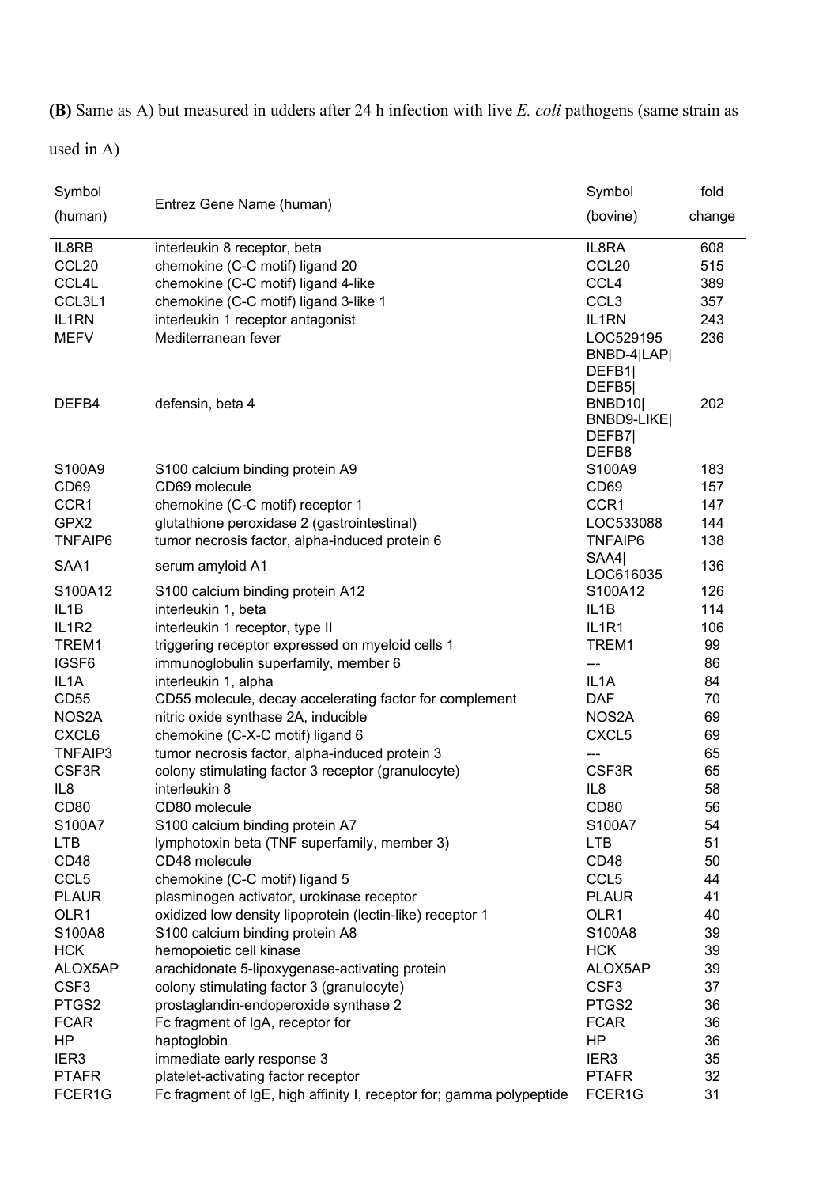**(B)** Same as A) but measured in udders after 24 h infection with live *E. coli* pathogens (same strain as used in A)

| Symbol (human) | Entrez Gene Name (human) | Symbol (bovine) | fold change |
|---|---|---|---|
| IL8RB | interleukin 8 receptor, beta | IL8RA | 608 |
| CCL20 | chemokine (C-C motif) ligand 20 | CCL20 | 515 |
| CCL4L | chemokine (C-C motif) ligand 4-like | CCL4 | 389 |
| CCL3L1 | chemokine (C-C motif) ligand 3-like 1 | CCL3 | 357 |
| IL1RN | interleukin 1 receptor antagonist | IL1RN | 243 |
| MEFV | Mediterranean fever | LOC529195 | 236 |
| DEFB4 | defensin, beta 4 | BNBD-4\|LAP\|DEFB1\|DEFB5\|BNBD10\|BNBD9-LIKE\|DEFB7\|DEFB8 | 202 |
| S100A9 | S100 calcium binding protein A9 | S100A9 | 183 |
| CD69 | CD69 molecule | CD69 | 157 |
| CCR1 | chemokine (C-C motif) receptor 1 | CCR1 | 147 |
| GPX2 | glutathione peroxidase 2 (gastrointestinal) | LOC533088 | 144 |
| TNFAIP6 | tumor necrosis factor, alpha-induced protein 6 | TNFAIP6 | 138 |
| SAA1 | serum amyloid A1 | SAA4\|LOC616035 | 136 |
| S100A12 | S100 calcium binding protein A12 | S100A12 | 126 |
| IL1B | interleukin 1, beta | IL1B | 114 |
| IL1R2 | interleukin 1 receptor, type II | IL1R1 | 106 |
| TREM1 | triggering receptor expressed on myeloid cells 1 | TREM1 | 99 |
| IGSF6 | immunoglobulin superfamily, member 6 | --- | 86 |
| IL1A | interleukin 1, alpha | IL1A | 84 |
| CD55 | CD55 molecule, decay accelerating factor for complement | DAF | 70 |
| NOS2A | nitric oxide synthase 2A, inducible | NOS2A | 69 |
| CXCL6 | chemokine (C-X-C motif) ligand 6 | CXCL5 | 69 |
| TNFAIP3 | tumor necrosis factor, alpha-induced protein 3 | --- | 65 |
| CSF3R | colony stimulating factor 3 receptor (granulocyte) | CSF3R | 65 |
| IL8 | interleukin 8 | IL8 | 58 |
| CD80 | CD80 molecule | CD80 | 56 |
| S100A7 | S100 calcium binding protein A7 | S100A7 | 54 |
| LTB | lymphotoxin beta (TNF superfamily, member 3) | LTB | 51 |
| CD48 | CD48 molecule | CD48 | 50 |
| CCL5 | chemokine (C-C motif) ligand 5 | CCL5 | 44 |
| PLAUR | plasminogen activator, urokinase receptor | PLAUR | 41 |
| OLR1 | oxidized low density lipoprotein (lectin-like) receptor 1 | OLR1 | 40 |
| S100A8 | S100 calcium binding protein A8 | S100A8 | 39 |
| HCK | hemopoietic cell kinase | HCK | 39 |
| ALOX5AP | arachidonate 5-lipoxygenase-activating protein | ALOX5AP | 39 |
| CSF3 | colony stimulating factor 3 (granulocyte) | CSF3 | 37 |
| PTGS2 | prostaglandin-endoperoxide synthase 2 | PTGS2 | 36 |
| FCAR | Fc fragment of IgA, receptor for | FCAR | 36 |
| HP | haptoglobin | HP | 36 |
| IER3 | immediate early response 3 | IER3 | 35 |
| PTAFR | platelet-activating factor receptor | PTAFR | 32 |
| FCER1G | Fc fragment of IgE, high affinity I, receptor for; gamma polypeptide | FCER1G | 31 |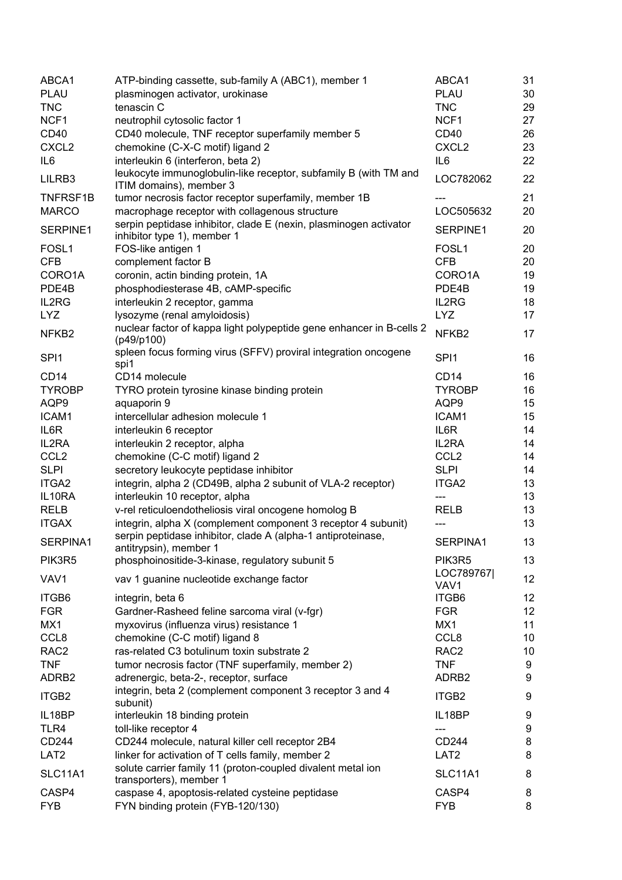| | | | |
|---|---|---|---|
| ABCA1 | ATP-binding cassette, sub-family A (ABC1), member 1 | ABCA1 | 31 |
| PLAU | plasminogen activator, urokinase | PLAU | 30 |
| TNC | tenascin C | TNC | 29 |
| NCF1 | neutrophil cytosolic factor 1 | NCF1 | 27 |
| CD40 | CD40 molecule, TNF receptor superfamily member 5 | CD40 | 26 |
| CXCL2 | chemokine (C-X-C motif) ligand 2 | CXCL2 | 23 |
| IL6 | interleukin 6 (interferon, beta 2) | IL6 | 22 |
| LILRB3 | leukocyte immunoglobulin-like receptor, subfamily B (with TM and ITIM domains), member 3 | LOC782062 | 22 |
| TNFRSF1B | tumor necrosis factor receptor superfamily, member 1B | --- | 21 |
| MARCO | macrophage receptor with collagenous structure | LOC505632 | 20 |
| SERPINE1 | serpin peptidase inhibitor, clade E (nexin, plasminogen activator inhibitor type 1), member 1 | SERPINE1 | 20 |
| FOSL1 | FOS-like antigen 1 | FOSL1 | 20 |
| CFB | complement factor B | CFB | 20 |
| CORO1A | coronin, actin binding protein, 1A | CORO1A | 19 |
| PDE4B | phosphodiesterase 4B, cAMP-specific | PDE4B | 19 |
| IL2RG | interleukin 2 receptor, gamma | IL2RG | 18 |
| LYZ | lysozyme (renal amyloidosis) | LYZ | 17 |
| NFKB2 | nuclear factor of kappa light polypeptide gene enhancer in B-cells 2 (p49/p100) | NFKB2 | 17 |
| SPI1 | spleen focus forming virus (SFFV) proviral integration oncogene spi1 | SPI1 | 16 |
| CD14 | CD14 molecule | CD14 | 16 |
| TYROBP | TYRO protein tyrosine kinase binding protein | TYROBP | 16 |
| AQP9 | aquaporin 9 | AQP9 | 15 |
| ICAM1 | intercellular adhesion molecule 1 | ICAM1 | 15 |
| IL6R | interleukin 6 receptor | IL6R | 14 |
| IL2RA | interleukin 2 receptor, alpha | IL2RA | 14 |
| CCL2 | chemokine (C-C motif) ligand 2 | CCL2 | 14 |
| SLPI | secretory leukocyte peptidase inhibitor | SLPI | 14 |
| ITGA2 | integrin, alpha 2 (CD49B, alpha 2 subunit of VLA-2 receptor) | ITGA2 | 13 |
| IL10RA | interleukin 10 receptor, alpha | --- | 13 |
| RELB | v-rel reticuloendotheliosis viral oncogene homolog B | RELB | 13 |
| ITGAX | integrin, alpha X (complement component 3 receptor 4 subunit) | --- | 13 |
| SERPINA1 | serpin peptidase inhibitor, clade A (alpha-1 antiproteinase, antitrypsin), member 1 | SERPINA1 | 13 |
| PIK3R5 | phosphoinositide-3-kinase, regulatory subunit 5 | PIK3R5 | 13 |
| VAV1 | vav 1 guanine nucleotide exchange factor | LOC789767\| VAV1 | 12 |
| ITGB6 | integrin, beta 6 | ITGB6 | 12 |
| FGR | Gardner-Rasheed feline sarcoma viral (v-fgr) | FGR | 12 |
| MX1 | myxovirus (influenza virus) resistance 1 | MX1 | 11 |
| CCL8 | chemokine (C-C motif) ligand 8 | CCL8 | 10 |
| RAC2 | ras-related C3 botulinum toxin substrate 2 | RAC2 | 10 |
| TNF | tumor necrosis factor (TNF superfamily, member 2) | TNF | 9 |
| ADRB2 | adrenergic, beta-2-, receptor, surface | ADRB2 | 9 |
| ITGB2 | integrin, beta 2 (complement component 3 receptor 3 and 4 subunit) | ITGB2 | 9 |
| IL18BP | interleukin 18 binding protein | IL18BP | 9 |
| TLR4 | toll-like receptor 4 | --- | 9 |
| CD244 | CD244 molecule, natural killer cell receptor 2B4 | CD244 | 8 |
| LAT2 | linker for activation of T cells family, member 2 | LAT2 | 8 |
| SLC11A1 | solute carrier family 11 (proton-coupled divalent metal ion transporters), member 1 | SLC11A1 | 8 |
| CASP4 | caspase 4, apoptosis-related cysteine peptidase | CASP4 | 8 |
| FYB | FYN binding protein (FYB-120/130) | FYB | 8 |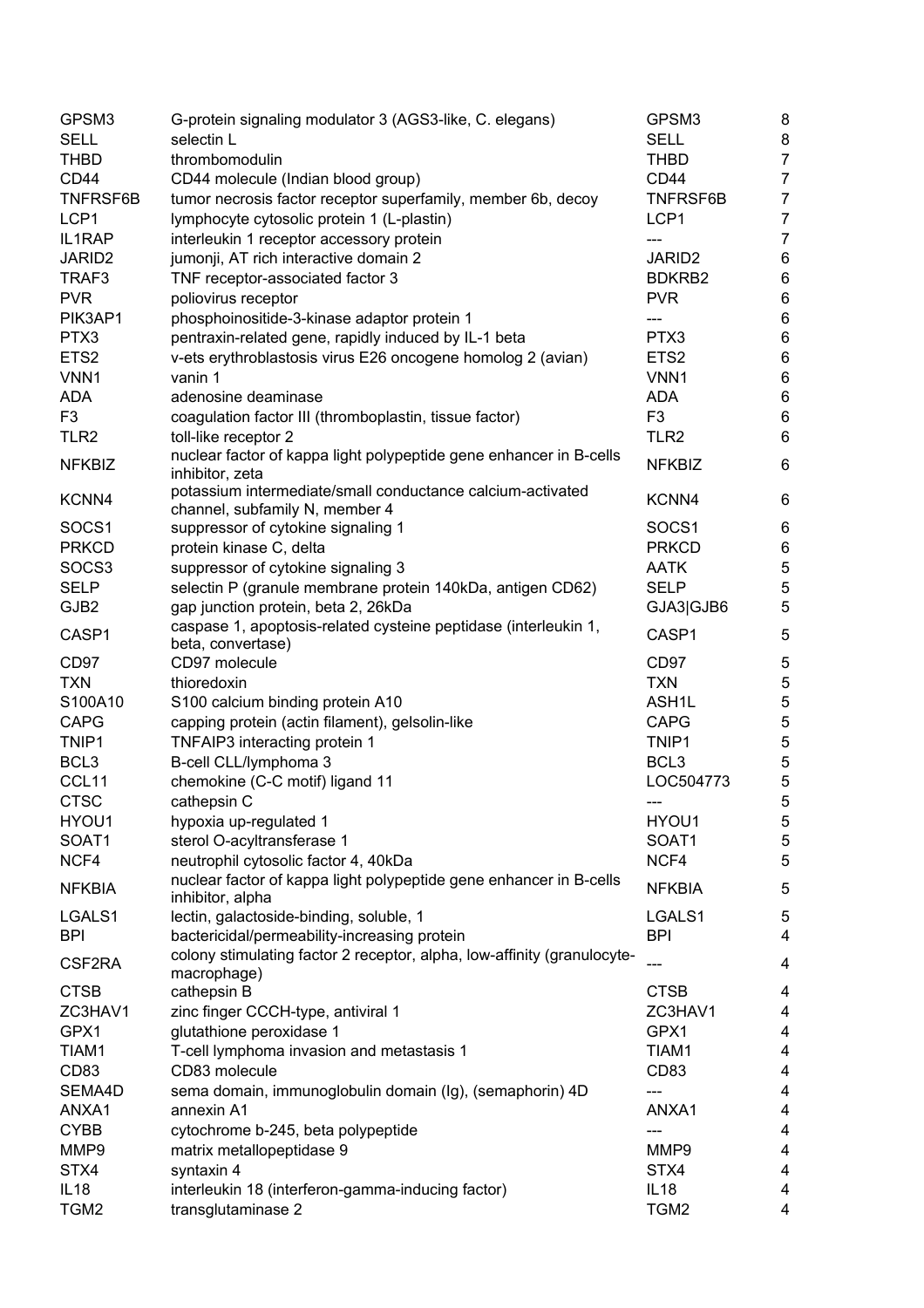| | | | |
|---|---|---|---|
| GPSM3 | G-protein signaling modulator 3 (AGS3-like, C. elegans) | GPSM3 | 8 |
| SELL | selectin L | SELL | 8 |
| THBD | thrombomodulin | THBD | 7 |
| CD44 | CD44 molecule (Indian blood group) | CD44 | 7 |
| TNFRSF6B | tumor necrosis factor receptor superfamily, member 6b, decoy | TNFRSF6B | 7 |
| LCP1 | lymphocyte cytosolic protein 1 (L-plastin) | LCP1 | 7 |
| IL1RAP | interleukin 1 receptor accessory protein | --- | 7 |
| JARID2 | jumonji, AT rich interactive domain 2 | JARID2 | 6 |
| TRAF3 | TNF receptor-associated factor 3 | BDKRB2 | 6 |
| PVR | poliovirus receptor | PVR | 6 |
| PIK3AP1 | phosphoinositide-3-kinase adaptor protein 1 | --- | 6 |
| PTX3 | pentraxin-related gene, rapidly induced by IL-1 beta | PTX3 | 6 |
| ETS2 | v-ets erythroblastosis virus E26 oncogene homolog 2 (avian) | ETS2 | 6 |
| VNN1 | vanin 1 | VNN1 | 6 |
| ADA | adenosine deaminase | ADA | 6 |
| F3 | coagulation factor III (thromboplastin, tissue factor) | F3 | 6 |
| TLR2 | toll-like receptor 2 | TLR2 | 6 |
| NFKBIZ | nuclear factor of kappa light polypeptide gene enhancer in B-cells inhibitor, zeta | NFKBIZ | 6 |
| KCNN4 | potassium intermediate/small conductance calcium-activated channel, subfamily N, member 4 | KCNN4 | 6 |
| SOCS1 | suppressor of cytokine signaling 1 | SOCS1 | 6 |
| PRKCD | protein kinase C, delta | PRKCD | 6 |
| SOCS3 | suppressor of cytokine signaling 3 | AATK | 5 |
| SELP | selectin P (granule membrane protein 140kDa, antigen CD62) | SELP | 5 |
| GJB2 | gap junction protein, beta 2, 26kDa | GJA3\|GJB6 | 5 |
| CASP1 | caspase 1, apoptosis-related cysteine peptidase (interleukin 1, beta, convertase) | CASP1 | 5 |
| CD97 | CD97 molecule | CD97 | 5 |
| TXN | thioredoxin | TXN | 5 |
| S100A10 | S100 calcium binding protein A10 | ASH1L | 5 |
| CAPG | capping protein (actin filament), gelsolin-like | CAPG | 5 |
| TNIP1 | TNFAIP3 interacting protein 1 | TNIP1 | 5 |
| BCL3 | B-cell CLL/lymphoma 3 | BCL3 | 5 |
| CCL11 | chemokine (C-C motif) ligand 11 | LOC504773 | 5 |
| CTSC | cathepsin C | --- | 5 |
| HYOU1 | hypoxia up-regulated 1 | HYOU1 | 5 |
| SOAT1 | sterol O-acyltransferase 1 | SOAT1 | 5 |
| NCF4 | neutrophil cytosolic factor 4, 40kDa | NCF4 | 5 |
| NFKBIA | nuclear factor of kappa light polypeptide gene enhancer in B-cells inhibitor, alpha | NFKBIA | 5 |
| LGALS1 | lectin, galactoside-binding, soluble, 1 | LGALS1 | 5 |
| BPI | bactericidal/permeability-increasing protein | BPI | 4 |
| CSF2RA | colony stimulating factor 2 receptor, alpha, low-affinity (granulocyte-macrophage) | --- | 4 |
| CTSB | cathepsin B | CTSB | 4 |
| ZC3HAV1 | zinc finger CCCH-type, antiviral 1 | ZC3HAV1 | 4 |
| GPX1 | glutathione peroxidase 1 | GPX1 | 4 |
| TIAM1 | T-cell lymphoma invasion and metastasis 1 | TIAM1 | 4 |
| CD83 | CD83 molecule | CD83 | 4 |
| SEMA4D | sema domain, immunoglobulin domain (Ig), (semaphorin) 4D | --- | 4 |
| ANXA1 | annexin A1 | ANXA1 | 4 |
| CYBB | cytochrome b-245, beta polypeptide | --- | 4 |
| MMP9 | matrix metallopeptidase 9 | MMP9 | 4 |
| STX4 | syntaxin 4 | STX4 | 4 |
| IL18 | interleukin 18 (interferon-gamma-inducing factor) | IL18 | 4 |
| TGM2 | transglutaminase 2 | TGM2 | 4 |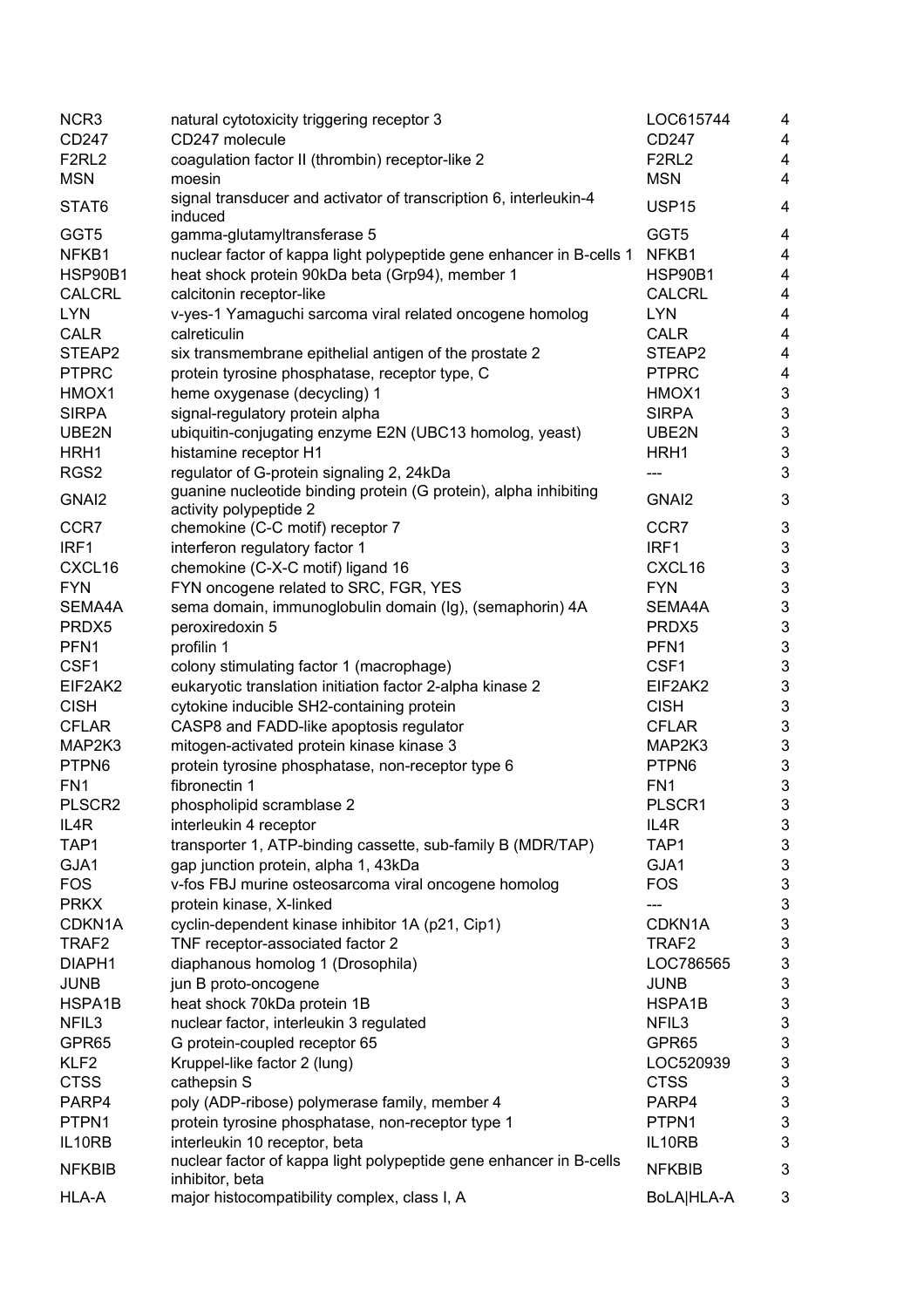| | | | |
|---|---|---|---|
| NCR3 | natural cytotoxicity triggering receptor 3 | LOC615744 | 4 |
| CD247 | CD247 molecule | CD247 | 4 |
| F2RL2 | coagulation factor II (thrombin) receptor-like 2 | F2RL2 | 4 |
| MSN | moesin | MSN | 4 |
| STAT6 | signal transducer and activator of transcription 6, interleukin-4 induced | USP15 | 4 |
| GGT5 | gamma-glutamyltransferase 5 | GGT5 | 4 |
| NFKB1 | nuclear factor of kappa light polypeptide gene enhancer in B-cells 1 | NFKB1 | 4 |
| HSP90B1 | heat shock protein 90kDa beta (Grp94), member 1 | HSP90B1 | 4 |
| CALCRL | calcitonin receptor-like | CALCRL | 4 |
| LYN | v-yes-1 Yamaguchi sarcoma viral related oncogene homolog | LYN | 4 |
| CALR | calreticulin | CALR | 4 |
| STEAP2 | six transmembrane epithelial antigen of the prostate 2 | STEAP2 | 4 |
| PTPRC | protein tyrosine phosphatase, receptor type, C | PTPRC | 4 |
| HMOX1 | heme oxygenase (decycling) 1 | HMOX1 | 3 |
| SIRPA | signal-regulatory protein alpha | SIRPA | 3 |
| UBE2N | ubiquitin-conjugating enzyme E2N (UBC13 homolog, yeast) | UBE2N | 3 |
| HRH1 | histamine receptor H1 | HRH1 | 3 |
| RGS2 | regulator of G-protein signaling 2, 24kDa | --- | 3 |
| GNAI2 | guanine nucleotide binding protein (G protein), alpha inhibiting activity polypeptide 2 | GNAI2 | 3 |
| CCR7 | chemokine (C-C motif) receptor 7 | CCR7 | 3 |
| IRF1 | interferon regulatory factor 1 | IRF1 | 3 |
| CXCL16 | chemokine (C-X-C motif) ligand 16 | CXCL16 | 3 |
| FYN | FYN oncogene related to SRC, FGR, YES | FYN | 3 |
| SEMA4A | sema domain, immunoglobulin domain (Ig), (semaphorin) 4A | SEMA4A | 3 |
| PRDX5 | peroxiredoxin 5 | PRDX5 | 3 |
| PFN1 | profilin 1 | PFN1 | 3 |
| CSF1 | colony stimulating factor 1 (macrophage) | CSF1 | 3 |
| EIF2AK2 | eukaryotic translation initiation factor 2-alpha kinase 2 | EIF2AK2 | 3 |
| CISH | cytokine inducible SH2-containing protein | CISH | 3 |
| CFLAR | CASP8 and FADD-like apoptosis regulator | CFLAR | 3 |
| MAP2K3 | mitogen-activated protein kinase kinase 3 | MAP2K3 | 3 |
| PTPN6 | protein tyrosine phosphatase, non-receptor type 6 | PTPN6 | 3 |
| FN1 | fibronectin 1 | FN1 | 3 |
| PLSCR2 | phospholipid scramblase 2 | PLSCR1 | 3 |
| IL4R | interleukin 4 receptor | IL4R | 3 |
| TAP1 | transporter 1, ATP-binding cassette, sub-family B (MDR/TAP) | TAP1 | 3 |
| GJA1 | gap junction protein, alpha 1, 43kDa | GJA1 | 3 |
| FOS | v-fos FBJ murine osteosarcoma viral oncogene homolog | FOS | 3 |
| PRKX | protein kinase, X-linked | --- | 3 |
| CDKN1A | cyclin-dependent kinase inhibitor 1A (p21, Cip1) | CDKN1A | 3 |
| TRAF2 | TNF receptor-associated factor 2 | TRAF2 | 3 |
| DIAPH1 | diaphanous homolog 1 (Drosophila) | LOC786565 | 3 |
| JUNB | jun B proto-oncogene | JUNB | 3 |
| HSPA1B | heat shock 70kDa protein 1B | HSPA1B | 3 |
| NFIL3 | nuclear factor, interleukin 3 regulated | NFIL3 | 3 |
| GPR65 | G protein-coupled receptor 65 | GPR65 | 3 |
| KLF2 | Kruppel-like factor 2 (lung) | LOC520939 | 3 |
| CTSS | cathepsin S | CTSS | 3 |
| PARP4 | poly (ADP-ribose) polymerase family, member 4 | PARP4 | 3 |
| PTPN1 | protein tyrosine phosphatase, non-receptor type 1 | PTPN1 | 3 |
| IL10RB | interleukin 10 receptor, beta | IL10RB | 3 |
| NFKBIB | nuclear factor of kappa light polypeptide gene enhancer in B-cells inhibitor, beta | NFKBIB | 3 |
| HLA-A | major histocompatibility complex, class I, A | BoLA\|HLA-A | 3 |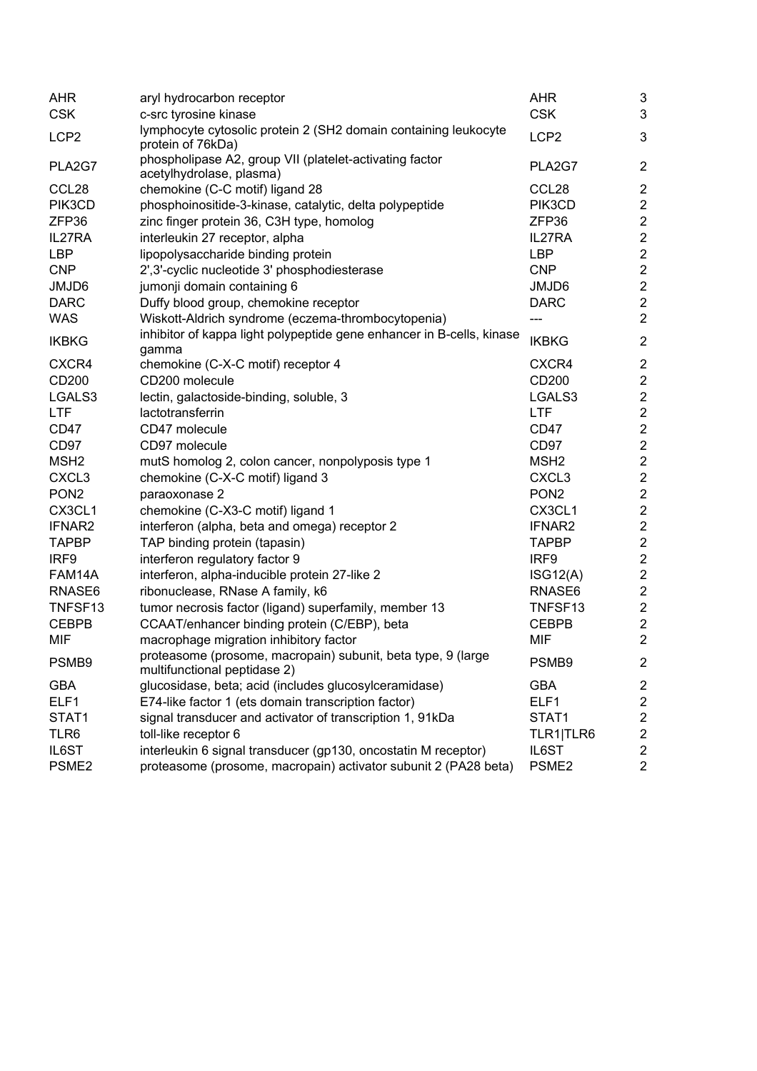| | | | |
|---|---|---|---|
| AHR | aryl hydrocarbon receptor | AHR | 3 |
| CSK | c-src tyrosine kinase | CSK | 3 |
| LCP2 | lymphocyte cytosolic protein 2 (SH2 domain containing leukocyte protein of 76kDa) | LCP2 | 3 |
| PLA2G7 | phospholipase A2, group VII (platelet-activating factor acetylhydrolase, plasma) | PLA2G7 | 2 |
| CCL28 | chemokine (C-C motif) ligand 28 | CCL28 | 2 |
| PIK3CD | phosphoinositide-3-kinase, catalytic, delta polypeptide | PIK3CD | 2 |
| ZFP36 | zinc finger protein 36, C3H type, homolog | ZFP36 | 2 |
| IL27RA | interleukin 27 receptor, alpha | IL27RA | 2 |
| LBP | lipopolysaccharide binding protein | LBP | 2 |
| CNP | 2',3'-cyclic nucleotide 3' phosphodiesterase | CNP | 2 |
| JMJD6 | jumonji domain containing 6 | JMJD6 | 2 |
| DARC | Duffy blood group, chemokine receptor | DARC | 2 |
| WAS | Wiskott-Aldrich syndrome (eczema-thrombocytopenia) | --- | 2 |
| IKBKG | inhibitor of kappa light polypeptide gene enhancer in B-cells, kinase gamma | IKBKG | 2 |
| CXCR4 | chemokine (C-X-C motif) receptor 4 | CXCR4 | 2 |
| CD200 | CD200 molecule | CD200 | 2 |
| LGALS3 | lectin, galactoside-binding, soluble, 3 | LGALS3 | 2 |
| LTF | lactotransferrin | LTF | 2 |
| CD47 | CD47 molecule | CD47 | 2 |
| CD97 | CD97 molecule | CD97 | 2 |
| MSH2 | mutS homolog 2, colon cancer, nonpolyposis type 1 | MSH2 | 2 |
| CXCL3 | chemokine (C-X-C motif) ligand 3 | CXCL3 | 2 |
| PON2 | paraoxonase 2 | PON2 | 2 |
| CX3CL1 | chemokine (C-X3-C motif) ligand 1 | CX3CL1 | 2 |
| IFNAR2 | interferon (alpha, beta and omega) receptor 2 | IFNAR2 | 2 |
| TAPBP | TAP binding protein (tapasin) | TAPBP | 2 |
| IRF9 | interferon regulatory factor 9 | IRF9 | 2 |
| FAM14A | interferon, alpha-inducible protein 27-like 2 | ISG12(A) | 2 |
| RNASE6 | ribonuclease, RNase A family, k6 | RNASE6 | 2 |
| TNFSF13 | tumor necrosis factor (ligand) superfamily, member 13 | TNFSF13 | 2 |
| CEBPB | CCAAT/enhancer binding protein (C/EBP), beta | CEBPB | 2 |
| MIF | macrophage migration inhibitory factor | MIF | 2 |
| PSMB9 | proteasome (prosome, macropain) subunit, beta type, 9 (large multifunctional peptidase 2) | PSMB9 | 2 |
| GBA | glucosidase, beta; acid (includes glucosylceramidase) | GBA | 2 |
| ELF1 | E74-like factor 1 (ets domain transcription factor) | ELF1 | 2 |
| STAT1 | signal transducer and activator of transcription 1, 91kDa | STAT1 | 2 |
| TLR6 | toll-like receptor 6 | TLR1\|TLR6 | 2 |
| IL6ST | interleukin 6 signal transducer (gp130, oncostatin M receptor) | IL6ST | 2 |
| PSME2 | proteasome (prosome, macropain) activator subunit 2 (PA28 beta) | PSME2 | 2 |